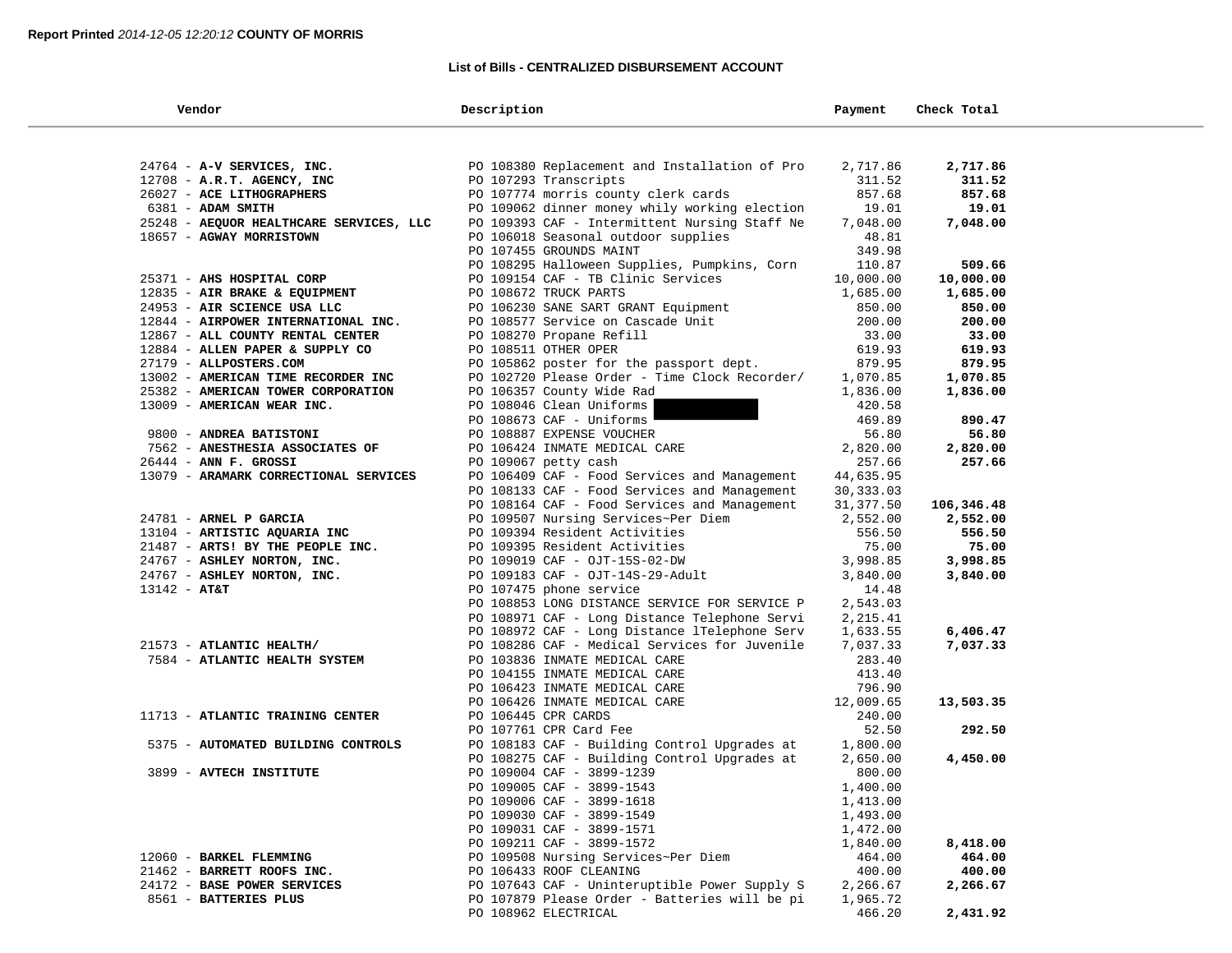**Report Printed** *2014-12-05 12:20:12* **COUNTY OF MORRIS**

**List of Bills - CENTRALIZED DISBURSEMENT ACCOUNT**

| Vendor | Description | Payment | Check Total |
|---|---|---|---|
| 24764 - **A-V SERVICES, INC.** | PO 108380 Replacement and Installation of Pro | 2,717.86 | **2,717.86** |
| 12708 - **A.R.T. AGENCY, INC** | PO 107293 Transcripts | 311.52 | **311.52** |
| 26027 - **ACE LITHOGRAPHERS** | PO 107774 morris county clerk cards | 857.68 | **857.68** |
| 6381 - **ADAM SMITH** | PO 109062 dinner money whily working election | 19.01 | **19.01** |
| 25248 - **AEQUOR HEALTHCARE SERVICES, LLC** | PO 109393 CAF - Intermittent Nursing Staff Ne | 7,048.00 | **7,048.00** |
| 18657 - **AGWAY MORRISTOWN** | PO 106018 Seasonal outdoor supplies | 48.81 | |
| | PO 107455 GROUNDS MAINT | 349.98 | |
| | PO 108295 Halloween Supplies, Pumpkins, Corn | 110.87 | **509.66** |
| 25371 - **AHS HOSPITAL CORP** | PO 109154 CAF - TB Clinic Services | 10,000.00 | **10,000.00** |
| 12835 - **AIR BRAKE & EQUIPMENT** | PO 108672 TRUCK PARTS | 1,685.00 | **1,685.00** |
| 24953 - **AIR SCIENCE USA LLC** | PO 106230 SANE SART GRANT Equipment | 850.00 | **850.00** |
| 12844 - **AIRPOWER INTERNATIONAL INC.** | PO 108577 Service on Cascade Unit | 200.00 | **200.00** |
| 12867 - **ALL COUNTY RENTAL CENTER** | PO 108270 Propane Refill | 33.00 | **33.00** |
| 12884 - **ALLEN PAPER & SUPPLY CO** | PO 108511 OTHER OPER | 619.93 | **619.93** |
| 27179 - **ALLPOSTERS.COM** | PO 105862 poster for the passport dept. | 879.95 | **879.95** |
| 13002 - **AMERICAN TIME RECORDER INC** | PO 102720 Please Order - Time Clock Recorder/ | 1,070.85 | **1,070.85** |
| 25382 - **AMERICAN TOWER CORPORATION** | PO 106357 County Wide Rad | 1,836.00 | **1,836.00** |
| 13009 - **AMERICAN WEAR INC.** | PO 108046 Clean Uniforms | 420.58 | |
| | PO 108673 CAF - Uniforms | 469.89 | **890.47** |
| 9800 - **ANDREA BATISTONI** | PO 108887 EXPENSE VOUCHER | 56.80 | **56.80** |
| 7562 - **ANESTHESIA ASSOCIATES OF** | PO 106424 INMATE MEDICAL CARE | 2,820.00 | **2,820.00** |
| 26444 - **ANN F. GROSSI** | PO 109067 petty cash | 257.66 | **257.66** |
| 13079 - **ARAMARK CORRECTIONAL SERVICES** | PO 106409 CAF - Food Services and Management | 44,635.95 | |
| | PO 108133 CAF - Food Services and Management | 30,333.03 | |
| | PO 108164 CAF - Food Services and Management | 31,377.50 | **106,346.48** |
| 24781 - **ARNEL P GARCIA** | PO 109507 Nursing Services~Per Diem | 2,552.00 | **2,552.00** |
| 13104 - **ARTISTIC AQUARIA INC** | PO 109394 Resident Activities | 556.50 | **556.50** |
| 21487 - **ARTS! BY THE PEOPLE INC.** | PO 109395 Resident Activities | 75.00 | **75.00** |
| 24767 - **ASHLEY NORTON, INC.** | PO 109019 CAF - OJT-15S-02-DW | 3,998.85 | **3,998.85** |
| 24767 - **ASHLEY NORTON, INC.** | PO 109183 CAF - OJT-14S-29-Adult | 3,840.00 | **3,840.00** |
| 13142 - **AT&T** | PO 107475 phone service | 14.48 | |
| | PO 108853 LONG DISTANCE SERVICE FOR SERVICE P | 2,543.03 | |
| | PO 108971 CAF - Long Distance Telephone Servi | 2,215.41 | |
| | PO 108972 CAF - Long Distance lTelephone Serv | 1,633.55 | **6,406.47** |
| 21573 - **ATLANTIC HEALTH/** | PO 108286 CAF - Medical Services for Juvenile | 7,037.33 | **7,037.33** |
| 7584 - **ATLANTIC HEALTH SYSTEM** | PO 103836 INMATE MEDICAL CARE | 283.40 | |
| | PO 104155 INMATE MEDICAL CARE | 413.40 | |
| | PO 106423 INMATE MEDICAL CARE | 796.90 | |
| | PO 106426 INMATE MEDICAL CARE | 12,009.65 | **13,503.35** |
| 11713 - **ATLANTIC TRAINING CENTER** | PO 106445 CPR CARDS | 240.00 | |
| | PO 107761 CPR Card Fee | 52.50 | **292.50** |
| 5375 - **AUTOMATED BUILDING CONTROLS** | PO 108183 CAF - Building Control Upgrades at | 1,800.00 | |
| | PO 108275 CAF - Building Control Upgrades at | 2,650.00 | **4,450.00** |
| 3899 - **AVTECH INSTITUTE** | PO 109004 CAF - 3899-1239 | 800.00 | |
| | PO 109005 CAF - 3899-1543 | 1,400.00 | |
| | PO 109006 CAF - 3899-1618 | 1,413.00 | |
| | PO 109030 CAF - 3899-1549 | 1,493.00 | |
| | PO 109031 CAF - 3899-1571 | 1,472.00 | |
| | PO 109211 CAF - 3899-1572 | 1,840.00 | **8,418.00** |
| 12060 - **BARKEL FLEMMING** | PO 109508 Nursing Services~Per Diem | 464.00 | **464.00** |
| 21462 - **BARRETT ROOFS INC.** | PO 106433 ROOF CLEANING | 400.00 | **400.00** |
| 24172 - **BASE POWER SERVICES** | PO 107643 CAF - Uninteruptible Power Supply S | 2,266.67 | **2,266.67** |
| 8561 - **BATTERIES PLUS** | PO 107879 Please Order - Batteries will be pi | 1,965.72 | |
| | PO 108962 ELECTRICAL | 466.20 | **2,431.92** |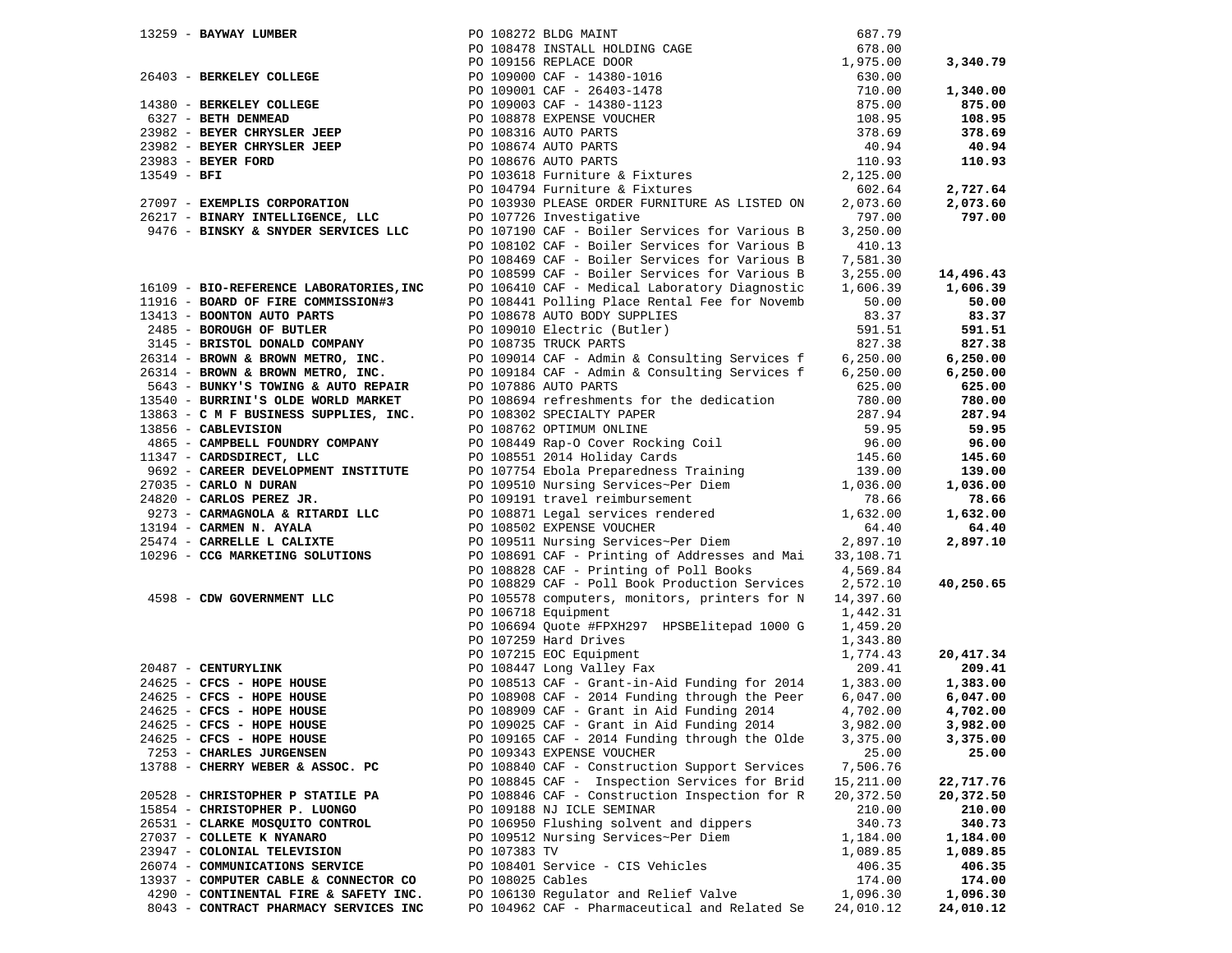| Vendor | PO / Description | Amount | Total |
|---|---|---|---|
| 13259 - **BAYWAY LUMBER** | PO 108272 BLDG MAINT | 687.79 | |
| | PO 108478 INSTALL HOLDING CAGE | 678.00 | |
| | PO 109156 REPLACE DOOR | 1,975.00 | **3,340.79** |
| 26403 - **BERKELEY COLLEGE** | PO 109000 CAF - 14380-1016 | 630.00 | |
| | PO 109001 CAF - 26403-1478 | 710.00 | **1,340.00** |
| 14380 - **BERKELEY COLLEGE** | PO 109003 CAF - 14380-1123 | 875.00 | **875.00** |
| 6327 - **BETH DENMEAD** | PO 108878 EXPENSE VOUCHER | 108.95 | **108.95** |
| 23982 - **BEYER CHRYSLER JEEP** | PO 108316 AUTO PARTS | 378.69 | **378.69** |
| 23982 - **BEYER CHRYSLER JEEP** | PO 108674 AUTO PARTS | 40.94 | **40.94** |
| 23983 - **BEYER FORD** | PO 108676 AUTO PARTS | 110.93 | **110.93** |
| 13549 - **BFI** | PO 103618 Furniture & Fixtures | 2,125.00 | |
| | PO 104794 Furniture & Fixtures | 602.64 | **2,727.64** |
| 27097 - **EXEMPLIS CORPORATION** | PO 103930 PLEASE ORDER FURNITURE AS LISTED ON | 2,073.60 | **2,073.60** |
| 26217 - **BINARY INTELLIGENCE, LLC** | PO 107726 Investigative | 797.00 | **797.00** |
| 9476 - **BINSKY & SNYDER SERVICES LLC** | PO 107190 CAF - Boiler Services for Various B | 3,250.00 | |
| | PO 108102 CAF - Boiler Services for Various B | 410.13 | |
| | PO 108469 CAF - Boiler Services for Various B | 7,581.30 | |
| | PO 108599 CAF - Boiler Services for Various B | 3,255.00 | **14,496.43** |
| 16109 - **BIO-REFERENCE LABORATORIES,INC** | PO 106410 CAF - Medical Laboratory Diagnostic | 1,606.39 | **1,606.39** |
| 11916 - **BOARD OF FIRE COMMISSION#3** | PO 108441 Polling Place Rental Fee for Novemb | 50.00 | **50.00** |
| 13413 - **BOONTON AUTO PARTS** | PO 108678 AUTO BODY SUPPLIES | 83.37 | **83.37** |
| 2485 - **BOROUGH OF BUTLER** | PO 109010 Electric (Butler) | 591.51 | **591.51** |
| 3145 - **BRISTOL DONALD COMPANY** | PO 108735 TRUCK PARTS | 827.38 | **827.38** |
| 26314 - **BROWN & BROWN METRO, INC.** | PO 109014 CAF - Admin & Consulting Services f | 6,250.00 | **6,250.00** |
| 26314 - **BROWN & BROWN METRO, INC.** | PO 109184 CAF - Admin & Consulting Services f | 6,250.00 | **6,250.00** |
| 5643 - **BUNKY'S TOWING & AUTO REPAIR** | PO 107886 AUTO PARTS | 625.00 | **625.00** |
| 13540 - **BURRINI'S OLDE WORLD MARKET** | PO 108694 refreshments for the dedication | 780.00 | **780.00** |
| 13863 - **C M F BUSINESS SUPPLIES, INC.** | PO 108302 SPECIALTY PAPER | 287.94 | **287.94** |
| 13856 - **CABLEVISION** | PO 108762 OPTIMUM ONLINE | 59.95 | **59.95** |
| 4865 - **CAMPBELL FOUNDRY COMPANY** | PO 108449 Rap-O Cover Rocking Coil | 96.00 | **96.00** |
| 11347 - **CARDSDIRECT, LLC** | PO 108551 2014 Holiday Cards | 145.60 | **145.60** |
| 9692 - **CAREER DEVELOPMENT INSTITUTE** | PO 107754 Ebola Preparedness Training | 139.00 | **139.00** |
| 27035 - **CARLO N DURAN** | PO 109510 Nursing Services~Per Diem | 1,036.00 | **1,036.00** |
| 24820 - **CARLOS PEREZ JR.** | PO 109191 travel reimbursement | 78.66 | **78.66** |
| 9273 - **CARMAGNOLA & RITARDI LLC** | PO 108871 Legal services rendered | 1,632.00 | **1,632.00** |
| 13194 - **CARMEN N. AYALA** | PO 108502 EXPENSE VOUCHER | 64.40 | **64.40** |
| 25474 - **CARRELLE L CALIXTE** | PO 109511 Nursing Services~Per Diem | 2,897.10 | **2,897.10** |
| 10296 - **CCG MARKETING SOLUTIONS** | PO 108691 CAF - Printing of Addresses and Mai | 33,108.71 | |
| | PO 108828 CAF - Printing of Poll Books | 4,569.84 | |
| | PO 108829 CAF - Poll Book Production Services | 2,572.10 | **40,250.65** |
| 4598 - **CDW GOVERNMENT LLC** | PO 105578 computers, monitors, printers for N | 14,397.60 | |
| | PO 106718 Equipment | 1,442.31 | |
| | PO 106694 Quote #FPXH297 HPSBElitepad 1000 G | 1,459.20 | |
| | PO 107259 Hard Drives | 1,343.80 | |
| | PO 107215 EOC Equipment | 1,774.43 | **20,417.34** |
| 20487 - **CENTURYLINK** | PO 108447 Long Valley Fax | 209.41 | **209.41** |
| 24625 - **CFCS - HOPE HOUSE** | PO 108513 CAF - Grant-in-Aid Funding for 2014 | 1,383.00 | **1,383.00** |
| 24625 - **CFCS - HOPE HOUSE** | PO 108908 CAF - 2014 Funding through the Peer | 6,047.00 | **6,047.00** |
| 24625 - **CFCS - HOPE HOUSE** | PO 108909 CAF - Grant in Aid Funding 2014 | 4,702.00 | **4,702.00** |
| 24625 - **CFCS - HOPE HOUSE** | PO 109025 CAF - Grant in Aid Funding 2014 | 3,982.00 | **3,982.00** |
| 24625 - **CFCS - HOPE HOUSE** | PO 109165 CAF - 2014 Funding through the Olde | 3,375.00 | **3,375.00** |
| 7253 - **CHARLES JURGENSEN** | PO 109343 EXPENSE VOUCHER | 25.00 | **25.00** |
| 13788 - **CHERRY WEBER & ASSOC. PC** | PO 108840 CAF - Construction Support Services | 7,506.76 | |
| | PO 108845 CAF - Inspection Services for Brid | 15,211.00 | **22,717.76** |
| 20528 - **CHRISTOPHER P STATILE PA** | PO 108846 CAF - Construction Inspection for R | 20,372.50 | **20,372.50** |
| 15854 - **CHRISTOPHER P. LUONGO** | PO 109188 NJ ICLE SEMINAR | 210.00 | **210.00** |
| 26531 - **CLARKE MOSQUITO CONTROL** | PO 106950 Flushing solvent and dippers | 340.73 | **340.73** |
| 27037 - **COLLETE K NYANARO** | PO 109512 Nursing Services~Per Diem | 1,184.00 | **1,184.00** |
| 23947 - **COLONIAL TELEVISION** | PO 107383 TV | 1,089.85 | **1,089.85** |
| 26074 - **COMMUNICATIONS SERVICE** | PO 108401 Service - CIS Vehicles | 406.35 | **406.35** |
| 13937 - **COMPUTER CABLE & CONNECTOR CO** | PO 108025 Cables | 174.00 | **174.00** |
| 4290 - **CONTINENTAL FIRE & SAFETY INC.** | PO 106130 Regulator and Relief Valve | 1,096.30 | **1,096.30** |
| 8043 - **CONTRACT PHARMACY SERVICES INC** | PO 104962 CAF - Pharmaceutical and Related Se | 24,010.12 | **24,010.12** |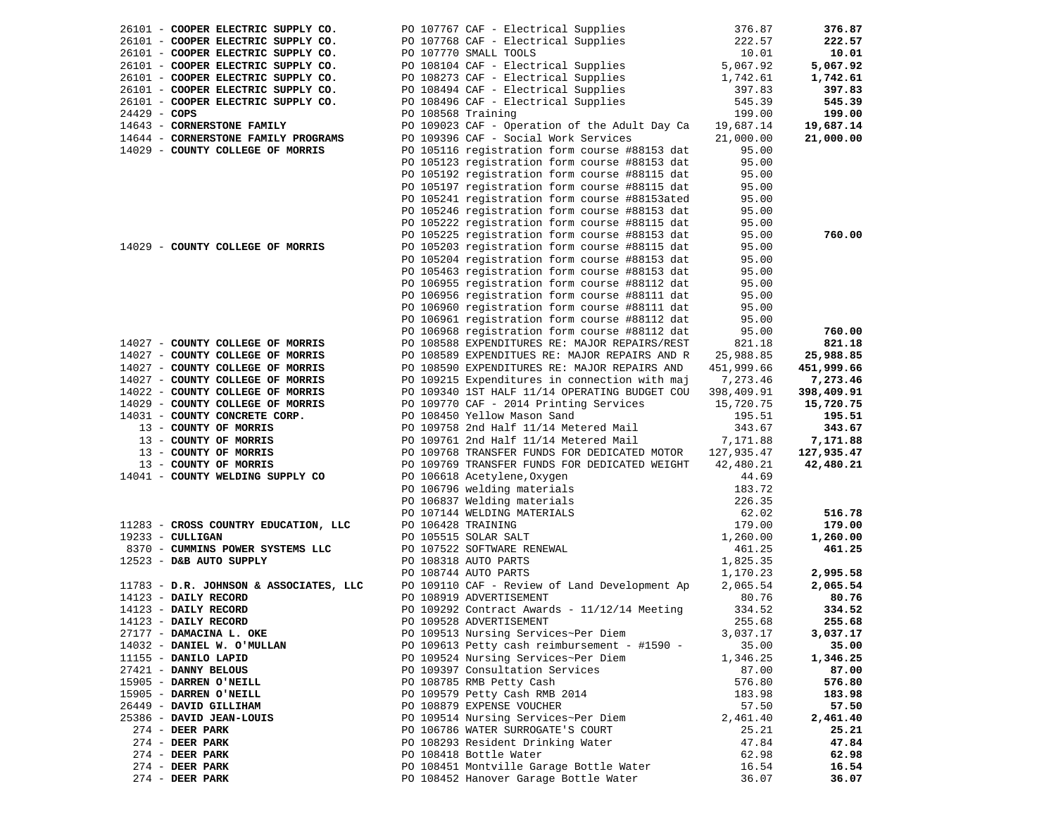| Vendor | PO / Description | Amount | Total |
|---|---|---|---|
| 26101 - **COOPER ELECTRIC SUPPLY CO.** | PO 107767 CAF - Electrical Supplies | 376.87 | **376.87** |
| 26101 - **COOPER ELECTRIC SUPPLY CO.** | PO 107768 CAF - Electrical Supplies | 222.57 | **222.57** |
| 26101 - **COOPER ELECTRIC SUPPLY CO.** | PO 107770 SMALL TOOLS | 10.01 | **10.01** |
| 26101 - **COOPER ELECTRIC SUPPLY CO.** | PO 108104 CAF - Electrical Supplies | 5,067.92 | **5,067.92** |
| 26101 - **COOPER ELECTRIC SUPPLY CO.** | PO 108273 CAF - Electrical Supplies | 1,742.61 | **1,742.61** |
| 26101 - **COOPER ELECTRIC SUPPLY CO.** | PO 108494 CAF - Electrical Supplies | 397.83 | **397.83** |
| 26101 - **COOPER ELECTRIC SUPPLY CO.** | PO 108496 CAF - Electrical Supplies | 545.39 | **545.39** |
| 24429 - **COPS** | PO 108568 Training | 199.00 | **199.00** |
| 14643 - **CORNERSTONE FAMILY** | PO 109023 CAF - Operation of the Adult Day Ca | 19,687.14 | **19,687.14** |
| 14644 - **CORNERSTONE FAMILY PROGRAMS** | PO 109396 CAF - Social Work Services | 21,000.00 | **21,000.00** |
| 14029 - **COUNTY COLLEGE OF MORRIS** | PO 105116 registration form course #88153 dat | 95.00 | |
| | PO 105123 registration form course #88153 dat | 95.00 | |
| | PO 105192 registration form course #88115 dat | 95.00 | |
| | PO 105197 registration form course #88115 dat | 95.00 | |
| | PO 105241 registration form course #88153ated | 95.00 | |
| | PO 105246 registration form course #88153 dat | 95.00 | |
| | PO 105222 registration form course #88115 dat | 95.00 | |
| | PO 105225 registration form course #88153 dat | 95.00 | **760.00** |
| 14029 - **COUNTY COLLEGE OF MORRIS** | PO 105203 registration form course #88115 dat | 95.00 | |
| | PO 105204 registration form course #88153 dat | 95.00 | |
| | PO 105463 registration form course #88153 dat | 95.00 | |
| | PO 106955 registration form course #88112 dat | 95.00 | |
| | PO 106956 registration form course #88111 dat | 95.00 | |
| | PO 106960 registration form course #88111 dat | 95.00 | |
| | PO 106961 registration form course #88112 dat | 95.00 | |
| | PO 106968 registration form course #88112 dat | 95.00 | **760.00** |
| 14027 - **COUNTY COLLEGE OF MORRIS** | PO 108588 EXPENDITURES RE: MAJOR REPAIRS/REST | 821.18 | **821.18** |
| 14027 - **COUNTY COLLEGE OF MORRIS** | PO 108589 EXPENDITUES RE: MAJOR REPAIRS AND R | 25,988.85 | **25,988.85** |
| 14027 - **COUNTY COLLEGE OF MORRIS** | PO 108590 EXPENDITURES RE: MAJOR REPAIRS AND | 451,999.66 | **451,999.66** |
| 14027 - **COUNTY COLLEGE OF MORRIS** | PO 109215 Expenditures in connection with maj | 7,273.46 | **7,273.46** |
| 14022 - **COUNTY COLLEGE OF MORRIS** | PO 109340 1ST HALF 11/14 OPERATING BUDGET COU | 398,409.91 | **398,409.91** |
| 14029 - **COUNTY COLLEGE OF MORRIS** | PO 109770 CAF - 2014 Printing Services | 15,720.75 | **15,720.75** |
| 14031 - **COUNTY CONCRETE CORP.** | PO 108450 Yellow Mason Sand | 195.51 | **195.51** |
| 13 - **COUNTY OF MORRIS** | PO 109758 2nd Half 11/14 Metered Mail | 343.67 | **343.67** |
| 13 - **COUNTY OF MORRIS** | PO 109761 2nd Half 11/14 Metered Mail | 7,171.88 | **7,171.88** |
| 13 - **COUNTY OF MORRIS** | PO 109768 TRANSFER FUNDS FOR DEDICATED MOTOR | 127,935.47 | **127,935.47** |
| 13 - **COUNTY OF MORRIS** | PO 109769 TRANSFER FUNDS FOR DEDICATED WEIGHT | 42,480.21 | **42,480.21** |
| 14041 - **COUNTY WELDING SUPPLY CO** | PO 106618 Acetylene,Oxygen | 44.69 | |
| | PO 106796 welding materials | 183.72 | |
| | PO 106837 Welding materials | 226.35 | |
| | PO 107144 WELDING MATERIALS | 62.02 | **516.78** |
| 11283 - **CROSS COUNTRY EDUCATION, LLC** | PO 106428 TRAINING | 179.00 | **179.00** |
| 19233 - **CULLIGAN** | PO 105515 SOLAR SALT | 1,260.00 | **1,260.00** |
| 8370 - **CUMMINS POWER SYSTEMS LLC** | PO 107522 SOFTWARE RENEWAL | 461.25 | **461.25** |
| 12523 - **D&B AUTO SUPPLY** | PO 108318 AUTO PARTS | 1,825.35 | |
| | PO 108744 AUTO PARTS | 1,170.23 | **2,995.58** |
| 11783 - **D.R. JOHNSON & ASSOCIATES, LLC** | PO 109110 CAF - Review of Land Development Ap | 2,065.54 | **2,065.54** |
| 14123 - **DAILY RECORD** | PO 108919 ADVERTISEMENT | 80.76 | **80.76** |
| 14123 - **DAILY RECORD** | PO 109292 Contract Awards - 11/12/14 Meeting | 334.52 | **334.52** |
| 14123 - **DAILY RECORD** | PO 109528 ADVERTISEMENT | 255.68 | **255.68** |
| 27177 - **DAMACINA L. OKE** | PO 109513 Nursing Services~Per Diem | 3,037.17 | **3,037.17** |
| 14032 - **DANIEL W. O'MULLAN** | PO 109613 Petty cash reimbursement - #1590 - | 35.00 | **35.00** |
| 11155 - **DANILO LAPID** | PO 109524 Nursing Services~Per Diem | 1,346.25 | **1,346.25** |
| 27421 - **DANNY BELOUS** | PO 109397 Consultation Services | 87.00 | **87.00** |
| 15905 - **DARREN O'NEILL** | PO 108785 RMB Petty Cash | 576.80 | **576.80** |
| 15905 - **DARREN O'NEILL** | PO 109579 Petty Cash RMB 2014 | 183.98 | **183.98** |
| 26449 - **DAVID GILLIHAM** | PO 108879 EXPENSE VOUCHER | 57.50 | **57.50** |
| 25386 - **DAVID JEAN-LOUIS** | PO 109514 Nursing Services~Per Diem | 2,461.40 | **2,461.40** |
| 274 - **DEER PARK** | PO 106786 WATER SURROGATE'S COURT | 25.21 | **25.21** |
| 274 - **DEER PARK** | PO 108293 Resident Drinking Water | 47.84 | **47.84** |
| 274 - **DEER PARK** | PO 108418 Bottle Water | 62.98 | **62.98** |
| 274 - **DEER PARK** | PO 108451 Montville Garage Bottle Water | 16.54 | **16.54** |
| 274 - **DEER PARK** | PO 108452 Hanover Garage Bottle Water | 36.07 | **36.07** |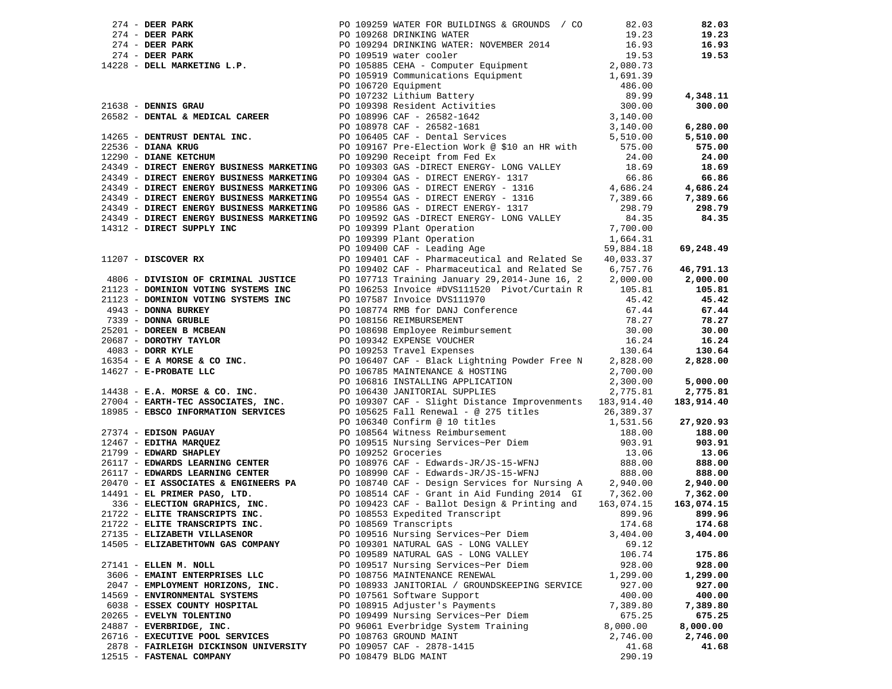| Vendor | PO / Description | Amount | Total |
|---|---|---|---|
| 274 - **DEER PARK** | PO 109259 WATER FOR BUILDINGS & GROUNDS / CO | 82.03 | **82.03** |
| 274 - **DEER PARK** | PO 109268 DRINKING WATER | 19.23 | **19.23** |
| 274 - **DEER PARK** | PO 109294 DRINKING WATER: NOVEMBER 2014 | 16.93 | **16.93** |
| 274 - **DEER PARK** | PO 109519 water cooler | 19.53 | **19.53** |
| 14228 - **DELL MARKETING L.P.** | PO 105885 CEHA - Computer Equipment | 2,080.73 | |
| | PO 105919 Communications Equipment | 1,691.39 | |
| | PO 106720 Equipment | 486.00 | |
| | PO 107232 Lithium Battery | 89.99 | **4,348.11** |
| 21638 - **DENNIS GRAU** | PO 109398 Resident Activities | 300.00 | **300.00** |
| 26582 - **DENTAL & MEDICAL CAREER** | PO 108996 CAF - 26582-1642 | 3,140.00 | |
| | PO 108978 CAF - 26582-1681 | 3,140.00 | **6,280.00** |
| 14265 - **DENTRUST DENTAL INC.** | PO 106405 CAF - Dental Services | 5,510.00 | **5,510.00** |
| 22536 - **DIANA KRUG** | PO 109167 Pre-Election Work @ $10 an HR with | 575.00 | **575.00** |
| 12290 - **DIANE KETCHUM** | PO 109290 Receipt from Fed Ex | 24.00 | **24.00** |
| 24349 - **DIRECT ENERGY BUSINESS MARKETING** | PO 109303 GAS -DIRECT ENERGY- LONG VALLEY | 18.69 | **18.69** |
| 24349 - **DIRECT ENERGY BUSINESS MARKETING** | PO 109304 GAS - DIRECT ENERGY- 1317 | 66.86 | **66.86** |
| 24349 - **DIRECT ENERGY BUSINESS MARKETING** | PO 109306 GAS - DIRECT ENERGY - 1316 | 4,686.24 | **4,686.24** |
| 24349 - **DIRECT ENERGY BUSINESS MARKETING** | PO 109554 GAS - DIRECT ENERGY - 1316 | 7,389.66 | **7,389.66** |
| 24349 - **DIRECT ENERGY BUSINESS MARKETING** | PO 109586 GAS - DIRECT ENERGY- 1317 | 298.79 | **298.79** |
| 24349 - **DIRECT ENERGY BUSINESS MARKETING** | PO 109592 GAS -DIRECT ENERGY- LONG VALLEY | 84.35 | **84.35** |
| 14312 - **DIRECT SUPPLY INC** | PO 109399 Plant Operation | 7,700.00 | |
| | PO 109399 Plant Operation | 1,664.31 | |
| | PO 109400 CAF - Leading Age | 59,884.18 | **69,248.49** |
| 11207 - **DISCOVER RX** | PO 109401 CAF - Pharmaceutical and Related Se | 40,033.37 | |
| | PO 109402 CAF - Pharmaceutical and Related Se | 6,757.76 | **46,791.13** |
| 4806 - **DIVISION OF CRIMINAL JUSTICE** | PO 107713 Training January 29,2014-June 16, 2 | 2,000.00 | **2,000.00** |
| 21123 - **DOMINION VOTING SYSTEMS INC** | PO 106253 Invoice #DVS111520 Pivot/Curtain R | 105.81 | **105.81** |
| 21123 - **DOMINION VOTING SYSTEMS INC** | PO 107587 Invoice DVS111970 | 45.42 | **45.42** |
| 4943 - **DONNA BURKEY** | PO 108774 RMB for DANJ Conference | 67.44 | **67.44** |
| 7339 - **DONNA GRUBLE** | PO 108156 REIMBURSEMENT | 78.27 | **78.27** |
| 25201 - **DOREEN B MCBEAN** | PO 108698 Employee Reimbursement | 30.00 | **30.00** |
| 20687 - **DOROTHY TAYLOR** | PO 109342 EXPENSE VOUCHER | 16.24 | **16.24** |
| 4083 - **DORR KYLE** | PO 109253 Travel Expenses | 130.64 | **130.64** |
| 16354 - **E A MORSE & CO INC.** | PO 106407 CAF - Black Lightning Powder Free N | 2,828.00 | **2,828.00** |
| 14627 - **E-PROBATE LLC** | PO 106785 MAINTENANCE & HOSTING | 2,700.00 | |
| | PO 106816 INSTALLING APPLICATION | 2,300.00 | **5,000.00** |
| 14438 - **E.A. MORSE & CO. INC.** | PO 106430 JANITORIAL SUPPLIES | 2,775.81 | **2,775.81** |
| 27004 - **EARTH-TEC ASSOCIATES, INC.** | PO 109307 CAF - Slight Distance Improvenments | 183,914.40 | **183,914.40** |
| 18985 - **EBSCO INFORMATION SERVICES** | PO 105625 Fall Renewal - @ 275 titles | 26,389.37 | |
| | PO 106340 Confirm @ 10 titles | 1,531.56 | **27,920.93** |
| 27374 - **EDISON PAGUAY** | PO 108564 Witness Reimbursement | 188.00 | **188.00** |
| 12467 - **EDITHA MARQUEZ** | PO 109515 Nursing Services~Per Diem | 903.91 | **903.91** |
| 21799 - **EDWARD SHAPLEY** | PO 109252 Groceries | 13.06 | **13.06** |
| 26117 - **EDWARDS LEARNING CENTER** | PO 108976 CAF - Edwards-JR/JS-15-WFNJ | 888.00 | **888.00** |
| 26117 - **EDWARDS LEARNING CENTER** | PO 108990 CAF - Edwards-JR/JS-15-WFNJ | 888.00 | **888.00** |
| 20470 - **EI ASSOCIATES & ENGINEERS PA** | PO 108740 CAF - Design Services for Nursing A | 2,940.00 | **2,940.00** |
| 14491 - **EL PRIMER PASO, LTD.** | PO 108514 CAF - Grant in Aid Funding 2014 GI | 7,362.00 | **7,362.00** |
| 336 - **ELECTION GRAPHICS, INC.** | PO 109423 CAF - Ballot Design & Printing and | 163,074.15 | **163,074.15** |
| 21722 - **ELITE TRANSCRIPTS INC.** | PO 108553 Expedited Transcript | 899.96 | **899.96** |
| 21722 - **ELITE TRANSCRIPTS INC.** | PO 108569 Transcripts | 174.68 | **174.68** |
| 27135 - **ELIZABETH VILLASENOR** | PO 109516 Nursing Services~Per Diem | 3,404.00 | **3,404.00** |
| 14505 - **ELIZABETHTOWN GAS COMPANY** | PO 109301 NATURAL GAS - LONG VALLEY | 69.12 | |
| | PO 109589 NATURAL GAS - LONG VALLEY | 106.74 | **175.86** |
| 27141 - **ELLEN M. NOLL** | PO 109517 Nursing Services~Per Diem | 928.00 | **928.00** |
| 3606 - **EMAINT ENTERPRISES LLC** | PO 108756 MAINTENANCE RENEWAL | 1,299.00 | **1,299.00** |
| 2047 - **EMPLOYMENT HORIZONS, INC.** | PO 108933 JANITORIAL / GROUNDSKEEPING SERVICE | 927.00 | **927.00** |
| 14569 - **ENVIRONMENTAL SYSTEMS** | PO 107561 Software Support | 400.00 | **400.00** |
| 6038 - **ESSEX COUNTY HOSPITAL** | PO 108915 Adjuster's Payments | 7,389.80 | **7,389.80** |
| 20265 - **EVELYN TOLENTINO** | PO 109499 Nursing Services~Per Diem | 675.25 | **675.25** |
| 24887 - **EVERBRIDGE, INC.** | PO 96061 Everbridge System Training | 8,000.00 | **8,000.00** |
| 26716 - **EXECUTIVE POOL SERVICES** | PO 108763 GROUND MAINT | 2,746.00 | **2,746.00** |
| 2878 - **FAIRLEIGH DICKINSON UNIVERSITY** | PO 109057 CAF - 2878-1415 | 41.68 | **41.68** |
| 12515 - **FASTENAL COMPANY** | PO 108479 BLDG MAINT | 290.19 | |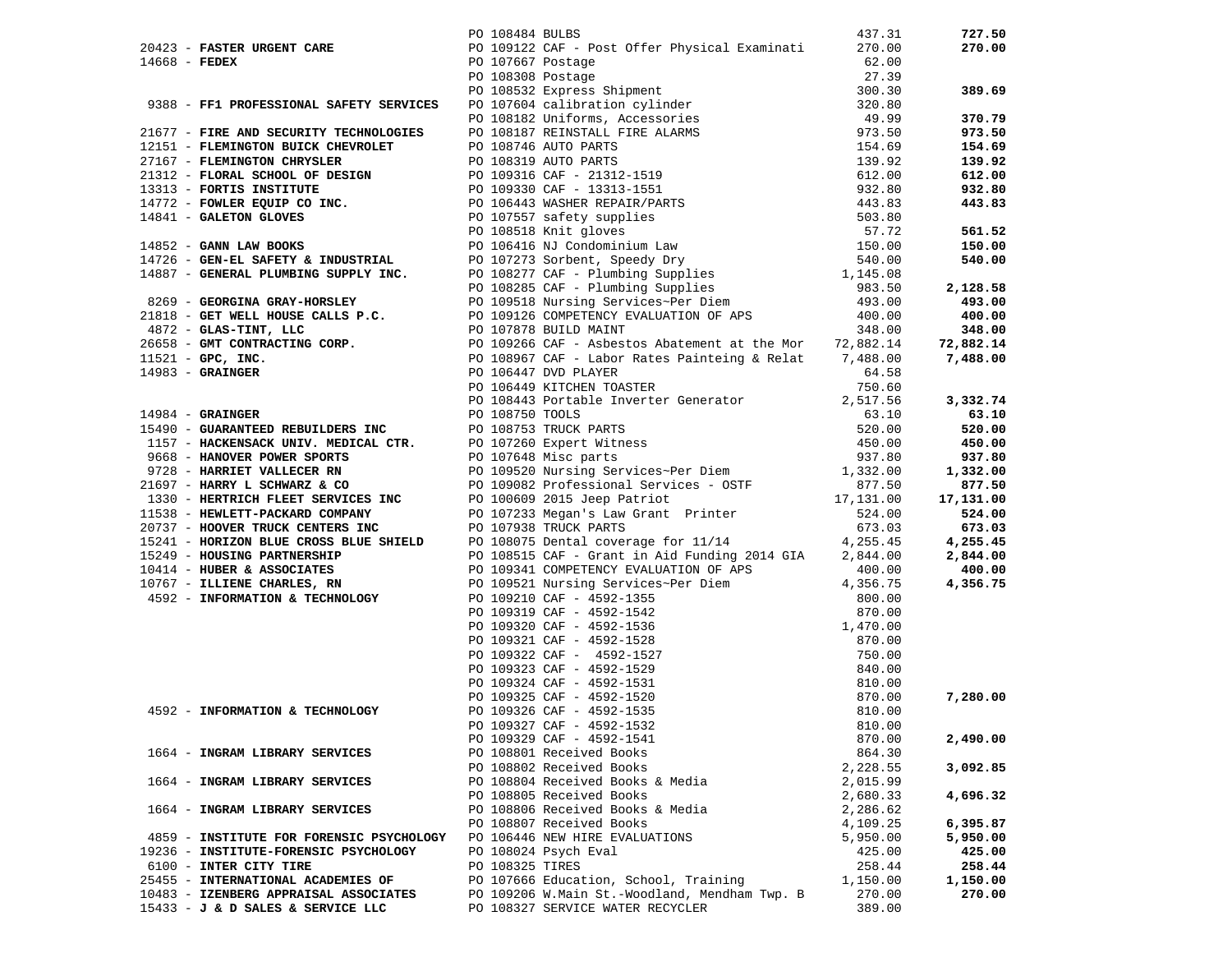| Vendor | PO / Description | Amount | Total |
|---|---|---|---|
| | PO 108484 BULBS | 437.31 | **727.50** |
| 20423 - **FASTER URGENT CARE** | PO 109122 CAF - Post Offer Physical Examinati | 270.00 | **270.00** |
| 14668 - **FEDEX** | PO 107667 Postage | 62.00 | |
| | PO 108308 Postage | 27.39 | |
| | PO 108532 Express Shipment | 300.30 | **389.69** |
| 9388 - **FF1 PROFESSIONAL SAFETY SERVICES** | PO 107604 calibration cylinder | 320.80 | |
| | PO 108182 Uniforms, Accessories | 49.99 | **370.79** |
| 21677 - **FIRE AND SECURITY TECHNOLOGIES** | PO 108187 REINSTALL FIRE ALARMS | 973.50 | **973.50** |
| 12151 - **FLEMINGTON BUICK CHEVROLET** | PO 108746 AUTO PARTS | 154.69 | **154.69** |
| 27167 - **FLEMINGTON CHRYSLER** | PO 108319 AUTO PARTS | 139.92 | **139.92** |
| 21312 - **FLORAL SCHOOL OF DESIGN** | PO 109316 CAF - 21312-1519 | 612.00 | **612.00** |
| 13313 - **FORTIS INSTITUTE** | PO 109330 CAF - 13313-1551 | 932.80 | **932.80** |
| 14772 - **FOWLER EQUIP CO INC.** | PO 106443 WASHER REPAIR/PARTS | 443.83 | **443.83** |
| 14841 - **GALETON GLOVES** | PO 107557 safety supplies | 503.80 | |
| | PO 108518 Knit gloves | 57.72 | **561.52** |
| 14852 - **GANN LAW BOOKS** | PO 106416 NJ Condominium Law | 150.00 | **150.00** |
| 14726 - **GEN-EL SAFETY & INDUSTRIAL** | PO 107273 Sorbent, Speedy Dry | 540.00 | **540.00** |
| 14887 - **GENERAL PLUMBING SUPPLY INC.** | PO 108277 CAF - Plumbing Supplies | 1,145.08 | |
| | PO 108285 CAF - Plumbing Supplies | 983.50 | **2,128.58** |
| 8269 - **GEORGINA GRAY-HORSLEY** | PO 109518 Nursing Services~Per Diem | 493.00 | **493.00** |
| 21818 - **GET WELL HOUSE CALLS P.C.** | PO 109126 COMPETENCY EVALUATION OF APS | 400.00 | **400.00** |
| 4872 - **GLAS-TINT, LLC** | PO 107878 BUILD MAINT | 348.00 | **348.00** |
| 26658 - **GMT CONTRACTING CORP.** | PO 109266 CAF - Asbestos Abatement at the Mor | 72,882.14 | **72,882.14** |
| 11521 - **GPC, INC.** | PO 108967 CAF - Labor Rates Painteing & Relat | 7,488.00 | **7,488.00** |
| 14983 - **GRAINGER** | PO 106447 DVD PLAYER | 64.58 | |
| | PO 106449 KITCHEN TOASTER | 750.60 | |
| | PO 108443 Portable Inverter Generator | 2,517.56 | **3,332.74** |
| 14984 - **GRAINGER** | PO 108750 TOOLS | 63.10 | **63.10** |
| 15490 - **GUARANTEED REBUILDERS INC** | PO 108753 TRUCK PARTS | 520.00 | **520.00** |
| 1157 - **HACKENSACK UNIV. MEDICAL CTR.** | PO 107260 Expert Witness | 450.00 | **450.00** |
| 9668 - **HANOVER POWER SPORTS** | PO 107648 Misc parts | 937.80 | **937.80** |
| 9728 - **HARRIET VALLECER RN** | PO 109520 Nursing Services~Per Diem | 1,332.00 | **1,332.00** |
| 21697 - **HARRY L SCHWARZ & CO** | PO 109082 Professional Services - OSTF | 877.50 | **877.50** |
| 1330 - **HERTRICH FLEET SERVICES INC** | PO 100609 2015 Jeep Patriot | 17,131.00 | **17,131.00** |
| 11538 - **HEWLETT-PACKARD COMPANY** | PO 107233 Megan's Law Grant Printer | 524.00 | **524.00** |
| 20737 - **HOOVER TRUCK CENTERS INC** | PO 107938 TRUCK PARTS | 673.03 | **673.03** |
| 15241 - **HORIZON BLUE CROSS BLUE SHIELD** | PO 108075 Dental coverage for 11/14 | 4,255.45 | **4,255.45** |
| 15249 - **HOUSING PARTNERSHIP** | PO 108515 CAF - Grant in Aid Funding 2014 GIA | 2,844.00 | **2,844.00** |
| 10414 - **HUBER & ASSOCIATES** | PO 109341 COMPETENCY EVALUATION OF APS | 400.00 | **400.00** |
| 10767 - **ILLIENE CHARLES, RN** | PO 109521 Nursing Services~Per Diem | 4,356.75 | **4,356.75** |
| 4592 - **INFORMATION & TECHNOLOGY** | PO 109210 CAF - 4592-1355 | 800.00 | |
| | PO 109319 CAF - 4592-1542 | 870.00 | |
| | PO 109320 CAF - 4592-1536 | 1,470.00 | |
| | PO 109321 CAF - 4592-1528 | 870.00 | |
| | PO 109322 CAF - 4592-1527 | 750.00 | |
| | PO 109323 CAF - 4592-1529 | 840.00 | |
| | PO 109324 CAF - 4592-1531 | 810.00 | |
| | PO 109325 CAF - 4592-1520 | 870.00 | **7,280.00** |
| 4592 - **INFORMATION & TECHNOLOGY** | PO 109326 CAF - 4592-1535 | 810.00 | |
| | PO 109327 CAF - 4592-1532 | 810.00 | |
| | PO 109329 CAF - 4592-1541 | 870.00 | **2,490.00** |
| 1664 - **INGRAM LIBRARY SERVICES** | PO 108801 Received Books | 864.30 | |
| | PO 108802 Received Books | 2,228.55 | **3,092.85** |
| 1664 - **INGRAM LIBRARY SERVICES** | PO 108804 Received Books & Media | 2,015.99 | |
| | PO 108805 Received Books | 2,680.33 | **4,696.32** |
| 1664 - **INGRAM LIBRARY SERVICES** | PO 108806 Received Books & Media | 2,286.62 | |
| | PO 108807 Received Books | 4,109.25 | **6,395.87** |
| 4859 - **INSTITUTE FOR FORENSIC PSYCHOLOGY** | PO 106446 NEW HIRE EVALUATIONS | 5,950.00 | **5,950.00** |
| 19236 - **INSTITUTE-FORENSIC PSYCHOLOGY** | PO 108024 Psych Eval | 425.00 | **425.00** |
| 6100 - **INTER CITY TIRE** | PO 108325 TIRES | 258.44 | **258.44** |
| 25455 - **INTERNATIONAL ACADEMIES OF** | PO 107666 Education, School, Training | 1,150.00 | **1,150.00** |
| 10483 - **IZENBERG APPRAISAL ASSOCIATES** | PO 109206 W.Main St.-Woodland, Mendham Twp. B | 270.00 | **270.00** |
| 15433 - **J & D SALES & SERVICE LLC** | PO 108327 SERVICE WATER RECYCLER | 389.00 | |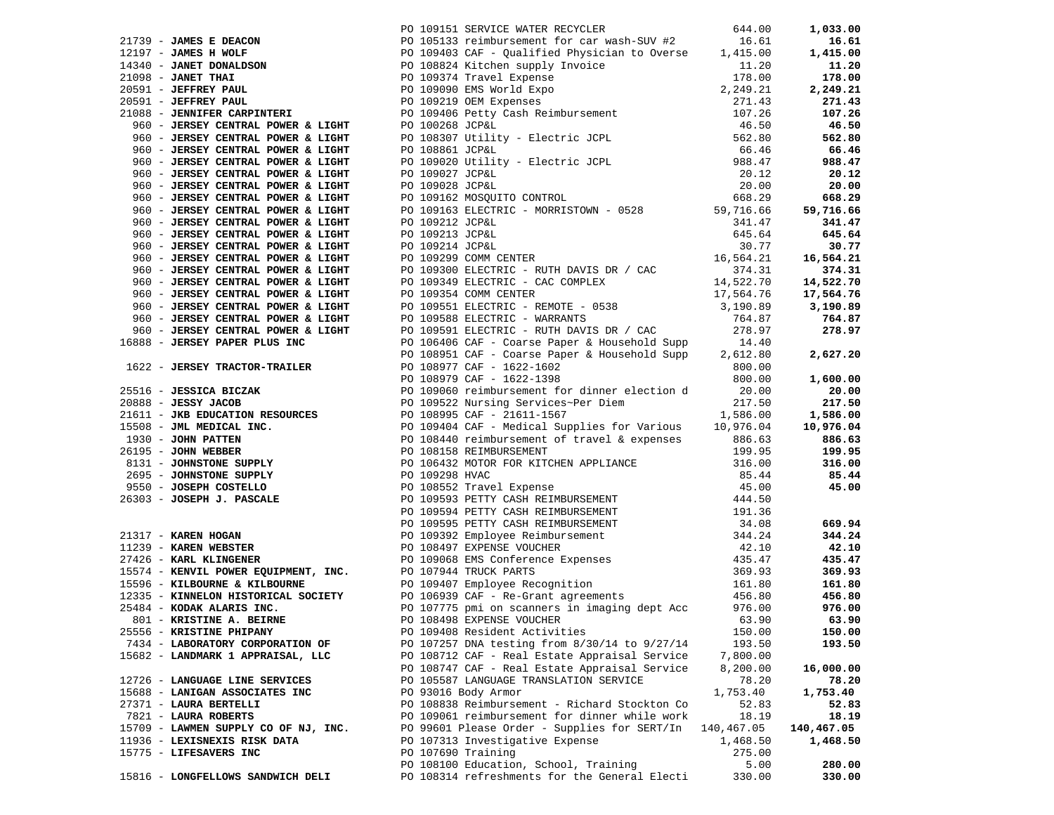| Vendor | PO / Description | Amount | Total |
|---|---|---|---|
| | PO 109151 SERVICE WATER RECYCLER | 644.00 | **1,033.00** |
| 21739 - **JAMES E DEACON** | PO 105133 reimbursement for car wash-SUV #2 | 16.61 | **16.61** |
| 12197 - **JAMES H WOLF** | PO 109403 CAF - Qualified Physician to Overse | 1,415.00 | **1,415.00** |
| 14340 - **JANET DONALDSON** | PO 108824 Kitchen supply Invoice | 11.20 | **11.20** |
| 21098 - **JANET THAI** | PO 109374 Travel Expense | 178.00 | **178.00** |
| 20591 - **JEFFREY PAUL** | PO 109090 EMS World Expo | 2,249.21 | **2,249.21** |
| 20591 - **JEFFREY PAUL** | PO 109219 OEM Expenses | 271.43 | **271.43** |
| 21088 - **JENNIFER CARPINTERI** | PO 109406 Petty Cash Reimbursement | 107.26 | **107.26** |
| 960 - **JERSEY CENTRAL POWER & LIGHT** | PO 100268 JCP&L | 46.50 | **46.50** |
| 960 - **JERSEY CENTRAL POWER & LIGHT** | PO 108307 Utility - Electric JCPL | 562.80 | **562.80** |
| 960 - **JERSEY CENTRAL POWER & LIGHT** | PO 108861 JCP&L | 66.46 | **66.46** |
| 960 - **JERSEY CENTRAL POWER & LIGHT** | PO 109020 Utility - Electric JCPL | 988.47 | **988.47** |
| 960 - **JERSEY CENTRAL POWER & LIGHT** | PO 109027 JCP&L | 20.12 | **20.12** |
| 960 - **JERSEY CENTRAL POWER & LIGHT** | PO 109028 JCP&L | 20.00 | **20.00** |
| 960 - **JERSEY CENTRAL POWER & LIGHT** | PO 109162 MOSQUITO CONTROL | 668.29 | **668.29** |
| 960 - **JERSEY CENTRAL POWER & LIGHT** | PO 109163 ELECTRIC - MORRISTOWN - 0528 | 59,716.66 | **59,716.66** |
| 960 - **JERSEY CENTRAL POWER & LIGHT** | PO 109212 JCP&L | 341.47 | **341.47** |
| 960 - **JERSEY CENTRAL POWER & LIGHT** | PO 109213 JCP&L | 645.64 | **645.64** |
| 960 - **JERSEY CENTRAL POWER & LIGHT** | PO 109214 JCP&L | 30.77 | **30.77** |
| 960 - **JERSEY CENTRAL POWER & LIGHT** | PO 109299 COMM CENTER | 16,564.21 | **16,564.21** |
| 960 - **JERSEY CENTRAL POWER & LIGHT** | PO 109300 ELECTRIC - RUTH DAVIS DR / CAC | 374.31 | **374.31** |
| 960 - **JERSEY CENTRAL POWER & LIGHT** | PO 109349 ELECTRIC - CAC COMPLEX | 14,522.70 | **14,522.70** |
| 960 - **JERSEY CENTRAL POWER & LIGHT** | PO 109354 COMM CENTER | 17,564.76 | **17,564.76** |
| 960 - **JERSEY CENTRAL POWER & LIGHT** | PO 109551 ELECTRIC - REMOTE - 0538 | 3,190.89 | **3,190.89** |
| 960 - **JERSEY CENTRAL POWER & LIGHT** | PO 109588 ELECTRIC - WARRANTS | 764.87 | **764.87** |
| 960 - **JERSEY CENTRAL POWER & LIGHT** | PO 109591 ELECTRIC - RUTH DAVIS DR / CAC | 278.97 | **278.97** |
| 16888 - **JERSEY PAPER PLUS INC** | PO 106406 CAF - Coarse Paper & Household Supp | 14.40 | |
| | PO 108951 CAF - Coarse Paper & Household Supp | 2,612.80 | **2,627.20** |
| 1622 - **JERSEY TRACTOR-TRAILER** | PO 108977 CAF - 1622-1602 | 800.00 | |
| | PO 108979 CAF - 1622-1398 | 800.00 | **1,600.00** |
| 25516 - **JESSICA BICZAK** | PO 109060 reimbursement for dinner election d | 20.00 | **20.00** |
| 20888 - **JESSY JACOB** | PO 109522 Nursing Services~Per Diem | 217.50 | **217.50** |
| 21611 - **JKB EDUCATION RESOURCES** | PO 108995 CAF - 21611-1567 | 1,586.00 | **1,586.00** |
| 15508 - **JML MEDICAL INC.** | PO 109404 CAF - Medical Supplies for Various | 10,976.04 | **10,976.04** |
| 1930 - **JOHN PATTEN** | PO 108440 reimbursement of travel & expenses | 886.63 | **886.63** |
| 26195 - **JOHN WEBBER** | PO 108158 REIMBURSEMENT | 199.95 | **199.95** |
| 8131 - **JOHNSTONE SUPPLY** | PO 106432 MOTOR FOR KITCHEN APPLIANCE | 316.00 | **316.00** |
| 2695 - **JOHNSTONE SUPPLY** | PO 109298 HVAC | 85.44 | **85.44** |
| 9550 - **JOSEPH COSTELLO** | PO 108552 Travel Expense | 45.00 | **45.00** |
| 26303 - **JOSEPH J. PASCALE** | PO 109593 PETTY CASH REIMBURSEMENT | 444.50 | |
| | PO 109594 PETTY CASH REIMBURSEMENT | 191.36 | |
| | PO 109595 PETTY CASH REIMBURSEMENT | 34.08 | **669.94** |
| 21317 - **KAREN HOGAN** | PO 109392 Employee Reimbursement | 344.24 | **344.24** |
| 11239 - **KAREN WEBSTER** | PO 108497 EXPENSE VOUCHER | 42.10 | **42.10** |
| 27426 - **KARL KLINGENER** | PO 109068 EMS Conference Expenses | 435.47 | **435.47** |
| 15574 - **KENVIL POWER EQUIPMENT, INC.** | PO 107944 TRUCK PARTS | 369.93 | **369.93** |
| 15596 - **KILBOURNE & KILBOURNE** | PO 109407 Employee Recognition | 161.80 | **161.80** |
| 12335 - **KINNELON HISTORICAL SOCIETY** | PO 106939 CAF - Re-Grant agreements | 456.80 | **456.80** |
| 25484 - **KODAK ALARIS INC.** | PO 107775 pmi on scanners in imaging dept Acc | 976.00 | **976.00** |
| 801 - **KRISTINE A. BEIRNE** | PO 108498 EXPENSE VOUCHER | 63.90 | **63.90** |
| 25556 - **KRISTINE PHIPANY** | PO 109408 Resident Activities | 150.00 | **150.00** |
| 7434 - **LABORATORY CORPORATION OF** | PO 107257 DNA testing from 8/30/14 to 9/27/14 | 193.50 | **193.50** |
| 15682 - **LANDMARK 1 APPRAISAL, LLC** | PO 108712 CAF - Real Estate Appraisal Service | 7,800.00 | |
| | PO 108747 CAF - Real Estate Appraisal Service | 8,200.00 | **16,000.00** |
| 12726 - **LANGUAGE LINE SERVICES** | PO 105587 LANGUAGE TRANSLATION SERVICE | 78.20 | **78.20** |
| 15688 - **LANIGAN ASSOCIATES INC** | PO 93016 Body Armor | 1,753.40 | **1,753.40** |
| 27371 - **LAURA BERTELLI** | PO 108838 Reimbursement - Richard Stockton Co | 52.83 | **52.83** |
| 7821 - **LAURA ROBERTS** | PO 109061 reimbursement for dinner while work | 18.19 | **18.19** |
| 15709 - **LAWMEN SUPPLY CO OF NJ, INC.** | PO 99601 Please Order - Supplies for SERT/In | 140,467.05 | **140,467.05** |
| 11936 - **LEXISNEXIS RISK DATA** | PO 107313 Investigative Expense | 1,468.50 | **1,468.50** |
| 15775 - **LIFESAVERS INC** | PO 107690 Training | 275.00 | |
| | PO 108100 Education, School, Training | 5.00 | **280.00** |
| 15816 - **LONGFELLOWS SANDWICH DELI** | PO 108314 refreshments for the General Electi | 330.00 | **330.00** |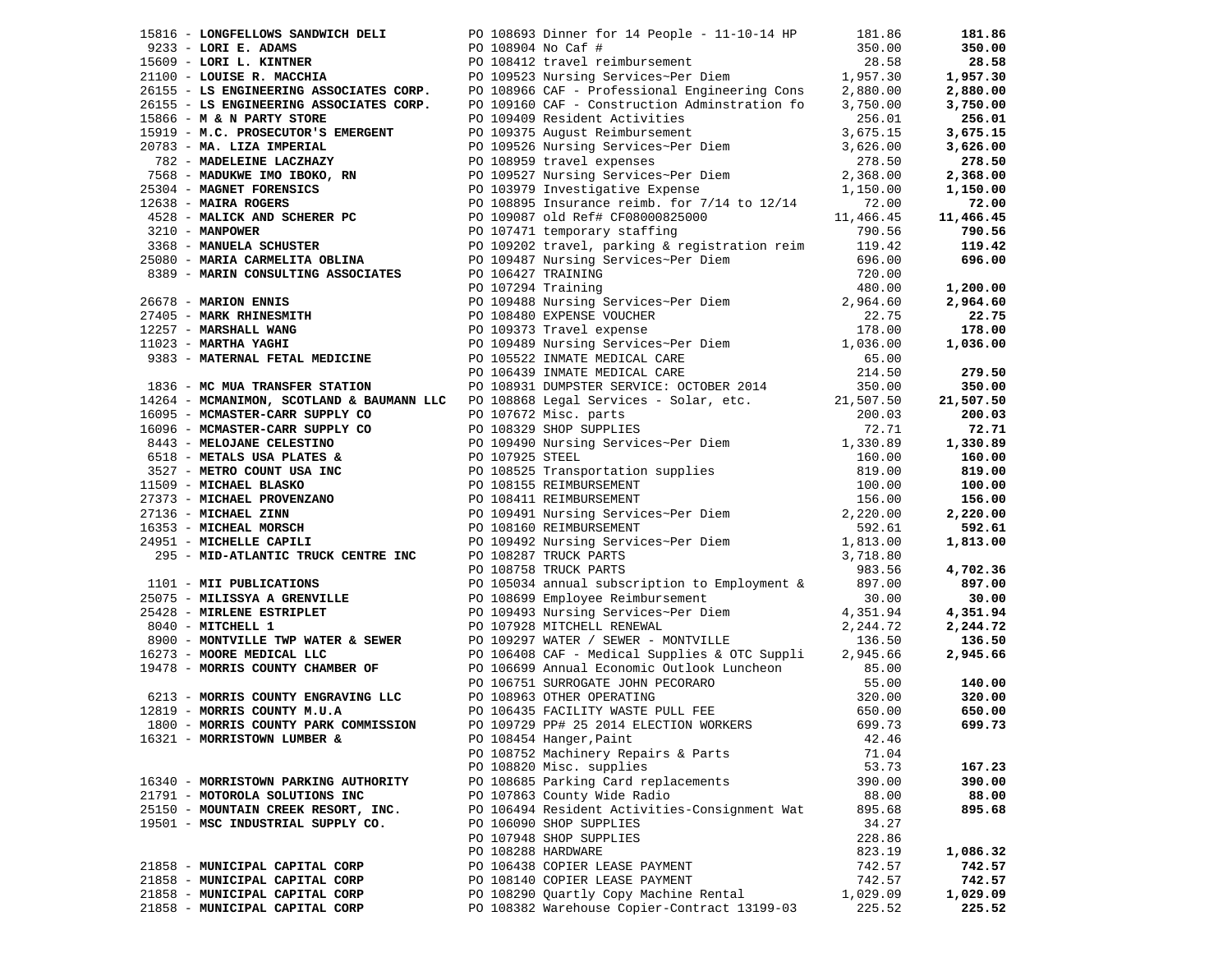| Vendor | PO / Description | Amount | Total |
|---|---|---|---|
| 15816 - **LONGFELLOWS SANDWICH DELI** | PO 108693 Dinner for 14 People - 11-10-14 HP | 181.86 | **181.86** |
| 9233 - **LORI E. ADAMS** | PO 108904 No Caf # | 350.00 | **350.00** |
| 15609 - **LORI L. KINTNER** | PO 108412 travel reimbursement | 28.58 | **28.58** |
| 21100 - **LOUISE R. MACCHIA** | PO 109523 Nursing Services~Per Diem | 1,957.30 | **1,957.30** |
| 26155 - **LS ENGINEERING ASSOCIATES CORP.** | PO 108966 CAF - Professional Engineering Cons | 2,880.00 | **2,880.00** |
| 26155 - **LS ENGINEERING ASSOCIATES CORP.** | PO 109160 CAF - Construction Adminstration fo | 3,750.00 | **3,750.00** |
| 15866 - **M & N PARTY STORE** | PO 109409 Resident Activities | 256.01 | **256.01** |
| 15919 - **M.C. PROSECUTOR'S EMERGENT** | PO 109375 August Reimbursement | 3,675.15 | **3,675.15** |
| 20783 - **MA. LIZA IMPERIAL** | PO 109526 Nursing Services~Per Diem | 3,626.00 | **3,626.00** |
| 782 - **MADELEINE LACZHAZY** | PO 108959 travel expenses | 278.50 | **278.50** |
| 7568 - **MADUKWE IMO IBOKO, RN** | PO 109527 Nursing Services~Per Diem | 2,368.00 | **2,368.00** |
| 25304 - **MAGNET FORENSICS** | PO 103979 Investigative Expense | 1,150.00 | **1,150.00** |
| 12638 - **MAIRA ROGERS** | PO 108895 Insurance reimb. for 7/14 to 12/14 | 72.00 | **72.00** |
| 4528 - **MALICK AND SCHERER PC** | PO 109087 old Ref# CF08000825000 | 11,466.45 | **11,466.45** |
| 3210 - **MANPOWER** | PO 107471 temporary staffing | 790.56 | **790.56** |
| 3368 - **MANUELA SCHUSTER** | PO 109202 travel, parking & registration reim | 119.42 | **119.42** |
| 25080 - **MARIA CARMELITA OBLINA** | PO 109487 Nursing Services~Per Diem | 696.00 | **696.00** |
| 8389 - **MARIN CONSULTING ASSOCIATES** | PO 106427 TRAINING | 720.00 | |
| | PO 107294 Training | 480.00 | **1,200.00** |
| 26678 - **MARION ENNIS** | PO 109488 Nursing Services~Per Diem | 2,964.60 | **2,964.60** |
| 27405 - **MARK RHINESMITH** | PO 108480 EXPENSE VOUCHER | 22.75 | **22.75** |
| 12257 - **MARSHALL WANG** | PO 109373 Travel expense | 178.00 | **178.00** |
| 11023 - **MARTHA YAGHI** | PO 109489 Nursing Services~Per Diem | 1,036.00 | **1,036.00** |
| 9383 - **MATERNAL FETAL MEDICINE** | PO 105522 INMATE MEDICAL CARE | 65.00 | |
| | PO 106439 INMATE MEDICAL CARE | 214.50 | **279.50** |
| 1836 - **MC MUA TRANSFER STATION** | PO 108931 DUMPSTER SERVICE: OCTOBER 2014 | 350.00 | **350.00** |
| 14264 - **MCMANIMON, SCOTLAND & BAUMANN LLC** | PO 108868 Legal Services - Solar, etc. | 21,507.50 | **21,507.50** |
| 16095 - **MCMASTER-CARR SUPPLY CO** | PO 107672 Misc. parts | 200.03 | **200.03** |
| 16096 - **MCMASTER-CARR SUPPLY CO** | PO 108329 SHOP SUPPLIES | 72.71 | **72.71** |
| 8443 - **MELOJANE CELESTINO** | PO 109490 Nursing Services~Per Diem | 1,330.89 | **1,330.89** |
| 6518 - **METALS USA PLATES &** | PO 107925 STEEL | 160.00 | **160.00** |
| 3527 - **METRO COUNT USA INC** | PO 108525 Transportation supplies | 819.00 | **819.00** |
| 11509 - **MICHAEL BLASKO** | PO 108155 REIMBURSEMENT | 100.00 | **100.00** |
| 27373 - **MICHAEL PROVENZANO** | PO 108411 REIMBURSEMENT | 156.00 | **156.00** |
| 27136 - **MICHAEL ZINN** | PO 109491 Nursing Services~Per Diem | 2,220.00 | **2,220.00** |
| 16353 - **MICHEAL MORSCH** | PO 108160 REIMBURSEMENT | 592.61 | **592.61** |
| 24951 - **MICHELLE CAPILI** | PO 109492 Nursing Services~Per Diem | 1,813.00 | **1,813.00** |
| 295 - **MID-ATLANTIC TRUCK CENTRE INC** | PO 108287 TRUCK PARTS | 3,718.80 | |
| | PO 108758 TRUCK PARTS | 983.56 | **4,702.36** |
| 1101 - **MII PUBLICATIONS** | PO 105034 annual subscription to Employment & | 897.00 | **897.00** |
| 25075 - **MILISSYA A GRENVILLE** | PO 108699 Employee Reimbursement | 30.00 | **30.00** |
| 25428 - **MIRLENE ESTRIPLET** | PO 109493 Nursing Services~Per Diem | 4,351.94 | **4,351.94** |
| 8040 - **MITCHELL 1** | PO 107928 MITCHELL RENEWAL | 2,244.72 | **2,244.72** |
| 8900 - **MONTVILLE TWP WATER & SEWER** | PO 109297 WATER / SEWER - MONTVILLE | 136.50 | **136.50** |
| 16273 - **MOORE MEDICAL LLC** | PO 106408 CAF - Medical Supplies & OTC Suppli | 2,945.66 | **2,945.66** |
| 19478 - **MORRIS COUNTY CHAMBER OF** | PO 106699 Annual Economic Outlook Luncheon | 85.00 | |
| | PO 106751 SURROGATE JOHN PECORARO | 55.00 | **140.00** |
| 6213 - **MORRIS COUNTY ENGRAVING LLC** | PO 108963 OTHER OPERATING | 320.00 | **320.00** |
| 12819 - **MORRIS COUNTY M.U.A** | PO 106435 FACILITY WASTE PULL FEE | 650.00 | **650.00** |
| 1800 - **MORRIS COUNTY PARK COMMISSION** | PO 109729 PP# 25 2014 ELECTION WORKERS | 699.73 | **699.73** |
| 16321 - **MORRISTOWN LUMBER &** | PO 108454 Hanger,Paint | 42.46 | |
| | PO 108752 Machinery Repairs & Parts | 71.04 | |
| | PO 108820 Misc. supplies | 53.73 | **167.23** |
| 16340 - **MORRISTOWN PARKING AUTHORITY** | PO 108685 Parking Card replacements | 390.00 | **390.00** |
| 21791 - **MOTOROLA SOLUTIONS INC** | PO 107863 County Wide Radio | 88.00 | **88.00** |
| 25150 - **MOUNTAIN CREEK RESORT, INC.** | PO 106494 Resident Activities-Consignment Wat | 895.68 | **895.68** |
| 19501 - **MSC INDUSTRIAL SUPPLY CO.** | PO 106090 SHOP SUPPLIES | 34.27 | |
| | PO 107948 SHOP SUPPLIES | 228.86 | |
| | PO 108288 HARDWARE | 823.19 | **1,086.32** |
| 21858 - **MUNICIPAL CAPITAL CORP** | PO 106438 COPIER LEASE PAYMENT | 742.57 | **742.57** |
| 21858 - **MUNICIPAL CAPITAL CORP** | PO 108140 COPIER LEASE PAYMENT | 742.57 | **742.57** |
| 21858 - **MUNICIPAL CAPITAL CORP** | PO 108290 Quartly Copy Machine Rental | 1,029.09 | **1,029.09** |
| 21858 - **MUNICIPAL CAPITAL CORP** | PO 108382 Warehouse Copier-Contract 13199-03 | 225.52 | **225.52** |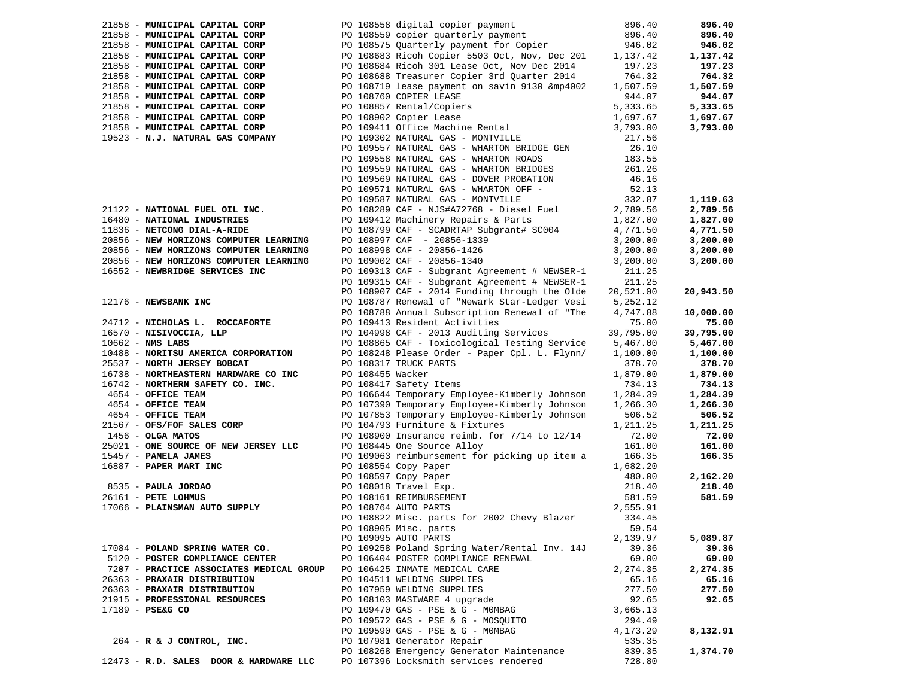| Vendor | PO / Description | Amount | Total |
|---|---|---|---|
| 21858 - **MUNICIPAL CAPITAL CORP** | PO 108558 digital copier payment | 896.40 | **896.40** |
| 21858 - **MUNICIPAL CAPITAL CORP** | PO 108559 copier quarterly payment | 896.40 | **896.40** |
| 21858 - **MUNICIPAL CAPITAL CORP** | PO 108575 Quarterly payment for Copier | 946.02 | **946.02** |
| 21858 - **MUNICIPAL CAPITAL CORP** | PO 108683 Ricoh Copier 5503 Oct, Nov, Dec 201 | 1,137.42 | **1,137.42** |
| 21858 - **MUNICIPAL CAPITAL CORP** | PO 108684 Ricoh 301 Lease Oct, Nov Dec 2014 | 197.23 | **197.23** |
| 21858 - **MUNICIPAL CAPITAL CORP** | PO 108688 Treasurer Copier 3rd Quarter 2014 | 764.32 | **764.32** |
| 21858 - **MUNICIPAL CAPITAL CORP** | PO 108719 lease payment on savin 9130 &mp4002 | 1,507.59 | **1,507.59** |
| 21858 - **MUNICIPAL CAPITAL CORP** | PO 108760 COPIER LEASE | 944.07 | **944.07** |
| 21858 - **MUNICIPAL CAPITAL CORP** | PO 108857 Rental/Copiers | 5,333.65 | **5,333.65** |
| 21858 - **MUNICIPAL CAPITAL CORP** | PO 108902 Copier Lease | 1,697.67 | **1,697.67** |
| 21858 - **MUNICIPAL CAPITAL CORP** | PO 109411 Office Machine Rental | 3,793.00 | **3,793.00** |
| 19523 - **N.J. NATURAL GAS COMPANY** | PO 109302 NATURAL GAS - MONTVILLE | 217.56 | |
| | PO 109557 NATURAL GAS - WHARTON BRIDGE GEN | 26.10 | |
| | PO 109558 NATURAL GAS - WHARTON ROADS | 183.55 | |
| | PO 109559 NATURAL GAS - WHARTON BRIDGES | 261.26 | |
| | PO 109569 NATURAL GAS - DOVER PROBATION | 46.16 | |
| | PO 109571 NATURAL GAS - WHARTON OFF - | 52.13 | |
| | PO 109587 NATURAL GAS - MONTVILLE | 332.87 | **1,119.63** |
| 21122 - **NATIONAL FUEL OIL INC.** | PO 108289 CAF - NJS#A72768 - Diesel Fuel | 2,789.56 | **2,789.56** |
| 16480 - **NATIONAL INDUSTRIES** | PO 109412 Machinery Repairs & Parts | 1,827.00 | **1,827.00** |
| 11836 - **NETCONG DIAL-A-RIDE** | PO 108799 CAF - SCADRTAP Subgrant# SC004 | 4,771.50 | **4,771.50** |
| 20856 - **NEW HORIZONS COMPUTER LEARNING** | PO 108997 CAF - 20856-1339 | 3,200.00 | **3,200.00** |
| 20856 - **NEW HORIZONS COMPUTER LEARNING** | PO 108998 CAF - 20856-1426 | 3,200.00 | **3,200.00** |
| 20856 - **NEW HORIZONS COMPUTER LEARNING** | PO 109002 CAF - 20856-1340 | 3,200.00 | **3,200.00** |
| 16552 - **NEWBRIDGE SERVICES INC** | PO 109313 CAF - Subgrant Agreement # NEWSER-1 | 211.25 | |
| | PO 109315 CAF - Subgrant Agreement # NEWSER-1 | 211.25 | |
| | PO 108907 CAF - 2014 Funding through the Olde | 20,521.00 | **20,943.50** |
| 12176 - **NEWSBANK INC** | PO 108787 Renewal of "Newark Star-Ledger Vesi | 5,252.12 | |
| | PO 108788 Annual Subscription Renewal of "The | 4,747.88 | **10,000.00** |
| 24712 - **NICHOLAS L. ROCCAFORTE** | PO 109413 Resident Activities | 75.00 | **75.00** |
| 16570 - **NISIVOCCIA, LLP** | PO 104998 CAF - 2013 Auditing Services | 39,795.00 | **39,795.00** |
| 10662 - **NMS LABS** | PO 108865 CAF - Toxicological Testing Service | 5,467.00 | **5,467.00** |
| 10488 - **NORITSU AMERICA CORPORATION** | PO 108248 Please Order - Paper Cpl. L. Flynn/ | 1,100.00 | **1,100.00** |
| 25537 - **NORTH JERSEY BOBCAT** | PO 108317 TRUCK PARTS | 378.70 | **378.70** |
| 16738 - **NORTHEASTERN HARDWARE CO INC** | PO 108455 Wacker | 1,879.00 | **1,879.00** |
| 16742 - **NORTHERN SAFETY CO. INC.** | PO 108417 Safety Items | 734.13 | **734.13** |
| 4654 - **OFFICE TEAM** | PO 106644 Temporary Employee-Kimberly Johnson | 1,284.39 | **1,284.39** |
| 4654 - **OFFICE TEAM** | PO 107390 Temporary Employee-Kimberly Johnson | 1,266.30 | **1,266.30** |
| 4654 - **OFFICE TEAM** | PO 107853 Temporary Employee-Kimberly Johnson | 506.52 | **506.52** |
| 21567 - **OFS/FOF SALES CORP** | PO 104793 Furniture & Fixtures | 1,211.25 | **1,211.25** |
| 1456 - **OLGA MATOS** | PO 108900 Insurance reimb. for 7/14 to 12/14 | 72.00 | **72.00** |
| 25021 - **ONE SOURCE OF NEW JERSEY LLC** | PO 108445 One Source Alloy | 161.00 | **161.00** |
| 15457 - **PAMELA JAMES** | PO 109063 reimbursement for picking up item a | 166.35 | **166.35** |
| 16887 - **PAPER MART INC** | PO 108554 Copy Paper | 1,682.20 | |
| | PO 108597 Copy Paper | 480.00 | **2,162.20** |
| 8535 - **PAULA JORDAO** | PO 108018 Travel Exp. | 218.40 | **218.40** |
| 26161 - **PETE LOHMUS** | PO 108161 REIMBURSEMENT | 581.59 | **581.59** |
| 17066 - **PLAINSMAN AUTO SUPPLY** | PO 108764 AUTO PARTS | 2,555.91 | |
| | PO 108822 Misc. parts for 2002 Chevy Blazer | 334.45 | |
| | PO 108905 Misc. parts | 59.54 | |
| | PO 109095 AUTO PARTS | 2,139.97 | **5,089.87** |
| 17084 - **POLAND SPRING WATER CO.** | PO 109258 Poland Spring Water/Rental Inv. 14J | 39.36 | **39.36** |
| 5120 - **POSTER COMPLIANCE CENTER** | PO 106404 POSTER COMPLIANCE RENEWAL | 69.00 | **69.00** |
| 7207 - **PRACTICE ASSOCIATES MEDICAL GROUP** | PO 106425 INMATE MEDICAL CARE | 2,274.35 | **2,274.35** |
| 26363 - **PRAXAIR DISTRIBUTION** | PO 104511 WELDING SUPPLIES | 65.16 | **65.16** |
| 26363 - **PRAXAIR DISTRIBUTION** | PO 107959 WELDING SUPPLIES | 277.50 | **277.50** |
| 21915 - **PROFESSIONAL RESOURCES** | PO 108103 MASIWARE 4 upgrade | 92.65 | **92.65** |
| 17189 - **PSE&G CO** | PO 109470 GAS - PSE & G - M0MBAG | 3,665.13 | |
| | PO 109572 GAS - PSE & G - MOSQUITO | 294.49 | |
| | PO 109590 GAS - PSE & G - M0MBAG | 4,173.29 | **8,132.91** |
| 264 - **R & J CONTROL, INC.** | PO 107981 Generator Repair | 535.35 | |
| | PO 108268 Emergency Generator Maintenance | 839.35 | **1,374.70** |
| 12473 - **R.D. SALES DOOR & HARDWARE LLC** | PO 107396 Locksmith services rendered | 728.80 | |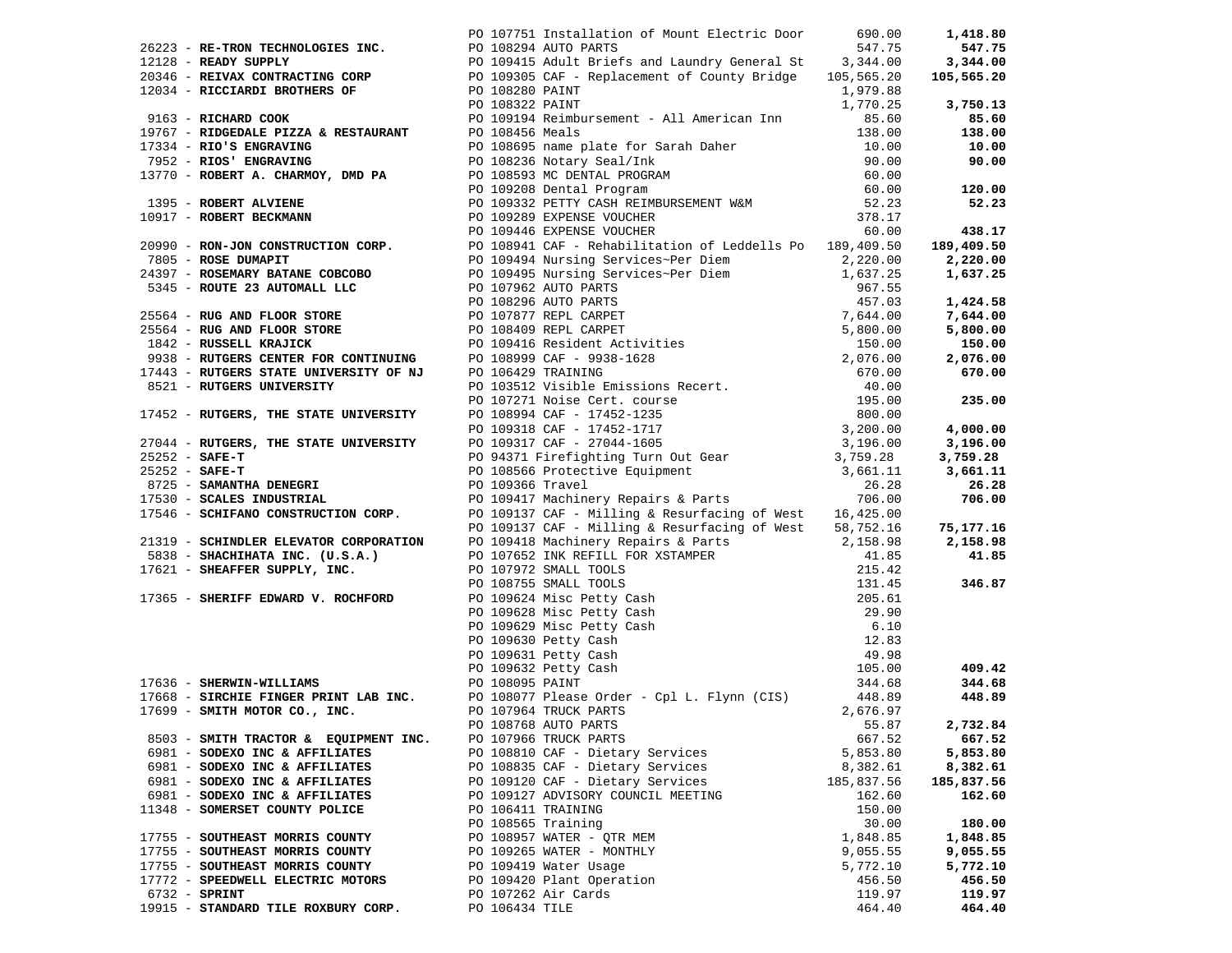| Vendor | PO / Description | Amount | Total |
|---|---|---|---|
| | PO 107751 Installation of Mount Electric Door | 690.00 | **1,418.80** |
| 26223 - **RE-TRON TECHNOLOGIES INC.** | PO 108294 AUTO PARTS | 547.75 | **547.75** |
| 12128 - **READY SUPPLY** | PO 109415 Adult Briefs and Laundry General St | 3,344.00 | **3,344.00** |
| 20346 - **REIVAX CONTRACTING CORP** | PO 109305 CAF - Replacement of County Bridge | 105,565.20 | **105,565.20** |
| 12034 - **RICCIARDI BROTHERS OF** | PO 108280 PAINT | 1,979.88 | |
| | PO 108322 PAINT | 1,770.25 | **3,750.13** |
| 9163 - **RICHARD COOK** | PO 109194 Reimbursement - All American Inn | 85.60 | **85.60** |
| 19767 - **RIDGEDALE PIZZA & RESTAURANT** | PO 108456 Meals | 138.00 | **138.00** |
| 17334 - **RIO'S ENGRAVING** | PO 108695 name plate for Sarah Daher | 10.00 | **10.00** |
| 7952 - **RIOS' ENGRAVING** | PO 108236 Notary Seal/Ink | 90.00 | **90.00** |
| 13770 - **ROBERT A. CHARMOY, DMD PA** | PO 108593 MC DENTAL PROGRAM | 60.00 | |
| | PO 109208 Dental Program | 60.00 | **120.00** |
| 1395 - **ROBERT ALVIENE** | PO 109332 PETTY CASH REIMBURSEMENT W&M | 52.23 | **52.23** |
| 10917 - **ROBERT BECKMANN** | PO 109289 EXPENSE VOUCHER | 378.17 | |
| | PO 109446 EXPENSE VOUCHER | 60.00 | **438.17** |
| 20990 - **RON-JON CONSTRUCTION CORP.** | PO 108941 CAF - Rehabilitation of Leddells Po | 189,409.50 | **189,409.50** |
| 7805 - **ROSE DUMAPIT** | PO 109494 Nursing Services~Per Diem | 2,220.00 | **2,220.00** |
| 24397 - **ROSEMARY BATANE COBCOBO** | PO 109495 Nursing Services~Per Diem | 1,637.25 | **1,637.25** |
| 5345 - **ROUTE 23 AUTOMALL LLC** | PO 107962 AUTO PARTS | 967.55 | |
| | PO 108296 AUTO PARTS | 457.03 | **1,424.58** |
| 25564 - **RUG AND FLOOR STORE** | PO 107877 REPL CARPET | 7,644.00 | **7,644.00** |
| 25564 - **RUG AND FLOOR STORE** | PO 108409 REPL CARPET | 5,800.00 | **5,800.00** |
| 1842 - **RUSSELL KRAJICK** | PO 109416 Resident Activities | 150.00 | **150.00** |
| 9938 - **RUTGERS CENTER FOR CONTINUING** | PO 108999 CAF - 9938-1628 | 2,076.00 | **2,076.00** |
| 17443 - **RUTGERS STATE UNIVERSITY OF NJ** | PO 106429 TRAINING | 670.00 | **670.00** |
| 8521 - **RUTGERS UNIVERSITY** | PO 103512 Visible Emissions Recert. | 40.00 | |
| | PO 107271 Noise Cert. course | 195.00 | **235.00** |
| 17452 - **RUTGERS, THE STATE UNIVERSITY** | PO 108994 CAF - 17452-1235 | 800.00 | |
| | PO 109318 CAF - 17452-1717 | 3,200.00 | **4,000.00** |
| 27044 - **RUTGERS, THE STATE UNIVERSITY** | PO 109317 CAF - 27044-1605 | 3,196.00 | **3,196.00** |
| 25252 - **SAFE-T** | PO 94371 Firefighting Turn Out Gear | 3,759.28 | **3,759.28** |
| 25252 - **SAFE-T** | PO 108566 Protective Equipment | 3,661.11 | **3,661.11** |
| 8725 - **SAMANTHA DENEGRI** | PO 109366 Travel | 26.28 | **26.28** |
| 17530 - **SCALES INDUSTRIAL** | PO 109417 Machinery Repairs & Parts | 706.00 | **706.00** |
| 17546 - **SCHIFANO CONSTRUCTION CORP.** | PO 109137 CAF - Milling & Resurfacing of West | 16,425.00 | |
| | PO 109137 CAF - Milling & Resurfacing of West | 58,752.16 | **75,177.16** |
| 21319 - **SCHINDLER ELEVATOR CORPORATION** | PO 109418 Machinery Repairs & Parts | 2,158.98 | **2,158.98** |
| 5838 - **SHACHIHATA INC. (U.S.A.)** | PO 107652 INK REFILL FOR XSTAMPER | 41.85 | **41.85** |
| 17621 - **SHEAFFER SUPPLY, INC.** | PO 107972 SMALL TOOLS | 215.42 | |
| | PO 108755 SMALL TOOLS | 131.45 | **346.87** |
| 17365 - **SHERIFF EDWARD V. ROCHFORD** | PO 109624 Misc Petty Cash | 205.61 | |
| | PO 109628 Misc Petty Cash | 29.90 | |
| | PO 109629 Misc Petty Cash | 6.10 | |
| | PO 109630 Petty Cash | 12.83 | |
| | PO 109631 Petty Cash | 49.98 | |
| | PO 109632 Petty Cash | 105.00 | **409.42** |
| 17636 - **SHERWIN-WILLIAMS** | PO 108095 PAINT | 344.68 | **344.68** |
| 17668 - **SIRCHIE FINGER PRINT LAB INC.** | PO 108077 Please Order - Cpl L. Flynn (CIS) | 448.89 | **448.89** |
| 17699 - **SMITH MOTOR CO., INC.** | PO 107964 TRUCK PARTS | 2,676.97 | |
| | PO 108768 AUTO PARTS | 55.87 | **2,732.84** |
| 8503 - **SMITH TRACTOR & EQUIPMENT INC.** | PO 107966 TRUCK PARTS | 667.52 | **667.52** |
| 6981 - **SODEXO INC & AFFILIATES** | PO 108810 CAF - Dietary Services | 5,853.80 | **5,853.80** |
| 6981 - **SODEXO INC & AFFILIATES** | PO 108835 CAF - Dietary Services | 8,382.61 | **8,382.61** |
| 6981 - **SODEXO INC & AFFILIATES** | PO 109120 CAF - Dietary Services | 185,837.56 | **185,837.56** |
| 6981 - **SODEXO INC & AFFILIATES** | PO 109127 ADVISORY COUNCIL MEETING | 162.60 | **162.60** |
| 11348 - **SOMERSET COUNTY POLICE** | PO 106411 TRAINING | 150.00 | |
| | PO 108565 Training | 30.00 | **180.00** |
| 17755 - **SOUTHEAST MORRIS COUNTY** | PO 108957 WATER - QTR MEM | 1,848.85 | **1,848.85** |
| 17755 - **SOUTHEAST MORRIS COUNTY** | PO 109265 WATER - MONTHLY | 9,055.55 | **9,055.55** |
| 17755 - **SOUTHEAST MORRIS COUNTY** | PO 109419 Water Usage | 5,772.10 | **5,772.10** |
| 17772 - **SPEEDWELL ELECTRIC MOTORS** | PO 109420 Plant Operation | 456.50 | **456.50** |
| 6732 - **SPRINT** | PO 107262 Air Cards | 119.97 | **119.97** |
| 19915 - **STANDARD TILE ROXBURY CORP.** | PO 106434 TILE | 464.40 | **464.40** |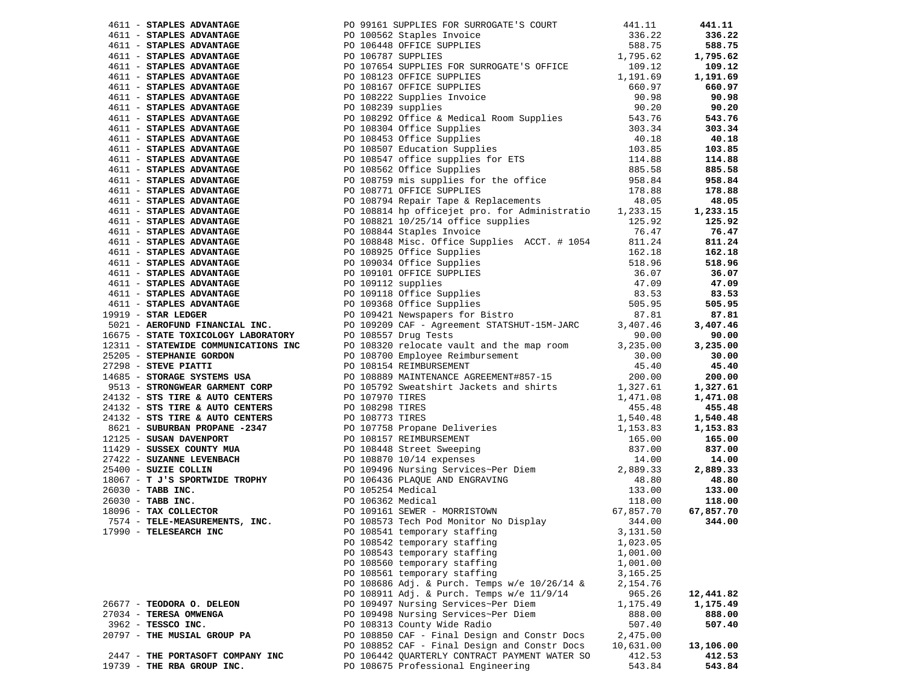| Vendor | Description | Amount | Total |
|---|---|---|---|
| 4611 - **STAPLES ADVANTAGE** | PO 99161 SUPPLIES FOR SURROGATE'S COURT | 441.11 | **441.11** |
| 4611 - **STAPLES ADVANTAGE** | PO 100562 Staples Invoice | 336.22 | **336.22** |
| 4611 - **STAPLES ADVANTAGE** | PO 106448 OFFICE SUPPLIES | 588.75 | **588.75** |
| 4611 - **STAPLES ADVANTAGE** | PO 106787 SUPPLIES | 1,795.62 | **1,795.62** |
| 4611 - **STAPLES ADVANTAGE** | PO 107654 SUPPLIES FOR SURROGATE'S OFFICE | 109.12 | **109.12** |
| 4611 - **STAPLES ADVANTAGE** | PO 108123 OFFICE SUPPLIES | 1,191.69 | **1,191.69** |
| 4611 - **STAPLES ADVANTAGE** | PO 108167 OFFICE SUPPLIES | 660.97 | **660.97** |
| 4611 - **STAPLES ADVANTAGE** | PO 108222 Supplies Invoice | 90.98 | **90.98** |
| 4611 - **STAPLES ADVANTAGE** | PO 108239 supplies | 90.20 | **90.20** |
| 4611 - **STAPLES ADVANTAGE** | PO 108292 Office & Medical Room Supplies | 543.76 | **543.76** |
| 4611 - **STAPLES ADVANTAGE** | PO 108304 Office Supplies | 303.34 | **303.34** |
| 4611 - **STAPLES ADVANTAGE** | PO 108453 Office Supplies | 40.18 | **40.18** |
| 4611 - **STAPLES ADVANTAGE** | PO 108507 Education Supplies | 103.85 | **103.85** |
| 4611 - **STAPLES ADVANTAGE** | PO 108547 office supplies for ETS | 114.88 | **114.88** |
| 4611 - **STAPLES ADVANTAGE** | PO 108562 Office Supplies | 885.58 | **885.58** |
| 4611 - **STAPLES ADVANTAGE** | PO 108759 mis supplies for the office | 958.84 | **958.84** |
| 4611 - **STAPLES ADVANTAGE** | PO 108771 OFFICE SUPPLIES | 178.88 | **178.88** |
| 4611 - **STAPLES ADVANTAGE** | PO 108794 Repair Tape & Replacements | 48.05 | **48.05** |
| 4611 - **STAPLES ADVANTAGE** | PO 108814 hp officejet pro. for Administratio | 1,233.15 | **1,233.15** |
| 4611 - **STAPLES ADVANTAGE** | PO 108821 10/25/14 office supplies | 125.92 | **125.92** |
| 4611 - **STAPLES ADVANTAGE** | PO 108844 Staples Invoice | 76.47 | **76.47** |
| 4611 - **STAPLES ADVANTAGE** | PO 108848 Misc. Office Supplies ACCT. # 1054 | 811.24 | **811.24** |
| 4611 - **STAPLES ADVANTAGE** | PO 108925 Office Supplies | 162.18 | **162.18** |
| 4611 - **STAPLES ADVANTAGE** | PO 109034 Office Supplies | 518.96 | **518.96** |
| 4611 - **STAPLES ADVANTAGE** | PO 109101 OFFICE SUPPLIES | 36.07 | **36.07** |
| 4611 - **STAPLES ADVANTAGE** | PO 109112 supplies | 47.09 | **47.09** |
| 4611 - **STAPLES ADVANTAGE** | PO 109118 Office Supplies | 83.53 | **83.53** |
| 4611 - **STAPLES ADVANTAGE** | PO 109368 Office Supplies | 505.95 | **505.95** |
| 19919 - **STAR LEDGER** | PO 109421 Newspapers for Bistro | 87.81 | **87.81** |
| 5021 - **AEROFUND FINANCIAL INC.** | PO 109209 CAF - Agreement STATSHUT-15M-JARC | 3,407.46 | **3,407.46** |
| 16675 - **STATE TOXICOLOGY LABORATORY** | PO 108557 Drug Tests | 90.00 | **90.00** |
| 12311 - **STATEWIDE COMMUNICATIONS INC** | PO 108320 relocate vault and the map room | 3,235.00 | **3,235.00** |
| 25205 - **STEPHANIE GORDON** | PO 108700 Employee Reimbursement | 30.00 | **30.00** |
| 27298 - **STEVE PIATTI** | PO 108154 REIMBURSEMENT | 45.40 | **45.40** |
| 14685 - **STORAGE SYSTEMS USA** | PO 108889 MAINTENANCE AGREEMENT#857-15 | 200.00 | **200.00** |
| 9513 - **STRONGWEAR GARMENT CORP** | PO 105792 Sweatshirt Jackets and shirts | 1,327.61 | **1,327.61** |
| 24132 - **STS TIRE & AUTO CENTERS** | PO 107970 TIRES | 1,471.08 | **1,471.08** |
| 24132 - **STS TIRE & AUTO CENTERS** | PO 108298 TIRES | 455.48 | **455.48** |
| 24132 - **STS TIRE & AUTO CENTERS** | PO 108773 TIRES | 1,540.48 | **1,540.48** |
| 8621 - **SUBURBAN PROPANE -2347** | PO 107758 Propane Deliveries | 1,153.83 | **1,153.83** |
| 12125 - **SUSAN DAVENPORT** | PO 108157 REIMBURSEMENT | 165.00 | **165.00** |
| 11429 - **SUSSEX COUNTY MUA** | PO 108448 Street Sweeping | 837.00 | **837.00** |
| 27422 - **SUZANNE LEVENBACH** | PO 108870 10/14 expenses | 14.00 | **14.00** |
| 25400 - **SUZIE COLLIN** | PO 109496 Nursing Services~Per Diem | 2,889.33 | **2,889.33** |
| 18067 - **T J'S SPORTWIDE TROPHY** | PO 106436 PLAQUE AND ENGRAVING | 48.80 | **48.80** |
| 26030 - **TABB INC.** | PO 105254 Medical | 133.00 | **133.00** |
| 26030 - **TABB INC.** | PO 106362 Medical | 118.00 | **118.00** |
| 18096 - **TAX COLLECTOR** | PO 109161 SEWER - MORRISTOWN | 67,857.70 | **67,857.70** |
| 7574 - **TELE-MEASUREMENTS, INC.** | PO 108573 Tech Pod Monitor No Display | 344.00 | **344.00** |
| 17990 - **TELESEARCH INC** | PO 108541 temporary staffing | 3,131.50 | |
| | PO 108542 temporary staffing | 1,023.05 | |
| | PO 108543 temporary staffing | 1,001.00 | |
| | PO 108560 temporary staffing | 1,001.00 | |
| | PO 108561 temporary staffing | 3,165.25 | |
| | PO 108686 Adj. & Purch. Temps w/e 10/26/14 & | 2,154.76 | |
| | PO 108911 Adj. & Purch. Temps w/e 11/9/14 | 965.26 | **12,441.82** |
| 26677 - **TEODORA O. DELEON** | PO 109497 Nursing Services~Per Diem | 1,175.49 | **1,175.49** |
| 27034 - **TERESA OMWENGA** | PO 109498 Nursing Services~Per Diem | 888.00 | **888.00** |
| 3962 - **TESSCO INC.** | PO 108313 County Wide Radio | 507.40 | **507.40** |
| 20797 - **THE MUSIAL GROUP PA** | PO 108850 CAF - Final Design and Constr Docs | 2,475.00 | |
| | PO 108852 CAF - Final Design and Constr Docs | 10,631.00 | **13,106.00** |
| 2447 - **THE PORTASOFT COMPANY INC** | PO 106442 QUARTERLY CONTRACT PAYMENT WATER SO | 412.53 | **412.53** |
| 19739 - **THE RBA GROUP INC.** | PO 108675 Professional Engineering | 543.84 | **543.84** |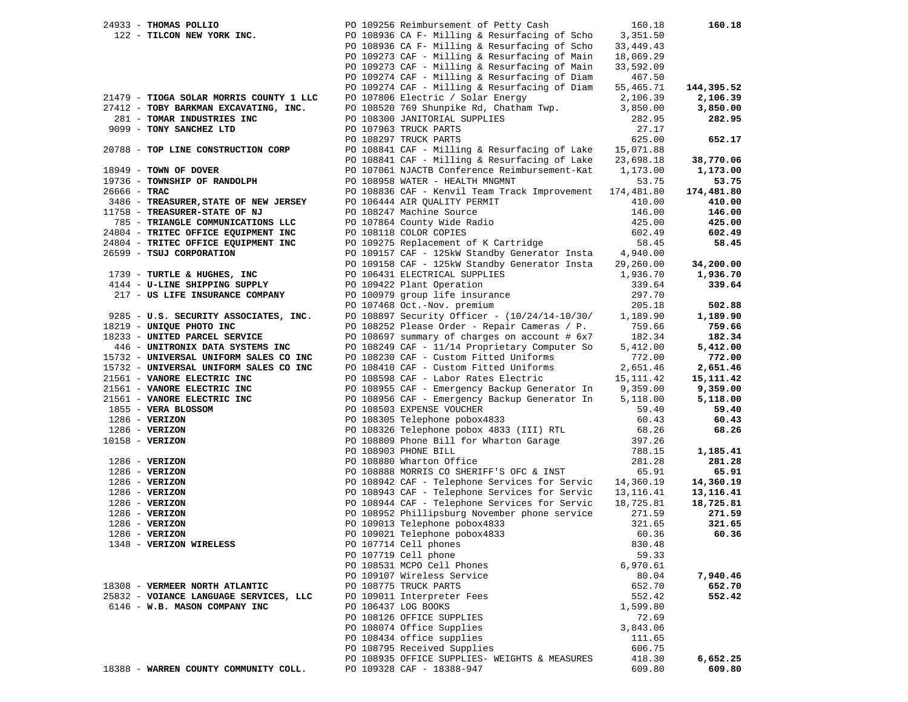| Vendor | PO / Description | Amount | Total |
|---|---|---|---|
| 24933 - **THOMAS POLLIO** | PO 109256 Reimbursement of Petty Cash | 160.18 | **160.18** |
| 122 - **TILCON NEW YORK INC.** | PO 108936 CA F- Milling & Resurfacing of Scho | 3,351.50 | |
| | PO 108936 CA F- Milling & Resurfacing of Scho | 33,449.43 | |
| | PO 109273 CAF - Milling & Resurfacing of Main | 18,069.29 | |
| | PO 109273 CAF - Milling & Resurfacing of Main | 33,592.09 | |
| | PO 109274 CAF - Milling & Resurfacing of Diam | 467.50 | |
| | PO 109274 CAF - Milling & Resurfacing of Diam | 55,465.71 | **144,395.52** |
| 21479 - **TIOGA SOLAR MORRIS COUNTY 1 LLC** | PO 107806 Electric / Solar Energy | 2,106.39 | **2,106.39** |
| 27412 - **TOBY BARKMAN EXCAVATING, INC.** | PO 108520 769 Shunpike Rd, Chatham Twp. | 3,850.00 | **3,850.00** |
| 281 - **TOMAR INDUSTRIES INC** | PO 108300 JANITORIAL SUPPLIES | 282.95 | **282.95** |
| 9099 - **TONY SANCHEZ LTD** | PO 107963 TRUCK PARTS | 27.17 | |
| | PO 108297 TRUCK PARTS | 625.00 | **652.17** |
| 20788 - **TOP LINE CONSTRUCTION CORP** | PO 108841 CAF - Milling & Resurfacing of Lake | 15,071.88 | |
| | PO 108841 CAF - Milling & Resurfacing of Lake | 23,698.18 | **38,770.06** |
| 18949 - **TOWN OF DOVER** | PO 107061 NJACTB Conference Reimbursement-Kat | 1,173.00 | **1,173.00** |
| 19736 - **TOWNSHIP OF RANDOLPH** | PO 108958 WATER - HEALTH MNGMNT | 53.75 | **53.75** |
| 26666 - **TRAC** | PO 108836 CAF - Kenvil Team Track Improvement | 174,481.80 | **174,481.80** |
| 3486 - **TREASURER,STATE OF NEW JERSEY** | PO 106444 AIR QUALITY PERMIT | 410.00 | **410.00** |
| 11758 - **TREASURER-STATE OF NJ** | PO 108247 Machine Source | 146.00 | **146.00** |
| 785 - **TRIANGLE COMMUNICATIONS LLC** | PO 107864 County Wide Radio | 425.00 | **425.00** |
| 24804 - **TRITEC OFFICE EQUIPMENT INC** | PO 108118 COLOR COPIES | 602.49 | **602.49** |
| 24804 - **TRITEC OFFICE EQUIPMENT INC** | PO 109275 Replacement of K Cartridge | 58.45 | **58.45** |
| 26599 - **TSUJ CORPORATION** | PO 109157 CAF - 125kW Standby Generator Insta | 4,940.00 | |
| | PO 109158 CAF - 125kW Standby Generator Insta | 29,260.00 | **34,200.00** |
| 1739 - **TURTLE & HUGHES, INC** | PO 106431 ELECTRICAL SUPPLIES | 1,936.70 | **1,936.70** |
| 4144 - **U-LINE SHIPPING SUPPLY** | PO 109422 Plant Operation | 339.64 | **339.64** |
| 217 - **US LIFE INSURANCE COMPANY** | PO 100979 group life insurance | 297.70 | |
| | PO 107468 Oct.-Nov. premium | 205.18 | **502.88** |
| 9285 - **U.S. SECURITY ASSOCIATES, INC.** | PO 108897 Security Officer - (10/24/14-10/30/ | 1,189.90 | **1,189.90** |
| 18219 - **UNIQUE PHOTO INC** | PO 108252 Please Order - Repair Cameras / P. | 759.66 | **759.66** |
| 18233 - **UNITED PARCEL SERVICE** | PO 108697 summary of charges on account # 6x7 | 182.34 | **182.34** |
| 446 - **UNITRONIX DATA SYSTEMS INC** | PO 108249 CAF - 11/14 Proprietary Computer So | 5,412.00 | **5,412.00** |
| 15732 - **UNIVERSAL UNIFORM SALES CO INC** | PO 108230 CAF - Custom Fitted Uniforms | 772.00 | **772.00** |
| 15732 - **UNIVERSAL UNIFORM SALES CO INC** | PO 108410 CAF - Custom Fitted Uniforms | 2,651.46 | **2,651.46** |
| 21561 - **VANORE ELECTRIC INC** | PO 108598 CAF - Labor Rates Electric | 15,111.42 | **15,111.42** |
| 21561 - **VANORE ELECTRIC INC** | PO 108955 CAF - Emergency Backup Generator In | 9,359.00 | **9,359.00** |
| 21561 - **VANORE ELECTRIC INC** | PO 108956 CAF - Emergency Backup Generator In | 5,118.00 | **5,118.00** |
| 1855 - **VERA BLOSSOM** | PO 108503 EXPENSE VOUCHER | 59.40 | **59.40** |
| 1286 - **VERIZON** | PO 108305 Telephone pobox4833 | 60.43 | **60.43** |
| 1286 - **VERIZON** | PO 108326 Telephone pobox 4833 (III) RTL | 68.26 | **68.26** |
| 10158 - **VERIZON** | PO 108809 Phone Bill for Wharton Garage | 397.26 | |
| | PO 108903 PHONE BILL | 788.15 | **1,185.41** |
| 1286 - **VERIZON** | PO 108880 Wharton Office | 281.28 | **281.28** |
| 1286 - **VERIZON** | PO 108888 MORRIS CO SHERIFF'S OFC & INST | 65.91 | **65.91** |
| 1286 - **VERIZON** | PO 108942 CAF - Telephone Services for Servic | 14,360.19 | **14,360.19** |
| 1286 - **VERIZON** | PO 108943 CAF - Telephone Services for Servic | 13,116.41 | **13,116.41** |
| 1286 - **VERIZON** | PO 108944 CAF - Telephone Services for Servic | 18,725.81 | **18,725.81** |
| 1286 - **VERIZON** | PO 108952 Phillipsburg November phone service | 271.59 | **271.59** |
| 1286 - **VERIZON** | PO 109013 Telephone pobox4833 | 321.65 | **321.65** |
| 1286 - **VERIZON** | PO 109021 Telephone pobox4833 | 60.36 | **60.36** |
| 1348 - **VERIZON WIRELESS** | PO 107714 Cell phones | 830.48 | |
| | PO 107719 Cell phone | 59.33 | |
| | PO 108531 MCPO Cell Phones | 6,970.61 | |
| | PO 109107 Wireless Service | 80.04 | **7,940.46** |
| 18308 - **VERMEER NORTH ATLANTIC** | PO 108775 TRUCK PARTS | 652.70 | **652.70** |
| 25832 - **VOIANCE LANGUAGE SERVICES, LLC** | PO 109011 Interpreter Fees | 552.42 | **552.42** |
| 6146 - **W.B. MASON COMPANY INC** | PO 106437 LOG BOOKS | 1,599.80 | |
| | PO 108126 OFFICE SUPPLIES | 72.69 | |
| | PO 108074 Office Supplies | 3,843.06 | |
| | PO 108434 office supplies | 111.65 | |
| | PO 108795 Received Supplies | 606.75 | |
| | PO 108935 OFFICE SUPPLIES- WEIGHTS & MEASURES | 418.30 | **6,652.25** |
| 18388 - **WARREN COUNTY COMMUNITY COLL.** | PO 109328 CAF - 18388-947 | 609.80 | **609.80** |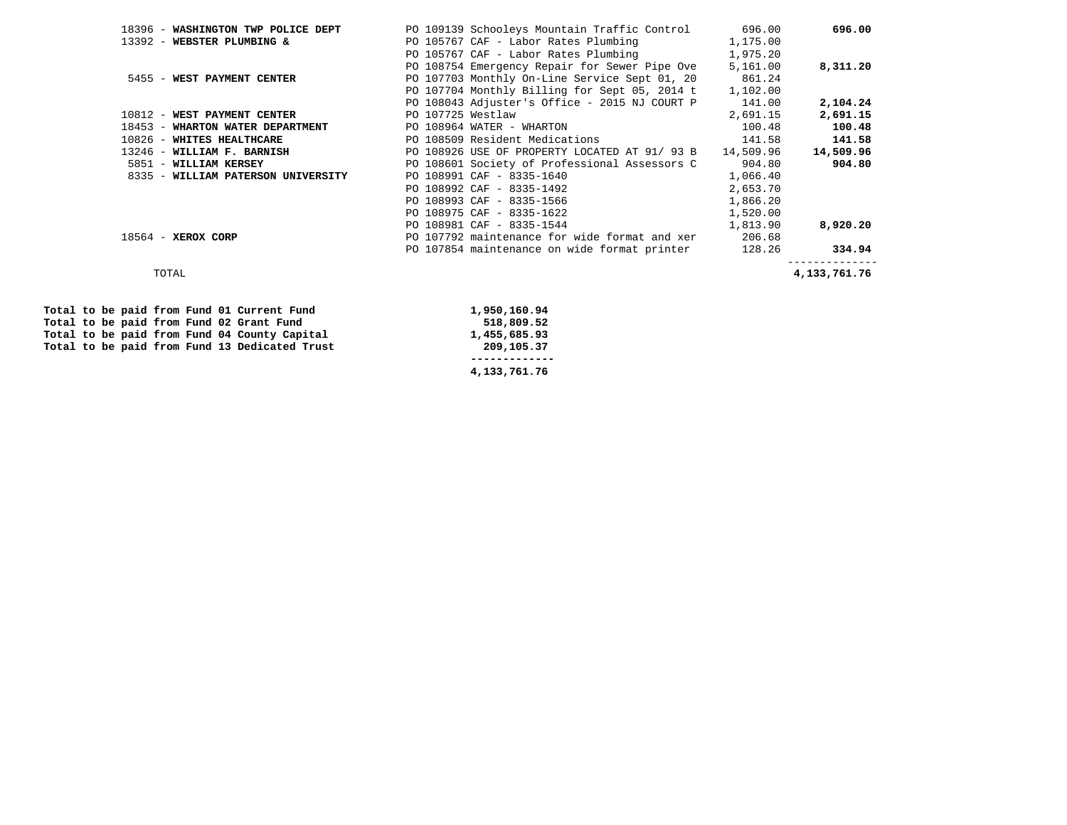| Vendor | Description | Amount | Total |
|---|---|---|---|
| 18396 - **WASHINGTON TWP POLICE DEPT** | PO 109139 Schooleys Mountain Traffic Control | 696.00 | **696.00** |
| 13392 - **WEBSTER PLUMBING &** | PO 105767 CAF - Labor Rates Plumbing | 1,175.00 | |
| | PO 105767 CAF - Labor Rates Plumbing | 1,975.20 | |
| | PO 108754 Emergency Repair for Sewer Pipe Ove | 5,161.00 | **8,311.20** |
| 5455 - **WEST PAYMENT CENTER** | PO 107703 Monthly On-Line Service Sept 01, 20 | 861.24 | |
| | PO 107704 Monthly Billing for Sept 05, 2014 t | 1,102.00 | |
| | PO 108043 Adjuster's Office - 2015 NJ COURT P | 141.00 | **2,104.24** |
| 10812 - **WEST PAYMENT CENTER** | PO 107725 Westlaw | 2,691.15 | **2,691.15** |
| 18453 - **WHARTON WATER DEPARTMENT** | PO 108964 WATER - WHARTON | 100.48 | **100.48** |
| 10826 - **WHITES HEALTHCARE** | PO 108509 Resident Medications | 141.58 | **141.58** |
| 13246 - **WILLIAM F. BARNISH** | PO 108926 USE OF PROPERTY LOCATED AT 91/ 93 B | 14,509.96 | **14,509.96** |
| 5851 - **WILLIAM KERSEY** | PO 108601 Society of Professional Assessors C | 904.80 | **904.80** |
| 8335 - **WILLIAM PATERSON UNIVERSITY** | PO 108991 CAF - 8335-1640 | 1,066.40 | |
| | PO 108992 CAF - 8335-1492 | 2,653.70 | |
| | PO 108993 CAF - 8335-1566 | 1,866.20 | |
| | PO 108975 CAF - 8335-1622 | 1,520.00 | |
| | PO 108981 CAF - 8335-1544 | 1,813.90 | **8,920.20** |
| 18564 - **XEROX CORP** | PO 107792 maintenance for wide format and xer | 206.68 | |
| | PO 107854 maintenance on wide format printer | 128.26 | **334.94** |
| TOTAL | | | **4,133,761.76** |

| | |
|---|---|
| **Total to be paid from Fund 01 Current Fund** | **1,950,160.94** |
| **Total to be paid from Fund 02 Grant Fund** | **518,809.52** |
| **Total to be paid from Fund 04 County Capital** | **1,455,685.93** |
| **Total to be paid from Fund 13 Dedicated Trust** | **209,105.37** |
| | **4,133,761.76** |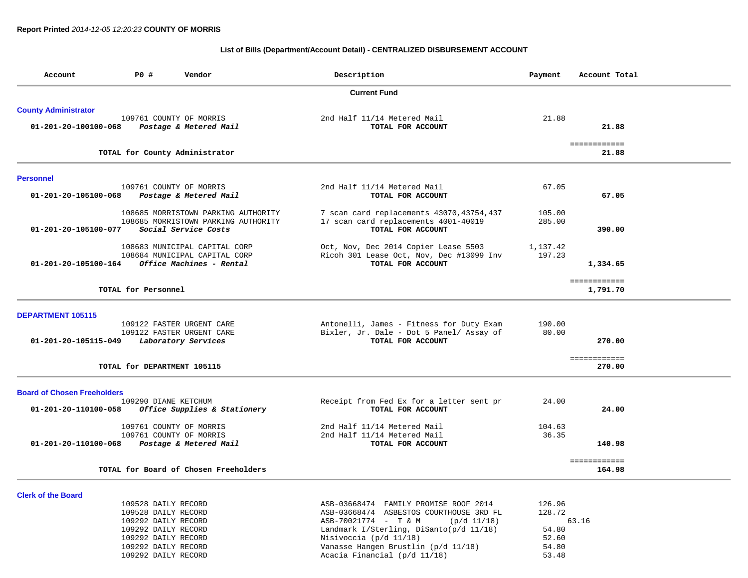**Report Printed** *2014-12-05 12:20:23* **COUNTY OF MORRIS**

**List of Bills (Department/Account Detail) - CENTRALIZED DISBURSEMENT ACCOUNT**

| Account | PO # | Vendor | Description | Payment | Account Total |
|---|---|---|---|---|---|
| | | | **Current Fund** | | |
| **County Administrator** | | | | | |
| | 109761 | COUNTY OF MORRIS | 2nd Half 11/14 Metered Mail | 21.88 | |
| 01-201-20-100100-068 | | *Postage & Metered Mail* | **TOTAL FOR ACCOUNT** | | 21.88 |
| | | | | | ============ |
| | | TOTAL for County Administrator | | | 21.88 |
| **Personnel** | | | | | |
| | 109761 | COUNTY OF MORRIS | 2nd Half 11/14 Metered Mail | 67.05 | |
| 01-201-20-105100-068 | | *Postage & Metered Mail* | **TOTAL FOR ACCOUNT** | | 67.05 |
| | 108685 | MORRISTOWN PARKING AUTHORITY | 7 scan card replacements 43070,43754,437 | 105.00 | |
| | 108685 | MORRISTOWN PARKING AUTHORITY | 17 scan card replacements 4001-40019 | 285.00 | |
| 01-201-20-105100-077 | | *Social Service Costs* | **TOTAL FOR ACCOUNT** | | 390.00 |
| | 108683 | MUNICIPAL CAPITAL CORP | Oct, Nov, Dec 2014 Copier Lease 5503 | 1,137.42 | |
| | 108684 | MUNICIPAL CAPITAL CORP | Ricoh 301 Lease Oct, Nov, Dec #13099 Inv | 197.23 | |
| 01-201-20-105100-164 | | *Office Machines - Rental* | **TOTAL FOR ACCOUNT** | | 1,334.65 |
| | | | | | ============ |
| | | TOTAL for Personnel | | | 1,791.70 |
| **DEPARTMENT 105115** | | | | | |
| | 109122 | FASTER URGENT CARE | Antonelli, James - Fitness for Duty Exam | 190.00 | |
| | 109122 | FASTER URGENT CARE | Bixler, Jr. Dale - Dot 5 Panel/ Assay of | 80.00 | |
| 01-201-20-105115-049 | | *Laboratory Services* | **TOTAL FOR ACCOUNT** | | 270.00 |
| | | | | | ============ |
| | | TOTAL for DEPARTMENT 105115 | | | 270.00 |
| **Board of Chosen Freeholders** | | | | | |
| | 109290 | DIANE KETCHUM | Receipt from Fed Ex for a letter sent pr | 24.00 | |
| 01-201-20-110100-058 | | *Office Supplies & Stationery* | **TOTAL FOR ACCOUNT** | | 24.00 |
| | 109761 | COUNTY OF MORRIS | 2nd Half 11/14 Metered Mail | 104.63 | |
| | 109761 | COUNTY OF MORRIS | 2nd Half 11/14 Metered Mail | 36.35 | |
| 01-201-20-110100-068 | | *Postage & Metered Mail* | **TOTAL FOR ACCOUNT** | | 140.98 |
| | | | | | ============ |
| | | TOTAL for Board of Chosen Freeholders | | | 164.98 |
| **Clerk of the Board** | | | | | |
| | 109528 | DAILY RECORD | ASB-03668474 FAMILY PROMISE ROOF 2014 | 126.96 | |
| | 109528 | DAILY RECORD | ASB-03668474 ASBESTOS COURTHOUSE 3RD FL | 128.72 | |
| | 109292 | DAILY RECORD | ASB-70021774 - T & M (p/d 11/18) | 63.16 | |
| | 109292 | DAILY RECORD | Landmark I/Sterling, DiSanto(p/d 11/18) | 54.80 | |
| | 109292 | DAILY RECORD | Nisivoccia (p/d 11/18) | 52.60 | |
| | 109292 | DAILY RECORD | Vanasse Hangen Brustlin (p/d 11/18) | 54.80 | |
| | 109292 | DAILY RECORD | Acacia Financial (p/d 11/18) | 53.48 | |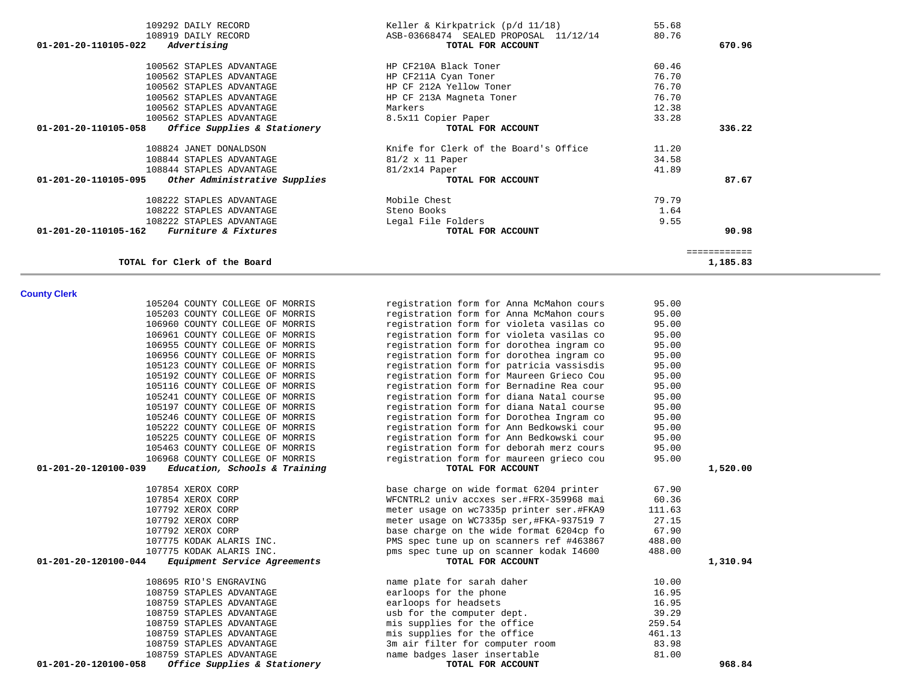| Account | Vendor | Description | Amount | Total |
|---|---|---|---|---|
| | 109292 DAILY RECORD | Keller & Kirkpatrick (p/d 11/18) | 55.68 | |
| | 108919 DAILY RECORD | ASB-03668474 SEALED PROPOSAL 11/12/14 | 80.76 | |
| **01-201-20-110105-022** | ***Advertising*** | **TOTAL FOR ACCOUNT** | | **670.96** |
| | 100562 STAPLES ADVANTAGE | HP CF210A Black Toner | 60.46 | |
| | 100562 STAPLES ADVANTAGE | HP CF211A Cyan Toner | 76.70 | |
| | 100562 STAPLES ADVANTAGE | HP CF 212A Yellow Toner | 76.70 | |
| | 100562 STAPLES ADVANTAGE | HP CF 213A Magneta Toner | 76.70 | |
| | 100562 STAPLES ADVANTAGE | Markers | 12.38 | |
| | 100562 STAPLES ADVANTAGE | 8.5x11 Copier Paper | 33.28 | |
| **01-201-20-110105-058** | ***Office Supplies & Stationery*** | **TOTAL FOR ACCOUNT** | | **336.22** |
| | 108824 JANET DONALDSON | Knife for Clerk of the Board's Office | 11.20 | |
| | 108844 STAPLES ADVANTAGE | 81/2 x 11 Paper | 34.58 | |
| | 108844 STAPLES ADVANTAGE | 81/2x14 Paper | 41.89 | |
| **01-201-20-110105-095** | ***Other Administrative Supplies*** | **TOTAL FOR ACCOUNT** | | **87.67** |
| | 108222 STAPLES ADVANTAGE | Mobile Chest | 79.79 | |
| | 108222 STAPLES ADVANTAGE | Steno Books | 1.64 | |
| | 108222 STAPLES ADVANTAGE | Legal File Folders | 9.55 | |
| **01-201-20-110105-162** | ***Furniture & Fixtures*** | **TOTAL FOR ACCOUNT** | | **90.98** |
| | | | | ============ |
| | **TOTAL for Clerk of the Board** | | | **1,185.83** |

**County Clerk**

| Account | Vendor | Description | Amount | Total |
|---|---|---|---|---|
| | 105204 COUNTY COLLEGE OF MORRIS | registration form for Anna McMahon cours | 95.00 | |
| | 105203 COUNTY COLLEGE OF MORRIS | registration form for Anna McMahon cours | 95.00 | |
| | 106960 COUNTY COLLEGE OF MORRIS | registration form for violeta vasilas co | 95.00 | |
| | 106961 COUNTY COLLEGE OF MORRIS | registration form for violeta vasilas co | 95.00 | |
| | 106955 COUNTY COLLEGE OF MORRIS | registration form for dorothea ingram co | 95.00 | |
| | 106956 COUNTY COLLEGE OF MORRIS | registration form for dorothea ingram co | 95.00 | |
| | 105123 COUNTY COLLEGE OF MORRIS | registration form for patricia vassisdis | 95.00 | |
| | 105192 COUNTY COLLEGE OF MORRIS | registration form for Maureen Grieco Cou | 95.00 | |
| | 105116 COUNTY COLLEGE OF MORRIS | registration form for Bernadine Rea cour | 95.00 | |
| | 105241 COUNTY COLLEGE OF MORRIS | registration form for diana Natal course | 95.00 | |
| | 105197 COUNTY COLLEGE OF MORRIS | registration form for diana Natal course | 95.00 | |
| | 105246 COUNTY COLLEGE OF MORRIS | registration form for Dorothea Ingram co | 95.00 | |
| | 105222 COUNTY COLLEGE OF MORRIS | registration form for Ann Bedkowski cour | 95.00 | |
| | 105225 COUNTY COLLEGE OF MORRIS | registration form for Ann Bedkowski cour | 95.00 | |
| | 105463 COUNTY COLLEGE OF MORRIS | registration form for deborah merz cours | 95.00 | |
| | 106968 COUNTY COLLEGE OF MORRIS | registration form for maureen grieco cou | 95.00 | |
| **01-201-20-120100-039** | ***Education, Schools & Training*** | **TOTAL FOR ACCOUNT** | | **1,520.00** |
| | 107854 XEROX CORP | base charge on wide format 6204 printer | 67.90 | |
| | 107854 XEROX CORP | WFCNTRL2 univ accxes ser.#FRX-359968 mai | 60.36 | |
| | 107792 XEROX CORP | meter usage on wc7335p printer ser.#FKA9 | 111.63 | |
| | 107792 XEROX CORP | meter usage on WC7335p ser,#FKA-937519 7 | 27.15 | |
| | 107792 XEROX CORP | base charge on the wide format 6204cp fo | 67.90 | |
| | 107775 KODAK ALARIS INC. | PMS spec tune up on scanners ref #463867 | 488.00 | |
| | 107775 KODAK ALARIS INC. | pms spec tune up on scanner kodak I4600 | 488.00 | |
| **01-201-20-120100-044** | ***Equipment Service Agreements*** | **TOTAL FOR ACCOUNT** | | **1,310.94** |
| | 108695 RIO'S ENGRAVING | name plate for sarah daher | 10.00 | |
| | 108759 STAPLES ADVANTAGE | earloops for the phone | 16.95 | |
| | 108759 STAPLES ADVANTAGE | earloops for headsets | 16.95 | |
| | 108759 STAPLES ADVANTAGE | usb for the computer dept. | 39.29 | |
| | 108759 STAPLES ADVANTAGE | mis supplies for the office | 259.54 | |
| | 108759 STAPLES ADVANTAGE | mis supplies for the office | 461.13 | |
| | 108759 STAPLES ADVANTAGE | 3m air filter for computer room | 83.98 | |
| | 108759 STAPLES ADVANTAGE | name badges laser insertable | 81.00 | |
| **01-201-20-120100-058** | ***Office Supplies & Stationery*** | **TOTAL FOR ACCOUNT** | | **968.84** |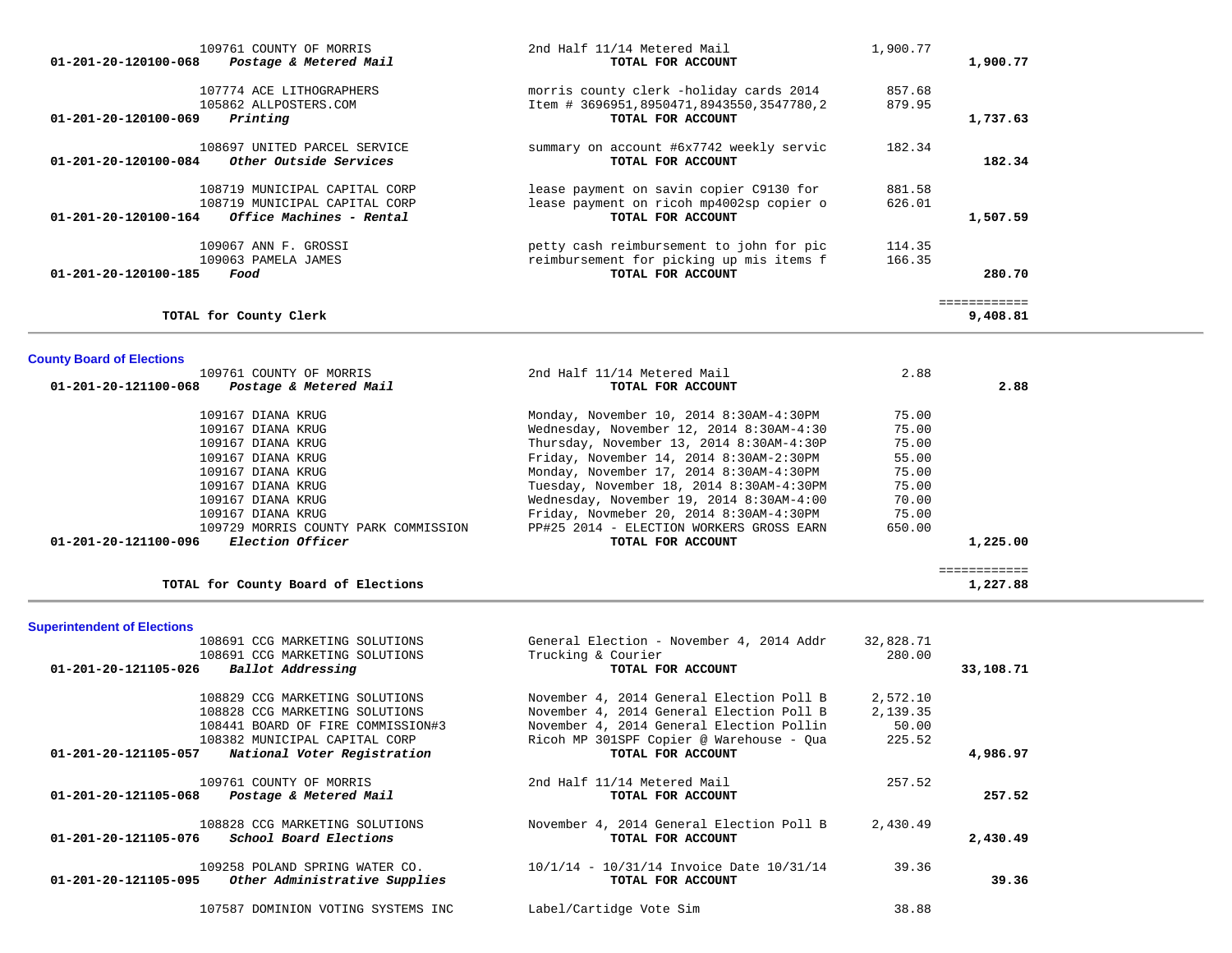| Account | Vendor | Description | Amount | Total |
|---|---|---|---|---|
| | 109761 COUNTY OF MORRIS | 2nd Half 11/14 Metered Mail | 1,900.77 | |
| 01-201-20-120100-068 *Postage & Metered Mail* | | **TOTAL FOR ACCOUNT** | | **1,900.77** |
| | 107774 ACE LITHOGRAPHERS | morris county clerk -holiday cards 2014 | 857.68 | |
| | 105862 ALLPOSTERS.COM | Item # 3696951,8950471,8943550,3547780,2 | 879.95 | |
| 01-201-20-120100-069 *Printing* | | **TOTAL FOR ACCOUNT** | | **1,737.63** |
| | 108697 UNITED PARCEL SERVICE | summary on account #6x7742 weekly servic | 182.34 | |
| 01-201-20-120100-084 *Other Outside Services* | | **TOTAL FOR ACCOUNT** | | **182.34** |
| | 108719 MUNICIPAL CAPITAL CORP | lease payment on savin copier C9130 for | 881.58 | |
| | 108719 MUNICIPAL CAPITAL CORP | lease payment on ricoh mp4002sp copier o | 626.01 | |
| 01-201-20-120100-164 *Office Machines - Rental* | | **TOTAL FOR ACCOUNT** | | **1,507.59** |
| | 109067 ANN F. GROSSI | petty cash reimbursement to john for pic | 114.35 | |
| | 109063 PAMELA JAMES | reimbursement for picking up mis items f | 166.35 | |
| 01-201-20-120100-185 *Food* | | **TOTAL FOR ACCOUNT** | | **280.70** |
| | | | | ============ |
| **TOTAL for County Clerk** | | | | **9,408.81** |

## County Board of Elections

| Account | Vendor | Description | Amount | Total |
|---|---|---|---|---|
| | 109761 COUNTY OF MORRIS | 2nd Half 11/14 Metered Mail | 2.88 | |
| 01-201-20-121100-068 *Postage & Metered Mail* | | **TOTAL FOR ACCOUNT** | | **2.88** |
| | 109167 DIANA KRUG | Monday, November 10, 2014 8:30AM-4:30PM | 75.00 | |
| | 109167 DIANA KRUG | Wednesday, November 12, 2014 8:30AM-4:30 | 75.00 | |
| | 109167 DIANA KRUG | Thursday, November 13, 2014 8:30AM-4:30P | 75.00 | |
| | 109167 DIANA KRUG | Friday, November 14, 2014 8:30AM-2:30PM | 55.00 | |
| | 109167 DIANA KRUG | Monday, November 17, 2014 8:30AM-4:30PM | 75.00 | |
| | 109167 DIANA KRUG | Tuesday, November 18, 2014 8:30AM-4:30PM | 75.00 | |
| | 109167 DIANA KRUG | Wednesday, November 19, 2014 8:30AM-4:00 | 70.00 | |
| | 109167 DIANA KRUG | Friday, Novmeber 20, 2014 8:30AM-4:30PM | 75.00 | |
| | 109729 MORRIS COUNTY PARK COMMISSION | PP#25 2014 - ELECTION WORKERS GROSS EARN | 650.00 | |
| 01-201-20-121100-096 *Election Officer* | | **TOTAL FOR ACCOUNT** | | **1,225.00** |
| | | | | ============ |
| **TOTAL for County Board of Elections** | | | | **1,227.88** |

## Superintendent of Elections

| Account | Vendor | Description | Amount | Total |
|---|---|---|---|---|
| | 108691 CCG MARKETING SOLUTIONS | General Election - November 4, 2014 Addr | 32,828.71 | |
| | 108691 CCG MARKETING SOLUTIONS | Trucking & Courier | 280.00 | |
| 01-201-20-121105-026 *Ballot Addressing* | | **TOTAL FOR ACCOUNT** | | **33,108.71** |
| | 108829 CCG MARKETING SOLUTIONS | November 4, 2014 General Election Poll B | 2,572.10 | |
| | 108828 CCG MARKETING SOLUTIONS | November 4, 2014 General Election Poll B | 2,139.35 | |
| | 108441 BOARD OF FIRE COMMISSION#3 | November 4, 2014 General Election Pollin | 50.00 | |
| | 108382 MUNICIPAL CAPITAL CORP | Ricoh MP 301SPF Copier @ Warehouse - Qua | 225.52 | |
| 01-201-20-121105-057 *National Voter Registration* | | **TOTAL FOR ACCOUNT** | | **4,986.97** |
| | 109761 COUNTY OF MORRIS | 2nd Half 11/14 Metered Mail | 257.52 | |
| 01-201-20-121105-068 *Postage & Metered Mail* | | **TOTAL FOR ACCOUNT** | | **257.52** |
| | 108828 CCG MARKETING SOLUTIONS | November 4, 2014 General Election Poll B | 2,430.49 | |
| 01-201-20-121105-076 *School Board Elections* | | **TOTAL FOR ACCOUNT** | | **2,430.49** |
| | 109258 POLAND SPRING WATER CO. | 10/1/14 - 10/31/14 Invoice Date 10/31/14 | 39.36 | |
| 01-201-20-121105-095 *Other Administrative Supplies* | | **TOTAL FOR ACCOUNT** | | **39.36** |
| | 107587 DOMINION VOTING SYSTEMS INC | Label/Cartidge Vote Sim | 38.88 | |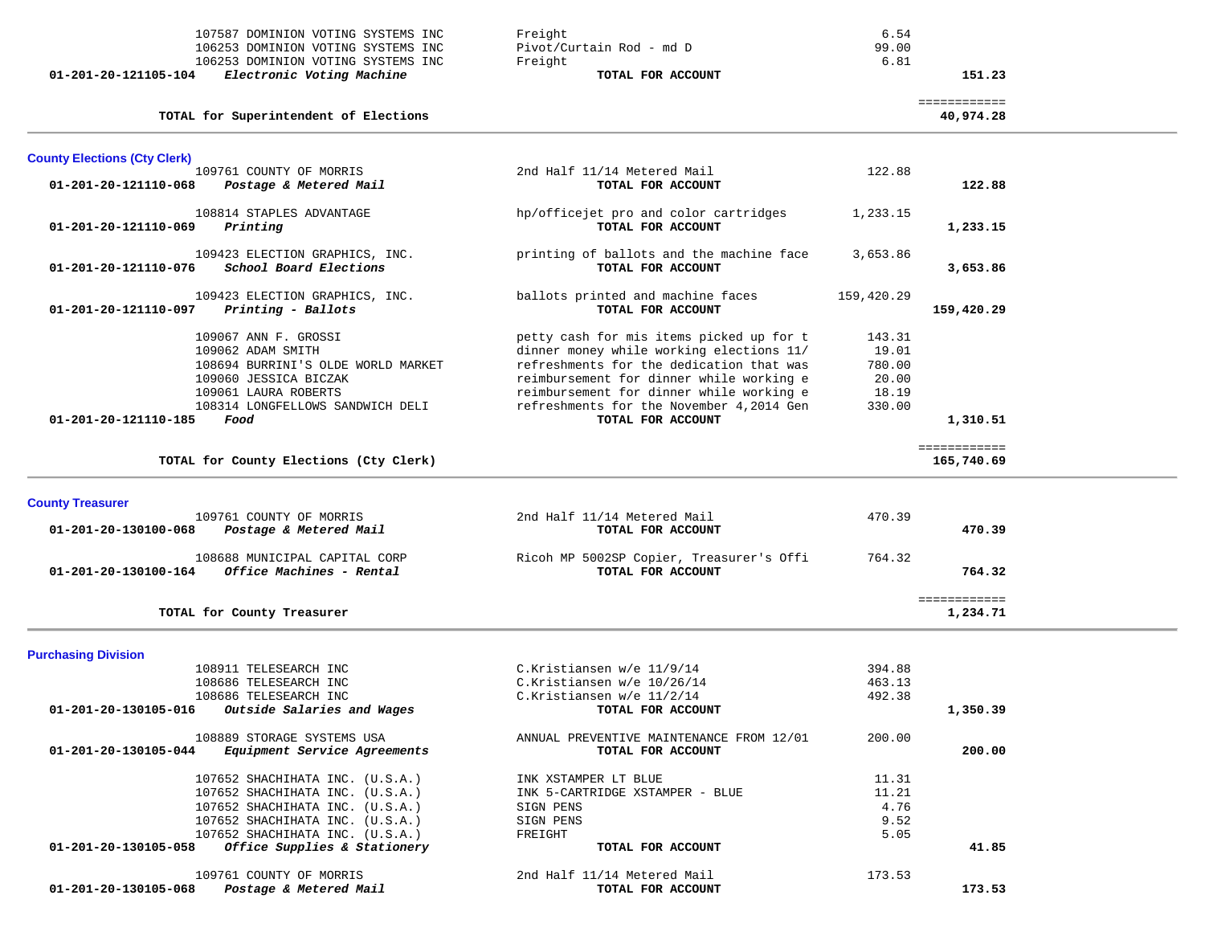| Account | Vendor / Description | Item | Amount | Total |
|---|---|---|---|---|
| | 107587 DOMINION VOTING SYSTEMS INC | Freight | 6.54 | |
| | 106253 DOMINION VOTING SYSTEMS INC | Pivot/Curtain Rod - md D | 99.00 | |
| | 106253 DOMINION VOTING SYSTEMS INC | Freight | 6.81 | |
| 01-201-20-121105-104 | *Electronic Voting Machine* | **TOTAL FOR ACCOUNT** | | **151.23** |
| | **TOTAL for Superintendent of Elections** | | | **40,974.28** |

## County Elections (Cty Clerk)

| Account | Vendor / Description | Item | Amount | Total |
|---|---|---|---|---|
| | 109761 COUNTY OF MORRIS | 2nd Half 11/14 Metered Mail | 122.88 | |
| 01-201-20-121110-068 | *Postage & Metered Mail* | **TOTAL FOR ACCOUNT** | | **122.88** |
| | 108814 STAPLES ADVANTAGE | hp/officejet pro and color cartridges | 1,233.15 | |
| 01-201-20-121110-069 | *Printing* | **TOTAL FOR ACCOUNT** | | **1,233.15** |
| | 109423 ELECTION GRAPHICS, INC. | printing of ballots and the machine face | 3,653.86 | |
| 01-201-20-121110-076 | *School Board Elections* | **TOTAL FOR ACCOUNT** | | **3,653.86** |
| | 109423 ELECTION GRAPHICS, INC. | ballots printed and machine faces | 159,420.29 | |
| 01-201-20-121110-097 | *Printing - Ballots* | **TOTAL FOR ACCOUNT** | | **159,420.29** |
| | 109067 ANN F. GROSSI | petty cash for mis items picked up for t | 143.31 | |
| | 109062 ADAM SMITH | dinner money while working elections 11/ | 19.01 | |
| | 108694 BURRINI'S OLDE WORLD MARKET | refreshments for the dedication that was | 780.00 | |
| | 109060 JESSICA BICZAK | reimbursement for dinner while working e | 20.00 | |
| | 109061 LAURA ROBERTS | reimbursement for dinner while working e | 18.19 | |
| | 108314 LONGFELLOWS SANDWICH DELI | refreshments for the November 4,2014 Gen | 330.00 | |
| 01-201-20-121110-185 | *Food* | **TOTAL FOR ACCOUNT** | | **1,310.51** |
| | **TOTAL for County Elections (Cty Clerk)** | | | **165,740.69** |

## County Treasurer

| Account | Vendor / Description | Item | Amount | Total |
|---|---|---|---|---|
| | 109761 COUNTY OF MORRIS | 2nd Half 11/14 Metered Mail | 470.39 | |
| 01-201-20-130100-068 | *Postage & Metered Mail* | **TOTAL FOR ACCOUNT** | | **470.39** |
| | 108688 MUNICIPAL CAPITAL CORP | Ricoh MP 5002SP Copier, Treasurer's Offi | 764.32 | |
| 01-201-20-130100-164 | *Office Machines - Rental* | **TOTAL FOR ACCOUNT** | | **764.32** |
| | **TOTAL for County Treasurer** | | | **1,234.71** |

## Purchasing Division

| Account | Vendor / Description | Item | Amount | Total |
|---|---|---|---|---|
| | 108911 TELESEARCH INC | C.Kristiansen w/e 11/9/14 | 394.88 | |
| | 108686 TELESEARCH INC | C.Kristiansen w/e 10/26/14 | 463.13 | |
| | 108686 TELESEARCH INC | C.Kristiansen w/e 11/2/14 | 492.38 | |
| 01-201-20-130105-016 | *Outside Salaries and Wages* | **TOTAL FOR ACCOUNT** | | **1,350.39** |
| | 108889 STORAGE SYSTEMS USA | ANNUAL PREVENTIVE MAINTENANCE FROM 12/01 | 200.00 | |
| 01-201-20-130105-044 | *Equipment Service Agreements* | **TOTAL FOR ACCOUNT** | | **200.00** |
| | 107652 SHACHIHATA INC. (U.S.A.) | INK XSTAMPER LT BLUE | 11.31 | |
| | 107652 SHACHIHATA INC. (U.S.A.) | INK 5-CARTRIDGE XSTAMPER - BLUE | 11.21 | |
| | 107652 SHACHIHATA INC. (U.S.A.) | SIGN PENS | 4.76 | |
| | 107652 SHACHIHATA INC. (U.S.A.) | SIGN PENS | 9.52 | |
| | 107652 SHACHIHATA INC. (U.S.A.) | FREIGHT | 5.05 | |
| 01-201-20-130105-058 | *Office Supplies & Stationery* | **TOTAL FOR ACCOUNT** | | **41.85** |
| | 109761 COUNTY OF MORRIS | 2nd Half 11/14 Metered Mail | 173.53 | |
| 01-201-20-130105-068 | *Postage & Metered Mail* | **TOTAL FOR ACCOUNT** | | **173.53** |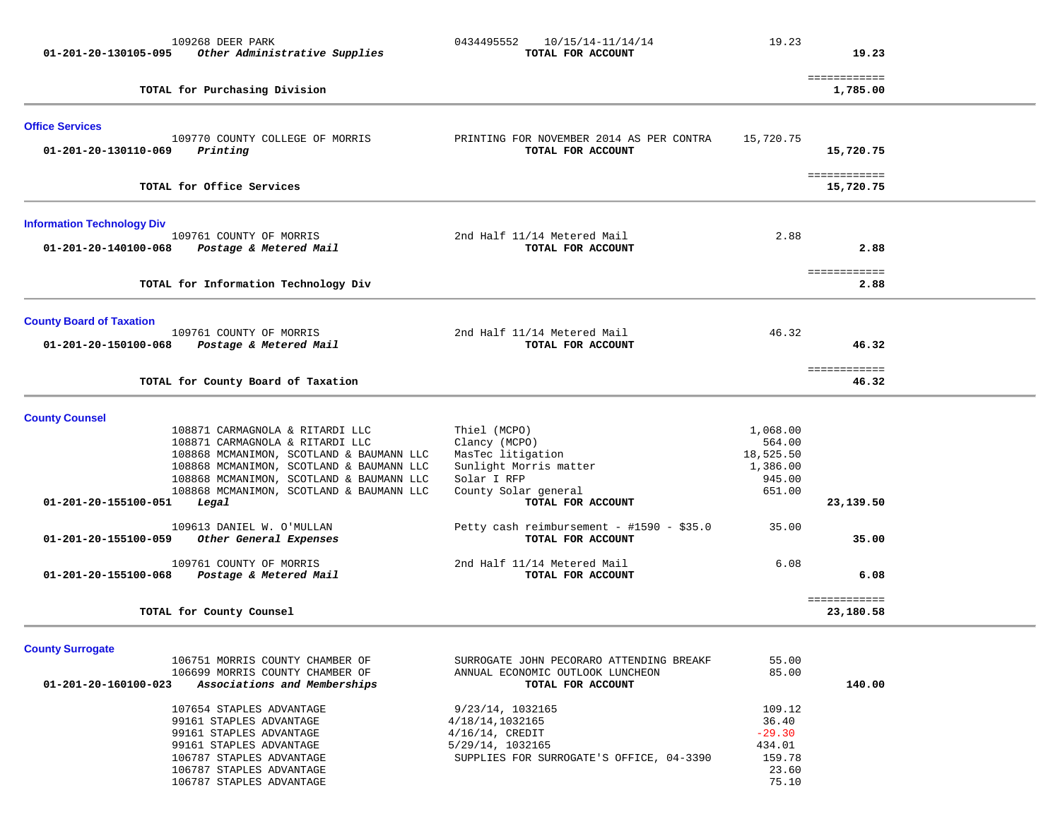| | | | | |
|---|---|---|---|---|
| | 109268 DEER PARK | 0434495552 10/15/14-11/14/14 | 19.23 | |
| 01-201-20-130105-095 | *Other Administrative Supplies* | **TOTAL FOR ACCOUNT** | | **19.23** |
| | | | | ============ |
| | **TOTAL for Purchasing Division** | | | **1,785.00** |

## Office Services

| | | | | |
|---|---|---|---|---|
| | 109770 COUNTY COLLEGE OF MORRIS | PRINTING FOR NOVEMBER 2014 AS PER CONTRA | 15,720.75 | |
| 01-201-20-130110-069 | *Printing* | **TOTAL FOR ACCOUNT** | | **15,720.75** |
| | | | | ============ |
| | **TOTAL for Office Services** | | | **15,720.75** |

## Information Technology Div

| | | | | |
|---|---|---|---|---|
| | 109761 COUNTY OF MORRIS | 2nd Half 11/14 Metered Mail | 2.88 | |
| 01-201-20-140100-068 | *Postage & Metered Mail* | **TOTAL FOR ACCOUNT** | | **2.88** |
| | | | | ============ |
| | **TOTAL for Information Technology Div** | | | **2.88** |

## County Board of Taxation

| | | | | |
|---|---|---|---|---|
| | 109761 COUNTY OF MORRIS | 2nd Half 11/14 Metered Mail | 46.32 | |
| 01-201-20-150100-068 | *Postage & Metered Mail* | **TOTAL FOR ACCOUNT** | | **46.32** |
| | | | | ============ |
| | **TOTAL for County Board of Taxation** | | | **46.32** |

## County Counsel

| | | | | |
|---|---|---|---|---|
| | 108871 CARMAGNOLA & RITARDI LLC | Thiel (MCPO) | 1,068.00 | |
| | 108871 CARMAGNOLA & RITARDI LLC | Clancy (MCPO) | 564.00 | |
| | 108868 MCMANIMON, SCOTLAND & BAUMANN LLC | MasTec litigation | 18,525.50 | |
| | 108868 MCMANIMON, SCOTLAND & BAUMANN LLC | Sunlight Morris matter | 1,386.00 | |
| | 108868 MCMANIMON, SCOTLAND & BAUMANN LLC | Solar I RFP | 945.00 | |
| | 108868 MCMANIMON, SCOTLAND & BAUMANN LLC | County Solar general | 651.00 | |
| 01-201-20-155100-051 | *Legal* | **TOTAL FOR ACCOUNT** | | **23,139.50** |
| | 109613 DANIEL W. O'MULLAN | Petty cash reimbursement - #1590 - $35.0 | 35.00 | |
| 01-201-20-155100-059 | *Other General Expenses* | **TOTAL FOR ACCOUNT** | | **35.00** |
| | 109761 COUNTY OF MORRIS | 2nd Half 11/14 Metered Mail | 6.08 | |
| 01-201-20-155100-068 | *Postage & Metered Mail* | **TOTAL FOR ACCOUNT** | | **6.08** |
| | | | | ============ |
| | **TOTAL for County Counsel** | | | **23,180.58** |

## County Surrogate

| | | | | |
|---|---|---|---|---|
| | 106751 MORRIS COUNTY CHAMBER OF | SURROGATE JOHN PECORARO ATTENDING BREAKF | 55.00 | |
| | 106699 MORRIS COUNTY CHAMBER OF | ANNUAL ECONOMIC OUTLOOK LUNCHEON | 85.00 | |
| 01-201-20-160100-023 | *Associations and Memberships* | **TOTAL FOR ACCOUNT** | | **140.00** |
| | 107654 STAPLES ADVANTAGE | 9/23/14, 1032165 | 109.12 | |
| | 99161 STAPLES ADVANTAGE | 4/18/14,1032165 | 36.40 | |
| | 99161 STAPLES ADVANTAGE | 4/16/14, CREDIT | -29.30 | |
| | 99161 STAPLES ADVANTAGE | 5/29/14, 1032165 | 434.01 | |
| | 106787 STAPLES ADVANTAGE | SUPPLIES FOR SURROGATE'S OFFICE, 04-3390 | 159.78 | |
| | 106787 STAPLES ADVANTAGE | | 23.60 | |
| | 106787 STAPLES ADVANTAGE | | 75.10 | |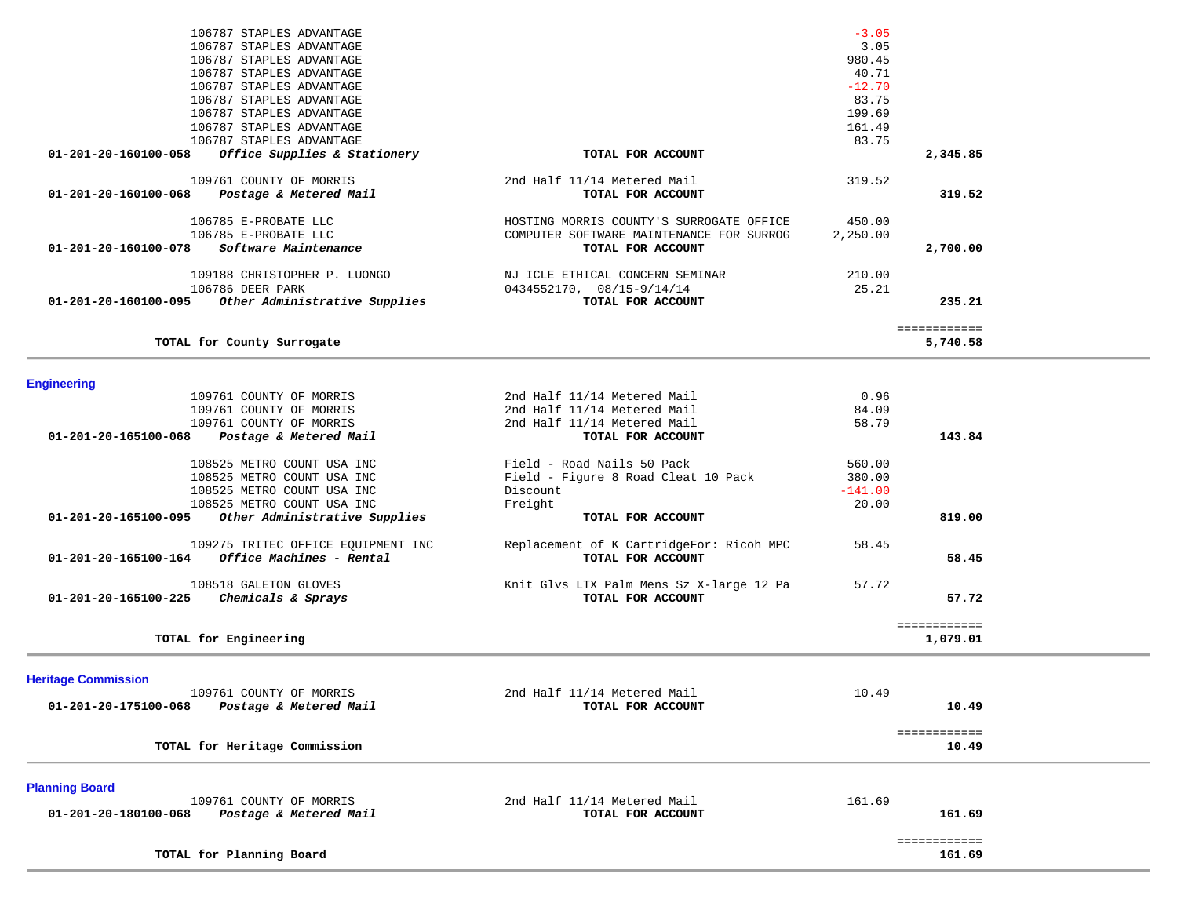| Account | Vendor / Description | Detail | Amount | Total |
|---|---|---|---|---|
| | 106787 STAPLES ADVANTAGE | | -3.05 | |
| | 106787 STAPLES ADVANTAGE | | 3.05 | |
| | 106787 STAPLES ADVANTAGE | | 980.45 | |
| | 106787 STAPLES ADVANTAGE | | 40.71 | |
| | 106787 STAPLES ADVANTAGE | | -12.70 | |
| | 106787 STAPLES ADVANTAGE | | 83.75 | |
| | 106787 STAPLES ADVANTAGE | | 199.69 | |
| | 106787 STAPLES ADVANTAGE | | 161.49 | |
| | 106787 STAPLES ADVANTAGE | | 83.75 | |
| **01-201-20-160100-058** | ***Office Supplies & Stationery*** | **TOTAL FOR ACCOUNT** | | **2,345.85** |
| | 109761 COUNTY OF MORRIS | 2nd Half 11/14 Metered Mail | 319.52 | |
| **01-201-20-160100-068** | ***Postage & Metered Mail*** | **TOTAL FOR ACCOUNT** | | **319.52** |
| | 106785 E-PROBATE LLC | HOSTING MORRIS COUNTY'S SURROGATE OFFICE | 450.00 | |
| | 106785 E-PROBATE LLC | COMPUTER SOFTWARE MAINTENANCE FOR SURROG | 2,250.00 | |
| **01-201-20-160100-078** | ***Software Maintenance*** | **TOTAL FOR ACCOUNT** | | **2,700.00** |
| | 109188 CHRISTOPHER P. LUONGO | NJ ICLE ETHICAL CONCERN SEMINAR | 210.00 | |
| | 106786 DEER PARK | 0434552170, 08/15-9/14/14 | 25.21 | |
| **01-201-20-160100-095** | ***Other Administrative Supplies*** | **TOTAL FOR ACCOUNT** | | **235.21** |
| | | | | ============ |
| | **TOTAL for County Surrogate** | | | **5,740.58** |

## Engineering

| Account | Vendor / Description | Detail | Amount | Total |
|---|---|---|---|---|
| | 109761 COUNTY OF MORRIS | 2nd Half 11/14 Metered Mail | 0.96 | |
| | 109761 COUNTY OF MORRIS | 2nd Half 11/14 Metered Mail | 84.09 | |
| | 109761 COUNTY OF MORRIS | 2nd Half 11/14 Metered Mail | 58.79 | |
| **01-201-20-165100-068** | ***Postage & Metered Mail*** | **TOTAL FOR ACCOUNT** | | **143.84** |
| | 108525 METRO COUNT USA INC | Field - Road Nails 50 Pack | 560.00 | |
| | 108525 METRO COUNT USA INC | Field - Figure 8 Road Cleat 10 Pack | 380.00 | |
| | 108525 METRO COUNT USA INC | Discount | -141.00 | |
| | 108525 METRO COUNT USA INC | Freight | 20.00 | |
| **01-201-20-165100-095** | ***Other Administrative Supplies*** | **TOTAL FOR ACCOUNT** | | **819.00** |
| | 109275 TRITEC OFFICE EQUIPMENT INC | Replacement of K CartridgeFor: Ricoh MPC | 58.45 | |
| **01-201-20-165100-164** | ***Office Machines - Rental*** | **TOTAL FOR ACCOUNT** | | **58.45** |
| | 108518 GALETON GLOVES | Knit Glvs LTX Palm Mens Sz X-large 12 Pa | 57.72 | |
| **01-201-20-165100-225** | ***Chemicals & Sprays*** | **TOTAL FOR ACCOUNT** | | **57.72** |
| | | | | ============ |
| | **TOTAL for Engineering** | | | **1,079.01** |

## Heritage Commission

| Account | Vendor / Description | Detail | Amount | Total |
|---|---|---|---|---|
| | 109761 COUNTY OF MORRIS | 2nd Half 11/14 Metered Mail | 10.49 | |
| **01-201-20-175100-068** | ***Postage & Metered Mail*** | **TOTAL FOR ACCOUNT** | | **10.49** |
| | | | | ============ |
| | **TOTAL for Heritage Commission** | | | **10.49** |

## Planning Board

| Account | Vendor / Description | Detail | Amount | Total |
|---|---|---|---|---|
| | 109761 COUNTY OF MORRIS | 2nd Half 11/14 Metered Mail | 161.69 | |
| **01-201-20-180100-068** | ***Postage & Metered Mail*** | **TOTAL FOR ACCOUNT** | | **161.69** |
| | | | | ============ |
| | **TOTAL for Planning Board** | | | **161.69** |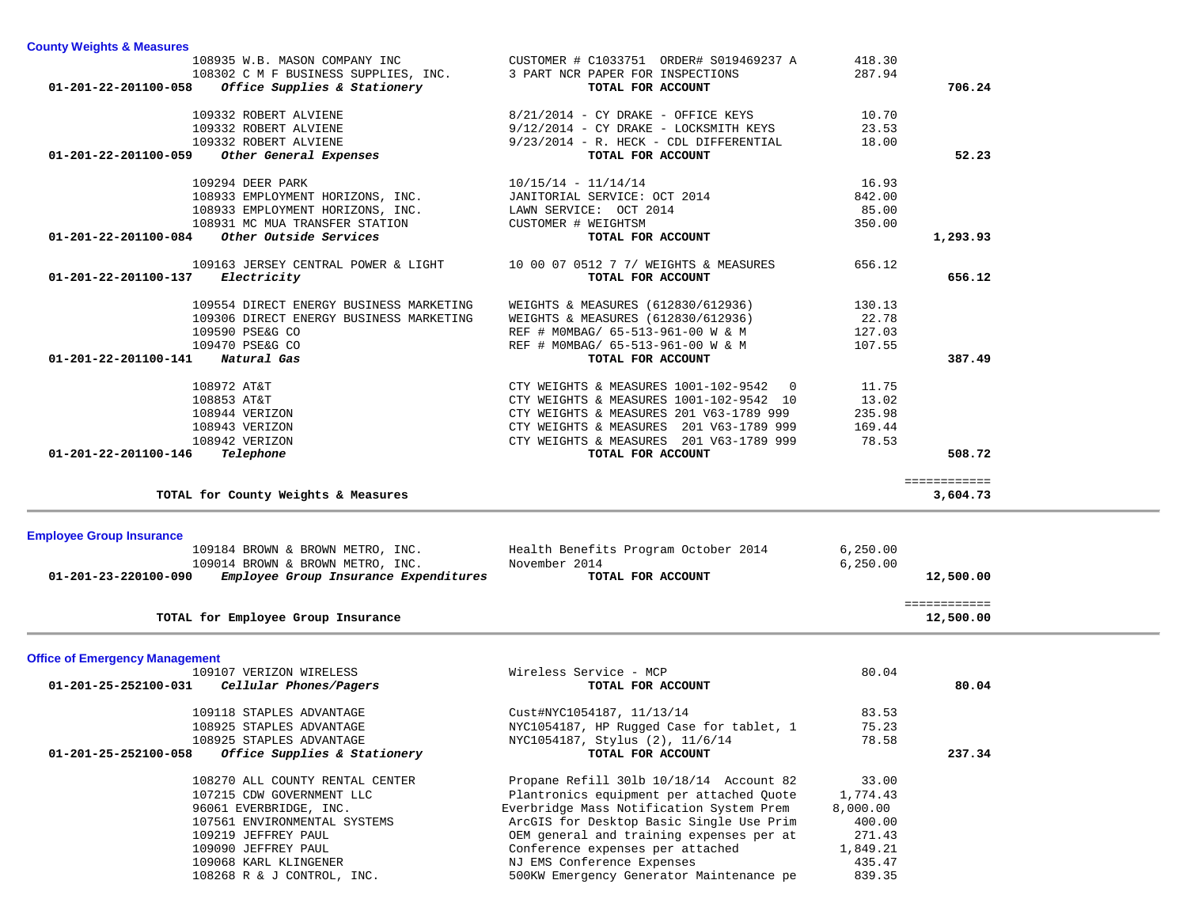### County Weights & Measures

| Account | Vendor | Description | Amount | Total |
|---|---|---|---|---|
| | 108935 W.B. MASON COMPANY INC | CUSTOMER # C1033751 ORDER# S019469237 A | 418.30 | |
| | 108302 C M F BUSINESS SUPPLIES, INC. | 3 PART NCR PAPER FOR INSPECTIONS | 287.94 | |
| 01-201-22-201100-058 | *Office Supplies & Stationery* | TOTAL FOR ACCOUNT | | **706.24** |
| | 109332 ROBERT ALVIENE | 8/21/2014 - CY DRAKE - OFFICE KEYS | 10.70 | |
| | 109332 ROBERT ALVIENE | 9/12/2014 - CY DRAKE - LOCKSMITH KEYS | 23.53 | |
| | 109332 ROBERT ALVIENE | 9/23/2014 - R. HECK - CDL DIFFERENTIAL | 18.00 | |
| 01-201-22-201100-059 | *Other General Expenses* | TOTAL FOR ACCOUNT | | **52.23** |
| | 109294 DEER PARK | 10/15/14 - 11/14/14 | 16.93 | |
| | 108933 EMPLOYMENT HORIZONS, INC. | JANITORIAL SERVICE: OCT 2014 | 842.00 | |
| | 108933 EMPLOYMENT HORIZONS, INC. | LAWN SERVICE: OCT 2014 | 85.00 | |
| | 108931 MC MUA TRANSFER STATION | CUSTOMER # WEIGHTSM | 350.00 | |
| 01-201-22-201100-084 | *Other Outside Services* | TOTAL FOR ACCOUNT | | **1,293.93** |
| | 109163 JERSEY CENTRAL POWER & LIGHT | 10 00 07 0512 7 7/ WEIGHTS & MEASURES | 656.12 | |
| 01-201-22-201100-137 | *Electricity* | TOTAL FOR ACCOUNT | | **656.12** |
| | 109554 DIRECT ENERGY BUSINESS MARKETING | WEIGHTS & MEASURES (612830/612936) | 130.13 | |
| | 109306 DIRECT ENERGY BUSINESS MARKETING | WEIGHTS & MEASURES (612830/612936) | 22.78 | |
| | 109590 PSE&G CO | REF # M0MBAG/ 65-513-961-00 W & M | 127.03 | |
| | 109470 PSE&G CO | REF # M0MBAG/ 65-513-961-00 W & M | 107.55 | |
| 01-201-22-201100-141 | *Natural Gas* | TOTAL FOR ACCOUNT | | **387.49** |
| | 108972 AT&T | CTY WEIGHTS & MEASURES 1001-102-9542 0 | 11.75 | |
| | 108853 AT&T | CTY WEIGHTS & MEASURES 1001-102-9542 10 | 13.02 | |
| | 108944 VERIZON | CTY WEIGHTS & MEASURES 201 V63-1789 999 | 235.98 | |
| | 108943 VERIZON | CTY WEIGHTS & MEASURES 201 V63-1789 999 | 169.44 | |
| | 108942 VERIZON | CTY WEIGHTS & MEASURES 201 V63-1789 999 | 78.53 | |
| 01-201-22-201100-146 | *Telephone* | TOTAL FOR ACCOUNT | | **508.72** |
| | **TOTAL for County Weights & Measures** | | | **3,604.73** |

### Employee Group Insurance

| Account | Vendor | Description | Amount | Total |
|---|---|---|---|---|
| | 109184 BROWN & BROWN METRO, INC. | Health Benefits Program October 2014 | 6,250.00 | |
| | 109014 BROWN & BROWN METRO, INC. | November 2014 | 6,250.00 | |
| 01-201-23-220100-090 | *Employee Group Insurance Expenditures* | TOTAL FOR ACCOUNT | | **12,500.00** |
| | **TOTAL for Employee Group Insurance** | | | **12,500.00** |

### Office of Emergency Management

| Account | Vendor | Description | Amount | Total |
|---|---|---|---|---|
| | 109107 VERIZON WIRELESS | Wireless Service - MCP | 80.04 | |
| 01-201-25-252100-031 | *Cellular Phones/Pagers* | TOTAL FOR ACCOUNT | | **80.04** |
| | 109118 STAPLES ADVANTAGE | Cust#NYC1054187, 11/13/14 | 83.53 | |
| | 108925 STAPLES ADVANTAGE | NYC1054187, HP Rugged Case for tablet, 1 | 75.23 | |
| | 108925 STAPLES ADVANTAGE | NYC1054187, Stylus (2), 11/6/14 | 78.58 | |
| 01-201-25-252100-058 | *Office Supplies & Stationery* | TOTAL FOR ACCOUNT | | **237.34** |
| | 108270 ALL COUNTY RENTAL CENTER | Propane Refill 30lb 10/18/14 Account 82 | 33.00 | |
| | 107215 CDW GOVERNMENT LLC | Plantronics equipment per attached Quote | 1,774.43 | |
| | 96061 EVERBRIDGE, INC. | Everbridge Mass Notification System Prem | 8,000.00 | |
| | 107561 ENVIRONMENTAL SYSTEMS | ArcGIS for Desktop Basic Single Use Prim | 400.00 | |
| | 109219 JEFFREY PAUL | OEM general and training expenses per at | 271.43 | |
| | 109090 JEFFREY PAUL | Conference expenses per attached | 1,849.21 | |
| | 109068 KARL KLINGENER | NJ EMS Conference Expenses | 435.47 | |
| | 108268 R & J CONTROL, INC. | 500KW Emergency Generator Maintenance pe | 839.35 | |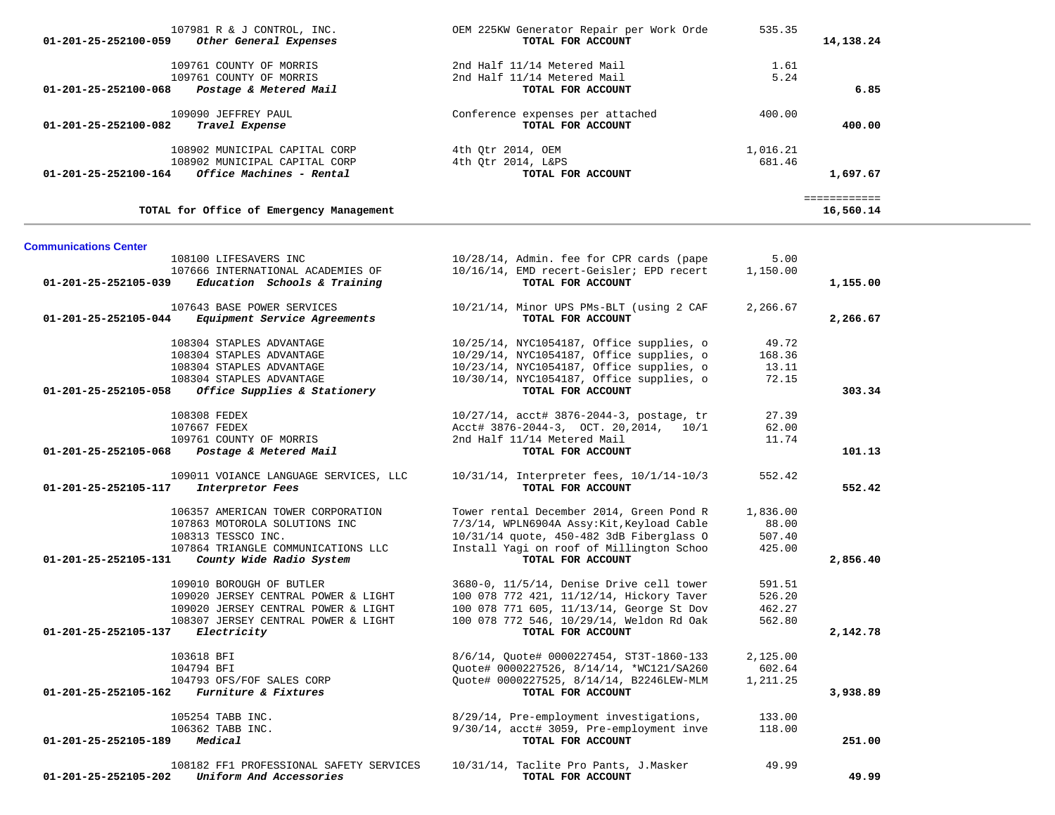| Account | Vendor / Description | Detail | Amount | Total |
|---|---|---|---|---|
| | 107981 R & J CONTROL, INC. | OEM 225KW Generator Repair per Work Orde | 535.35 | |
| 01-201-25-252100-059 | *Other General Expenses* | **TOTAL FOR ACCOUNT** | | **14,138.24** |
| | 109761 COUNTY OF MORRIS | 2nd Half 11/14 Metered Mail | 1.61 | |
| | 109761 COUNTY OF MORRIS | 2nd Half 11/14 Metered Mail | 5.24 | |
| 01-201-25-252100-068 | *Postage & Metered Mail* | **TOTAL FOR ACCOUNT** | | **6.85** |
| | 109090 JEFFREY PAUL | Conference expenses per attached | 400.00 | |
| 01-201-25-252100-082 | *Travel Expense* | **TOTAL FOR ACCOUNT** | | **400.00** |
| | 108902 MUNICIPAL CAPITAL CORP | 4th Qtr 2014, OEM | 1,016.21 | |
| | 108902 MUNICIPAL CAPITAL CORP | 4th Qtr 2014, L&PS | 681.46 | |
| 01-201-25-252100-164 | *Office Machines - Rental* | **TOTAL FOR ACCOUNT** | | **1,697.67** |
| | | | | ============ |
| | **TOTAL for Office of Emergency Management** | | | **16,560.14** |

## Communications Center

| Account | Vendor / Description | Detail | Amount | Total |
|---|---|---|---|---|
| | 108100 LIFESAVERS INC | 10/28/14, Admin. fee for CPR cards (pape | 5.00 | |
| | 107666 INTERNATIONAL ACADEMIES OF | 10/16/14, EMD recert-Geisler; EPD recert | 1,150.00 | |
| 01-201-25-252105-039 | *Education Schools & Training* | **TOTAL FOR ACCOUNT** | | **1,155.00** |
| | 107643 BASE POWER SERVICES | 10/21/14, Minor UPS PMs-BLT (using 2 CAF | 2,266.67 | |
| 01-201-25-252105-044 | *Equipment Service Agreements* | **TOTAL FOR ACCOUNT** | | **2,266.67** |
| | 108304 STAPLES ADVANTAGE | 10/25/14, NYC1054187, Office supplies, o | 49.72 | |
| | 108304 STAPLES ADVANTAGE | 10/29/14, NYC1054187, Office supplies, o | 168.36 | |
| | 108304 STAPLES ADVANTAGE | 10/23/14, NYC1054187, Office supplies, o | 13.11 | |
| | 108304 STAPLES ADVANTAGE | 10/30/14, NYC1054187, Office supplies, o | 72.15 | |
| 01-201-25-252105-058 | *Office Supplies & Stationery* | **TOTAL FOR ACCOUNT** | | **303.34** |
| | 108308 FEDEX | 10/27/14, acct# 3876-2044-3, postage, tr | 27.39 | |
| | 107667 FEDEX | Acct# 3876-2044-3, OCT. 20,2014, 10/1 | 62.00 | |
| | 109761 COUNTY OF MORRIS | 2nd Half 11/14 Metered Mail | 11.74 | |
| 01-201-25-252105-068 | *Postage & Metered Mail* | **TOTAL FOR ACCOUNT** | | **101.13** |
| | 109011 VOIANCE LANGUAGE SERVICES, LLC | 10/31/14, Interpreter fees, 10/1/14-10/3 | 552.42 | |
| 01-201-25-252105-117 | *Interpretor Fees* | **TOTAL FOR ACCOUNT** | | **552.42** |
| | 106357 AMERICAN TOWER CORPORATION | Tower rental December 2014, Green Pond R | 1,836.00 | |
| | 107863 MOTOROLA SOLUTIONS INC | 7/3/14, WPLN6904A Assy:Kit,Keyload Cable | 88.00 | |
| | 108313 TESSCO INC. | 10/31/14 quote, 450-482 3dB Fiberglass O | 507.40 | |
| | 107864 TRIANGLE COMMUNICATIONS LLC | Install Yagi on roof of Millington Schoo | 425.00 | |
| 01-201-25-252105-131 | *County Wide Radio System* | **TOTAL FOR ACCOUNT** | | **2,856.40** |
| | 109010 BOROUGH OF BUTLER | 3680-0, 11/5/14, Denise Drive cell tower | 591.51 | |
| | 109020 JERSEY CENTRAL POWER & LIGHT | 100 078 772 421, 11/12/14, Hickory Taver | 526.20 | |
| | 109020 JERSEY CENTRAL POWER & LIGHT | 100 078 771 605, 11/13/14, George St Dov | 462.27 | |
| | 108307 JERSEY CENTRAL POWER & LIGHT | 100 078 772 546, 10/29/14, Weldon Rd Oak | 562.80 | |
| 01-201-25-252105-137 | *Electricity* | **TOTAL FOR ACCOUNT** | | **2,142.78** |
| | 103618 BFI | 8/6/14, Quote# 0000227454, ST3T-1860-133 | 2,125.00 | |
| | 104794 BFI | Quote# 0000227526, 8/14/14, *WC121/SA260 | 602.64 | |
| | 104793 OFS/FOF SALES CORP | Quote# 0000227525, 8/14/14, B2246LEW-MLM | 1,211.25 | |
| 01-201-25-252105-162 | *Furniture & Fixtures* | **TOTAL FOR ACCOUNT** | | **3,938.89** |
| | 105254 TABB INC. | 8/29/14, Pre-employment investigations, | 133.00 | |
| | 106362 TABB INC. | 9/30/14, acct# 3059, Pre-employment inve | 118.00 | |
| 01-201-25-252105-189 | *Medical* | **TOTAL FOR ACCOUNT** | | **251.00** |
| | 108182 FF1 PROFESSIONAL SAFETY SERVICES | 10/31/14, Taclite Pro Pants, J.Masker | 49.99 | |
| 01-201-25-252105-202 | *Uniform And Accessories* | **TOTAL FOR ACCOUNT** | | **49.99** |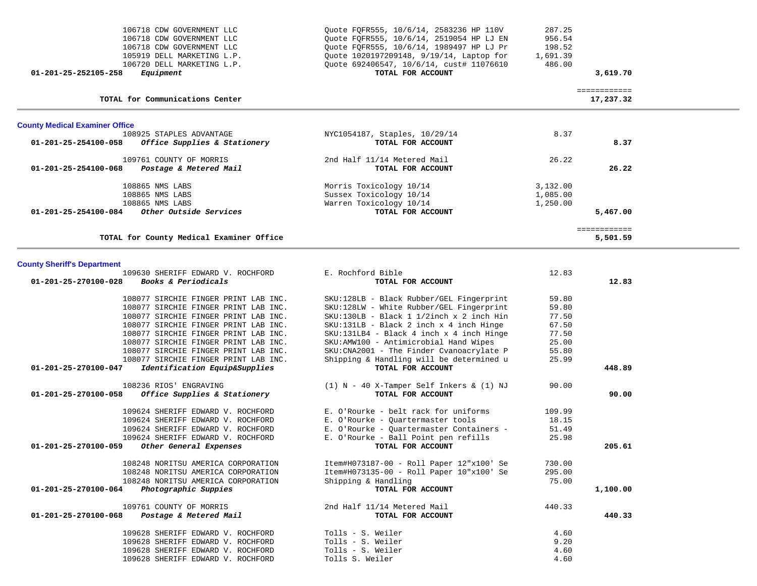| | | | | |
|---|---|---|---|---|
| | 106718 CDW GOVERNMENT LLC | Quote FQFR555, 10/6/14, 2583236 HP 110V | 287.25 | |
| | 106718 CDW GOVERNMENT LLC | Quote FQFR555, 10/6/14, 2519054 HP LJ EN | 956.54 | |
| | 106718 CDW GOVERNMENT LLC | Quote FQFR555, 10/6/14, 1989497 HP LJ Pr | 198.52 | |
| | 105919 DELL MARKETING L.P. | Quote 1020197209148, 9/19/14, Laptop for | 1,691.39 | |
| | 106720 DELL MARKETING L.P. | Quote 692406547, 10/6/14, cust# 11076610 | 486.00 | |
| **01-201-25-252105-258** | ***Equipment*** | **TOTAL FOR ACCOUNT** | | **3,619.70** |
| | | | | ============ |
| | **TOTAL for Communications Center** | | | **17,237.32** |

**County Medical Examiner Office**

| | | | | |
|---|---|---|---|---|
| | 108925 STAPLES ADVANTAGE | NYC1054187, Staples, 10/29/14 | 8.37 | |
| **01-201-25-254100-058** | ***Office Supplies & Stationery*** | **TOTAL FOR ACCOUNT** | | **8.37** |
| | 109761 COUNTY OF MORRIS | 2nd Half 11/14 Metered Mail | 26.22 | |
| **01-201-25-254100-068** | ***Postage & Metered Mail*** | **TOTAL FOR ACCOUNT** | | **26.22** |
| | 108865 NMS LABS | Morris Toxicology 10/14 | 3,132.00 | |
| | 108865 NMS LABS | Sussex Toxicology 10/14 | 1,085.00 | |
| | 108865 NMS LABS | Warren Toxicology 10/14 | 1,250.00 | |
| **01-201-25-254100-084** | ***Other Outside Services*** | **TOTAL FOR ACCOUNT** | | **5,467.00** |
| | | | | ============ |
| | **TOTAL for County Medical Examiner Office** | | | **5,501.59** |

**County Sheriff's Department**

| | | | | |
|---|---|---|---|---|
| | 109630 SHERIFF EDWARD V. ROCHFORD | E. Rochford Bible | 12.83 | |
| **01-201-25-270100-028** | ***Books & Periodicals*** | **TOTAL FOR ACCOUNT** | | **12.83** |
| | 108077 SIRCHIE FINGER PRINT LAB INC. | SKU:128LB - Black Rubber/GEL Fingerprint | 59.80 | |
| | 108077 SIRCHIE FINGER PRINT LAB INC. | SKU:128LW - White Rubber/GEL Fingerprint | 59.80 | |
| | 108077 SIRCHIE FINGER PRINT LAB INC. | SKU:130LB - Black 1 1/2inch x 2 inch Hin | 77.50 | |
| | 108077 SIRCHIE FINGER PRINT LAB INC. | SKU:131LB - Black 2 inch x 4 inch Hinge | 67.50 | |
| | 108077 SIRCHIE FINGER PRINT LAB INC. | SKU:131LB4 - Black 4 inch x 4 inch Hinge | 77.50 | |
| | 108077 SIRCHIE FINGER PRINT LAB INC. | SKU:AMW100 - Antimicrobial Hand Wipes | 25.00 | |
| | 108077 SIRCHIE FINGER PRINT LAB INC. | SKU:CNA2001 - The Finder Cvanoacrylate P | 55.80 | |
| | 108077 SIRCHIE FINGER PRINT LAB INC. | Shipping & Handling will be determined u | 25.99 | |
| **01-201-25-270100-047** | ***Identification Equip&Supplies*** | **TOTAL FOR ACCOUNT** | | **448.89** |
| | 108236 RIOS' ENGRAVING | (1) N - 40 X-Tamper Self Inkers & (1) NJ | 90.00 | |
| **01-201-25-270100-058** | ***Office Supplies & Stationery*** | **TOTAL FOR ACCOUNT** | | **90.00** |
| | 109624 SHERIFF EDWARD V. ROCHFORD | E. O'Rourke - belt rack for uniforms | 109.99 | |
| | 109624 SHERIFF EDWARD V. ROCHFORD | E. O'Rourke - Quartermaster tools | 18.15 | |
| | 109624 SHERIFF EDWARD V. ROCHFORD | E. O'Rourke - Quartermaster Containers - | 51.49 | |
| | 109624 SHERIFF EDWARD V. ROCHFORD | E. O'Rourke - Ball Point pen refills | 25.98 | |
| **01-201-25-270100-059** | ***Other General Expenses*** | **TOTAL FOR ACCOUNT** | | **205.61** |
| | 108248 NORITSU AMERICA CORPORATION | Item#H073187-00 - Roll Paper 12"x100' Se | 730.00 | |
| | 108248 NORITSU AMERICA CORPORATION | Item#H073135-00 - Roll Paper 10"x100' Se | 295.00 | |
| | 108248 NORITSU AMERICA CORPORATION | Shipping & Handling | 75.00 | |
| **01-201-25-270100-064** | ***Photographic Suppies*** | **TOTAL FOR ACCOUNT** | | **1,100.00** |
| | 109761 COUNTY OF MORRIS | 2nd Half 11/14 Metered Mail | 440.33 | |
| **01-201-25-270100-068** | ***Postage & Metered Mail*** | **TOTAL FOR ACCOUNT** | | **440.33** |
| | 109628 SHERIFF EDWARD V. ROCHFORD | Tolls - S. Weiler | 4.60 | |
| | 109628 SHERIFF EDWARD V. ROCHFORD | Tolls - S. Weiler | 9.20 | |
| | 109628 SHERIFF EDWARD V. ROCHFORD | Tolls - S. Weiler | 4.60 | |
| | 109628 SHERIFF EDWARD V. ROCHFORD | Tolls S. Weiler | 4.60 | |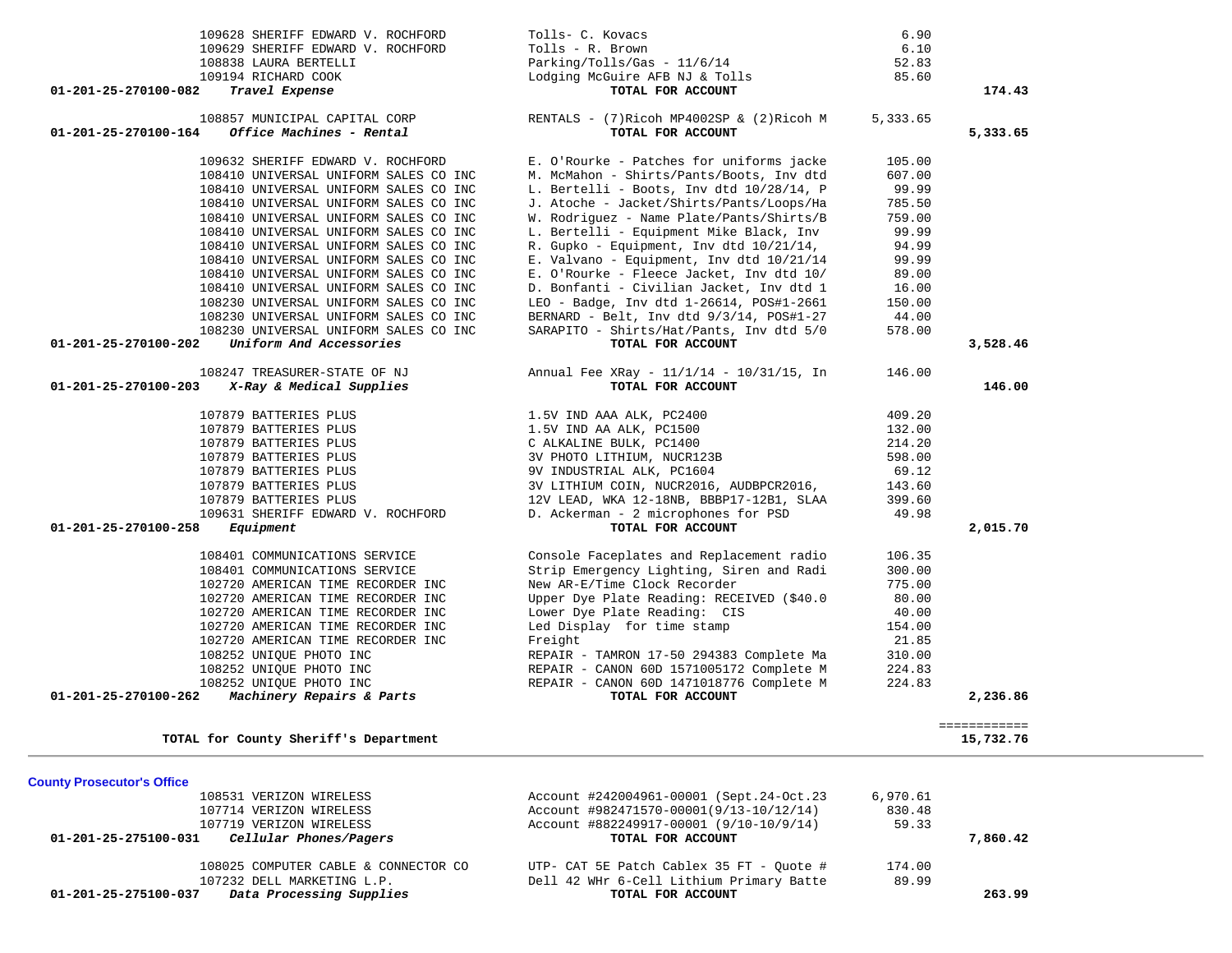| Account | Vendor | Description | Amount | Total |
|---|---|---|---|---|
| | 109628 SHERIFF EDWARD V. ROCHFORD | Tolls- C. Kovacs | 6.90 | |
| | 109629 SHERIFF EDWARD V. ROCHFORD | Tolls - R. Brown | 6.10 | |
| | 108838 LAURA BERTELLI | Parking/Tolls/Gas - 11/6/14 | 52.83 | |
| | 109194 RICHARD COOK | Lodging McGuire AFB NJ & Tolls | 85.60 | |
| **01-201-25-270100-082** | ***Travel Expense*** | **TOTAL FOR ACCOUNT** | | **174.43** |
| | 108857 MUNICIPAL CAPITAL CORP | RENTALS - (7)Ricoh MP4002SP & (2)Ricoh M | 5,333.65 | |
| **01-201-25-270100-164** | ***Office Machines - Rental*** | **TOTAL FOR ACCOUNT** | | **5,333.65** |
| | 109632 SHERIFF EDWARD V. ROCHFORD | E. O'Rourke - Patches for uniforms jacke | 105.00 | |
| | 108410 UNIVERSAL UNIFORM SALES CO INC | M. McMahon - Shirts/Pants/Boots, Inv dtd | 607.00 | |
| | 108410 UNIVERSAL UNIFORM SALES CO INC | L. Bertelli - Boots, Inv dtd 10/28/14, P | 99.99 | |
| | 108410 UNIVERSAL UNIFORM SALES CO INC | J. Atoche - Jacket/Shirts/Pants/Loops/Ha | 785.50 | |
| | 108410 UNIVERSAL UNIFORM SALES CO INC | W. Rodriguez - Name Plate/Pants/Shirts/B | 759.00 | |
| | 108410 UNIVERSAL UNIFORM SALES CO INC | L. Bertelli - Equipment Mike Black, Inv | 99.99 | |
| | 108410 UNIVERSAL UNIFORM SALES CO INC | R. Gupko - Equipment, Inv dtd 10/21/14, | 94.99 | |
| | 108410 UNIVERSAL UNIFORM SALES CO INC | E. Valvano - Equipment, Inv dtd 10/21/14 | 99.99 | |
| | 108410 UNIVERSAL UNIFORM SALES CO INC | E. O'Rourke - Fleece Jacket, Inv dtd 10/ | 89.00 | |
| | 108410 UNIVERSAL UNIFORM SALES CO INC | D. Bonfanti - Civilian Jacket, Inv dtd 1 | 16.00 | |
| | 108230 UNIVERSAL UNIFORM SALES CO INC | LEO - Badge, Inv dtd 1-26614, POS#1-2661 | 150.00 | |
| | 108230 UNIVERSAL UNIFORM SALES CO INC | BERNARD - Belt, Inv dtd 9/3/14, POS#1-27 | 44.00 | |
| | 108230 UNIVERSAL UNIFORM SALES CO INC | SARAPITO - Shirts/Hat/Pants, Inv dtd 5/0 | 578.00 | |
| **01-201-25-270100-202** | ***Uniform And Accessories*** | **TOTAL FOR ACCOUNT** | | **3,528.46** |
| | 108247 TREASURER-STATE OF NJ | Annual Fee XRay - 11/1/14 - 10/31/15, In | 146.00 | |
| **01-201-25-270100-203** | ***X-Ray & Medical Supplies*** | **TOTAL FOR ACCOUNT** | | **146.00** |
| | 107879 BATTERIES PLUS | 1.5V IND AAA ALK, PC2400 | 409.20 | |
| | 107879 BATTERIES PLUS | 1.5V IND AA ALK, PC1500 | 132.00 | |
| | 107879 BATTERIES PLUS | C ALKALINE BULK, PC1400 | 214.20 | |
| | 107879 BATTERIES PLUS | 3V PHOTO LITHIUM, NUCR123B | 598.00 | |
| | 107879 BATTERIES PLUS | 9V INDUSTRIAL ALK, PC1604 | 69.12 | |
| | 107879 BATTERIES PLUS | 3V LITHIUM COIN, NUCR2016, AUDBPCR2016, | 143.60 | |
| | 107879 BATTERIES PLUS | 12V LEAD, WKA 12-18NB, BBBP17-12B1, SLAA | 399.60 | |
| | 109631 SHERIFF EDWARD V. ROCHFORD | D. Ackerman - 2 microphones for PSD | 49.98 | |
| **01-201-25-270100-258** | ***Equipment*** | **TOTAL FOR ACCOUNT** | | **2,015.70** |
| | 108401 COMMUNICATIONS SERVICE | Console Faceplates and Replacement radio | 106.35 | |
| | 108401 COMMUNICATIONS SERVICE | Strip Emergency Lighting, Siren and Radi | 300.00 | |
| | 102720 AMERICAN TIME RECORDER INC | New AR-E/Time Clock Recorder | 775.00 | |
| | 102720 AMERICAN TIME RECORDER INC | Upper Dye Plate Reading: RECEIVED ($40.0 | 80.00 | |
| | 102720 AMERICAN TIME RECORDER INC | Lower Dye Plate Reading: CIS | 40.00 | |
| | 102720 AMERICAN TIME RECORDER INC | Led Display for time stamp | 154.00 | |
| | 102720 AMERICAN TIME RECORDER INC | Freight | 21.85 | |
| | 108252 UNIQUE PHOTO INC | REPAIR - TAMRON 17-50 294383 Complete Ma | 310.00 | |
| | 108252 UNIQUE PHOTO INC | REPAIR - CANON 60D 1571005172 Complete M | 224.83 | |
| | 108252 UNIQUE PHOTO INC | REPAIR - CANON 60D 1471018776 Complete M | 224.83 | |
| **01-201-25-270100-262** | ***Machinery Repairs & Parts*** | **TOTAL FOR ACCOUNT** | | **2,236.86** |
| | | | | ============ |
| | **TOTAL for County Sheriff's Department** | | | **15,732.76** |

## County Prosecutor's Office

| Account | Vendor | Description | Amount | Total |
|---|---|---|---|---|
| | 108531 VERIZON WIRELESS | Account #242004961-00001 (Sept.24-Oct.23 | 6,970.61 | |
| | 107714 VERIZON WIRELESS | Account #982471570-00001(9/13-10/12/14) | 830.48 | |
| | 107719 VERIZON WIRELESS | Account #882249917-00001 (9/10-10/9/14) | 59.33 | |
| **01-201-25-275100-031** | ***Cellular Phones/Pagers*** | **TOTAL FOR ACCOUNT** | | **7,860.42** |
| | 108025 COMPUTER CABLE & CONNECTOR CO | UTP- CAT 5E Patch Cablex 35 FT - Quote # | 174.00 | |
| | 107232 DELL MARKETING L.P. | Dell 42 WHr 6-Cell Lithium Primary Batte | 89.99 | |
| **01-201-25-275100-037** | ***Data Processing Supplies*** | **TOTAL FOR ACCOUNT** | | **263.99** |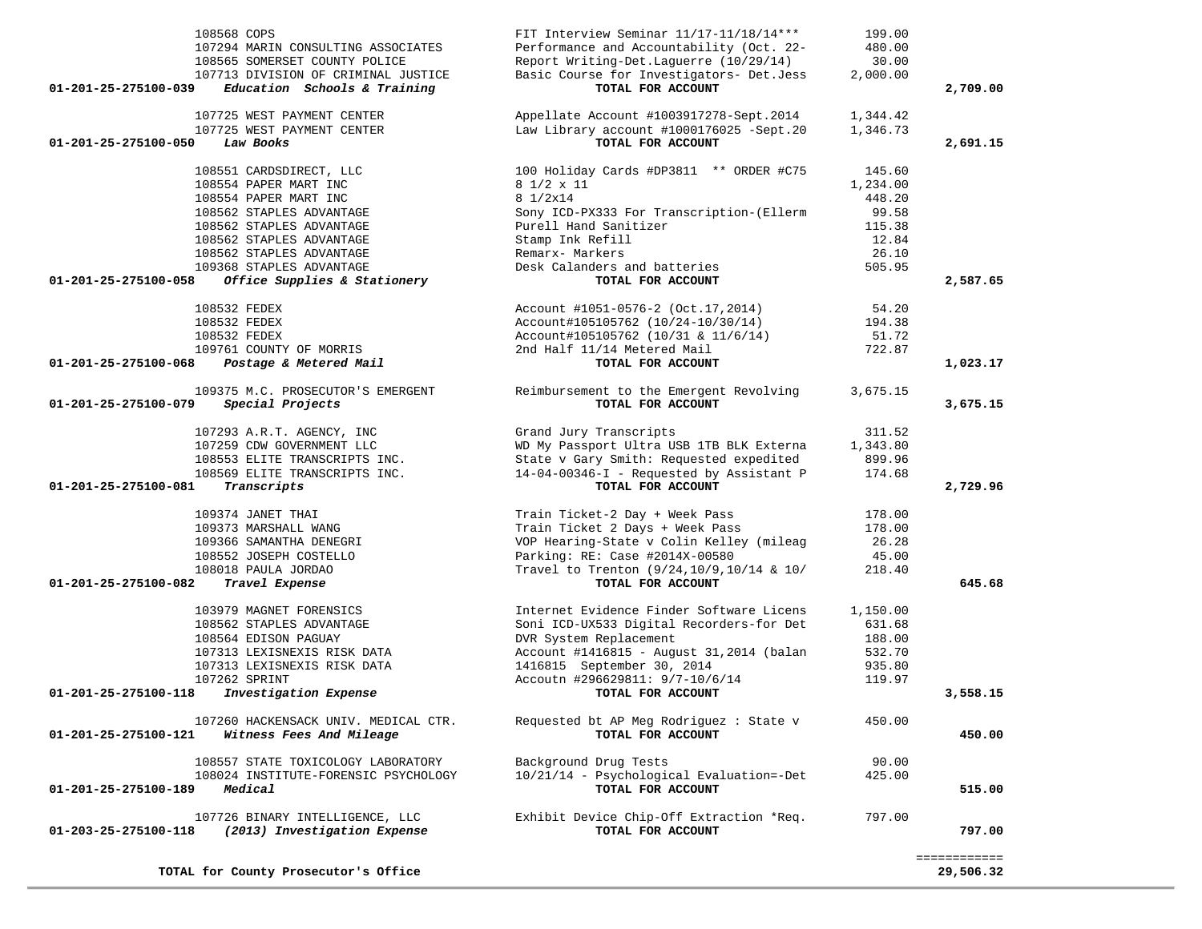| Account | Vendor | Description | Amount | Total |
|---|---|---|---|---|
| | 108568 COPS | FIT Interview Seminar 11/17-11/18/14*** | 199.00 | |
| | 107294 MARIN CONSULTING ASSOCIATES | Performance and Accountability (Oct. 22- | 480.00 | |
| | 108565 SOMERSET COUNTY POLICE | Report Writing-Det.Laguerre (10/29/14) | 30.00 | |
| | 107713 DIVISION OF CRIMINAL JUSTICE | Basic Course for Investigators- Det.Jess | 2,000.00 | |
| **01-201-25-275100-039** | ***Education Schools & Training*** | **TOTAL FOR ACCOUNT** | | **2,709.00** |
| | 107725 WEST PAYMENT CENTER | Appellate Account #1003917278-Sept.2014 | 1,344.42 | |
| | 107725 WEST PAYMENT CENTER | Law Library account #1000176025 -Sept.20 | 1,346.73 | |
| **01-201-25-275100-050** | ***Law Books*** | **TOTAL FOR ACCOUNT** | | **2,691.15** |
| | 108551 CARDSDIRECT, LLC | 100 Holiday Cards #DP3811 ** ORDER #C75 | 145.60 | |
| | 108554 PAPER MART INC | 8 1/2 x 11 | 1,234.00 | |
| | 108554 PAPER MART INC | 8 1/2x14 | 448.20 | |
| | 108562 STAPLES ADVANTAGE | Sony ICD-PX333 For Transcription-(Ellerm | 99.58 | |
| | 108562 STAPLES ADVANTAGE | Purell Hand Sanitizer | 115.38 | |
| | 108562 STAPLES ADVANTAGE | Stamp Ink Refill | 12.84 | |
| | 108562 STAPLES ADVANTAGE | Remarx- Markers | 26.10 | |
| | 109368 STAPLES ADVANTAGE | Desk Calanders and batteries | 505.95 | |
| **01-201-25-275100-058** | ***Office Supplies & Stationery*** | **TOTAL FOR ACCOUNT** | | **2,587.65** |
| | 108532 FEDEX | Account #1051-0576-2 (Oct.17,2014) | 54.20 | |
| | 108532 FEDEX | Account#105105762 (10/24-10/30/14) | 194.38 | |
| | 108532 FEDEX | Account#105105762 (10/31 & 11/6/14) | 51.72 | |
| | 109761 COUNTY OF MORRIS | 2nd Half 11/14 Metered Mail | 722.87 | |
| **01-201-25-275100-068** | ***Postage & Metered Mail*** | **TOTAL FOR ACCOUNT** | | **1,023.17** |
| | 109375 M.C. PROSECUTOR'S EMERGENT | Reimbursement to the Emergent Revolving | 3,675.15 | |
| **01-201-25-275100-079** | ***Special Projects*** | **TOTAL FOR ACCOUNT** | | **3,675.15** |
| | 107293 A.R.T. AGENCY, INC | Grand Jury Transcripts | 311.52 | |
| | 107259 CDW GOVERNMENT LLC | WD My Passport Ultra USB 1TB BLK Externa | 1,343.80 | |
| | 108553 ELITE TRANSCRIPTS INC. | State v Gary Smith: Requested expedited | 899.96 | |
| | 108569 ELITE TRANSCRIPTS INC. | 14-04-00346-I - Requested by Assistant P | 174.68 | |
| **01-201-25-275100-081** | ***Transcripts*** | **TOTAL FOR ACCOUNT** | | **2,729.96** |
| | 109374 JANET THAI | Train Ticket-2 Day + Week Pass | 178.00 | |
| | 109373 MARSHALL WANG | Train Ticket 2 Days + Week Pass | 178.00 | |
| | 109366 SAMANTHA DENEGRI | VOP Hearing-State v Colin Kelley (mileag | 26.28 | |
| | 108552 JOSEPH COSTELLO | Parking: RE: Case #2014X-00580 | 45.00 | |
| | 108018 PAULA JORDAO | Travel to Trenton (9/24,10/9,10/14 & 10/ | 218.40 | |
| **01-201-25-275100-082** | ***Travel Expense*** | **TOTAL FOR ACCOUNT** | | **645.68** |
| | 103979 MAGNET FORENSICS | Internet Evidence Finder Software Licens | 1,150.00 | |
| | 108562 STAPLES ADVANTAGE | Soni ICD-UX533 Digital Recorders-for Det | 631.68 | |
| | 108564 EDISON PAGUAY | DVR System Replacement | 188.00 | |
| | 107313 LEXISNEXIS RISK DATA | Account #1416815 - August 31,2014 (balan | 532.70 | |
| | 107313 LEXISNEXIS RISK DATA | 1416815 September 30, 2014 | 935.80 | |
| | 107262 SPRINT | Accoutn #296629811: 9/7-10/6/14 | 119.97 | |
| **01-201-25-275100-118** | ***Investigation Expense*** | **TOTAL FOR ACCOUNT** | | **3,558.15** |
| | 107260 HACKENSACK UNIV. MEDICAL CTR. | Requested bt AP Meg Rodriguez : State v | 450.00 | |
| **01-201-25-275100-121** | ***Witness Fees And Mileage*** | **TOTAL FOR ACCOUNT** | | **450.00** |
| | 108557 STATE TOXICOLOGY LABORATORY | Background Drug Tests | 90.00 | |
| | 108024 INSTITUTE-FORENSIC PSYCHOLOGY | 10/21/14 - Psychological Evaluation=-Det | 425.00 | |
| **01-201-25-275100-189** | ***Medical*** | **TOTAL FOR ACCOUNT** | | **515.00** |
| | 107726 BINARY INTELLIGENCE, LLC | Exhibit Device Chip-Off Extraction *Req. | 797.00 | |
| **01-203-25-275100-118** | ***(2013) Investigation Expense*** | **TOTAL FOR ACCOUNT** | | **797.00** |
| | | | | ============ |
| | **TOTAL for County Prosecutor's Office** | | | **29,506.32** |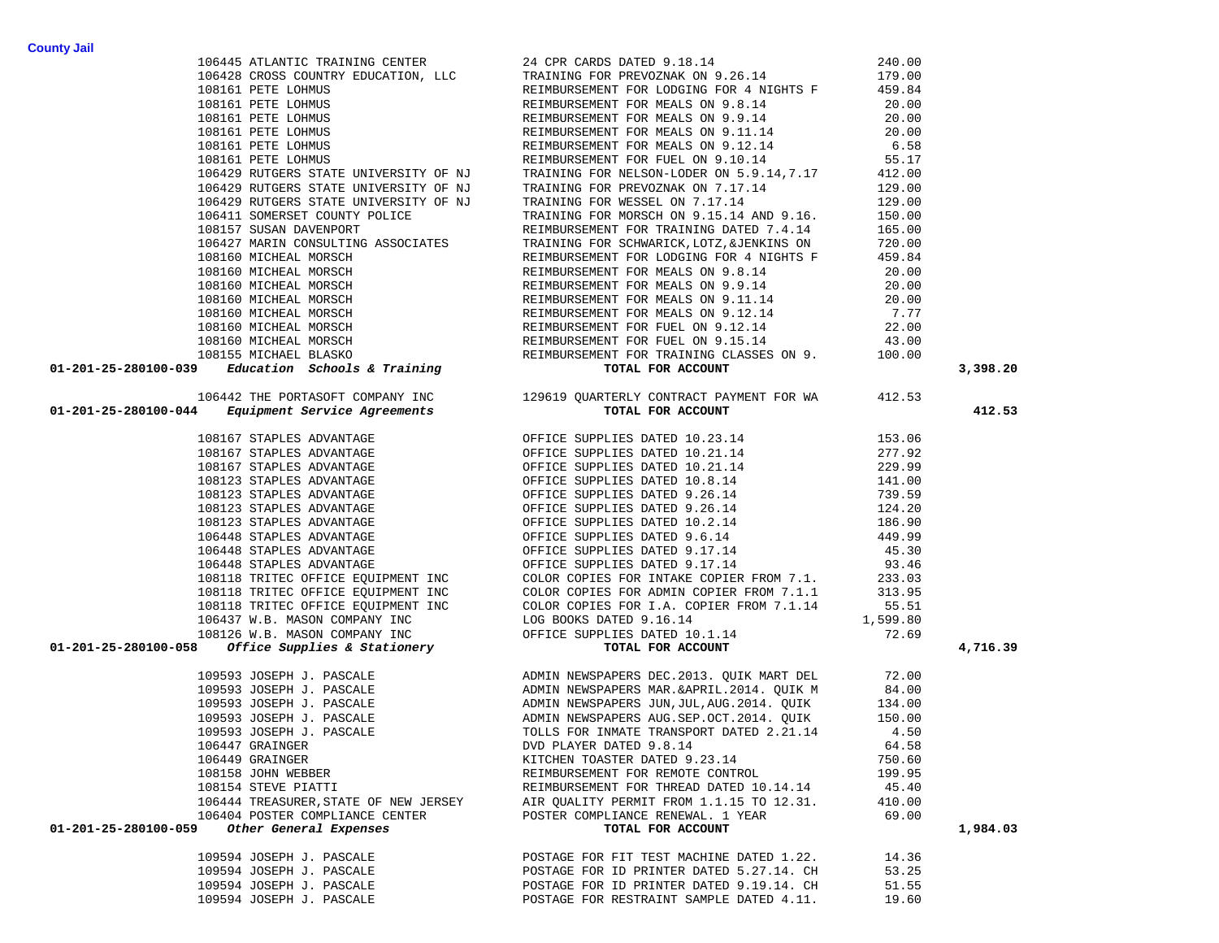**County Jail**

| | | | | |
|---|---|---|---|---|
| | 106445 ATLANTIC TRAINING CENTER | 24 CPR CARDS DATED 9.18.14 | 240.00 | |
| | 106428 CROSS COUNTRY EDUCATION, LLC | TRAINING FOR PREVOZNAK ON 9.26.14 | 179.00 | |
| | 108161 PETE LOHMUS | REIMBURSEMENT FOR LODGING FOR 4 NIGHTS F | 459.84 | |
| | 108161 PETE LOHMUS | REIMBURSEMENT FOR MEALS ON 9.8.14 | 20.00 | |
| | 108161 PETE LOHMUS | REIMBURSEMENT FOR MEALS ON 9.9.14 | 20.00 | |
| | 108161 PETE LOHMUS | REIMBURSEMENT FOR MEALS ON 9.11.14 | 20.00 | |
| | 108161 PETE LOHMUS | REIMBURSEMENT FOR MEALS ON 9.12.14 | 6.58 | |
| | 108161 PETE LOHMUS | REIMBURSEMENT FOR FUEL ON 9.10.14 | 55.17 | |
| | 106429 RUTGERS STATE UNIVERSITY OF NJ | TRAINING FOR NELSON-LODER ON 5.9.14,7.17 | 412.00 | |
| | 106429 RUTGERS STATE UNIVERSITY OF NJ | TRAINING FOR PREVOZNAK ON 7.17.14 | 129.00 | |
| | 106429 RUTGERS STATE UNIVERSITY OF NJ | TRAINING FOR WESSEL ON 7.17.14 | 129.00 | |
| | 106411 SOMERSET COUNTY POLICE | TRAINING FOR MORSCH ON 9.15.14 AND 9.16. | 150.00 | |
| | 108157 SUSAN DAVENPORT | REIMBURSEMENT FOR TRAINING DATED 7.4.14 | 165.00 | |
| | 106427 MARIN CONSULTING ASSOCIATES | TRAINING FOR SCHWARICK,LOTZ,&JENKINS ON | 720.00 | |
| | 108160 MICHEAL MORSCH | REIMBURSEMENT FOR LODGING FOR 4 NIGHTS F | 459.84 | |
| | 108160 MICHEAL MORSCH | REIMBURSEMENT FOR MEALS ON 9.8.14 | 20.00 | |
| | 108160 MICHEAL MORSCH | REIMBURSEMENT FOR MEALS ON 9.9.14 | 20.00 | |
| | 108160 MICHEAL MORSCH | REIMBURSEMENT FOR MEALS ON 9.11.14 | 20.00 | |
| | 108160 MICHEAL MORSCH | REIMBURSEMENT FOR MEALS ON 9.12.14 | 7.77 | |
| | 108160 MICHEAL MORSCH | REIMBURSEMENT FOR FUEL ON 9.12.14 | 22.00 | |
| | 108160 MICHEAL MORSCH | REIMBURSEMENT FOR FUEL ON 9.15.14 | 43.00 | |
| | 108155 MICHAEL BLASKO | REIMBURSEMENT FOR TRAINING CLASSES ON 9. | 100.00 | |
| **01-201-25-280100-039** | ***Education Schools & Training*** | **TOTAL FOR ACCOUNT** | | **3,398.20** |
| | 106442 THE PORTASOFT COMPANY INC | 129619 QUARTERLY CONTRACT PAYMENT FOR WA | 412.53 | |
| **01-201-25-280100-044** | ***Equipment Service Agreements*** | **TOTAL FOR ACCOUNT** | | **412.53** |
| | 108167 STAPLES ADVANTAGE | OFFICE SUPPLIES DATED 10.23.14 | 153.06 | |
| | 108167 STAPLES ADVANTAGE | OFFICE SUPPLIES DATED 10.21.14 | 277.92 | |
| | 108167 STAPLES ADVANTAGE | OFFICE SUPPLIES DATED 10.21.14 | 229.99 | |
| | 108123 STAPLES ADVANTAGE | OFFICE SUPPLIES DATED 10.8.14 | 141.00 | |
| | 108123 STAPLES ADVANTAGE | OFFICE SUPPLIES DATED 9.26.14 | 739.59 | |
| | 108123 STAPLES ADVANTAGE | OFFICE SUPPLIES DATED 9.26.14 | 124.20 | |
| | 108123 STAPLES ADVANTAGE | OFFICE SUPPLIES DATED 10.2.14 | 186.90 | |
| | 106448 STAPLES ADVANTAGE | OFFICE SUPPLIES DATED 9.6.14 | 449.99 | |
| | 106448 STAPLES ADVANTAGE | OFFICE SUPPLIES DATED 9.17.14 | 45.30 | |
| | 106448 STAPLES ADVANTAGE | OFFICE SUPPLIES DATED 9.17.14 | 93.46 | |
| | 108118 TRITEC OFFICE EQUIPMENT INC | COLOR COPIES FOR INTAKE COPIER FROM 7.1. | 233.03 | |
| | 108118 TRITEC OFFICE EQUIPMENT INC | COLOR COPIES FOR ADMIN COPIER FROM 7.1.1 | 313.95 | |
| | 108118 TRITEC OFFICE EQUIPMENT INC | COLOR COPIES FOR I.A. COPIER FROM 7.1.14 | 55.51 | |
| | 106437 W.B. MASON COMPANY INC | LOG BOOKS DATED 9.16.14 | 1,599.80 | |
| | 108126 W.B. MASON COMPANY INC | OFFICE SUPPLIES DATED 10.1.14 | 72.69 | |
| **01-201-25-280100-058** | ***Office Supplies & Stationery*** | **TOTAL FOR ACCOUNT** | | **4,716.39** |
| | 109593 JOSEPH J. PASCALE | ADMIN NEWSPAPERS DEC.2013. QUIK MART DEL | 72.00 | |
| | 109593 JOSEPH J. PASCALE | ADMIN NEWSPAPERS MAR.&APRIL.2014. QUIK M | 84.00 | |
| | 109593 JOSEPH J. PASCALE | ADMIN NEWSPAPERS JUN,JUL,AUG.2014. QUIK | 134.00 | |
| | 109593 JOSEPH J. PASCALE | ADMIN NEWSPAPERS AUG.SEP.OCT.2014. QUIK | 150.00 | |
| | 109593 JOSEPH J. PASCALE | TOLLS FOR INMATE TRANSPORT DATED 2.21.14 | 4.50 | |
| | 106447 GRAINGER | DVD PLAYER DATED 9.8.14 | 64.58 | |
| | 106449 GRAINGER | KITCHEN TOASTER DATED 9.23.14 | 750.60 | |
| | 108158 JOHN WEBBER | REIMBURSEMENT FOR REMOTE CONTROL | 199.95 | |
| | 108154 STEVE PIATTI | REIMBURSEMENT FOR THREAD DATED 10.14.14 | 45.40 | |
| | 106444 TREASURER,STATE OF NEW JERSEY | AIR QUALITY PERMIT FROM 1.1.15 TO 12.31. | 410.00 | |
| | 106404 POSTER COMPLIANCE CENTER | POSTER COMPLIANCE RENEWAL. 1 YEAR | 69.00 | |
| **01-201-25-280100-059** | ***Other General Expenses*** | **TOTAL FOR ACCOUNT** | | **1,984.03** |
| | 109594 JOSEPH J. PASCALE | POSTAGE FOR FIT TEST MACHINE DATED 1.22. | 14.36 | |
| | 109594 JOSEPH J. PASCALE | POSTAGE FOR ID PRINTER DATED 5.27.14. CH | 53.25 | |
| | 109594 JOSEPH J. PASCALE | POSTAGE FOR ID PRINTER DATED 9.19.14. CH | 51.55 | |
| | 109594 JOSEPH J. PASCALE | POSTAGE FOR RESTRAINT SAMPLE DATED 4.11. | 19.60 | |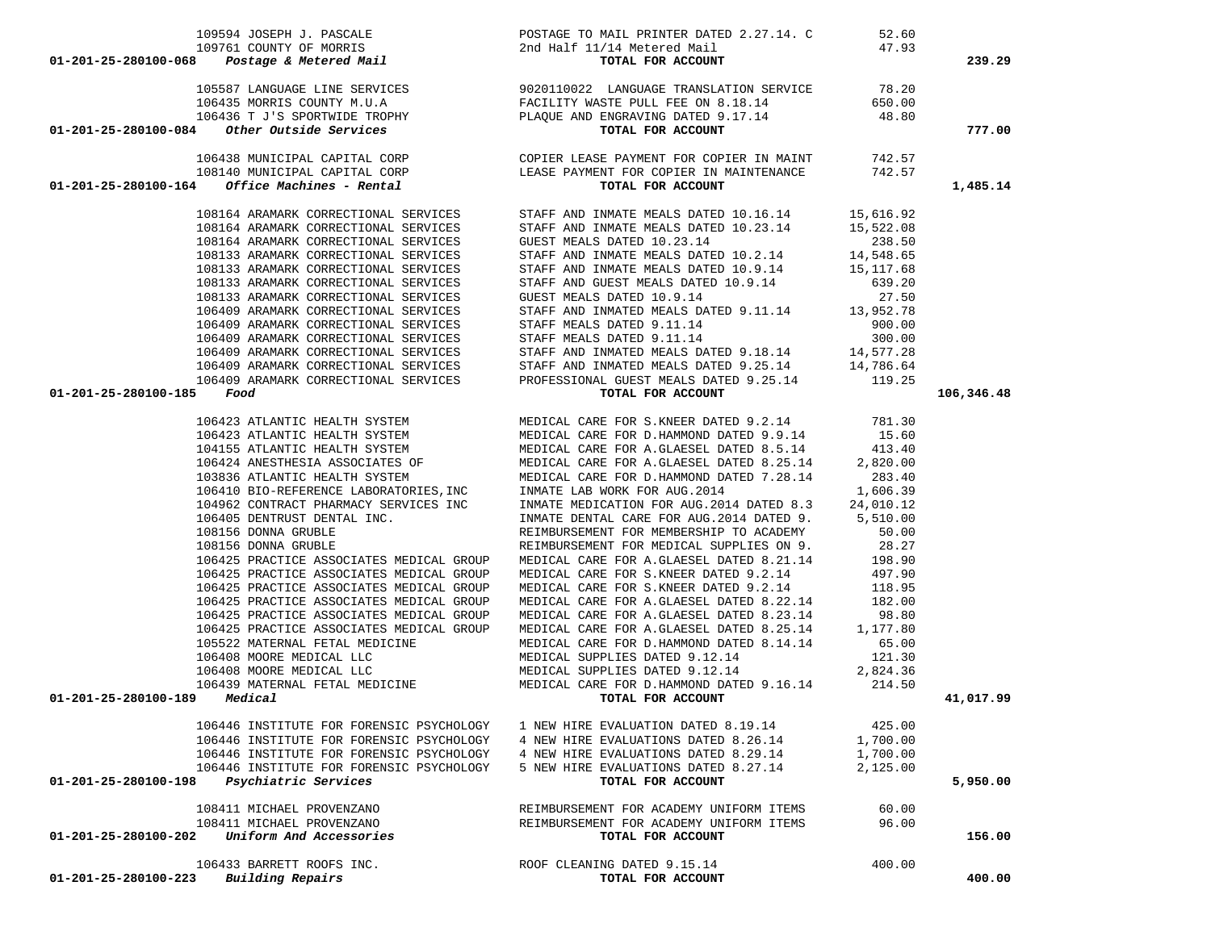| Account | Vendor | Description | Amount | Total |
|---|---|---|---|---|
| | 109594 JOSEPH J. PASCALE | POSTAGE TO MAIL PRINTER DATED 2.27.14. C | 52.60 | |
| | 109761 COUNTY OF MORRIS | 2nd Half 11/14 Metered Mail | 47.93 | |
| **01-201-25-280100-068** *Postage & Metered Mail* | | **TOTAL FOR ACCOUNT** | | **239.29** |
| | 105587 LANGUAGE LINE SERVICES | 9020110022 LANGUAGE TRANSLATION SERVICE | 78.20 | |
| | 106435 MORRIS COUNTY M.U.A | FACILITY WASTE PULL FEE ON 8.18.14 | 650.00 | |
| | 106436 T J'S SPORTWIDE TROPHY | PLAQUE AND ENGRAVING DATED 9.17.14 | 48.80 | |
| **01-201-25-280100-084** *Other Outside Services* | | **TOTAL FOR ACCOUNT** | | **777.00** |
| | 106438 MUNICIPAL CAPITAL CORP | COPIER LEASE PAYMENT FOR COPIER IN MAINT | 742.57 | |
| | 108140 MUNICIPAL CAPITAL CORP | LEASE PAYMENT FOR COPIER IN MAINTENANCE | 742.57 | |
| **01-201-25-280100-164** *Office Machines - Rental* | | **TOTAL FOR ACCOUNT** | | **1,485.14** |
| | 108164 ARAMARK CORRECTIONAL SERVICES | STAFF AND INMATE MEALS DATED 10.16.14 | 15,616.92 | |
| | 108164 ARAMARK CORRECTIONAL SERVICES | STAFF AND INMATE MEALS DATED 10.23.14 | 15,522.08 | |
| | 108164 ARAMARK CORRECTIONAL SERVICES | GUEST MEALS DATED 10.23.14 | 238.50 | |
| | 108133 ARAMARK CORRECTIONAL SERVICES | STAFF AND INMATE MEALS DATED 10.2.14 | 14,548.65 | |
| | 108133 ARAMARK CORRECTIONAL SERVICES | STAFF AND INMATE MEALS DATED 10.9.14 | 15,117.68 | |
| | 108133 ARAMARK CORRECTIONAL SERVICES | STAFF AND GUEST MEALS DATED 10.9.14 | 639.20 | |
| | 108133 ARAMARK CORRECTIONAL SERVICES | GUEST MEALS DATED 10.9.14 | 27.50 | |
| | 106409 ARAMARK CORRECTIONAL SERVICES | STAFF AND INMATED MEALS DATED 9.11.14 | 13,952.78 | |
| | 106409 ARAMARK CORRECTIONAL SERVICES | STAFF MEALS DATED 9.11.14 | 900.00 | |
| | 106409 ARAMARK CORRECTIONAL SERVICES | STAFF MEALS DATED 9.11.14 | 300.00 | |
| | 106409 ARAMARK CORRECTIONAL SERVICES | STAFF AND INMATED MEALS DATED 9.18.14 | 14,577.28 | |
| | 106409 ARAMARK CORRECTIONAL SERVICES | STAFF AND INMATED MEALS DATED 9.25.14 | 14,786.64 | |
| | 106409 ARAMARK CORRECTIONAL SERVICES | PROFESSIONAL GUEST MEALS DATED 9.25.14 | 119.25 | |
| **01-201-25-280100-185** *Food* | | **TOTAL FOR ACCOUNT** | | **106,346.48** |
| | 106423 ATLANTIC HEALTH SYSTEM | MEDICAL CARE FOR S.KNEER DATED 9.2.14 | 781.30 | |
| | 106423 ATLANTIC HEALTH SYSTEM | MEDICAL CARE FOR D.HAMMOND DATED 9.9.14 | 15.60 | |
| | 104155 ATLANTIC HEALTH SYSTEM | MEDICAL CARE FOR A.GLAESEL DATED 8.5.14 | 413.40 | |
| | 106424 ANESTHESIA ASSOCIATES OF | MEDICAL CARE FOR A.GLAESEL DATED 8.25.14 | 2,820.00 | |
| | 103836 ATLANTIC HEALTH SYSTEM | MEDICAL CARE FOR D.HAMMOND DATED 7.28.14 | 283.40 | |
| | 106410 BIO-REFERENCE LABORATORIES,INC | INMATE LAB WORK FOR AUG.2014 | 1,606.39 | |
| | 104962 CONTRACT PHARMACY SERVICES INC | INMATE MEDICATION FOR AUG.2014 DATED 8.3 | 24,010.12 | |
| | 106405 DENTRUST DENTAL INC. | INMATE DENTAL CARE FOR AUG.2014 DATED 9. | 5,510.00 | |
| | 108156 DONNA GRUBLE | REIMBURSEMENT FOR MEMBERSHIP TO ACADEMY | 50.00 | |
| | 108156 DONNA GRUBLE | REIMBURSEMENT FOR MEDICAL SUPPLIES ON 9. | 28.27 | |
| | 106425 PRACTICE ASSOCIATES MEDICAL GROUP | MEDICAL CARE FOR A.GLAESEL DATED 8.21.14 | 198.90 | |
| | 106425 PRACTICE ASSOCIATES MEDICAL GROUP | MEDICAL CARE FOR S.KNEER DATED 9.2.14 | 497.90 | |
| | 106425 PRACTICE ASSOCIATES MEDICAL GROUP | MEDICAL CARE FOR S.KNEER DATED 9.2.14 | 118.95 | |
| | 106425 PRACTICE ASSOCIATES MEDICAL GROUP | MEDICAL CARE FOR A.GLAESEL DATED 8.22.14 | 182.00 | |
| | 106425 PRACTICE ASSOCIATES MEDICAL GROUP | MEDICAL CARE FOR A.GLAESEL DATED 8.23.14 | 98.80 | |
| | 106425 PRACTICE ASSOCIATES MEDICAL GROUP | MEDICAL CARE FOR A.GLAESEL DATED 8.25.14 | 1,177.80 | |
| | 105522 MATERNAL FETAL MEDICINE | MEDICAL CARE FOR D.HAMMOND DATED 8.14.14 | 65.00 | |
| | 106408 MOORE MEDICAL LLC | MEDICAL SUPPLIES DATED 9.12.14 | 121.30 | |
| | 106408 MOORE MEDICAL LLC | MEDICAL SUPPLIES DATED 9.12.14 | 2,824.36 | |
| | 106439 MATERNAL FETAL MEDICINE | MEDICAL CARE FOR D.HAMMOND DATED 9.16.14 | 214.50 | |
| **01-201-25-280100-189** *Medical* | | **TOTAL FOR ACCOUNT** | | **41,017.99** |
| | 106446 INSTITUTE FOR FORENSIC PSYCHOLOGY | 1 NEW HIRE EVALUATION DATED 8.19.14 | 425.00 | |
| | 106446 INSTITUTE FOR FORENSIC PSYCHOLOGY | 4 NEW HIRE EVALUATIONS DATED 8.26.14 | 1,700.00 | |
| | 106446 INSTITUTE FOR FORENSIC PSYCHOLOGY | 4 NEW HIRE EVALUATIONS DATED 8.29.14 | 1,700.00 | |
| | 106446 INSTITUTE FOR FORENSIC PSYCHOLOGY | 5 NEW HIRE EVALUATIONS DATED 8.27.14 | 2,125.00 | |
| **01-201-25-280100-198** *Psychiatric Services* | | **TOTAL FOR ACCOUNT** | | **5,950.00** |
| | 108411 MICHAEL PROVENZANO | REIMBURSEMENT FOR ACADEMY UNIFORM ITEMS | 60.00 | |
| | 108411 MICHAEL PROVENZANO | REIMBURSEMENT FOR ACADEMY UNIFORM ITEMS | 96.00 | |
| **01-201-25-280100-202** *Uniform And Accessories* | | **TOTAL FOR ACCOUNT** | | **156.00** |
| | 106433 BARRETT ROOFS INC. | ROOF CLEANING DATED 9.15.14 | 400.00 | |
| **01-201-25-280100-223** *Building Repairs* | | **TOTAL FOR ACCOUNT** | | **400.00** |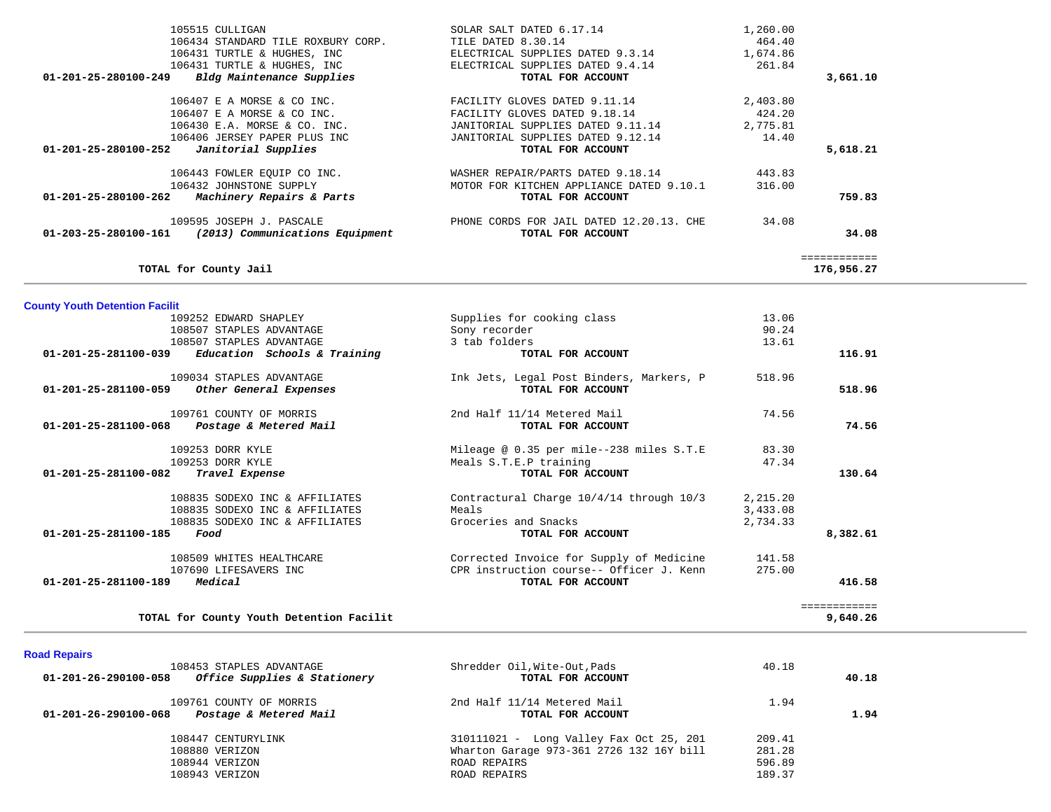| Account | Vendor / Description | Item | Amount | Total |
|---|---|---|---|---|
| | 105515 CULLIGAN | SOLAR SALT DATED 6.17.14 | 1,260.00 | |
| | 106434 STANDARD TILE ROXBURY CORP. | TILE DATED 8.30.14 | 464.40 | |
| | 106431 TURTLE & HUGHES, INC | ELECTRICAL SUPPLIES DATED 9.3.14 | 1,674.86 | |
| | 106431 TURTLE & HUGHES, INC | ELECTRICAL SUPPLIES DATED 9.4.14 | 261.84 | |
| **01-201-25-280100-249** | ***Bldg Maintenance Supplies*** | **TOTAL FOR ACCOUNT** | | **3,661.10** |
| | 106407 E A MORSE & CO INC. | FACILITY GLOVES DATED 9.11.14 | 2,403.80 | |
| | 106407 E A MORSE & CO INC. | FACILITY GLOVES DATED 9.18.14 | 424.20 | |
| | 106430 E.A. MORSE & CO. INC. | JANITORIAL SUPPLIES DATED 9.11.14 | 2,775.81 | |
| | 106406 JERSEY PAPER PLUS INC | JANITORIAL SUPPLIES DATED 9.12.14 | 14.40 | |
| **01-201-25-280100-252** | ***Janitorial Supplies*** | **TOTAL FOR ACCOUNT** | | **5,618.21** |
| | 106443 FOWLER EQUIP CO INC. | WASHER REPAIR/PARTS DATED 9.18.14 | 443.83 | |
| | 106432 JOHNSTONE SUPPLY | MOTOR FOR KITCHEN APPLIANCE DATED 9.10.1 | 316.00 | |
| **01-201-25-280100-262** | ***Machinery Repairs & Parts*** | **TOTAL FOR ACCOUNT** | | **759.83** |
| | 109595 JOSEPH J. PASCALE | PHONE CORDS FOR JAIL DATED 12.20.13. CHE | 34.08 | |
| **01-203-25-280100-161** | ***(2013) Communications Equipment*** | **TOTAL FOR ACCOUNT** | | **34.08** |
| | **TOTAL for County Jail** | | | **176,956.27** |

## County Youth Detention Facilit

| Account | Vendor / Description | Item | Amount | Total |
|---|---|---|---|---|
| | 109252 EDWARD SHAPLEY | Supplies for cooking class | 13.06 | |
| | 108507 STAPLES ADVANTAGE | Sony recorder | 90.24 | |
| | 108507 STAPLES ADVANTAGE | 3 tab folders | 13.61 | |
| **01-201-25-281100-039** | ***Education Schools & Training*** | **TOTAL FOR ACCOUNT** | | **116.91** |
| | 109034 STAPLES ADVANTAGE | Ink Jets, Legal Post Binders, Markers, P | 518.96 | |
| **01-201-25-281100-059** | ***Other General Expenses*** | **TOTAL FOR ACCOUNT** | | **518.96** |
| | 109761 COUNTY OF MORRIS | 2nd Half 11/14 Metered Mail | 74.56 | |
| **01-201-25-281100-068** | ***Postage & Metered Mail*** | **TOTAL FOR ACCOUNT** | | **74.56** |
| | 109253 DORR KYLE | Mileage @ 0.35 per mile--238 miles S.T.E | 83.30 | |
| | 109253 DORR KYLE | Meals S.T.E.P training | 47.34 | |
| **01-201-25-281100-082** | ***Travel Expense*** | **TOTAL FOR ACCOUNT** | | **130.64** |
| | 108835 SODEXO INC & AFFILIATES | Contractural Charge 10/4/14 through 10/3 | 2,215.20 | |
| | 108835 SODEXO INC & AFFILIATES | Meals | 3,433.08 | |
| | 108835 SODEXO INC & AFFILIATES | Groceries and Snacks | 2,734.33 | |
| **01-201-25-281100-185** | ***Food*** | **TOTAL FOR ACCOUNT** | | **8,382.61** |
| | 108509 WHITES HEALTHCARE | Corrected Invoice for Supply of Medicine | 141.58 | |
| | 107690 LIFESAVERS INC | CPR instruction course-- Officer J. Kenn | 275.00 | |
| **01-201-25-281100-189** | ***Medical*** | **TOTAL FOR ACCOUNT** | | **416.58** |
| | **TOTAL for County Youth Detention Facilit** | | | **9,640.26** |

## Road Repairs

| Account | Vendor / Description | Item | Amount | Total |
|---|---|---|---|---|
| | 108453 STAPLES ADVANTAGE | Shredder Oil,Wite-Out,Pads | 40.18 | |
| **01-201-26-290100-058** | ***Office Supplies & Stationery*** | **TOTAL FOR ACCOUNT** | | **40.18** |
| | 109761 COUNTY OF MORRIS | 2nd Half 11/14 Metered Mail | 1.94 | |
| **01-201-26-290100-068** | ***Postage & Metered Mail*** | **TOTAL FOR ACCOUNT** | | **1.94** |
| | 108447 CENTURYLINK | 310111021 - Long Valley Fax Oct 25, 201 | 209.41 | |
| | 108880 VERIZON | Wharton Garage 973-361 2726 132 16Y bill | 281.28 | |
| | 108944 VERIZON | ROAD REPAIRS | 596.89 | |
| | 108943 VERIZON | ROAD REPAIRS | 189.37 | |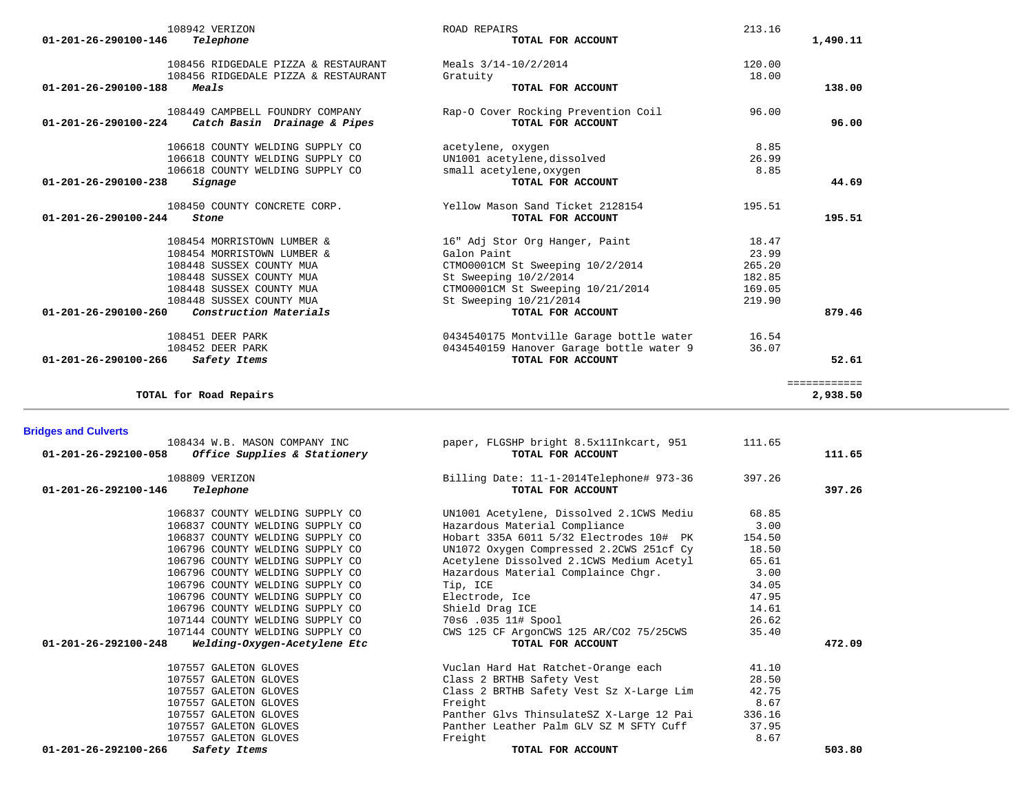| Account | Vendor / Description | Detail | Amount | Total |
|---|---|---|---|---|
| | 108942 VERIZON | ROAD REPAIRS | 213.16 | |
| 01-201-26-290100-146 | *Telephone* | **TOTAL FOR ACCOUNT** | | **1,490.11** |
| | 108456 RIDGEDALE PIZZA & RESTAURANT | Meals 3/14-10/2/2014 | 120.00 | |
| | 108456 RIDGEDALE PIZZA & RESTAURANT | Gratuity | 18.00 | |
| 01-201-26-290100-188 | *Meals* | **TOTAL FOR ACCOUNT** | | **138.00** |
| | 108449 CAMPBELL FOUNDRY COMPANY | Rap-O Cover Rocking Prevention Coil | 96.00 | |
| 01-201-26-290100-224 | *Catch Basin Drainage & Pipes* | **TOTAL FOR ACCOUNT** | | **96.00** |
| | 106618 COUNTY WELDING SUPPLY CO | acetylene, oxygen | 8.85 | |
| | 106618 COUNTY WELDING SUPPLY CO | UN1001 acetylene,dissolved | 26.99 | |
| | 106618 COUNTY WELDING SUPPLY CO | small acetylene,oxygen | 8.85 | |
| 01-201-26-290100-238 | *Signage* | **TOTAL FOR ACCOUNT** | | **44.69** |
| | 108450 COUNTY CONCRETE CORP. | Yellow Mason Sand Ticket 2128154 | 195.51 | |
| 01-201-26-290100-244 | *Stone* | **TOTAL FOR ACCOUNT** | | **195.51** |
| | 108454 MORRISTOWN LUMBER & | 16" Adj Stor Org Hanger, Paint | 18.47 | |
| | 108454 MORRISTOWN LUMBER & | Galon Paint | 23.99 | |
| | 108448 SUSSEX COUNTY MUA | CTMO0001CM St Sweeping 10/2/2014 | 265.20 | |
| | 108448 SUSSEX COUNTY MUA | St Sweeping 10/2/2014 | 182.85 | |
| | 108448 SUSSEX COUNTY MUA | CTMO0001CM St Sweeping 10/21/2014 | 169.05 | |
| | 108448 SUSSEX COUNTY MUA | St Sweeping 10/21/2014 | 219.90 | |
| 01-201-26-290100-260 | *Construction Materials* | **TOTAL FOR ACCOUNT** | | **879.46** |
| | 108451 DEER PARK | 0434540175 Montville Garage bottle water | 16.54 | |
| | 108452 DEER PARK | 0434540159 Hanover Garage bottle water 9 | 36.07 | |
| 01-201-26-290100-266 | *Safety Items* | **TOTAL FOR ACCOUNT** | | **52.61** |
| | | | | ============ |
| | **TOTAL for Road Repairs** | | | **2,938.50** |

**Bridges and Culverts**

| Account | Vendor / Description | Detail | Amount | Total |
|---|---|---|---|---|
| | 108434 W.B. MASON COMPANY INC | paper, FLGSHP bright 8.5x11Inkcart, 951 | 111.65 | |
| 01-201-26-292100-058 | *Office Supplies & Stationery* | **TOTAL FOR ACCOUNT** | | **111.65** |
| | 108809 VERIZON | Billing Date: 11-1-2014Telephone# 973-36 | 397.26 | |
| 01-201-26-292100-146 | *Telephone* | **TOTAL FOR ACCOUNT** | | **397.26** |
| | 106837 COUNTY WELDING SUPPLY CO | UN1001 Acetylene, Dissolved 2.1CWS Mediu | 68.85 | |
| | 106837 COUNTY WELDING SUPPLY CO | Hazardous Material Compliance | 3.00 | |
| | 106837 COUNTY WELDING SUPPLY CO | Hobart 335A 6011 5/32 Electrodes 10# PK | 154.50 | |
| | 106796 COUNTY WELDING SUPPLY CO | UN1072 Oxygen Compressed 2.2CWS 251cf Cy | 18.50 | |
| | 106796 COUNTY WELDING SUPPLY CO | Acetylene Dissolved 2.1CWS Medium Acetyl | 65.61 | |
| | 106796 COUNTY WELDING SUPPLY CO | Hazardous Material Complaince Chgr. | 3.00 | |
| | 106796 COUNTY WELDING SUPPLY CO | Tip, ICE | 34.05 | |
| | 106796 COUNTY WELDING SUPPLY CO | Electrode, Ice | 47.95 | |
| | 106796 COUNTY WELDING SUPPLY CO | Shield Drag ICE | 14.61 | |
| | 107144 COUNTY WELDING SUPPLY CO | 70s6 .035 11# Spool | 26.62 | |
| | 107144 COUNTY WELDING SUPPLY CO | CWS 125 CF ArgonCWS 125 AR/CO2 75/25CWS | 35.40 | |
| 01-201-26-292100-248 | *Welding-Oxygen-Acetylene Etc* | **TOTAL FOR ACCOUNT** | | **472.09** |
| | 107557 GALETON GLOVES | Vuclan Hard Hat Ratchet-Orange each | 41.10 | |
| | 107557 GALETON GLOVES | Class 2 BRTHB Safety Vest | 28.50 | |
| | 107557 GALETON GLOVES | Class 2 BRTHB Safety Vest Sz X-Large Lim | 42.75 | |
| | 107557 GALETON GLOVES | Freight | 8.67 | |
| | 107557 GALETON GLOVES | Panther Glvs ThinsulateSZ X-Large 12 Pai | 336.16 | |
| | 107557 GALETON GLOVES | Panther Leather Palm GLV SZ M SFTY Cuff | 37.95 | |
| | 107557 GALETON GLOVES | Freight | 8.67 | |
| 01-201-26-292100-266 | *Safety Items* | **TOTAL FOR ACCOUNT** | | **503.80** |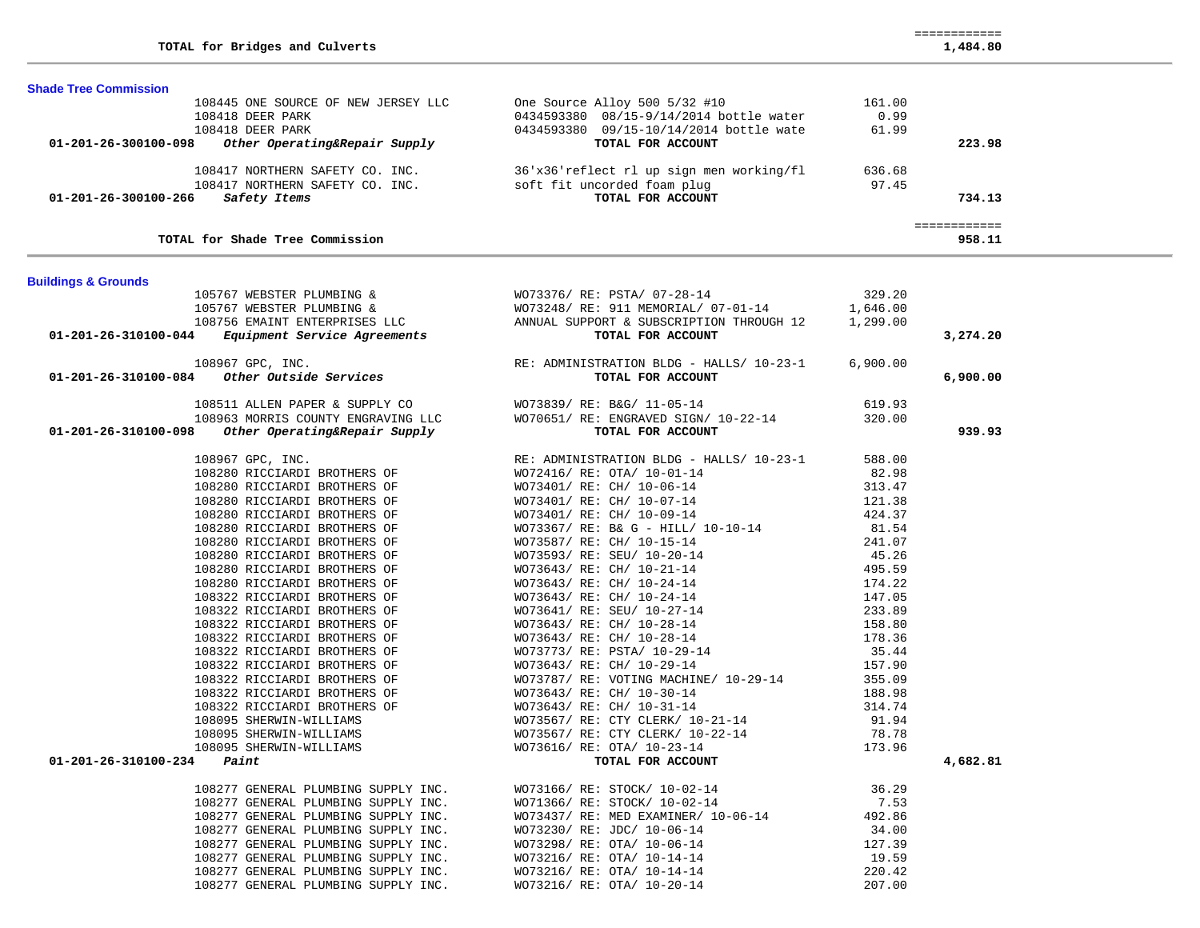| | | | |
|---|---|---|---|
| **TOTAL for Bridges and Culverts** | | | ============ **1,484.80** |

### Shade Tree Commission

| Vendor | Description | Amount | Total |
|---|---|---|---|
| 108445 ONE SOURCE OF NEW JERSEY LLC | One Source Alloy 500 5/32 #10 | 161.00 | |
| 108418 DEER PARK | 0434593380 08/15-9/14/2014 bottle water | 0.99 | |
| 108418 DEER PARK | 0434593380 09/15-10/14/2014 bottle wate | 61.99 | |
| **01-201-26-300100-098** *Other Operating&Repair Supply* | **TOTAL FOR ACCOUNT** | | **223.98** |
| 108417 NORTHERN SAFETY CO. INC. | 36'x36'reflect rl up sign men working/fl | 636.68 | |
| 108417 NORTHERN SAFETY CO. INC. | soft fit uncorded foam plug | 97.45 | |
| **01-201-26-300100-266** *Safety Items* | **TOTAL FOR ACCOUNT** | | **734.13** |
| **TOTAL for Shade Tree Commission** | | | ============ **958.11** |

### Buildings & Grounds

| Vendor | Description | Amount | Total |
|---|---|---|---|
| 105767 WEBSTER PLUMBING & | WO73376/ RE: PSTA/ 07-28-14 | 329.20 | |
| 105767 WEBSTER PLUMBING & | WO73248/ RE: 911 MEMORIAL/ 07-01-14 | 1,646.00 | |
| 108756 EMAINT ENTERPRISES LLC | ANNUAL SUPPORT & SUBSCRIPTION THROUGH 12 | 1,299.00 | |
| **01-201-26-310100-044** *Equipment Service Agreements* | **TOTAL FOR ACCOUNT** | | **3,274.20** |
| 108967 GPC, INC. | RE: ADMINISTRATION BLDG - HALLS/ 10-23-1 | 6,900.00 | |
| **01-201-26-310100-084** *Other Outside Services* | **TOTAL FOR ACCOUNT** | | **6,900.00** |
| 108511 ALLEN PAPER & SUPPLY CO | WO73839/ RE: B&G/ 11-05-14 | 619.93 | |
| 108963 MORRIS COUNTY ENGRAVING LLC | WO70651/ RE: ENGRAVED SIGN/ 10-22-14 | 320.00 | |
| **01-201-26-310100-098** *Other Operating&Repair Supply* | **TOTAL FOR ACCOUNT** | | **939.93** |
| 108967 GPC, INC. | RE: ADMINISTRATION BLDG - HALLS/ 10-23-1 | 588.00 | |
| 108280 RICCIARDI BROTHERS OF | WO72416/ RE: OTA/ 10-01-14 | 82.98 | |
| 108280 RICCIARDI BROTHERS OF | WO73401/ RE: CH/ 10-06-14 | 313.47 | |
| 108280 RICCIARDI BROTHERS OF | WO73401/ RE: CH/ 10-07-14 | 121.38 | |
| 108280 RICCIARDI BROTHERS OF | WO73401/ RE: CH/ 10-09-14 | 424.37 | |
| 108280 RICCIARDI BROTHERS OF | WO73367/ RE: B& G - HILL/ 10-10-14 | 81.54 | |
| 108280 RICCIARDI BROTHERS OF | WO73587/ RE: CH/ 10-15-14 | 241.07 | |
| 108280 RICCIARDI BROTHERS OF | WO73593/ RE: SEU/ 10-20-14 | 45.26 | |
| 108280 RICCIARDI BROTHERS OF | WO73643/ RE: CH/ 10-21-14 | 495.59 | |
| 108280 RICCIARDI BROTHERS OF | WO73643/ RE: CH/ 10-24-14 | 174.22 | |
| 108322 RICCIARDI BROTHERS OF | WO73643/ RE: CH/ 10-24-14 | 147.05 | |
| 108322 RICCIARDI BROTHERS OF | WO73641/ RE: SEU/ 10-27-14 | 233.89 | |
| 108322 RICCIARDI BROTHERS OF | WO73643/ RE: CH/ 10-28-14 | 158.80 | |
| 108322 RICCIARDI BROTHERS OF | WO73643/ RE: CH/ 10-28-14 | 178.36 | |
| 108322 RICCIARDI BROTHERS OF | WO73773/ RE: PSTA/ 10-29-14 | 35.44 | |
| 108322 RICCIARDI BROTHERS OF | WO73643/ RE: CH/ 10-29-14 | 157.90 | |
| 108322 RICCIARDI BROTHERS OF | WO73787/ RE: VOTING MACHINE/ 10-29-14 | 355.09 | |
| 108322 RICCIARDI BROTHERS OF | WO73643/ RE: CH/ 10-30-14 | 188.98 | |
| 108322 RICCIARDI BROTHERS OF | WO73643/ RE: CH/ 10-31-14 | 314.74 | |
| 108095 SHERWIN-WILLIAMS | WO73567/ RE: CTY CLERK/ 10-21-14 | 91.94 | |
| 108095 SHERWIN-WILLIAMS | WO73567/ RE: CTY CLERK/ 10-22-14 | 78.78 | |
| 108095 SHERWIN-WILLIAMS | WO73616/ RE: OTA/ 10-23-14 | 173.96 | |
| **01-201-26-310100-234** *Paint* | **TOTAL FOR ACCOUNT** | | **4,682.81** |
| 108277 GENERAL PLUMBING SUPPLY INC. | WO73166/ RE: STOCK/ 10-02-14 | 36.29 | |
| 108277 GENERAL PLUMBING SUPPLY INC. | WO71366/ RE: STOCK/ 10-02-14 | 7.53 | |
| 108277 GENERAL PLUMBING SUPPLY INC. | WO73437/ RE: MED EXAMINER/ 10-06-14 | 492.86 | |
| 108277 GENERAL PLUMBING SUPPLY INC. | WO73230/ RE: JDC/ 10-06-14 | 34.00 | |
| 108277 GENERAL PLUMBING SUPPLY INC. | WO73298/ RE: OTA/ 10-06-14 | 127.39 | |
| 108277 GENERAL PLUMBING SUPPLY INC. | WO73216/ RE: OTA/ 10-14-14 | 19.59 | |
| 108277 GENERAL PLUMBING SUPPLY INC. | WO73216/ RE: OTA/ 10-14-14 | 220.42 | |
| 108277 GENERAL PLUMBING SUPPLY INC. | WO73216/ RE: OTA/ 10-20-14 | 207.00 | |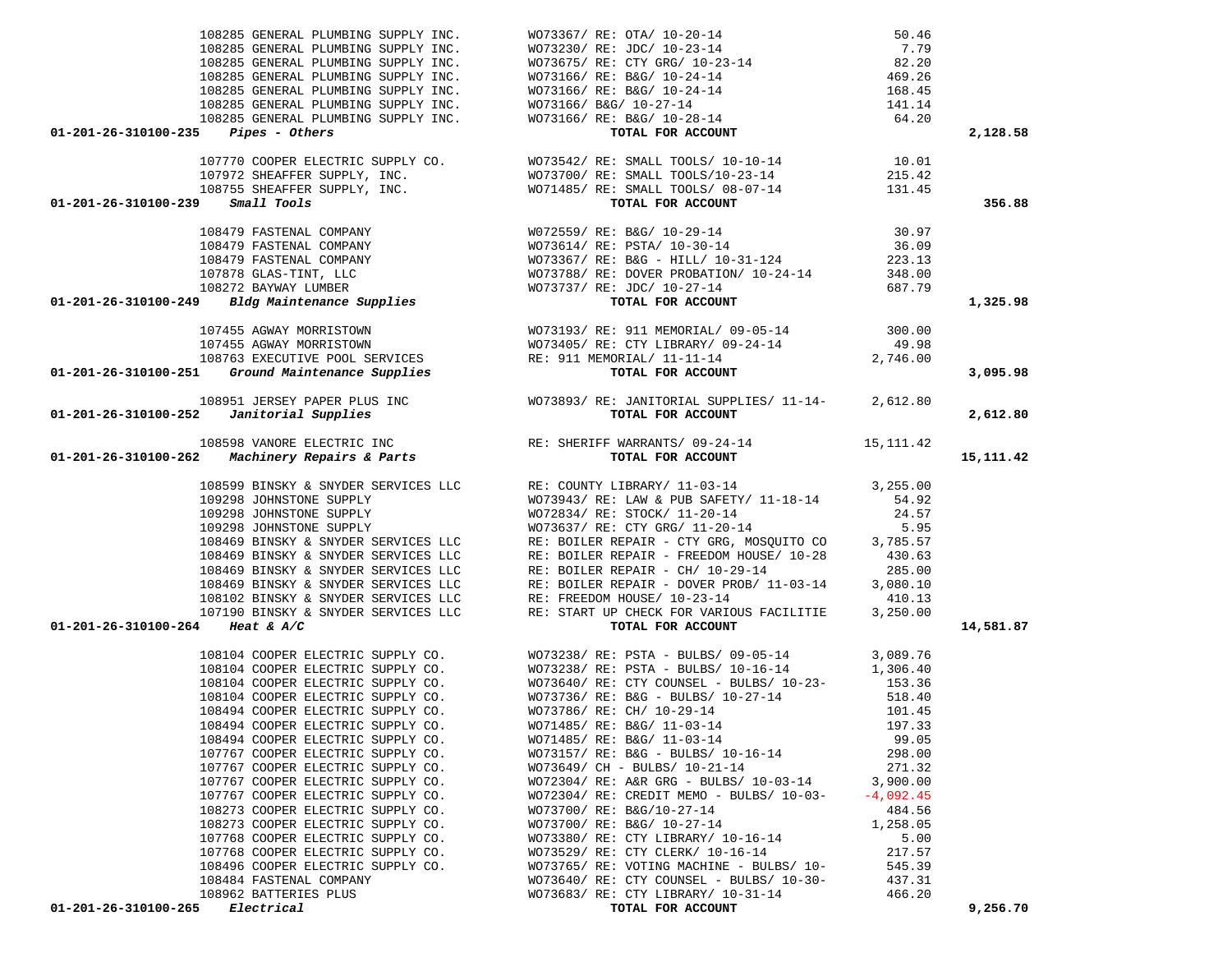| Account | Vendor | Description | Amount | Total |
|---|---|---|---|---|
| | 108285 GENERAL PLUMBING SUPPLY INC. | WO73367/ RE: OTA/ 10-20-14 | 50.46 | |
| | 108285 GENERAL PLUMBING SUPPLY INC. | WO73230/ RE: JDC/ 10-23-14 | 7.79 | |
| | 108285 GENERAL PLUMBING SUPPLY INC. | WO73675/ RE: CTY GRG/ 10-23-14 | 82.20 | |
| | 108285 GENERAL PLUMBING SUPPLY INC. | WO73166/ RE: B&G/ 10-24-14 | 469.26 | |
| | 108285 GENERAL PLUMBING SUPPLY INC. | WO73166/ RE: B&G/ 10-24-14 | 168.45 | |
| | 108285 GENERAL PLUMBING SUPPLY INC. | WO73166/ B&G/ 10-27-14 | 141.14 | |
| | 108285 GENERAL PLUMBING SUPPLY INC. | WO73166/ RE: B&G/ 10-28-14 | 64.20 | |
| **01-201-26-310100-235** *Pipes - Others* | | **TOTAL FOR ACCOUNT** | | **2,128.58** |
| | 107770 COOPER ELECTRIC SUPPLY CO. | WO73542/ RE: SMALL TOOLS/ 10-10-14 | 10.01 | |
| | 107972 SHEAFFER SUPPLY, INC. | WO73700/ RE: SMALL TOOLS/10-23-14 | 215.42 | |
| | 108755 SHEAFFER SUPPLY, INC. | WO71485/ RE: SMALL TOOLS/ 08-07-14 | 131.45 | |
| **01-201-26-310100-239** *Small Tools* | | **TOTAL FOR ACCOUNT** | | **356.88** |
| | 108479 FASTENAL COMPANY | WO72559/ RE: B&G/ 10-29-14 | 30.97 | |
| | 108479 FASTENAL COMPANY | WO73614/ RE: PSTA/ 10-30-14 | 36.09 | |
| | 108479 FASTENAL COMPANY | WO73367/ RE: B&G - HILL/ 10-31-124 | 223.13 | |
| | 107878 GLAS-TINT, LLC | WO73788/ RE: DOVER PROBATION/ 10-24-14 | 348.00 | |
| | 108272 BAYWAY LUMBER | WO73737/ RE: JDC/ 10-27-14 | 687.79 | |
| **01-201-26-310100-249** *Bldg Maintenance Supplies* | | **TOTAL FOR ACCOUNT** | | **1,325.98** |
| | 107455 AGWAY MORRISTOWN | WO73193/ RE: 911 MEMORIAL/ 09-05-14 | 300.00 | |
| | 107455 AGWAY MORRISTOWN | WO73405/ RE: CTY LIBRARY/ 09-24-14 | 49.98 | |
| | 108763 EXECUTIVE POOL SERVICES | RE: 911 MEMORIAL/ 11-11-14 | 2,746.00 | |
| **01-201-26-310100-251** *Ground Maintenance Supplies* | | **TOTAL FOR ACCOUNT** | | **3,095.98** |
| | 108951 JERSEY PAPER PLUS INC | WO73893/ RE: JANITORIAL SUPPLIES/ 11-14- | 2,612.80 | |
| **01-201-26-310100-252** *Janitorial Supplies* | | **TOTAL FOR ACCOUNT** | | **2,612.80** |
| | 108598 VANORE ELECTRIC INC | RE: SHERIFF WARRANTS/ 09-24-14 | 15,111.42 | |
| **01-201-26-310100-262** *Machinery Repairs & Parts* | | **TOTAL FOR ACCOUNT** | | **15,111.42** |
| | 108599 BINSKY & SNYDER SERVICES LLC | RE: COUNTY LIBRARY/ 11-03-14 | 3,255.00 | |
| | 109298 JOHNSTONE SUPPLY | WO73943/ RE: LAW & PUB SAFETY/ 11-18-14 | 54.92 | |
| | 109298 JOHNSTONE SUPPLY | WO72834/ RE: STOCK/ 11-20-14 | 24.57 | |
| | 109298 JOHNSTONE SUPPLY | WO73637/ RE: CTY GRG/ 11-20-14 | 5.95 | |
| | 108469 BINSKY & SNYDER SERVICES LLC | RE: BOILER REPAIR - CTY GRG, MOSQUITO CO | 3,785.57 | |
| | 108469 BINSKY & SNYDER SERVICES LLC | RE: BOILER REPAIR - FREEDOM HOUSE/ 10-28 | 430.63 | |
| | 108469 BINSKY & SNYDER SERVICES LLC | RE: BOILER REPAIR - CH/ 10-29-14 | 285.00 | |
| | 108469 BINSKY & SNYDER SERVICES LLC | RE: BOILER REPAIR - DOVER PROB/ 11-03-14 | 3,080.10 | |
| | 108102 BINSKY & SNYDER SERVICES LLC | RE: FREEDOM HOUSE/ 10-23-14 | 410.13 | |
| | 107190 BINSKY & SNYDER SERVICES LLC | RE: START UP CHECK FOR VARIOUS FACILITIE | 3,250.00 | |
| **01-201-26-310100-264** *Heat & A/C* | | **TOTAL FOR ACCOUNT** | | **14,581.87** |
| | 108104 COOPER ELECTRIC SUPPLY CO. | WO73238/ RE: PSTA - BULBS/ 09-05-14 | 3,089.76 | |
| | 108104 COOPER ELECTRIC SUPPLY CO. | WO73238/ RE: PSTA - BULBS/ 10-16-14 | 1,306.40 | |
| | 108104 COOPER ELECTRIC SUPPLY CO. | WO73640/ RE: CTY COUNSEL - BULBS/ 10-23- | 153.36 | |
| | 108104 COOPER ELECTRIC SUPPLY CO. | WO73736/ RE: B&G - BULBS/ 10-27-14 | 518.40 | |
| | 108494 COOPER ELECTRIC SUPPLY CO. | WO73786/ RE: CH/ 10-29-14 | 101.45 | |
| | 108494 COOPER ELECTRIC SUPPLY CO. | WO71485/ RE: B&G/ 11-03-14 | 197.33 | |
| | 108494 COOPER ELECTRIC SUPPLY CO. | WO71485/ RE: B&G/ 11-03-14 | 99.05 | |
| | 107767 COOPER ELECTRIC SUPPLY CO. | WO73157/ RE: B&G - BULBS/ 10-16-14 | 298.00 | |
| | 107767 COOPER ELECTRIC SUPPLY CO. | WO73649/ CH - BULBS/ 10-21-14 | 271.32 | |
| | 107767 COOPER ELECTRIC SUPPLY CO. | WO72304/ RE: A&R GRG - BULBS/ 10-03-14 | 3,900.00 | |
| | 107767 COOPER ELECTRIC SUPPLY CO. | WO72304/ RE: CREDIT MEMO - BULBS/ 10-03- | -4,092.45 | |
| | 108273 COOPER ELECTRIC SUPPLY CO. | WO73700/ RE: B&G/10-27-14 | 484.56 | |
| | 108273 COOPER ELECTRIC SUPPLY CO. | WO73700/ RE: B&G/ 10-27-14 | 1,258.05 | |
| | 107768 COOPER ELECTRIC SUPPLY CO. | WO73380/ RE: CTY LIBRARY/ 10-16-14 | 5.00 | |
| | 107768 COOPER ELECTRIC SUPPLY CO. | WO73529/ RE: CTY CLERK/ 10-16-14 | 217.57 | |
| | 108496 COOPER ELECTRIC SUPPLY CO. | WO73765/ RE: VOTING MACHINE - BULBS/ 10- | 545.39 | |
| | 108484 FASTENAL COMPANY | WO73640/ RE: CTY COUNSEL - BULBS/ 10-30- | 437.31 | |
| | 108962 BATTERIES PLUS | WO73683/ RE: CTY LIBRARY/ 10-31-14 | 466.20 | |
| **01-201-26-310100-265** *Electrical* | | **TOTAL FOR ACCOUNT** | | **9,256.70** |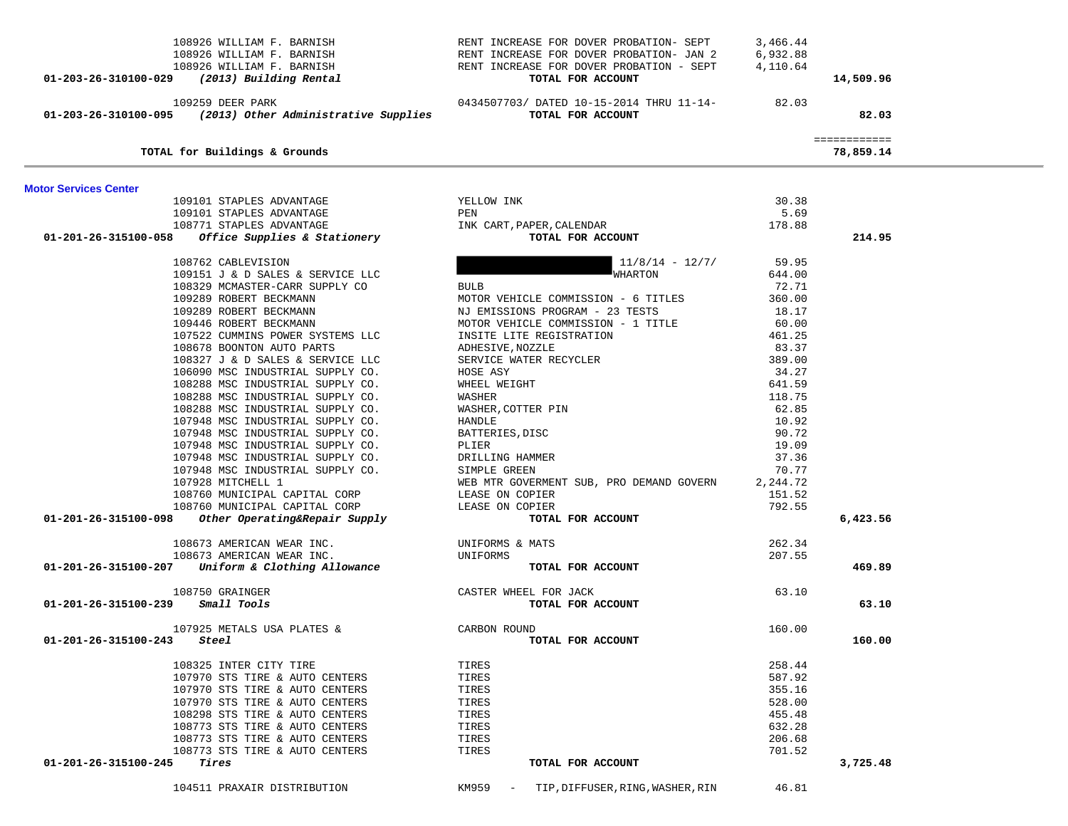| | | | | |
|---|---|---|---|---|
| | 108926 WILLIAM F. BARNISH | RENT INCREASE FOR DOVER PROBATION- SEPT | 3,466.44 | |
| | 108926 WILLIAM F. BARNISH | RENT INCREASE FOR DOVER PROBATION- JAN 2 | 6,932.88 | |
| | 108926 WILLIAM F. BARNISH | RENT INCREASE FOR DOVER PROBATION - SEPT | 4,110.64 | |
| **01-203-26-310100-029** | ***(2013) Building Rental*** | **TOTAL FOR ACCOUNT** | | **14,509.96** |
| | 109259 DEER PARK | 0434507703/ DATED 10-15-2014 THRU 11-14- | 82.03 | |
| **01-203-26-310100-095** | ***(2013) Other Administrative Supplies*** | **TOTAL FOR ACCOUNT** | | **82.03** |
| | | | | ============ |
| | **TOTAL for Buildings & Grounds** | | | **78,859.14** |

**Motor Services Center**

| | | | | |
|---|---|---|---|---|
| | 109101 STAPLES ADVANTAGE | YELLOW INK | 30.38 | |
| | 109101 STAPLES ADVANTAGE | PEN | 5.69 | |
| | 108771 STAPLES ADVANTAGE | INK CART,PAPER,CALENDAR | 178.88 | |
| **01-201-26-315100-058** | ***Office Supplies & Stationery*** | **TOTAL FOR ACCOUNT** | | **214.95** |
| | 108762 CABLEVISION | 11/8/14 - 12/7/ | 59.95 | |
| | 109151 J & D SALES & SERVICE LLC | WHARTON | 644.00 | |
| | 108329 MCMASTER-CARR SUPPLY CO | BULB | 72.71 | |
| | 109289 ROBERT BECKMANN | MOTOR VEHICLE COMMISSION - 6 TITLES | 360.00 | |
| | 109289 ROBERT BECKMANN | NJ EMISSIONS PROGRAM - 23 TESTS | 18.17 | |
| | 109446 ROBERT BECKMANN | MOTOR VEHICLE COMMISSION - 1 TITLE | 60.00 | |
| | 107522 CUMMINS POWER SYSTEMS LLC | INSITE LITE REGISTRATION | 461.25 | |
| | 108678 BOONTON AUTO PARTS | ADHESIVE,NOZZLE | 83.37 | |
| | 108327 J & D SALES & SERVICE LLC | SERVICE WATER RECYCLER | 389.00 | |
| | 106090 MSC INDUSTRIAL SUPPLY CO. | HOSE ASY | 34.27 | |
| | 108288 MSC INDUSTRIAL SUPPLY CO. | WHEEL WEIGHT | 641.59 | |
| | 108288 MSC INDUSTRIAL SUPPLY CO. | WASHER | 118.75 | |
| | 108288 MSC INDUSTRIAL SUPPLY CO. | WASHER,COTTER PIN | 62.85 | |
| | 107948 MSC INDUSTRIAL SUPPLY CO. | HANDLE | 10.92 | |
| | 107948 MSC INDUSTRIAL SUPPLY CO. | BATTERIES,DISC | 90.72 | |
| | 107948 MSC INDUSTRIAL SUPPLY CO. | PLIER | 19.09 | |
| | 107948 MSC INDUSTRIAL SUPPLY CO. | DRILLING HAMMER | 37.36 | |
| | 107948 MSC INDUSTRIAL SUPPLY CO. | SIMPLE GREEN | 70.77 | |
| | 107928 MITCHELL 1 | WEB MTR GOVERMENT SUB, PRO DEMAND GOVERN | 2,244.72 | |
| | 108760 MUNICIPAL CAPITAL CORP | LEASE ON COPIER | 151.52 | |
| | 108760 MUNICIPAL CAPITAL CORP | LEASE ON COPIER | 792.55 | |
| **01-201-26-315100-098** | ***Other Operating&Repair Supply*** | **TOTAL FOR ACCOUNT** | | **6,423.56** |
| | 108673 AMERICAN WEAR INC. | UNIFORMS & MATS | 262.34 | |
| | 108673 AMERICAN WEAR INC. | UNIFORMS | 207.55 | |
| **01-201-26-315100-207** | ***Uniform & Clothing Allowance*** | **TOTAL FOR ACCOUNT** | | **469.89** |
| | 108750 GRAINGER | CASTER WHEEL FOR JACK | 63.10 | |
| **01-201-26-315100-239** | ***Small Tools*** | **TOTAL FOR ACCOUNT** | | **63.10** |
| | 107925 METALS USA PLATES & | CARBON ROUND | 160.00 | |
| **01-201-26-315100-243** | ***Steel*** | **TOTAL FOR ACCOUNT** | | **160.00** |
| | 108325 INTER CITY TIRE | TIRES | 258.44 | |
| | 107970 STS TIRE & AUTO CENTERS | TIRES | 587.92 | |
| | 107970 STS TIRE & AUTO CENTERS | TIRES | 355.16 | |
| | 107970 STS TIRE & AUTO CENTERS | TIRES | 528.00 | |
| | 108298 STS TIRE & AUTO CENTERS | TIRES | 455.48 | |
| | 108773 STS TIRE & AUTO CENTERS | TIRES | 632.28 | |
| | 108773 STS TIRE & AUTO CENTERS | TIRES | 206.68 | |
| | 108773 STS TIRE & AUTO CENTERS | TIRES | 701.52 | |
| **01-201-26-315100-245** | ***Tires*** | **TOTAL FOR ACCOUNT** | | **3,725.48** |
| | 104511 PRAXAIR DISTRIBUTION | KM959 - TIP,DIFFUSER,RING,WASHER,RIN | 46.81 | |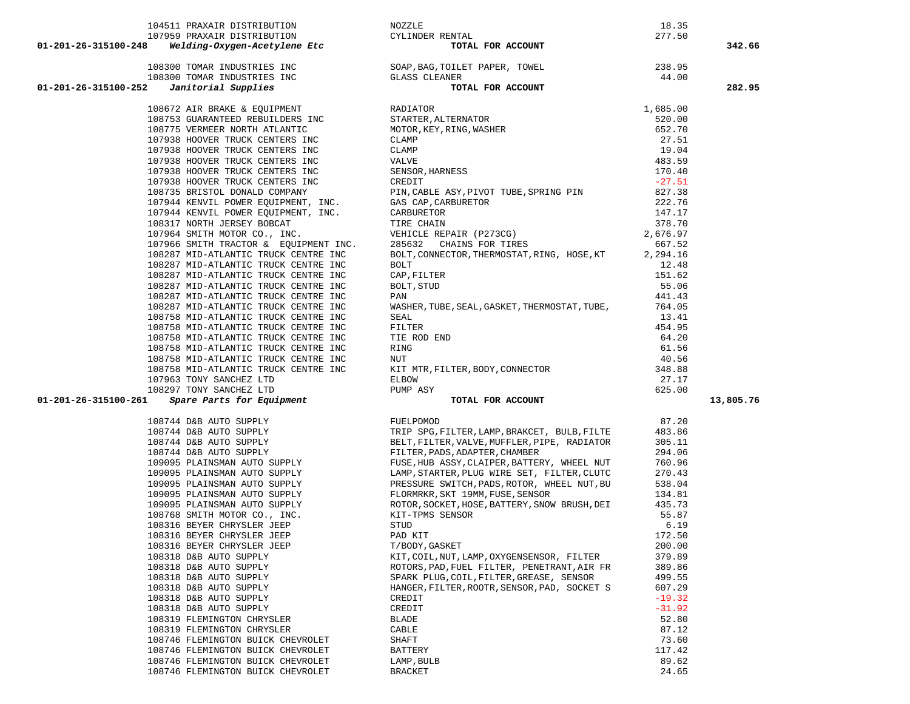| Account | Vendor | Description | Amount | Total |
|---|---|---|---|---|
| | 104511 PRAXAIR DISTRIBUTION | NOZZLE | 18.35 | |
| | 107959 PRAXAIR DISTRIBUTION | CYLINDER RENTAL | 277.50 | |
| **01-201-26-315100-248** | ***Welding-Oxygen-Acetylene Etc*** | **TOTAL FOR ACCOUNT** | | **342.66** |
| | 108300 TOMAR INDUSTRIES INC | SOAP,BAG,TOILET PAPER, TOWEL | 238.95 | |
| | 108300 TOMAR INDUSTRIES INC | GLASS CLEANER | 44.00 | |
| **01-201-26-315100-252** | ***Janitorial Supplies*** | **TOTAL FOR ACCOUNT** | | **282.95** |
| | 108672 AIR BRAKE & EQUIPMENT | RADIATOR | 1,685.00 | |
| | 108753 GUARANTEED REBUILDERS INC | STARTER,ALTERNATOR | 520.00 | |
| | 108775 VERMEER NORTH ATLANTIC | MOTOR,KEY,RING,WASHER | 652.70 | |
| | 107938 HOOVER TRUCK CENTERS INC | CLAMP | 27.51 | |
| | 107938 HOOVER TRUCK CENTERS INC | CLAMP | 19.04 | |
| | 107938 HOOVER TRUCK CENTERS INC | VALVE | 483.59 | |
| | 107938 HOOVER TRUCK CENTERS INC | SENSOR,HARNESS | 170.40 | |
| | 107938 HOOVER TRUCK CENTERS INC | CREDIT | -27.51 | |
| | 108735 BRISTOL DONALD COMPANY | PIN,CABLE ASY,PIVOT TUBE,SPRING PIN | 827.38 | |
| | 107944 KENVIL POWER EQUIPMENT, INC. | GAS CAP,CARBURETOR | 222.76 | |
| | 107944 KENVIL POWER EQUIPMENT, INC. | CARBURETOR | 147.17 | |
| | 108317 NORTH JERSEY BOBCAT | TIRE CHAIN | 378.70 | |
| | 107964 SMITH MOTOR CO., INC. | VEHICLE REPAIR (P273CG) | 2,676.97 | |
| | 107966 SMITH TRACTOR & EQUIPMENT INC. | 285632 CHAINS FOR TIRES | 667.52 | |
| | 108287 MID-ATLANTIC TRUCK CENTRE INC | BOLT,CONNECTOR,THERMOSTAT,RING, HOSE,KT | 2,294.16 | |
| | 108287 MID-ATLANTIC TRUCK CENTRE INC | BOLT | 12.48 | |
| | 108287 MID-ATLANTIC TRUCK CENTRE INC | CAP,FILTER | 151.62 | |
| | 108287 MID-ATLANTIC TRUCK CENTRE INC | BOLT,STUD | 55.06 | |
| | 108287 MID-ATLANTIC TRUCK CENTRE INC | PAN | 441.43 | |
| | 108287 MID-ATLANTIC TRUCK CENTRE INC | WASHER,TUBE,SEAL,GASKET,THERMOSTAT,TUBE, | 764.05 | |
| | 108758 MID-ATLANTIC TRUCK CENTRE INC | SEAL | 13.41 | |
| | 108758 MID-ATLANTIC TRUCK CENTRE INC | FILTER | 454.95 | |
| | 108758 MID-ATLANTIC TRUCK CENTRE INC | TIE ROD END | 64.20 | |
| | 108758 MID-ATLANTIC TRUCK CENTRE INC | RING | 61.56 | |
| | 108758 MID-ATLANTIC TRUCK CENTRE INC | NUT | 40.56 | |
| | 108758 MID-ATLANTIC TRUCK CENTRE INC | KIT MTR,FILTER,BODY,CONNECTOR | 348.88 | |
| | 107963 TONY SANCHEZ LTD | ELBOW | 27.17 | |
| | 108297 TONY SANCHEZ LTD | PUMP ASY | 625.00 | |
| **01-201-26-315100-261** | ***Spare Parts for Equipment*** | **TOTAL FOR ACCOUNT** | | **13,805.76** |
| | 108744 D&B AUTO SUPPLY | FUELPDMOD | 87.20 | |
| | 108744 D&B AUTO SUPPLY | TRIP SPG,FILTER,LAMP,BRAKCET, BULB,FILTE | 483.86 | |
| | 108744 D&B AUTO SUPPLY | BELT,FILTER,VALVE,MUFFLER,PIPE, RADIATOR | 305.11 | |
| | 108744 D&B AUTO SUPPLY | FILTER,PADS,ADAPTER,CHAMBER | 294.06 | |
| | 109095 PLAINSMAN AUTO SUPPLY | FUSE,HUB ASSY,CLAIPER,BATTERY, WHEEL NUT | 760.96 | |
| | 109095 PLAINSMAN AUTO SUPPLY | LAMP,STARTER,PLUG WIRE SET, FILTER,CLUTC | 270.43 | |
| | 109095 PLAINSMAN AUTO SUPPLY | PRESSURE SWITCH,PADS,ROTOR, WHEEL NUT,BU | 538.04 | |
| | 109095 PLAINSMAN AUTO SUPPLY | FLORMRKR,SKT 19MM,FUSE,SENSOR | 134.81 | |
| | 109095 PLAINSMAN AUTO SUPPLY | ROTOR,SOCKET,HOSE,BATTERY,SNOW BRUSH,DEI | 435.73 | |
| | 108768 SMITH MOTOR CO., INC. | KIT-TPMS SENSOR | 55.87 | |
| | 108316 BEYER CHRYSLER JEEP | STUD | 6.19 | |
| | 108316 BEYER CHRYSLER JEEP | PAD KIT | 172.50 | |
| | 108316 BEYER CHRYSLER JEEP | T/BODY,GASKET | 200.00 | |
| | 108318 D&B AUTO SUPPLY | KIT,COIL,NUT,LAMP,OXYGENSENSOR, FILTER | 379.89 | |
| | 108318 D&B AUTO SUPPLY | ROTORS,PAD,FUEL FILTER, PENETRANT,AIR FR | 389.86 | |
| | 108318 D&B AUTO SUPPLY | SPARK PLUG,COIL,FILTER,GREASE, SENSOR | 499.55 | |
| | 108318 D&B AUTO SUPPLY | HANGER,FILTER,ROOTR,SENSOR,PAD, SOCKET S | 607.29 | |
| | 108318 D&B AUTO SUPPLY | CREDIT | -19.32 | |
| | 108318 D&B AUTO SUPPLY | CREDIT | -31.92 | |
| | 108319 FLEMINGTON CHRYSLER | BLADE | 52.80 | |
| | 108319 FLEMINGTON CHRYSLER | CABLE | 87.12 | |
| | 108746 FLEMINGTON BUICK CHEVROLET | SHAFT | 73.60 | |
| | 108746 FLEMINGTON BUICK CHEVROLET | BATTERY | 117.42 | |
| | 108746 FLEMINGTON BUICK CHEVROLET | LAMP,BULB | 89.62 | |
| | 108746 FLEMINGTON BUICK CHEVROLET | BRACKET | 24.65 | |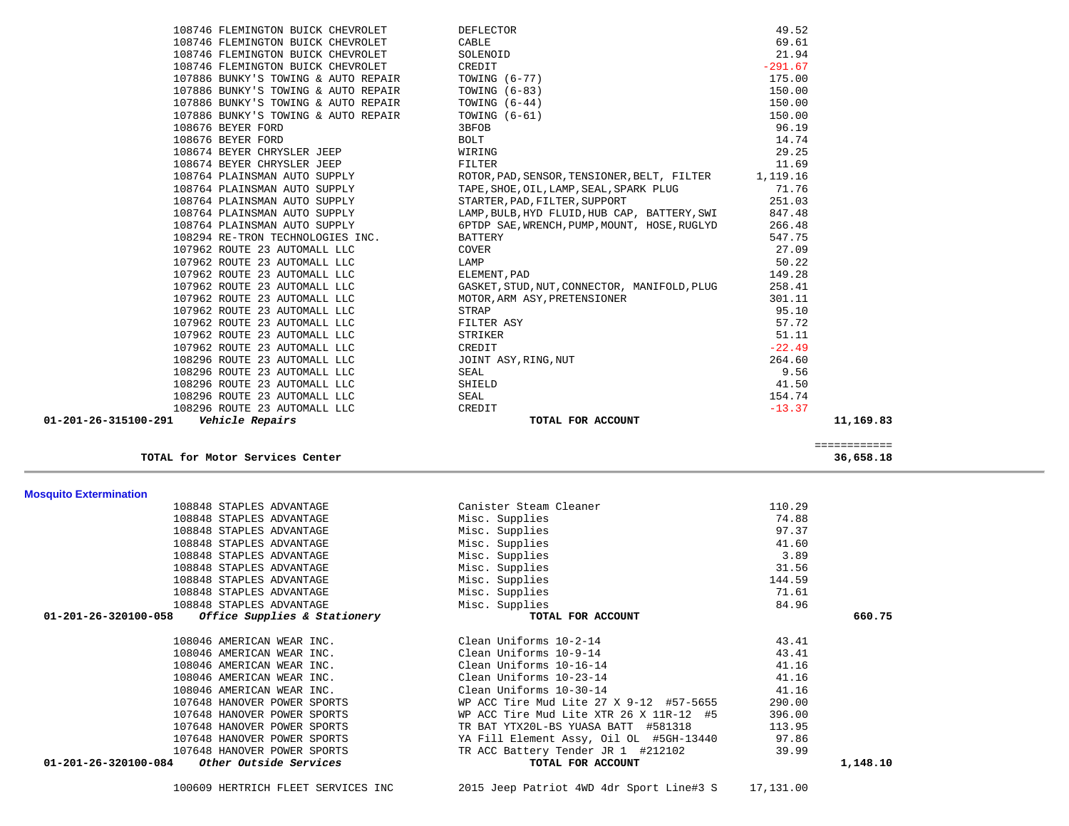| PO # | Vendor | Description | Amount | Total |
|---|---|---|---|---|
| 108746 | FLEMINGTON BUICK CHEVROLET | DEFLECTOR | 49.52 | |
| 108746 | FLEMINGTON BUICK CHEVROLET | CABLE | 69.61 | |
| 108746 | FLEMINGTON BUICK CHEVROLET | SOLENOID | 21.94 | |
| 108746 | FLEMINGTON BUICK CHEVROLET | CREDIT | -291.67 | |
| 107886 | BUNKY'S TOWING & AUTO REPAIR | TOWING (6-77) | 175.00 | |
| 107886 | BUNKY'S TOWING & AUTO REPAIR | TOWING (6-83) | 150.00 | |
| 107886 | BUNKY'S TOWING & AUTO REPAIR | TOWING (6-44) | 150.00 | |
| 107886 | BUNKY'S TOWING & AUTO REPAIR | TOWING (6-61) | 150.00 | |
| 108676 | BEYER FORD | 3BFOB | 96.19 | |
| 108676 | BEYER FORD | BOLT | 14.74 | |
| 108674 | BEYER CHRYSLER JEEP | WIRING | 29.25 | |
| 108674 | BEYER CHRYSLER JEEP | FILTER | 11.69 | |
| 108764 | PLAINSMAN AUTO SUPPLY | ROTOR,PAD,SENSOR,TENSIONER,BELT, FILTER | 1,119.16 | |
| 108764 | PLAINSMAN AUTO SUPPLY | TAPE,SHOE,OIL,LAMP,SEAL,SPARK PLUG | 71.76 | |
| 108764 | PLAINSMAN AUTO SUPPLY | STARTER,PAD,FILTER,SUPPORT | 251.03 | |
| 108764 | PLAINSMAN AUTO SUPPLY | LAMP,BULB,HYD FLUID,HUB CAP, BATTERY,SWI | 847.48 | |
| 108764 | PLAINSMAN AUTO SUPPLY | 6PTDP SAE,WRENCH,PUMP,MOUNT, HOSE,RUGLYD | 266.48 | |
| 108294 | RE-TRON TECHNOLOGIES INC. | BATTERY | 547.75 | |
| 107962 | ROUTE 23 AUTOMALL LLC | COVER | 27.09 | |
| 107962 | ROUTE 23 AUTOMALL LLC | LAMP | 50.22 | |
| 107962 | ROUTE 23 AUTOMALL LLC | ELEMENT,PAD | 149.28 | |
| 107962 | ROUTE 23 AUTOMALL LLC | GASKET,STUD,NUT,CONNECTOR, MANIFOLD,PLUG | 258.41 | |
| 107962 | ROUTE 23 AUTOMALL LLC | MOTOR,ARM ASY,PRETENSIONER | 301.11 | |
| 107962 | ROUTE 23 AUTOMALL LLC | STRAP | 95.10 | |
| 107962 | ROUTE 23 AUTOMALL LLC | FILTER ASY | 57.72 | |
| 107962 | ROUTE 23 AUTOMALL LLC | STRIKER | 51.11 | |
| 107962 | ROUTE 23 AUTOMALL LLC | CREDIT | -22.49 | |
| 108296 | ROUTE 23 AUTOMALL LLC | JOINT ASY,RING,NUT | 264.60 | |
| 108296 | ROUTE 23 AUTOMALL LLC | SEAL | 9.56 | |
| 108296 | ROUTE 23 AUTOMALL LLC | SHIELD | 41.50 | |
| 108296 | ROUTE 23 AUTOMALL LLC | SEAL | 154.74 | |
| 108296 | ROUTE 23 AUTOMALL LLC | CREDIT | -13.37 | |
| **01-201-26-315100-291** | ***Vehicle Repairs*** | **TOTAL FOR ACCOUNT** | | **11,169.83** |

**TOTAL for Motor Services Center** ============ **36,658.18**

---

## Mosquito Extermination

| PO # | Vendor | Description | Amount | Total |
|---|---|---|---|---|
| 108848 | STAPLES ADVANTAGE | Canister Steam Cleaner | 110.29 | |
| 108848 | STAPLES ADVANTAGE | Misc. Supplies | 74.88 | |
| 108848 | STAPLES ADVANTAGE | Misc. Supplies | 97.37 | |
| 108848 | STAPLES ADVANTAGE | Misc. Supplies | 41.60 | |
| 108848 | STAPLES ADVANTAGE | Misc. Supplies | 3.89 | |
| 108848 | STAPLES ADVANTAGE | Misc. Supplies | 31.56 | |
| 108848 | STAPLES ADVANTAGE | Misc. Supplies | 144.59 | |
| 108848 | STAPLES ADVANTAGE | Misc. Supplies | 71.61 | |
| 108848 | STAPLES ADVANTAGE | Misc. Supplies | 84.96 | |
| **01-201-26-320100-058** | ***Office Supplies & Stationery*** | **TOTAL FOR ACCOUNT** | | **660.75** |
| 108046 | AMERICAN WEAR INC. | Clean Uniforms 10-2-14 | 43.41 | |
| 108046 | AMERICAN WEAR INC. | Clean Uniforms 10-9-14 | 43.41 | |
| 108046 | AMERICAN WEAR INC. | Clean Uniforms 10-16-14 | 41.16 | |
| 108046 | AMERICAN WEAR INC. | Clean Uniforms 10-23-14 | 41.16 | |
| 108046 | AMERICAN WEAR INC. | Clean Uniforms 10-30-14 | 41.16 | |
| 107648 | HANOVER POWER SPORTS | WP ACC Tire Mud Lite 27 X 9-12 #57-5655 | 290.00 | |
| 107648 | HANOVER POWER SPORTS | WP ACC Tire Mud Lite XTR 26 X 11R-12 #5 | 396.00 | |
| 107648 | HANOVER POWER SPORTS | TR BAT YTX20L-BS YUASA BATT #581318 | 113.95 | |
| 107648 | HANOVER POWER SPORTS | YA Fill Element Assy, Oil OL #5GH-13440 | 97.86 | |
| 107648 | HANOVER POWER SPORTS | TR ACC Battery Tender JR 1 #212102 | 39.99 | |
| **01-201-26-320100-084** | ***Other Outside Services*** | **TOTAL FOR ACCOUNT** | | **1,148.10** |
| 100609 | HERTRICH FLEET SERVICES INC | 2015 Jeep Patriot 4WD 4dr Sport Line#3 S | 17,131.00 | |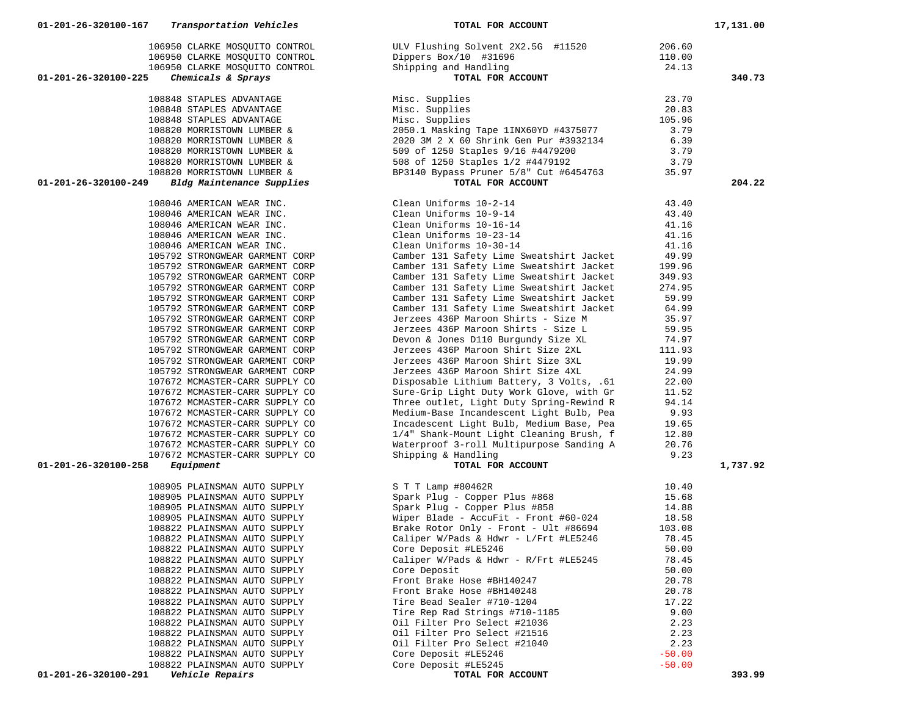| Account / Vendor | Description | Amount | Total |
|---|---|---|---|
| 01-201-26-320100-167 *Transportation Vehicles* | TOTAL FOR ACCOUNT | | 17,131.00 |
| 106950 CLARKE MOSQUITO CONTROL | ULV Flushing Solvent 2X2.5G #11520 | 206.60 | |
| 106950 CLARKE MOSQUITO CONTROL | Dippers Box/10 #31696 | 110.00 | |
| 106950 CLARKE MOSQUITO CONTROL | Shipping and Handling | 24.13 | |
| **01-201-26-320100-225** *Chemicals & Sprays* | **TOTAL FOR ACCOUNT** | | **340.73** |
| 108848 STAPLES ADVANTAGE | Misc. Supplies | 23.70 | |
| 108848 STAPLES ADVANTAGE | Misc. Supplies | 20.83 | |
| 108848 STAPLES ADVANTAGE | Misc. Supplies | 105.96 | |
| 108820 MORRISTOWN LUMBER & | 2050.1 Masking Tape 1INX60YD #4375077 | 3.79 | |
| 108820 MORRISTOWN LUMBER & | 2020 3M 2 X 60 Shrink Gen Pur #3932134 | 6.39 | |
| 108820 MORRISTOWN LUMBER & | 509 of 1250 Staples 9/16 #4479200 | 3.79 | |
| 108820 MORRISTOWN LUMBER & | 508 of 1250 Staples 1/2 #4479192 | 3.79 | |
| 108820 MORRISTOWN LUMBER & | BP3140 Bypass Pruner 5/8" Cut #6454763 | 35.97 | |
| **01-201-26-320100-249** *Bldg Maintenance Supplies* | **TOTAL FOR ACCOUNT** | | **204.22** |
| 108046 AMERICAN WEAR INC. | Clean Uniforms 10-2-14 | 43.40 | |
| 108046 AMERICAN WEAR INC. | Clean Uniforms 10-9-14 | 43.40 | |
| 108046 AMERICAN WEAR INC. | Clean Uniforms 10-16-14 | 41.16 | |
| 108046 AMERICAN WEAR INC. | Clean Uniforms 10-23-14 | 41.16 | |
| 108046 AMERICAN WEAR INC. | Clean Uniforms 10-30-14 | 41.16 | |
| 105792 STRONGWEAR GARMENT CORP | Camber 131 Safety Lime Sweatshirt Jacket | 49.99 | |
| 105792 STRONGWEAR GARMENT CORP | Camber 131 Safety Lime Sweatshirt Jacket | 199.96 | |
| 105792 STRONGWEAR GARMENT CORP | Camber 131 Safety Lime Sweatshirt Jacket | 349.93 | |
| 105792 STRONGWEAR GARMENT CORP | Camber 131 Safety Lime Sweatshirt Jacket | 274.95 | |
| 105792 STRONGWEAR GARMENT CORP | Camber 131 Safety Lime Sweatshirt Jacket | 59.99 | |
| 105792 STRONGWEAR GARMENT CORP | Camber 131 Safety Lime Sweatshirt Jacket | 64.99 | |
| 105792 STRONGWEAR GARMENT CORP | Jerzees 436P Maroon Shirts - Size M | 35.97 | |
| 105792 STRONGWEAR GARMENT CORP | Jerzees 436P Maroon Shirts - Size L | 59.95 | |
| 105792 STRONGWEAR GARMENT CORP | Devon & Jones D110 Burgundy Size XL | 74.97 | |
| 105792 STRONGWEAR GARMENT CORP | Jerzees 436P Maroon Shirt Size 2XL | 111.93 | |
| 105792 STRONGWEAR GARMENT CORP | Jerzees 436P Maroon Shirt Size 3XL | 19.99 | |
| 105792 STRONGWEAR GARMENT CORP | Jerzees 436P Maroon Shirt Size 4XL | 24.99 | |
| 107672 MCMASTER-CARR SUPPLY CO | Disposable Lithium Battery, 3 Volts, .61 | 22.00 | |
| 107672 MCMASTER-CARR SUPPLY CO | Sure-Grip Light Duty Work Glove, with Gr | 11.52 | |
| 107672 MCMASTER-CARR SUPPLY CO | Three outlet, Light Duty Spring-Rewind R | 94.14 | |
| 107672 MCMASTER-CARR SUPPLY CO | Medium-Base Incandescent Light Bulb, Pea | 9.93 | |
| 107672 MCMASTER-CARR SUPPLY CO | Incadescent Light Bulb, Medium Base, Pea | 19.65 | |
| 107672 MCMASTER-CARR SUPPLY CO | 1/4" Shank-Mount Light Cleaning Brush, f | 12.80 | |
| 107672 MCMASTER-CARR SUPPLY CO | Waterproof 3-roll Multipurpose Sanding A | 20.76 | |
| 107672 MCMASTER-CARR SUPPLY CO | Shipping & Handling | 9.23 | |
| **01-201-26-320100-258** *Equipment* | **TOTAL FOR ACCOUNT** | | **1,737.92** |
| 108905 PLAINSMAN AUTO SUPPLY | S T T Lamp #80462R | 10.40 | |
| 108905 PLAINSMAN AUTO SUPPLY | Spark Plug - Copper Plus #868 | 15.68 | |
| 108905 PLAINSMAN AUTO SUPPLY | Spark Plug - Copper Plus #858 | 14.88 | |
| 108905 PLAINSMAN AUTO SUPPLY | Wiper Blade - AccuFit - Front #60-024 | 18.58 | |
| 108822 PLAINSMAN AUTO SUPPLY | Brake Rotor Only - Front - Ult #86694 | 103.08 | |
| 108822 PLAINSMAN AUTO SUPPLY | Caliper W/Pads & Hdwr - L/Frt #LE5246 | 78.45 | |
| 108822 PLAINSMAN AUTO SUPPLY | Core Deposit #LE5246 | 50.00 | |
| 108822 PLAINSMAN AUTO SUPPLY | Caliper W/Pads & Hdwr - R/Frt #LE5245 | 78.45 | |
| 108822 PLAINSMAN AUTO SUPPLY | Core Deposit | 50.00 | |
| 108822 PLAINSMAN AUTO SUPPLY | Front Brake Hose #BH140247 | 20.78 | |
| 108822 PLAINSMAN AUTO SUPPLY | Front Brake Hose #BH140248 | 20.78 | |
| 108822 PLAINSMAN AUTO SUPPLY | Tire Bead Sealer #710-1204 | 17.22 | |
| 108822 PLAINSMAN AUTO SUPPLY | Tire Rep Rad Strings #710-1185 | 9.00 | |
| 108822 PLAINSMAN AUTO SUPPLY | Oil Filter Pro Select #21036 | 2.23 | |
| 108822 PLAINSMAN AUTO SUPPLY | Oil Filter Pro Select #21516 | 2.23 | |
| 108822 PLAINSMAN AUTO SUPPLY | Oil Filter Pro Select #21040 | 2.23 | |
| 108822 PLAINSMAN AUTO SUPPLY | Core Deposit #LE5246 | -50.00 | |
| 108822 PLAINSMAN AUTO SUPPLY | Core Deposit #LE5245 | -50.00 | |
| **01-201-26-320100-291** *Vehicle Repairs* | **TOTAL FOR ACCOUNT** | | **393.99** |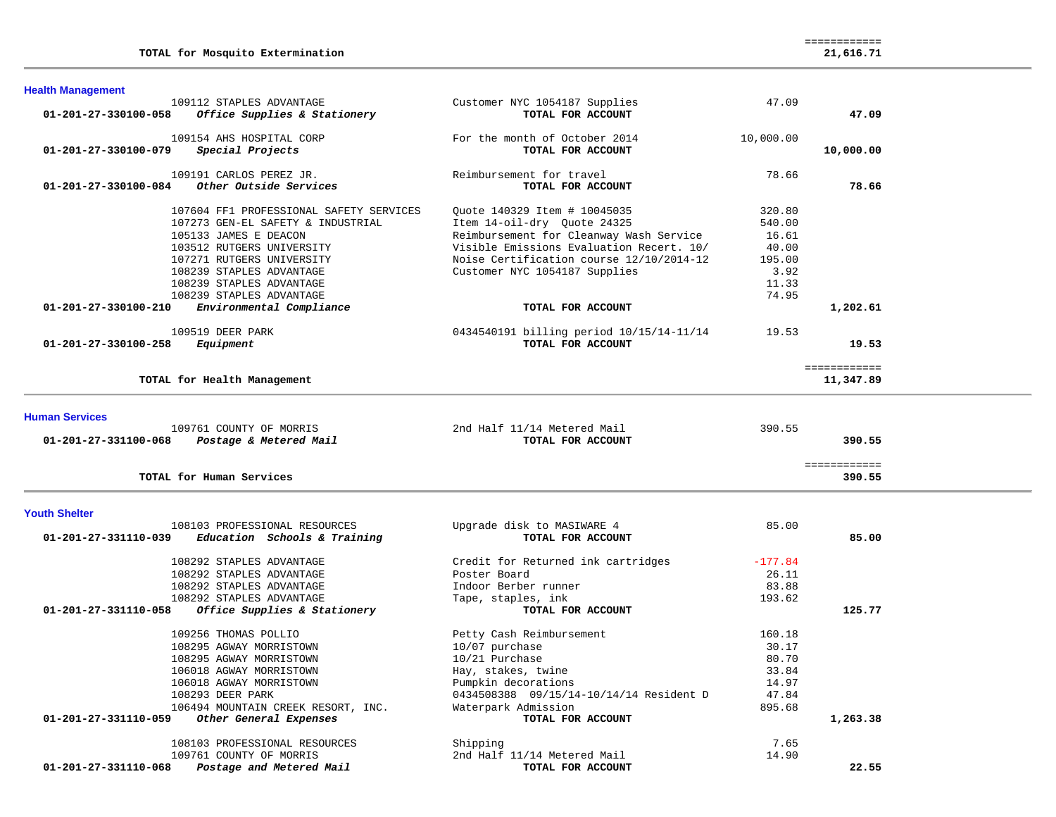| | | | | |
|---|---|---|---|---|
| | TOTAL for Mosquito Extermination | | | 21,616.71 |

## Health Management

| Account | Vendor | Description | Amount | Total |
|---|---|---|---|---|
| | 109112 STAPLES ADVANTAGE | Customer NYC 1054187 Supplies | 47.09 | |
| 01-201-27-330100-058 | *Office Supplies & Stationery* | TOTAL FOR ACCOUNT | | 47.09 |
| | 109154 AHS HOSPITAL CORP | For the month of October 2014 | 10,000.00 | |
| 01-201-27-330100-079 | *Special Projects* | TOTAL FOR ACCOUNT | | 10,000.00 |
| | 109191 CARLOS PEREZ JR. | Reimbursement for travel | 78.66 | |
| 01-201-27-330100-084 | *Other Outside Services* | TOTAL FOR ACCOUNT | | 78.66 |
| | 107604 FF1 PROFESSIONAL SAFETY SERVICES | Quote 140329 Item # 10045035 | 320.80 | |
| | 107273 GEN-EL SAFETY & INDUSTRIAL | Item 14-oil-dry Quote 24325 | 540.00 | |
| | 105133 JAMES E DEACON | Reimbursement for Cleanway Wash Service | 16.61 | |
| | 103512 RUTGERS UNIVERSITY | Visible Emissions Evaluation Recert. 10/ | 40.00 | |
| | 107271 RUTGERS UNIVERSITY | Noise Certification course 12/10/2014-12 | 195.00 | |
| | 108239 STAPLES ADVANTAGE | Customer NYC 1054187 Supplies | 3.92 | |
| | 108239 STAPLES ADVANTAGE | | 11.33 | |
| | 108239 STAPLES ADVANTAGE | | 74.95 | |
| 01-201-27-330100-210 | *Environmental Compliance* | TOTAL FOR ACCOUNT | | 1,202.61 |
| | 109519 DEER PARK | 0434540191 billing period 10/15/14-11/14 | 19.53 | |
| 01-201-27-330100-258 | *Equipment* | TOTAL FOR ACCOUNT | | 19.53 |
| | TOTAL for Health Management | | | 11,347.89 |

## Human Services

| Account | Vendor | Description | Amount | Total |
|---|---|---|---|---|
| | 109761 COUNTY OF MORRIS | 2nd Half 11/14 Metered Mail | 390.55 | |
| 01-201-27-331100-068 | *Postage & Metered Mail* | TOTAL FOR ACCOUNT | | 390.55 |
| | TOTAL for Human Services | | | 390.55 |

## Youth Shelter

| Account | Vendor | Description | Amount | Total |
|---|---|---|---|---|
| | 108103 PROFESSIONAL RESOURCES | Upgrade disk to MASIWARE 4 | 85.00 | |
| 01-201-27-331110-039 | *Education Schools & Training* | TOTAL FOR ACCOUNT | | 85.00 |
| | 108292 STAPLES ADVANTAGE | Credit for Returned ink cartridges | -177.84 | |
| | 108292 STAPLES ADVANTAGE | Poster Board | 26.11 | |
| | 108292 STAPLES ADVANTAGE | Indoor Berber runner | 83.88 | |
| | 108292 STAPLES ADVANTAGE | Tape, staples, ink | 193.62 | |
| 01-201-27-331110-058 | *Office Supplies & Stationery* | TOTAL FOR ACCOUNT | | 125.77 |
| | 109256 THOMAS POLLIO | Petty Cash Reimbursement | 160.18 | |
| | 108295 AGWAY MORRISTOWN | 10/07 purchase | 30.17 | |
| | 108295 AGWAY MORRISTOWN | 10/21 Purchase | 80.70 | |
| | 106018 AGWAY MORRISTOWN | Hay, stakes, twine | 33.84 | |
| | 106018 AGWAY MORRISTOWN | Pumpkin decorations | 14.97 | |
| | 108293 DEER PARK | 0434508388 09/15/14-10/14/14 Resident D | 47.84 | |
| | 106494 MOUNTAIN CREEK RESORT, INC. | Waterpark Admission | 895.68 | |
| 01-201-27-331110-059 | *Other General Expenses* | TOTAL FOR ACCOUNT | | 1,263.38 |
| | 108103 PROFESSIONAL RESOURCES | Shipping | 7.65 | |
| | 109761 COUNTY OF MORRIS | 2nd Half 11/14 Metered Mail | 14.90 | |
| 01-201-27-331110-068 | *Postage and Metered Mail* | TOTAL FOR ACCOUNT | | 22.55 |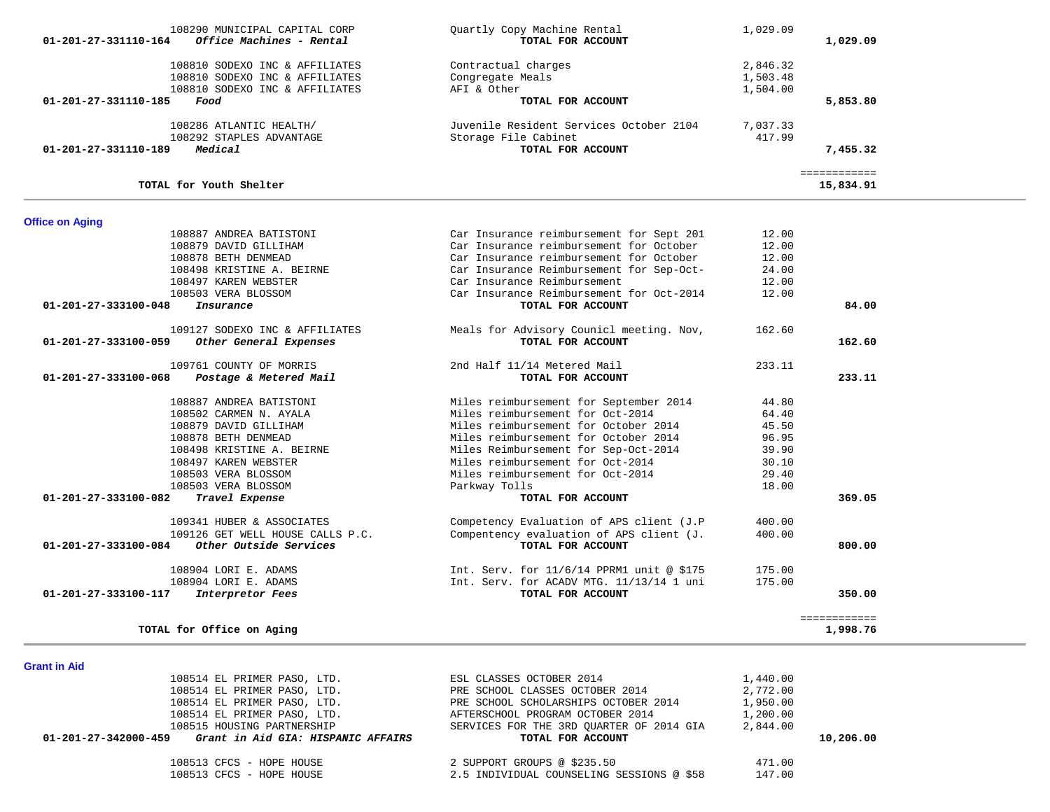| Account | Vendor | Description | Amount | Total |
|---|---|---|---|---|
| | 108290 MUNICIPAL CAPITAL CORP | Quartly Copy Machine Rental | 1,029.09 | |
| **01-201-27-331110-164** | ***Office Machines - Rental*** | **TOTAL FOR ACCOUNT** | | **1,029.09** |
| | 108810 SODEXO INC & AFFILIATES | Contractual charges | 2,846.32 | |
| | 108810 SODEXO INC & AFFILIATES | Congregate Meals | 1,503.48 | |
| | 108810 SODEXO INC & AFFILIATES | AFI & Other | 1,504.00 | |
| **01-201-27-331110-185** | ***Food*** | **TOTAL FOR ACCOUNT** | | **5,853.80** |
| | 108286 ATLANTIC HEALTH/ | Juvenile Resident Services October 2104 | 7,037.33 | |
| | 108292 STAPLES ADVANTAGE | Storage File Cabinet | 417.99 | |
| **01-201-27-331110-189** | ***Medical*** | **TOTAL FOR ACCOUNT** | | **7,455.32** |
| | | | | ============ |
| **TOTAL for Youth Shelter** | | | | **15,834.91** |

## Office on Aging

| Account | Vendor | Description | Amount | Total |
|---|---|---|---|---|
| | 108887 ANDREA BATISTONI | Car Insurance reimbursement for Sept 201 | 12.00 | |
| | 108879 DAVID GILLIHAM | Car Insurance reimbursement for October | 12.00 | |
| | 108878 BETH DENMEAD | Car Insurance reimbursement for October | 12.00 | |
| | 108498 KRISTINE A. BEIRNE | Car Insurance Reimbursement for Sep-Oct- | 24.00 | |
| | 108497 KAREN WEBSTER | Car Insurance Reimbursement | 12.00 | |
| | 108503 VERA BLOSSOM | Car Insurance Reimbursement for Oct-2014 | 12.00 | |
| **01-201-27-333100-048** | ***Insurance*** | **TOTAL FOR ACCOUNT** | | **84.00** |
| | 109127 SODEXO INC & AFFILIATES | Meals for Advisory Counicl meeting. Nov, | 162.60 | |
| **01-201-27-333100-059** | ***Other General Expenses*** | **TOTAL FOR ACCOUNT** | | **162.60** |
| | 109761 COUNTY OF MORRIS | 2nd Half 11/14 Metered Mail | 233.11 | |
| **01-201-27-333100-068** | ***Postage & Metered Mail*** | **TOTAL FOR ACCOUNT** | | **233.11** |
| | 108887 ANDREA BATISTONI | Miles reimbursement for September 2014 | 44.80 | |
| | 108502 CARMEN N. AYALA | Miles reimbursement for Oct-2014 | 64.40 | |
| | 108879 DAVID GILLIHAM | Miles reimbursement for October 2014 | 45.50 | |
| | 108878 BETH DENMEAD | Miles reimbursement for October 2014 | 96.95 | |
| | 108498 KRISTINE A. BEIRNE | Miles Reimbursement for Sep-Oct-2014 | 39.90 | |
| | 108497 KAREN WEBSTER | Miles reimbursement for Oct-2014 | 30.10 | |
| | 108503 VERA BLOSSOM | Miles reimbursement for Oct-2014 | 29.40 | |
| | 108503 VERA BLOSSOM | Parkway Tolls | 18.00 | |
| **01-201-27-333100-082** | ***Travel Expense*** | **TOTAL FOR ACCOUNT** | | **369.05** |
| | 109341 HUBER & ASSOCIATES | Competency Evaluation of APS client (J.P | 400.00 | |
| | 109126 GET WELL HOUSE CALLS P.C. | Compentency evaluation of APS client (J. | 400.00 | |
| **01-201-27-333100-084** | ***Other Outside Services*** | **TOTAL FOR ACCOUNT** | | **800.00** |
| | 108904 LORI E. ADAMS | Int. Serv. for 11/6/14 PPRM1 unit @ $175 | 175.00 | |
| | 108904 LORI E. ADAMS | Int. Serv. for ACADV MTG. 11/13/14 1 uni | 175.00 | |
| **01-201-27-333100-117** | ***Interpretor Fees*** | **TOTAL FOR ACCOUNT** | | **350.00** |
| | | | | ============ |
| **TOTAL for Office on Aging** | | | | **1,998.76** |

## Grant in Aid

| Account | Vendor | Description | Amount | Total |
|---|---|---|---|---|
| | 108514 EL PRIMER PASO, LTD. | ESL CLASSES OCTOBER 2014 | 1,440.00 | |
| | 108514 EL PRIMER PASO, LTD. | PRE SCHOOL CLASSES OCTOBER 2014 | 2,772.00 | |
| | 108514 EL PRIMER PASO, LTD. | PRE SCHOOL SCHOLARSHIPS OCTOBER 2014 | 1,950.00 | |
| | 108514 EL PRIMER PASO, LTD. | AFTERSCHOOL PROGRAM OCTOBER 2014 | 1,200.00 | |
| | 108515 HOUSING PARTNERSHIP | SERVICES FOR THE 3RD QUARTER OF 2014 GIA | 2,844.00 | |
| **01-201-27-342000-459** | ***Grant in Aid GIA: HISPANIC AFFAIRS*** | **TOTAL FOR ACCOUNT** | | **10,206.00** |
| | 108513 CFCS - HOPE HOUSE | 2 SUPPORT GROUPS @ $235.50 | 471.00 | |
| | 108513 CFCS - HOPE HOUSE | 2.5 INDIVIDUAL COUNSELING SESSIONS @ $58 | 147.00 | |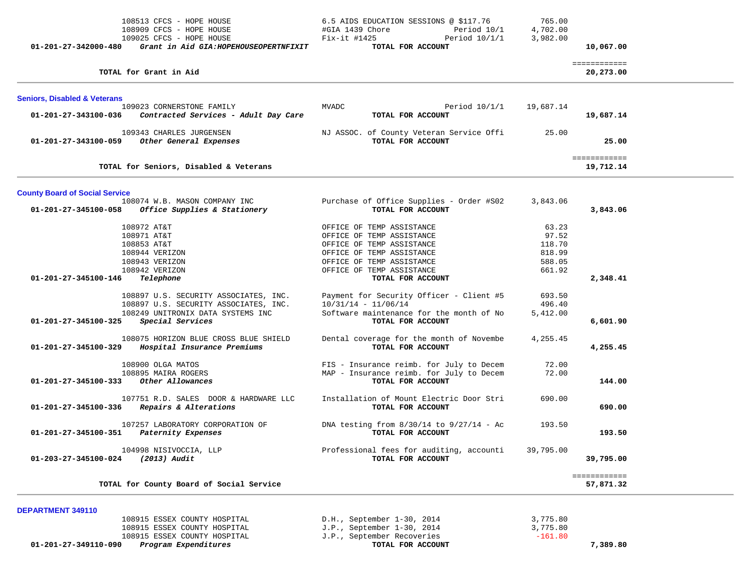| Account | Vendor / Description | Detail | Amount | Total |
|---|---|---|---|---|
| | 108513 CFCS - HOPE HOUSE | 6.5 AIDS EDUCATION SESSIONS @ $117.76 | 765.00 | |
| | 108909 CFCS - HOPE HOUSE | #GIA 1439 Chore Period 10/1/1 | 4,702.00 | |
| | 109025 CFCS - HOPE HOUSE | Fix-it #1425 Period 10/1/1 | 3,982.00 | |
| 01-201-27-342000-480 | *Grant in Aid GIA:HOPEHOUSEOPERTNFIXIT* | **TOTAL FOR ACCOUNT** | | **10,067.00** |
| | **TOTAL for Grant in Aid** | | | **20,273.00** |

## Seniors, Disabled & Veterans

| Account | Vendor / Description | Detail | Amount | Total |
|---|---|---|---|---|
| | 109023 CORNERSTONE FAMILY | MVADC Period 10/1/1 | 19,687.14 | |
| 01-201-27-343100-036 | *Contracted Services - Adult Day Care* | **TOTAL FOR ACCOUNT** | | **19,687.14** |
| | 109343 CHARLES JURGENSEN | NJ ASSOC. of County Veteran Service Offi | 25.00 | |
| 01-201-27-343100-059 | *Other General Expenses* | **TOTAL FOR ACCOUNT** | | **25.00** |
| | **TOTAL for Seniors, Disabled & Veterans** | | | **19,712.14** |

## County Board of Social Service

| Account | Vendor / Description | Detail | Amount | Total |
|---|---|---|---|---|
| | 108074 W.B. MASON COMPANY INC | Purchase of Office Supplies - Order #S02 | 3,843.06 | |
| 01-201-27-345100-058 | *Office Supplies & Stationery* | **TOTAL FOR ACCOUNT** | | **3,843.06** |
| | 108972 AT&T | OFFICE OF TEMP ASSISTANCE | 63.23 | |
| | 108971 AT&T | OFFICE OF TEMP ASSISTANCE | 97.52 | |
| | 108853 AT&T | OFFICE OF TEMP ASSISTANCE | 118.70 | |
| | 108944 VERIZON | OFFICE OF TEMP ASSISTANCE | 818.99 | |
| | 108943 VERIZON | OFFICE OF TEMP ASSISTAMCE | 588.05 | |
| | 108942 VERIZON | OFFICE OF TEMP ASSISTANCE | 661.92 | |
| 01-201-27-345100-146 | *Telephone* | **TOTAL FOR ACCOUNT** | | **2,348.41** |
| | 108897 U.S. SECURITY ASSOCIATES, INC. | Payment for Security Officer - Client #5 | 693.50 | |
| | 108897 U.S. SECURITY ASSOCIATES, INC. | 10/31/14 - 11/06/14 | 496.40 | |
| | 108249 UNITRONIX DATA SYSTEMS INC | Software maintenance for the month of No | 5,412.00 | |
| 01-201-27-345100-325 | *Special Services* | **TOTAL FOR ACCOUNT** | | **6,601.90** |
| | 108075 HORIZON BLUE CROSS BLUE SHIELD | Dental coverage for the month of Novembe | 4,255.45 | |
| 01-201-27-345100-329 | *Hospital Insurance Premiums* | **TOTAL FOR ACCOUNT** | | **4,255.45** |
| | 108900 OLGA MATOS | FIS - Insurance reimb. for July to Decem | 72.00 | |
| | 108895 MAIRA ROGERS | MAP - Insurance reimb. for July to Decem | 72.00 | |
| 01-201-27-345100-333 | *Other Allowances* | **TOTAL FOR ACCOUNT** | | **144.00** |
| | 107751 R.D. SALES DOOR & HARDWARE LLC | Installation of Mount Electric Door Stri | 690.00 | |
| 01-201-27-345100-336 | *Repairs & Alterations* | **TOTAL FOR ACCOUNT** | | **690.00** |
| | 107257 LABORATORY CORPORATION OF | DNA testing from 8/30/14 to 9/27/14 - Ac | 193.50 | |
| 01-201-27-345100-351 | *Paternity Expenses* | **TOTAL FOR ACCOUNT** | | **193.50** |
| | 104998 NISIVOCCIA, LLP | Professional fees for auditing, accounti | 39,795.00 | |
| 01-203-27-345100-024 | *(2013) Audit* | **TOTAL FOR ACCOUNT** | | **39,795.00** |
| | **TOTAL for County Board of Social Service** | | | **57,871.32** |

## DEPARTMENT 349110

| Account | Vendor / Description | Detail | Amount | Total |
|---|---|---|---|---|
| | 108915 ESSEX COUNTY HOSPITAL | D.H., September 1-30, 2014 | 3,775.80 | |
| | 108915 ESSEX COUNTY HOSPITAL | J.P., September 1-30, 2014 | 3,775.80 | |
| | 108915 ESSEX COUNTY HOSPITAL | J.P., September Recoveries | -161.80 | |
| 01-201-27-349110-090 | *Program Expenditures* | **TOTAL FOR ACCOUNT** | | **7,389.80** |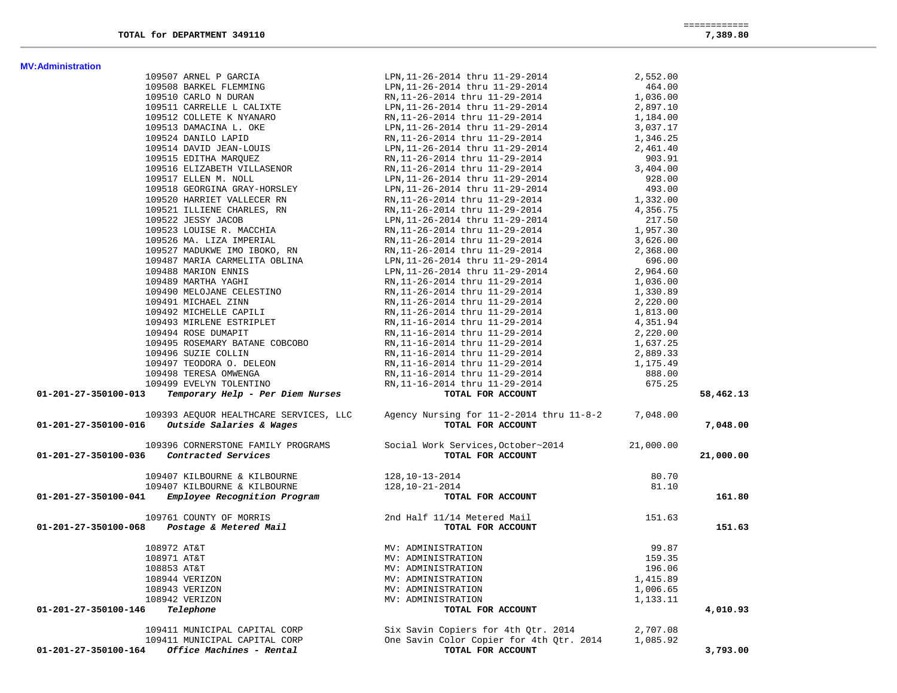**TOTAL for DEPARTMENT 349110** — 7,389.80

**MV:Administration**

| Account | Vendor | Description | Amount | Total |
|---|---|---|---|---|
| | 109507 ARNEL P GARCIA | LPN,11-26-2014 thru 11-29-2014 | 2,552.00 | |
| | 109508 BARKEL FLEMMING | LPN,11-26-2014 thru 11-29-2014 | 464.00 | |
| | 109510 CARLO N DURAN | RN,11-26-2014 thru 11-29-2014 | 1,036.00 | |
| | 109511 CARRELLE L CALIXTE | LPN,11-26-2014 thru 11-29-2014 | 2,897.10 | |
| | 109512 COLLETE K NYANARO | RN,11-26-2014 thru 11-29-2014 | 1,184.00 | |
| | 109513 DAMACINA L. OKE | LPN,11-26-2014 thru 11-29-2014 | 3,037.17 | |
| | 109524 DANILO LAPID | RN,11-26-2014 thru 11-29-2014 | 1,346.25 | |
| | 109514 DAVID JEAN-LOUIS | LPN,11-26-2014 thru 11-29-2014 | 2,461.40 | |
| | 109515 EDITHA MARQUEZ | RN,11-26-2014 thru 11-29-2014 | 903.91 | |
| | 109516 ELIZABETH VILLASENOR | RN,11-26-2014 thru 11-29-2014 | 3,404.00 | |
| | 109517 ELLEN M. NOLL | LPN,11-26-2014 thru 11-29-2014 | 928.00 | |
| | 109518 GEORGINA GRAY-HORSLEY | LPN,11-26-2014 thru 11-29-2014 | 493.00 | |
| | 109520 HARRIET VALLECER RN | RN,11-26-2014 thru 11-29-2014 | 1,332.00 | |
| | 109521 ILLIENE CHARLES, RN | RN,11-26-2014 thru 11-29-2014 | 4,356.75 | |
| | 109522 JESSY JACOB | LPN,11-26-2014 thru 11-29-2014 | 217.50 | |
| | 109523 LOUISE R. MACCHIA | RN,11-26-2014 thru 11-29-2014 | 1,957.30 | |
| | 109526 MA. LIZA IMPERIAL | RN,11-26-2014 thru 11-29-2014 | 3,626.00 | |
| | 109527 MADUKWE IMO IBOKO, RN | RN,11-26-2014 thru 11-29-2014 | 2,368.00 | |
| | 109487 MARIA CARMELITA OBLINA | LPN,11-26-2014 thru 11-29-2014 | 696.00 | |
| | 109488 MARION ENNIS | LPN,11-26-2014 thru 11-29-2014 | 2,964.60 | |
| | 109489 MARTHA YAGHI | RN,11-26-2014 thru 11-29-2014 | 1,036.00 | |
| | 109490 MELOJANE CELESTINO | RN,11-26-2014 thru 11-29-2014 | 1,330.89 | |
| | 109491 MICHAEL ZINN | RN,11-26-2014 thru 11-29-2014 | 2,220.00 | |
| | 109492 MICHELLE CAPILI | RN,11-26-2014 thru 11-29-2014 | 1,813.00 | |
| | 109493 MIRLENE ESTRIPLET | RN,11-16-2014 thru 11-29-2014 | 4,351.94 | |
| | 109494 ROSE DUMAPIT | RN,11-16-2014 thru 11-29-2014 | 2,220.00 | |
| | 109495 ROSEMARY BATANE COBCOBO | RN,11-16-2014 thru 11-29-2014 | 1,637.25 | |
| | 109496 SUZIE COLLIN | RN,11-16-2014 thru 11-29-2014 | 2,889.33 | |
| | 109497 TEODORA O. DELEON | RN,11-16-2014 thru 11-29-2014 | 1,175.49 | |
| | 109498 TERESA OMWENGA | RN,11-16-2014 thru 11-29-2014 | 888.00 | |
| | 109499 EVELYN TOLENTINO | RN,11-16-2014 thru 11-29-2014 | 675.25 | |
| **01-201-27-350100-013** | ***Temporary Help - Per Diem Nurses*** | **TOTAL FOR ACCOUNT** | | **58,462.13** |
| | 109393 AEQUOR HEALTHCARE SERVICES, LLC | Agency Nursing for 11-2-2014 thru 11-8-2 | 7,048.00 | |
| **01-201-27-350100-016** | ***Outside Salaries & Wages*** | **TOTAL FOR ACCOUNT** | | **7,048.00** |
| | 109396 CORNERSTONE FAMILY PROGRAMS | Social Work Services,October~2014 | 21,000.00 | |
| **01-201-27-350100-036** | ***Contracted Services*** | **TOTAL FOR ACCOUNT** | | **21,000.00** |
| | 109407 KILBOURNE & KILBOURNE | 128,10-13-2014 | 80.70 | |
| | 109407 KILBOURNE & KILBOURNE | 128,10-21-2014 | 81.10 | |
| **01-201-27-350100-041** | ***Employee Recognition Program*** | **TOTAL FOR ACCOUNT** | | **161.80** |
| | 109761 COUNTY OF MORRIS | 2nd Half 11/14 Metered Mail | 151.63 | |
| **01-201-27-350100-068** | ***Postage & Metered Mail*** | **TOTAL FOR ACCOUNT** | | **151.63** |
| | 108972 AT&T | MV: ADMINISTRATION | 99.87 | |
| | 108971 AT&T | MV: ADMINISTRATION | 159.35 | |
| | 108853 AT&T | MV: ADMINISTRATION | 196.06 | |
| | 108944 VERIZON | MV: ADMINISTRATION | 1,415.89 | |
| | 108943 VERIZON | MV: ADMINISTRATION | 1,006.65 | |
| | 108942 VERIZON | MV: ADMINISTRATION | 1,133.11 | |
| **01-201-27-350100-146** | ***Telephone*** | **TOTAL FOR ACCOUNT** | | **4,010.93** |
| | 109411 MUNICIPAL CAPITAL CORP | Six Savin Copiers for 4th Qtr. 2014 | 2,707.08 | |
| | 109411 MUNICIPAL CAPITAL CORP | One Savin Color Copier for 4th Qtr. 2014 | 1,085.92 | |
| **01-201-27-350100-164** | ***Office Machines - Rental*** | **TOTAL FOR ACCOUNT** | | **3,793.00** |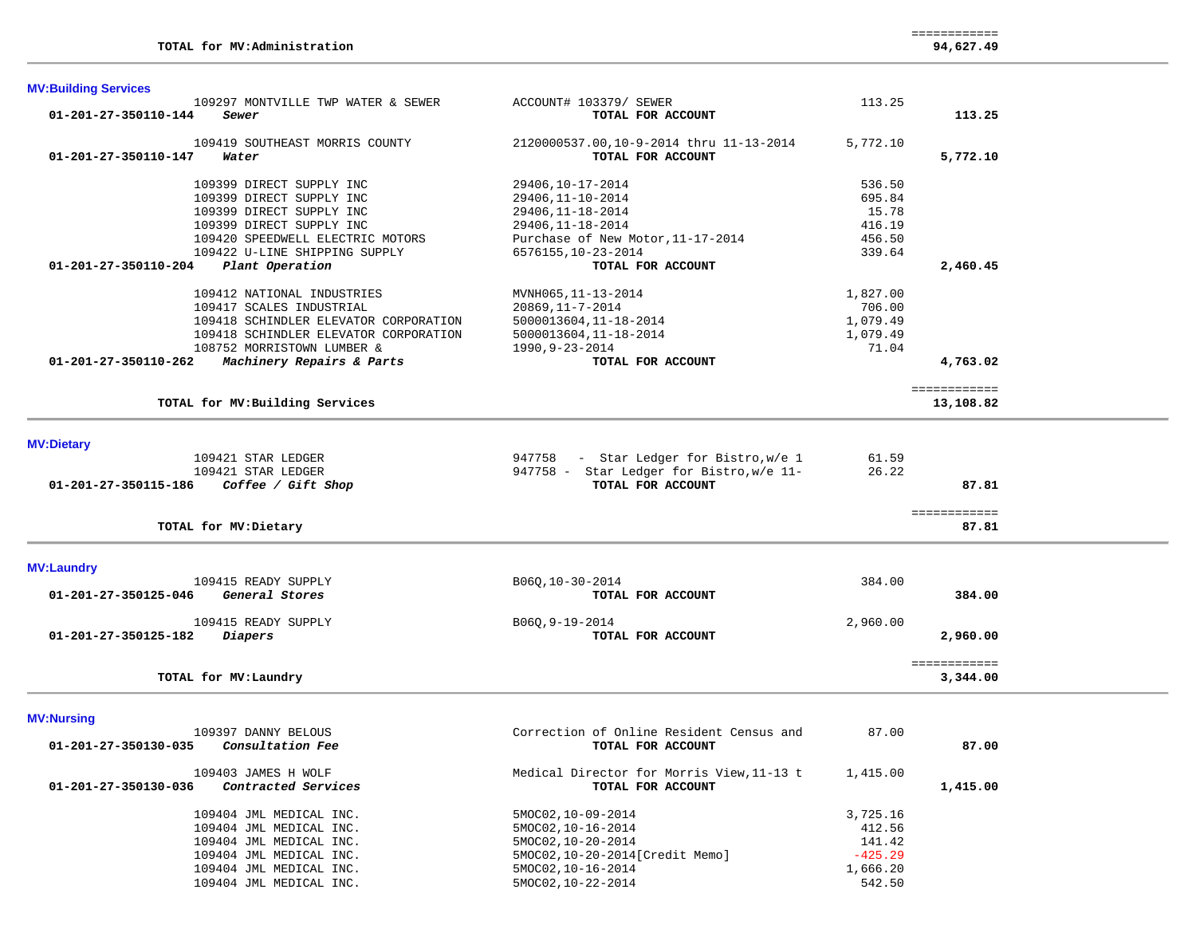| | | | |
|---|---|---|---|
| **TOTAL for MV:Administration** | | | ============ **94,627.49** |

**MV:Building Services**

| Account | Vendor | Description | Amount | Total |
|---|---|---|---|---|
| | 109297 MONTVILLE TWP WATER & SEWER | ACCOUNT# 103379/ SEWER | 113.25 | |
| **01-201-27-350110-144** | ***Sewer*** | **TOTAL FOR ACCOUNT** | | **113.25** |
| | 109419 SOUTHEAST MORRIS COUNTY | 2120000537.00,10-9-2014 thru 11-13-2014 | 5,772.10 | |
| **01-201-27-350110-147** | ***Water*** | **TOTAL FOR ACCOUNT** | | **5,772.10** |
| | 109399 DIRECT SUPPLY INC | 29406,10-17-2014 | 536.50 | |
| | 109399 DIRECT SUPPLY INC | 29406,11-10-2014 | 695.84 | |
| | 109399 DIRECT SUPPLY INC | 29406,11-18-2014 | 15.78 | |
| | 109399 DIRECT SUPPLY INC | 29406,11-18-2014 | 416.19 | |
| | 109420 SPEEDWELL ELECTRIC MOTORS | Purchase of New Motor,11-17-2014 | 456.50 | |
| | 109422 U-LINE SHIPPING SUPPLY | 6576155,10-23-2014 | 339.64 | |
| **01-201-27-350110-204** | ***Plant Operation*** | **TOTAL FOR ACCOUNT** | | **2,460.45** |
| | 109412 NATIONAL INDUSTRIES | MVNH065,11-13-2014 | 1,827.00 | |
| | 109417 SCALES INDUSTRIAL | 20869,11-7-2014 | 706.00 | |
| | 109418 SCHINDLER ELEVATOR CORPORATION | 5000013604,11-18-2014 | 1,079.49 | |
| | 109418 SCHINDLER ELEVATOR CORPORATION | 5000013604,11-18-2014 | 1,079.49 | |
| | 108752 MORRISTOWN LUMBER & | 1990,9-23-2014 | 71.04 | |
| **01-201-27-350110-262** | ***Machinery Repairs & Parts*** | **TOTAL FOR ACCOUNT** | | **4,763.02** |
| | **TOTAL for MV:Building Services** | | | ============ **13,108.82** |

**MV:Dietary**

| Account | Vendor | Description | Amount | Total |
|---|---|---|---|---|
| | 109421 STAR LEDGER | 947758 - Star Ledger for Bistro,w/e 1 | 61.59 | |
| | 109421 STAR LEDGER | 947758 - Star Ledger for Bistro,w/e 11- | 26.22 | |
| **01-201-27-350115-186** | ***Coffee / Gift Shop*** | **TOTAL FOR ACCOUNT** | | **87.81** |
| | **TOTAL for MV:Dietary** | | | ============ **87.81** |

**MV:Laundry**

| Account | Vendor | Description | Amount | Total |
|---|---|---|---|---|
| | 109415 READY SUPPLY | B06Q,10-30-2014 | 384.00 | |
| **01-201-27-350125-046** | ***General Stores*** | **TOTAL FOR ACCOUNT** | | **384.00** |
| | 109415 READY SUPPLY | B06Q,9-19-2014 | 2,960.00 | |
| **01-201-27-350125-182** | ***Diapers*** | **TOTAL FOR ACCOUNT** | | **2,960.00** |
| | **TOTAL for MV:Laundry** | | | ============ **3,344.00** |

**MV:Nursing**

| Account | Vendor | Description | Amount | Total |
|---|---|---|---|---|
| | 109397 DANNY BELOUS | Correction of Online Resident Census and | 87.00 | |
| **01-201-27-350130-035** | ***Consultation Fee*** | **TOTAL FOR ACCOUNT** | | **87.00** |
| | 109403 JAMES H WOLF | Medical Director for Morris View,11-13 t | 1,415.00 | |
| **01-201-27-350130-036** | ***Contracted Services*** | **TOTAL FOR ACCOUNT** | | **1,415.00** |
| | 109404 JML MEDICAL INC. | 5MOC02,10-09-2014 | 3,725.16 | |
| | 109404 JML MEDICAL INC. | 5MOC02,10-16-2014 | 412.56 | |
| | 109404 JML MEDICAL INC. | 5MOC02,10-20-2014 | 141.42 | |
| | 109404 JML MEDICAL INC. | 5MOC02,10-20-2014[Credit Memo] | -425.29 | |
| | 109404 JML MEDICAL INC. | 5MOC02,10-16-2014 | 1,666.20 | |
| | 109404 JML MEDICAL INC. | 5MOC02,10-22-2014 | 542.50 | |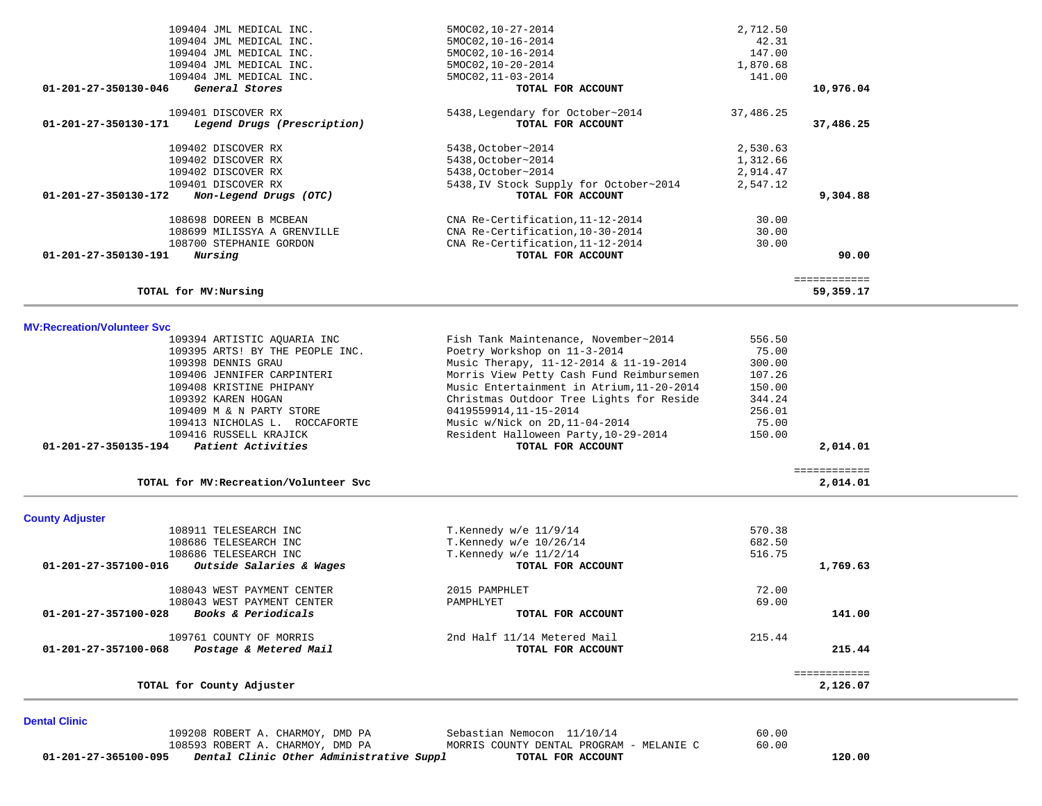| Account | Vendor | Description | Amount | Total |
|---|---|---|---|---|
| | 109404 JML MEDICAL INC. | 5MOC02,10-27-2014 | 2,712.50 | |
| | 109404 JML MEDICAL INC. | 5MOC02,10-16-2014 | 42.31 | |
| | 109404 JML MEDICAL INC. | 5MOC02,10-16-2014 | 147.00 | |
| | 109404 JML MEDICAL INC. | 5MOC02,10-20-2014 | 1,870.68 | |
| | 109404 JML MEDICAL INC. | 5MOC02,11-03-2014 | 141.00 | |
| **01-201-27-350130-046** | ***General Stores*** | **TOTAL FOR ACCOUNT** | | **10,976.04** |
| | 109401 DISCOVER RX | 5438,Legendary for October~2014 | 37,486.25 | |
| **01-201-27-350130-171** | ***Legend Drugs (Prescription)*** | **TOTAL FOR ACCOUNT** | | **37,486.25** |
| | 109402 DISCOVER RX | 5438,October~2014 | 2,530.63 | |
| | 109402 DISCOVER RX | 5438,October~2014 | 1,312.66 | |
| | 109402 DISCOVER RX | 5438,October~2014 | 2,914.47 | |
| | 109401 DISCOVER RX | 5438,IV Stock Supply for October~2014 | 2,547.12 | |
| **01-201-27-350130-172** | ***Non-Legend Drugs (OTC)*** | **TOTAL FOR ACCOUNT** | | **9,304.88** |
| | 108698 DOREEN B MCBEAN | CNA Re-Certification,11-12-2014 | 30.00 | |
| | 108699 MILISSYA A GRENVILLE | CNA Re-Certification,10-30-2014 | 30.00 | |
| | 108700 STEPHANIE GORDON | CNA Re-Certification,11-12-2014 | 30.00 | |
| **01-201-27-350130-191** | ***Nursing*** | **TOTAL FOR ACCOUNT** | | **90.00** |
| | **TOTAL for MV:Nursing** | | | **59,359.17** |

## MV:Recreation/Volunteer Svc

| Account | Vendor | Description | Amount | Total |
|---|---|---|---|---|
| | 109394 ARTISTIC AQUARIA INC | Fish Tank Maintenance, November~2014 | 556.50 | |
| | 109395 ARTS! BY THE PEOPLE INC. | Poetry Workshop on 11-3-2014 | 75.00 | |
| | 109398 DENNIS GRAU | Music Therapy, 11-12-2014 & 11-19-2014 | 300.00 | |
| | 109406 JENNIFER CARPINTERI | Morris View Petty Cash Fund Reimbursemen | 107.26 | |
| | 109408 KRISTINE PHIPANY | Music Entertainment in Atrium,11-20-2014 | 150.00 | |
| | 109392 KAREN HOGAN | Christmas Outdoor Tree Lights for Reside | 344.24 | |
| | 109409 M & N PARTY STORE | 0419559914,11-15-2014 | 256.01 | |
| | 109413 NICHOLAS L. ROCCAFORTE | Music w/Nick on 2D,11-04-2014 | 75.00 | |
| | 109416 RUSSELL KRAJICK | Resident Halloween Party,10-29-2014 | 150.00 | |
| **01-201-27-350135-194** | ***Patient Activities*** | **TOTAL FOR ACCOUNT** | | **2,014.01** |
| | **TOTAL for MV:Recreation/Volunteer Svc** | | | **2,014.01** |

## County Adjuster

| Account | Vendor | Description | Amount | Total |
|---|---|---|---|---|
| | 108911 TELESEARCH INC | T.Kennedy w/e 11/9/14 | 570.38 | |
| | 108686 TELESEARCH INC | T.Kennedy w/e 10/26/14 | 682.50 | |
| | 108686 TELESEARCH INC | T.Kennedy w/e 11/2/14 | 516.75 | |
| **01-201-27-357100-016** | ***Outside Salaries & Wages*** | **TOTAL FOR ACCOUNT** | | **1,769.63** |
| | 108043 WEST PAYMENT CENTER | 2015 PAMPHLET | 72.00 | |
| | 108043 WEST PAYMENT CENTER | PAMPHLYET | 69.00 | |
| **01-201-27-357100-028** | ***Books & Periodicals*** | **TOTAL FOR ACCOUNT** | | **141.00** |
| | 109761 COUNTY OF MORRIS | 2nd Half 11/14 Metered Mail | 215.44 | |
| **01-201-27-357100-068** | ***Postage & Metered Mail*** | **TOTAL FOR ACCOUNT** | | **215.44** |
| | **TOTAL for County Adjuster** | | | **2,126.07** |

## Dental Clinic

| Account | Vendor | Description | Amount | Total |
|---|---|---|---|---|
| | 109208 ROBERT A. CHARMOY, DMD PA | Sebastian Nemocon 11/10/14 | 60.00 | |
| | 108593 ROBERT A. CHARMOY, DMD PA | MORRIS COUNTY DENTAL PROGRAM - MELANIE C | 60.00 | |
| **01-201-27-365100-095** | ***Dental Clinic Other Administrative Suppl*** | **TOTAL FOR ACCOUNT** | | **120.00** |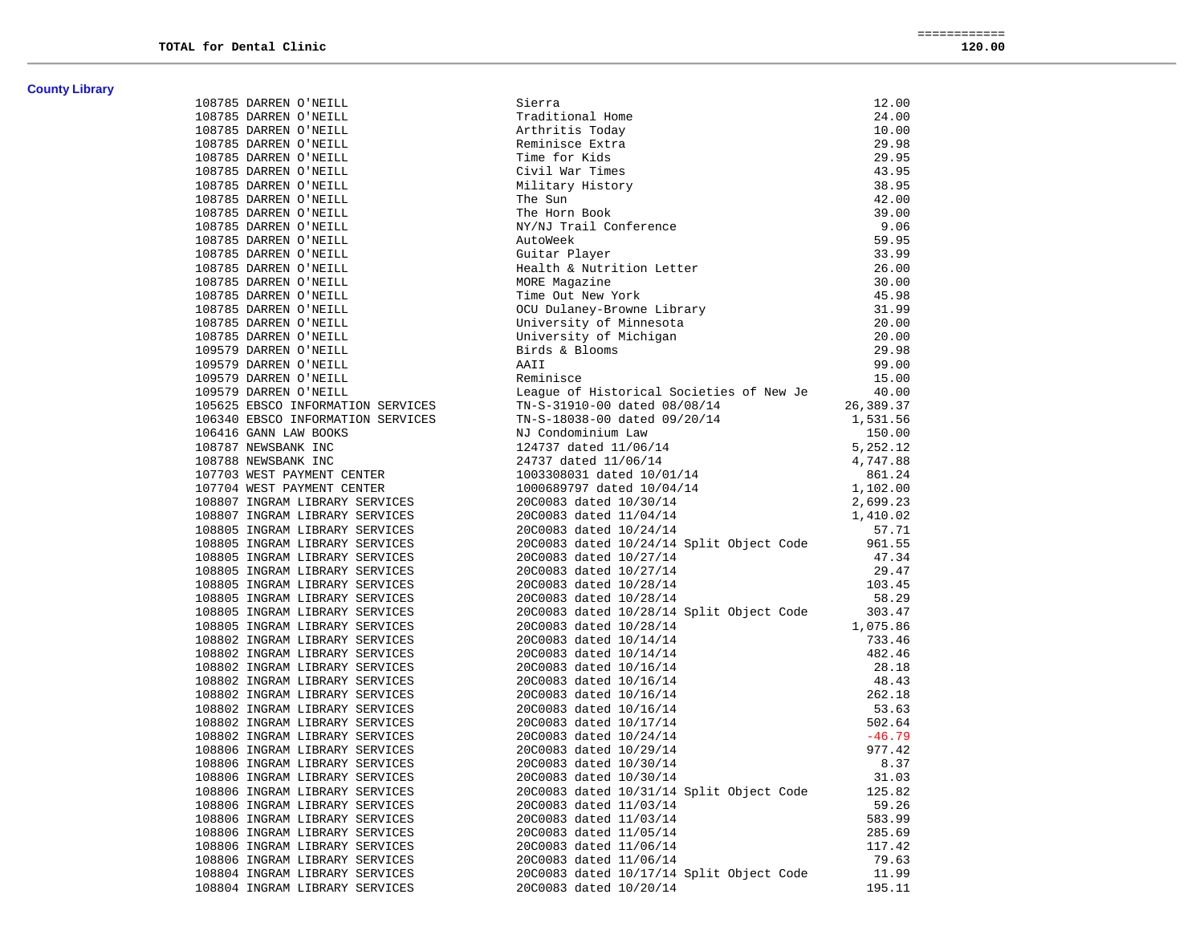**TOTAL for Dental Clinic** 120.00

## County Library

| | | |
|---|---|---|
| 108785 DARREN O'NEILL | Sierra | 12.00 |
| 108785 DARREN O'NEILL | Traditional Home | 24.00 |
| 108785 DARREN O'NEILL | Arthritis Today | 10.00 |
| 108785 DARREN O'NEILL | Reminisce Extra | 29.98 |
| 108785 DARREN O'NEILL | Time for Kids | 29.95 |
| 108785 DARREN O'NEILL | Civil War Times | 43.95 |
| 108785 DARREN O'NEILL | Military History | 38.95 |
| 108785 DARREN O'NEILL | The Sun | 42.00 |
| 108785 DARREN O'NEILL | The Horn Book | 39.00 |
| 108785 DARREN O'NEILL | NY/NJ Trail Conference | 9.06 |
| 108785 DARREN O'NEILL | AutoWeek | 59.95 |
| 108785 DARREN O'NEILL | Guitar Player | 33.99 |
| 108785 DARREN O'NEILL | Health & Nutrition Letter | 26.00 |
| 108785 DARREN O'NEILL | MORE Magazine | 30.00 |
| 108785 DARREN O'NEILL | Time Out New York | 45.98 |
| 108785 DARREN O'NEILL | OCU Dulaney-Browne Library | 31.99 |
| 108785 DARREN O'NEILL | University of Minnesota | 20.00 |
| 108785 DARREN O'NEILL | University of Michigan | 20.00 |
| 109579 DARREN O'NEILL | Birds & Blooms | 29.98 |
| 109579 DARREN O'NEILL | AAII | 99.00 |
| 109579 DARREN O'NEILL | Reminisce | 15.00 |
| 109579 DARREN O'NEILL | League of Historical Societies of New Je | 40.00 |
| 105625 EBSCO INFORMATION SERVICES | TN-S-31910-00 dated 08/08/14 | 26,389.37 |
| 106340 EBSCO INFORMATION SERVICES | TN-S-18038-00 dated 09/20/14 | 1,531.56 |
| 106416 GANN LAW BOOKS | NJ Condominium Law | 150.00 |
| 108787 NEWSBANK INC | 124737 dated 11/06/14 | 5,252.12 |
| 108788 NEWSBANK INC | 24737 dated 11/06/14 | 4,747.88 |
| 107703 WEST PAYMENT CENTER | 1003308031 dated 10/01/14 | 861.24 |
| 107704 WEST PAYMENT CENTER | 1000689797 dated 10/04/14 | 1,102.00 |
| 108807 INGRAM LIBRARY SERVICES | 20C0083 dated 10/30/14 | 2,699.23 |
| 108807 INGRAM LIBRARY SERVICES | 20C0083 dated 11/04/14 | 1,410.02 |
| 108805 INGRAM LIBRARY SERVICES | 20C0083 dated 10/24/14 | 57.71 |
| 108805 INGRAM LIBRARY SERVICES | 20C0083 dated 10/24/14 Split Object Code | 961.55 |
| 108805 INGRAM LIBRARY SERVICES | 20C0083 dated 10/27/14 | 47.34 |
| 108805 INGRAM LIBRARY SERVICES | 20C0083 dated 10/27/14 | 29.47 |
| 108805 INGRAM LIBRARY SERVICES | 20C0083 dated 10/28/14 | 103.45 |
| 108805 INGRAM LIBRARY SERVICES | 20C0083 dated 10/28/14 | 58.29 |
| 108805 INGRAM LIBRARY SERVICES | 20C0083 dated 10/28/14 Split Object Code | 303.47 |
| 108805 INGRAM LIBRARY SERVICES | 20C0083 dated 10/28/14 | 1,075.86 |
| 108802 INGRAM LIBRARY SERVICES | 20C0083 dated 10/14/14 | 733.46 |
| 108802 INGRAM LIBRARY SERVICES | 20C0083 dated 10/14/14 | 482.46 |
| 108802 INGRAM LIBRARY SERVICES | 20C0083 dated 10/16/14 | 28.18 |
| 108802 INGRAM LIBRARY SERVICES | 20C0083 dated 10/16/14 | 48.43 |
| 108802 INGRAM LIBRARY SERVICES | 20C0083 dated 10/16/14 | 262.18 |
| 108802 INGRAM LIBRARY SERVICES | 20C0083 dated 10/16/14 | 53.63 |
| 108802 INGRAM LIBRARY SERVICES | 20C0083 dated 10/17/14 | 502.64 |
| 108802 INGRAM LIBRARY SERVICES | 20C0083 dated 10/24/14 | -46.79 |
| 108806 INGRAM LIBRARY SERVICES | 20C0083 dated 10/29/14 | 977.42 |
| 108806 INGRAM LIBRARY SERVICES | 20C0083 dated 10/30/14 | 8.37 |
| 108806 INGRAM LIBRARY SERVICES | 20C0083 dated 10/30/14 | 31.03 |
| 108806 INGRAM LIBRARY SERVICES | 20C0083 dated 10/31/14 Split Object Code | 125.82 |
| 108806 INGRAM LIBRARY SERVICES | 20C0083 dated 11/03/14 | 59.26 |
| 108806 INGRAM LIBRARY SERVICES | 20C0083 dated 11/03/14 | 583.99 |
| 108806 INGRAM LIBRARY SERVICES | 20C0083 dated 11/05/14 | 285.69 |
| 108806 INGRAM LIBRARY SERVICES | 20C0083 dated 11/06/14 | 117.42 |
| 108806 INGRAM LIBRARY SERVICES | 20C0083 dated 11/06/14 | 79.63 |
| 108804 INGRAM LIBRARY SERVICES | 20C0083 dated 10/17/14 Split Object Code | 11.99 |
| 108804 INGRAM LIBRARY SERVICES | 20C0083 dated 10/20/14 | 195.11 |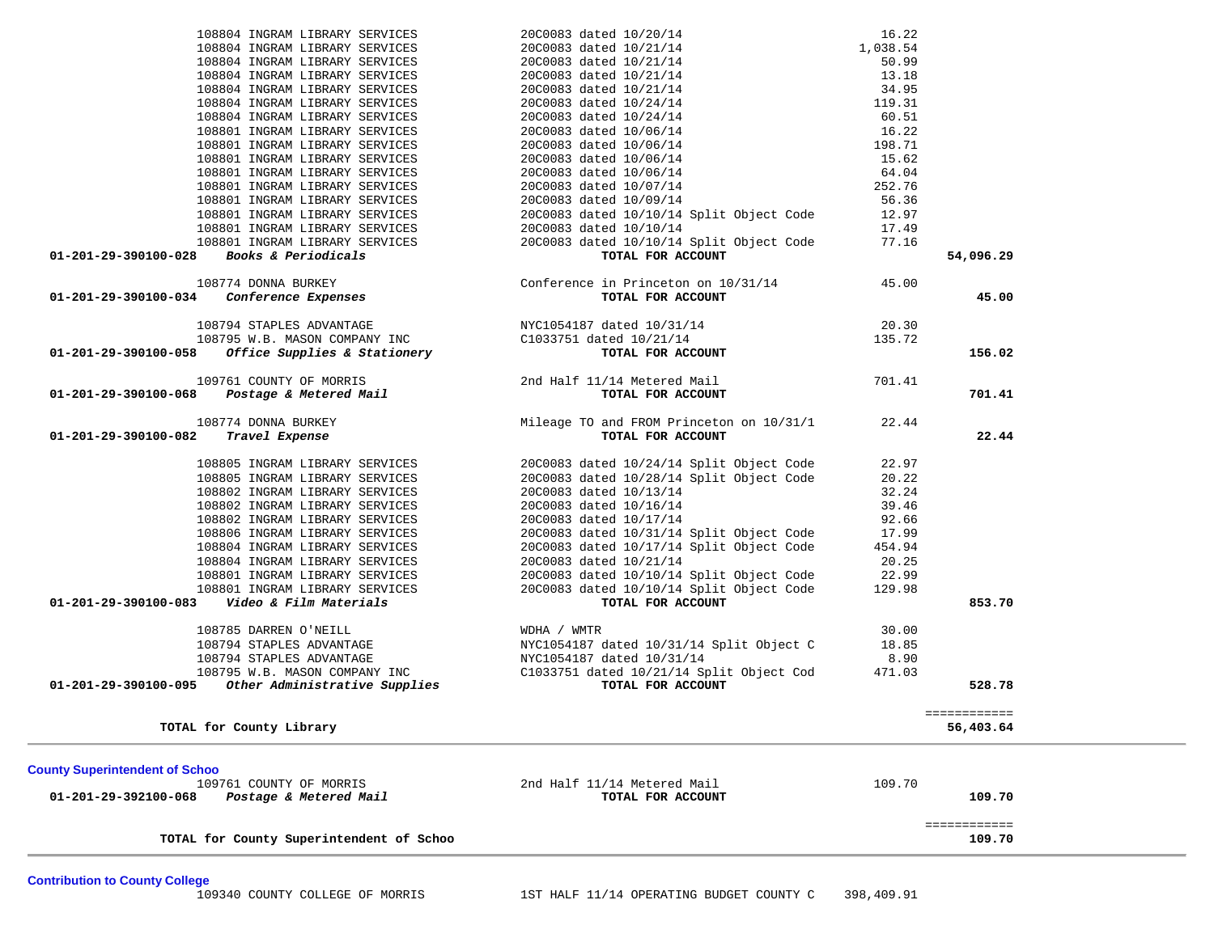| Account | Vendor | Description | Amount | Total |
|---|---|---|---|---|
| | 108804 INGRAM LIBRARY SERVICES | 20C0083 dated 10/20/14 | 16.22 | |
| | 108804 INGRAM LIBRARY SERVICES | 20C0083 dated 10/21/14 | 1,038.54 | |
| | 108804 INGRAM LIBRARY SERVICES | 20C0083 dated 10/21/14 | 50.99 | |
| | 108804 INGRAM LIBRARY SERVICES | 20C0083 dated 10/21/14 | 13.18 | |
| | 108804 INGRAM LIBRARY SERVICES | 20C0083 dated 10/21/14 | 34.95 | |
| | 108804 INGRAM LIBRARY SERVICES | 20C0083 dated 10/24/14 | 119.31 | |
| | 108804 INGRAM LIBRARY SERVICES | 20C0083 dated 10/24/14 | 60.51 | |
| | 108801 INGRAM LIBRARY SERVICES | 20C0083 dated 10/06/14 | 16.22 | |
| | 108801 INGRAM LIBRARY SERVICES | 20C0083 dated 10/06/14 | 198.71 | |
| | 108801 INGRAM LIBRARY SERVICES | 20C0083 dated 10/06/14 | 15.62 | |
| | 108801 INGRAM LIBRARY SERVICES | 20C0083 dated 10/06/14 | 64.04 | |
| | 108801 INGRAM LIBRARY SERVICES | 20C0083 dated 10/07/14 | 252.76 | |
| | 108801 INGRAM LIBRARY SERVICES | 20C0083 dated 10/09/14 | 56.36 | |
| | 108801 INGRAM LIBRARY SERVICES | 20C0083 dated 10/10/14 Split Object Code | 12.97 | |
| | 108801 INGRAM LIBRARY SERVICES | 20C0083 dated 10/10/14 | 17.49 | |
| | 108801 INGRAM LIBRARY SERVICES | 20C0083 dated 10/10/14 Split Object Code | 77.16 | |
| **01-201-29-390100-028** | ***Books & Periodicals*** | **TOTAL FOR ACCOUNT** | | **54,096.29** |
| | 108774 DONNA BURKEY | Conference in Princeton on 10/31/14 | 45.00 | |
| **01-201-29-390100-034** | ***Conference Expenses*** | **TOTAL FOR ACCOUNT** | | **45.00** |
| | 108794 STAPLES ADVANTAGE | NYC1054187 dated 10/31/14 | 20.30 | |
| | 108795 W.B. MASON COMPANY INC | C1033751 dated 10/21/14 | 135.72 | |
| **01-201-29-390100-058** | ***Office Supplies & Stationery*** | **TOTAL FOR ACCOUNT** | | **156.02** |
| | 109761 COUNTY OF MORRIS | 2nd Half 11/14 Metered Mail | 701.41 | |
| **01-201-29-390100-068** | ***Postage & Metered Mail*** | **TOTAL FOR ACCOUNT** | | **701.41** |
| | 108774 DONNA BURKEY | Mileage TO and FROM Princeton on 10/31/1 | 22.44 | |
| **01-201-29-390100-082** | ***Travel Expense*** | **TOTAL FOR ACCOUNT** | | **22.44** |
| | 108805 INGRAM LIBRARY SERVICES | 20C0083 dated 10/24/14 Split Object Code | 22.97 | |
| | 108805 INGRAM LIBRARY SERVICES | 20C0083 dated 10/28/14 Split Object Code | 20.22 | |
| | 108802 INGRAM LIBRARY SERVICES | 20C0083 dated 10/13/14 | 32.24 | |
| | 108802 INGRAM LIBRARY SERVICES | 20C0083 dated 10/16/14 | 39.46 | |
| | 108802 INGRAM LIBRARY SERVICES | 20C0083 dated 10/17/14 | 92.66 | |
| | 108806 INGRAM LIBRARY SERVICES | 20C0083 dated 10/31/14 Split Object Code | 17.99 | |
| | 108804 INGRAM LIBRARY SERVICES | 20C0083 dated 10/17/14 Split Object Code | 454.94 | |
| | 108804 INGRAM LIBRARY SERVICES | 20C0083 dated 10/21/14 | 20.25 | |
| | 108801 INGRAM LIBRARY SERVICES | 20C0083 dated 10/10/14 Split Object Code | 22.99 | |
| | 108801 INGRAM LIBRARY SERVICES | 20C0083 dated 10/10/14 Split Object Code | 129.98 | |
| **01-201-29-390100-083** | ***Video & Film Materials*** | **TOTAL FOR ACCOUNT** | | **853.70** |
| | 108785 DARREN O'NEILL | WDHA / WMTR | 30.00 | |
| | 108794 STAPLES ADVANTAGE | NYC1054187 dated 10/31/14 Split Object C | 18.85 | |
| | 108794 STAPLES ADVANTAGE | NYC1054187 dated 10/31/14 | 8.90 | |
| | 108795 W.B. MASON COMPANY INC | C1033751 dated 10/21/14 Split Object Cod | 471.03 | |
| **01-201-29-390100-095** | ***Other Administrative Supplies*** | **TOTAL FOR ACCOUNT** | | **528.78** |
| | **TOTAL for County Library** | | | **56,403.64** |

**County Superintendent of Schoo**

| Account | Vendor | Description | Amount | Total |
|---|---|---|---|---|
| | 109761 COUNTY OF MORRIS | 2nd Half 11/14 Metered Mail | 109.70 | |
| **01-201-29-392100-068** | ***Postage & Metered Mail*** | **TOTAL FOR ACCOUNT** | | **109.70** |
| | **TOTAL for County Superintendent of Schoo** | | | **109.70** |

**Contribution to County College**

| Account | Vendor | Description | Amount | Total |
|---|---|---|---|---|
| | 109340 COUNTY COLLEGE OF MORRIS | 1ST HALF 11/14 OPERATING BUDGET COUNTY C | 398,409.91 | |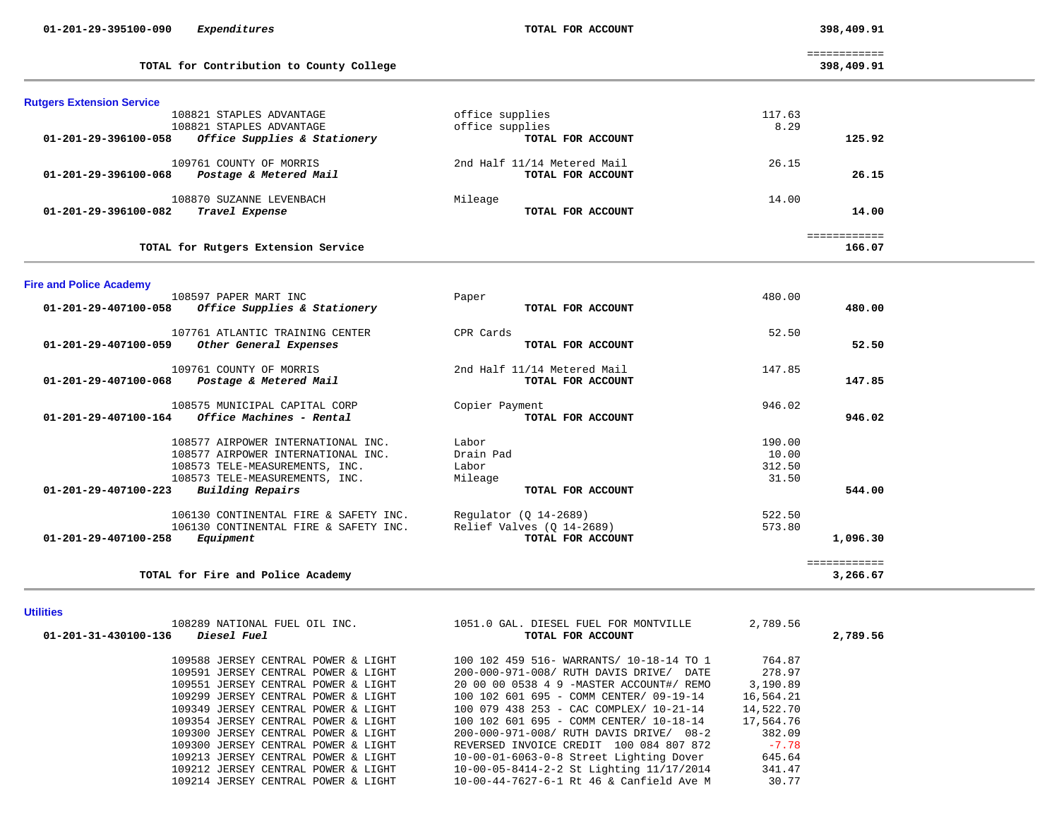| Account | Vendor / Description | Item | Amount | Total |
|---|---|---|---|---|
| 01-201-29-395100-090 | *Expenditures* | TOTAL FOR ACCOUNT | | 398,409.91 |
| | | | | ============ |
| | **TOTAL for Contribution to County College** | | | **398,409.91** |

## Rutgers Extension Service

| Account | Vendor / Description | Item | Amount | Total |
|---|---|---|---|---|
| | 108821 STAPLES ADVANTAGE | office supplies | 117.63 | |
| | 108821 STAPLES ADVANTAGE | office supplies | 8.29 | |
| **01-201-29-396100-058** | ***Office Supplies & Stationery*** | **TOTAL FOR ACCOUNT** | | **125.92** |
| | 109761 COUNTY OF MORRIS | 2nd Half 11/14 Metered Mail | 26.15 | |
| **01-201-29-396100-068** | ***Postage & Metered Mail*** | **TOTAL FOR ACCOUNT** | | **26.15** |
| | 108870 SUZANNE LEVENBACH | Mileage | 14.00 | |
| **01-201-29-396100-082** | ***Travel Expense*** | **TOTAL FOR ACCOUNT** | | **14.00** |
| | | | | ============ |
| | **TOTAL for Rutgers Extension Service** | | | **166.07** |

## Fire and Police Academy

| Account | Vendor / Description | Item | Amount | Total |
|---|---|---|---|---|
| | 108597 PAPER MART INC | Paper | 480.00 | |
| **01-201-29-407100-058** | ***Office Supplies & Stationery*** | **TOTAL FOR ACCOUNT** | | **480.00** |
| | 107761 ATLANTIC TRAINING CENTER | CPR Cards | 52.50 | |
| **01-201-29-407100-059** | ***Other General Expenses*** | **TOTAL FOR ACCOUNT** | | **52.50** |
| | 109761 COUNTY OF MORRIS | 2nd Half 11/14 Metered Mail | 147.85 | |
| **01-201-29-407100-068** | ***Postage & Metered Mail*** | **TOTAL FOR ACCOUNT** | | **147.85** |
| | 108575 MUNICIPAL CAPITAL CORP | Copier Payment | 946.02 | |
| **01-201-29-407100-164** | ***Office Machines - Rental*** | **TOTAL FOR ACCOUNT** | | **946.02** |
| | 108577 AIRPOWER INTERNATIONAL INC. | Labor | 190.00 | |
| | 108577 AIRPOWER INTERNATIONAL INC. | Drain Pad | 10.00 | |
| | 108573 TELE-MEASUREMENTS, INC. | Labor | 312.50 | |
| | 108573 TELE-MEASUREMENTS, INC. | Mileage | 31.50 | |
| **01-201-29-407100-223** | ***Building Repairs*** | **TOTAL FOR ACCOUNT** | | **544.00** |
| | 106130 CONTINENTAL FIRE & SAFETY INC. | Regulator (Q 14-2689) | 522.50 | |
| | 106130 CONTINENTAL FIRE & SAFETY INC. | Relief Valves (Q 14-2689) | 573.80 | |
| **01-201-29-407100-258** | ***Equipment*** | **TOTAL FOR ACCOUNT** | | **1,096.30** |
| | | | | ============ |
| | **TOTAL for Fire and Police Academy** | | | **3,266.67** |

## Utilities

| Account | Vendor / Description | Item | Amount | Total |
|---|---|---|---|---|
| | 108289 NATIONAL FUEL OIL INC. | 1051.0 GAL. DIESEL FUEL FOR MONTVILLE | 2,789.56 | |
| **01-201-31-430100-136** | ***Diesel Fuel*** | **TOTAL FOR ACCOUNT** | | **2,789.56** |
| | 109588 JERSEY CENTRAL POWER & LIGHT | 100 102 459 516- WARRANTS/ 10-18-14 TO 1 | 764.87 | |
| | 109591 JERSEY CENTRAL POWER & LIGHT | 200-000-971-008/ RUTH DAVIS DRIVE/ DATE | 278.97 | |
| | 109551 JERSEY CENTRAL POWER & LIGHT | 20 00 00 0538 4 9 -MASTER ACCOUNT#/ REMO | 3,190.89 | |
| | 109299 JERSEY CENTRAL POWER & LIGHT | 100 102 601 695 - COMM CENTER/ 09-19-14 | 16,564.21 | |
| | 109349 JERSEY CENTRAL POWER & LIGHT | 100 079 438 253 - CAC COMPLEX/ 10-21-14 | 14,522.70 | |
| | 109354 JERSEY CENTRAL POWER & LIGHT | 100 102 601 695 - COMM CENTER/ 10-18-14 | 17,564.76 | |
| | 109300 JERSEY CENTRAL POWER & LIGHT | 200-000-971-008/ RUTH DAVIS DRIVE/ 08-2 | 382.09 | |
| | 109300 JERSEY CENTRAL POWER & LIGHT | REVERSED INVOICE CREDIT 100 084 807 872 | -7.78 | |
| | 109213 JERSEY CENTRAL POWER & LIGHT | 10-00-01-6063-0-8 Street Lighting Dover | 645.64 | |
| | 109212 JERSEY CENTRAL POWER & LIGHT | 10-00-05-8414-2-2 St Lighting 11/17/2014 | 341.47 | |
| | 109214 JERSEY CENTRAL POWER & LIGHT | 10-00-44-7627-6-1 Rt 46 & Canfield Ave M | 30.77 | |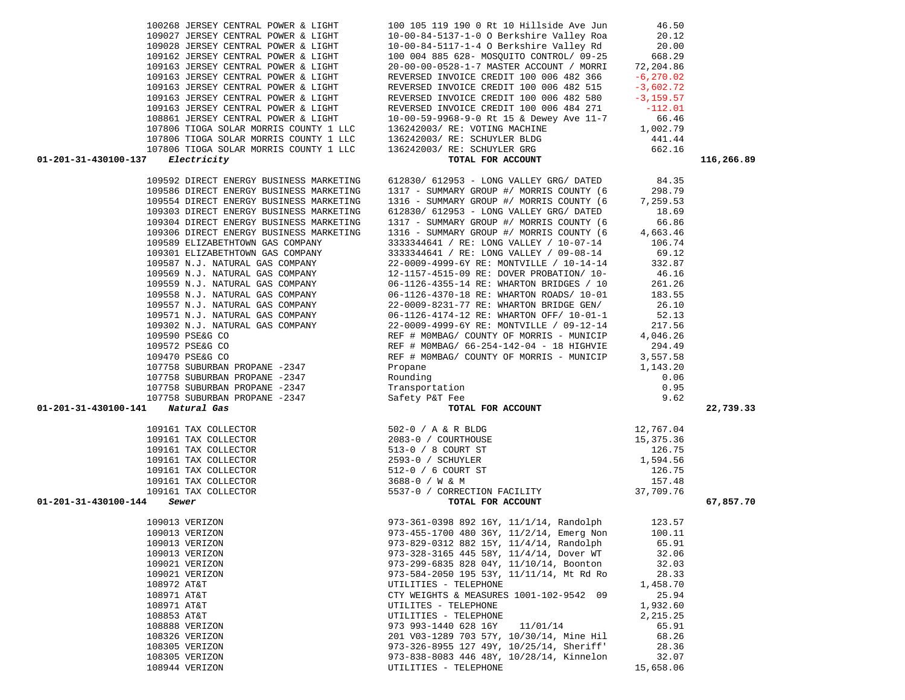| Account | Vendor | Description | Amount | Total |
|---|---|---|---|---|
| | 100268 JERSEY CENTRAL POWER & LIGHT | 100 105 119 190 0 Rt 10 Hillside Ave Jun | 46.50 | |
| | 109027 JERSEY CENTRAL POWER & LIGHT | 10-00-84-5137-1-0 O Berkshire Valley Roa | 20.12 | |
| | 109028 JERSEY CENTRAL POWER & LIGHT | 10-00-84-5117-1-4 O Berkshire Valley Rd | 20.00 | |
| | 109162 JERSEY CENTRAL POWER & LIGHT | 100 004 885 628- MOSQUITO CONTROL/ 09-25 | 668.29 | |
| | 109163 JERSEY CENTRAL POWER & LIGHT | 20-00-00-0528-1-7 MASTER ACCOUNT / MORRI | 72,204.86 | |
| | 109163 JERSEY CENTRAL POWER & LIGHT | REVERSED INVOICE CREDIT 100 006 482 366 | -6,270.02 | |
| | 109163 JERSEY CENTRAL POWER & LIGHT | REVERSED INVOICE CREDIT 100 006 482 515 | -3,602.72 | |
| | 109163 JERSEY CENTRAL POWER & LIGHT | REVERSED INVOICE CREDIT 100 006 482 580 | -3,159.57 | |
| | 109163 JERSEY CENTRAL POWER & LIGHT | REVERSED INVOICE CREDIT 100 006 484 271 | -112.01 | |
| | 108861 JERSEY CENTRAL POWER & LIGHT | 10-00-59-9968-9-0 Rt 15 & Dewey Ave 11-7 | 66.46 | |
| | 107806 TIOGA SOLAR MORRIS COUNTY 1 LLC | 136242003/ RE: VOTING MACHINE | 1,002.79 | |
| | 107806 TIOGA SOLAR MORRIS COUNTY 1 LLC | 136242003/ RE: SCHUYLER BLDG | 441.44 | |
| | 107806 TIOGA SOLAR MORRIS COUNTY 1 LLC | 136242003/ RE: SCHUYLER GRG | 662.16 | |
| **01-201-31-430100-137** | ***Electricity*** | **TOTAL FOR ACCOUNT** | | **116,266.89** |
| | 109592 DIRECT ENERGY BUSINESS MARKETING | 612830/ 612953 - LONG VALLEY GRG/ DATED | 84.35 | |
| | 109586 DIRECT ENERGY BUSINESS MARKETING | 1317 - SUMMARY GROUP #/ MORRIS COUNTY (6 | 298.79 | |
| | 109554 DIRECT ENERGY BUSINESS MARKETING | 1316 - SUMMARY GROUP #/ MORRIS COUNTY (6 | 7,259.53 | |
| | 109303 DIRECT ENERGY BUSINESS MARKETING | 612830/ 612953 - LONG VALLEY GRG/ DATED | 18.69 | |
| | 109304 DIRECT ENERGY BUSINESS MARKETING | 1317 - SUMMARY GROUP #/ MORRIS COUNTY (6 | 66.86 | |
| | 109306 DIRECT ENERGY BUSINESS MARKETING | 1316 - SUMMARY GROUP #/ MORRIS COUNTY (6 | 4,663.46 | |
| | 109589 ELIZABETHTOWN GAS COMPANY | 3333344641 / RE: LONG VALLEY / 10-07-14 | 106.74 | |
| | 109301 ELIZABETHTOWN GAS COMPANY | 3333344641 / RE: LONG VALLEY / 09-08-14 | 69.12 | |
| | 109587 N.J. NATURAL GAS COMPANY | 22-0009-4999-6Y RE: MONTVILLE / 10-14-14 | 332.87 | |
| | 109569 N.J. NATURAL GAS COMPANY | 12-1157-4515-09 RE: DOVER PROBATION/ 10- | 46.16 | |
| | 109559 N.J. NATURAL GAS COMPANY | 06-1126-4355-14 RE: WHARTON BRIDGES / 10 | 261.26 | |
| | 109558 N.J. NATURAL GAS COMPANY | 06-1126-4370-18 RE: WHARTON ROADS/ 10-01 | 183.55 | |
| | 109557 N.J. NATURAL GAS COMPANY | 22-0009-8231-77 RE: WHARTON BRIDGE GEN/ | 26.10 | |
| | 109571 N.J. NATURAL GAS COMPANY | 06-1126-4174-12 RE: WHARTON OFF/ 10-01-1 | 52.13 | |
| | 109302 N.J. NATURAL GAS COMPANY | 22-0009-4999-6Y RE: MONTVILLE / 09-12-14 | 217.56 | |
| | 109590 PSE&G CO | REF # M0MBAG/ COUNTY OF MORRIS - MUNICIP | 4,046.26 | |
| | 109572 PSE&G CO | REF # M0MBAG/ 66-254-142-04 - 18 HIGHVIE | 294.49 | |
| | 109470 PSE&G CO | REF # M0MBAG/ COUNTY OF MORRIS - MUNICIP | 3,557.58 | |
| | 107758 SUBURBAN PROPANE -2347 | Propane | 1,143.20 | |
| | 107758 SUBURBAN PROPANE -2347 | Rounding | 0.06 | |
| | 107758 SUBURBAN PROPANE -2347 | Transportation | 0.95 | |
| | 107758 SUBURBAN PROPANE -2347 | Safety P&T Fee | 9.62 | |
| **01-201-31-430100-141** | ***Natural Gas*** | **TOTAL FOR ACCOUNT** | | **22,739.33** |
| | 109161 TAX COLLECTOR | 502-0 / A & R BLDG | 12,767.04 | |
| | 109161 TAX COLLECTOR | 2083-0 / COURTHOUSE | 15,375.36 | |
| | 109161 TAX COLLECTOR | 513-0 / 8 COURT ST | 126.75 | |
| | 109161 TAX COLLECTOR | 2593-0 / SCHUYLER | 1,594.56 | |
| | 109161 TAX COLLECTOR | 512-0 / 6 COURT ST | 126.75 | |
| | 109161 TAX COLLECTOR | 3688-0 / W & M | 157.48 | |
| | 109161 TAX COLLECTOR | 5537-0 / CORRECTION FACILITY | 37,709.76 | |
| **01-201-31-430100-144** | ***Sewer*** | **TOTAL FOR ACCOUNT** | | **67,857.70** |
| | 109013 VERIZON | 973-361-0398 892 16Y, 11/1/14, Randolph | 123.57 | |
| | 109013 VERIZON | 973-455-1700 480 36Y, 11/2/14, Emerg Non | 100.11 | |
| | 109013 VERIZON | 973-829-0312 882 15Y, 11/4/14, Randolph | 65.91 | |
| | 109013 VERIZON | 973-328-3165 445 58Y, 11/4/14, Dover WT | 32.06 | |
| | 109021 VERIZON | 973-299-6835 828 04Y, 11/10/14, Boonton | 32.03 | |
| | 109021 VERIZON | 973-584-2050 195 53Y, 11/11/14, Mt Rd Ro | 28.33 | |
| | 108972 AT&T | UTILITIES - TELEPHONE | 1,458.70 | |
| | 108971 AT&T | CTY WEIGHTS & MEASURES 1001-102-9542 09 | 25.94 | |
| | 108971 AT&T | UTILITES - TELEPHONE | 1,932.60 | |
| | 108853 AT&T | UTILITIES - TELEPHONE | 2,215.25 | |
| | 108888 VERIZON | 973 993-1440 628 16Y 11/01/14 | 65.91 | |
| | 108326 VERIZON | 201 V03-1289 703 57Y, 10/30/14, Mine Hil | 68.26 | |
| | 108305 VERIZON | 973-326-8955 127 49Y, 10/25/14, Sheriff' | 28.36 | |
| | 108305 VERIZON | 973-838-8083 446 48Y, 10/28/14, Kinnelon | 32.07 | |
| | 108944 VERIZON | UTILITIES - TELEPHONE | 15,658.06 | |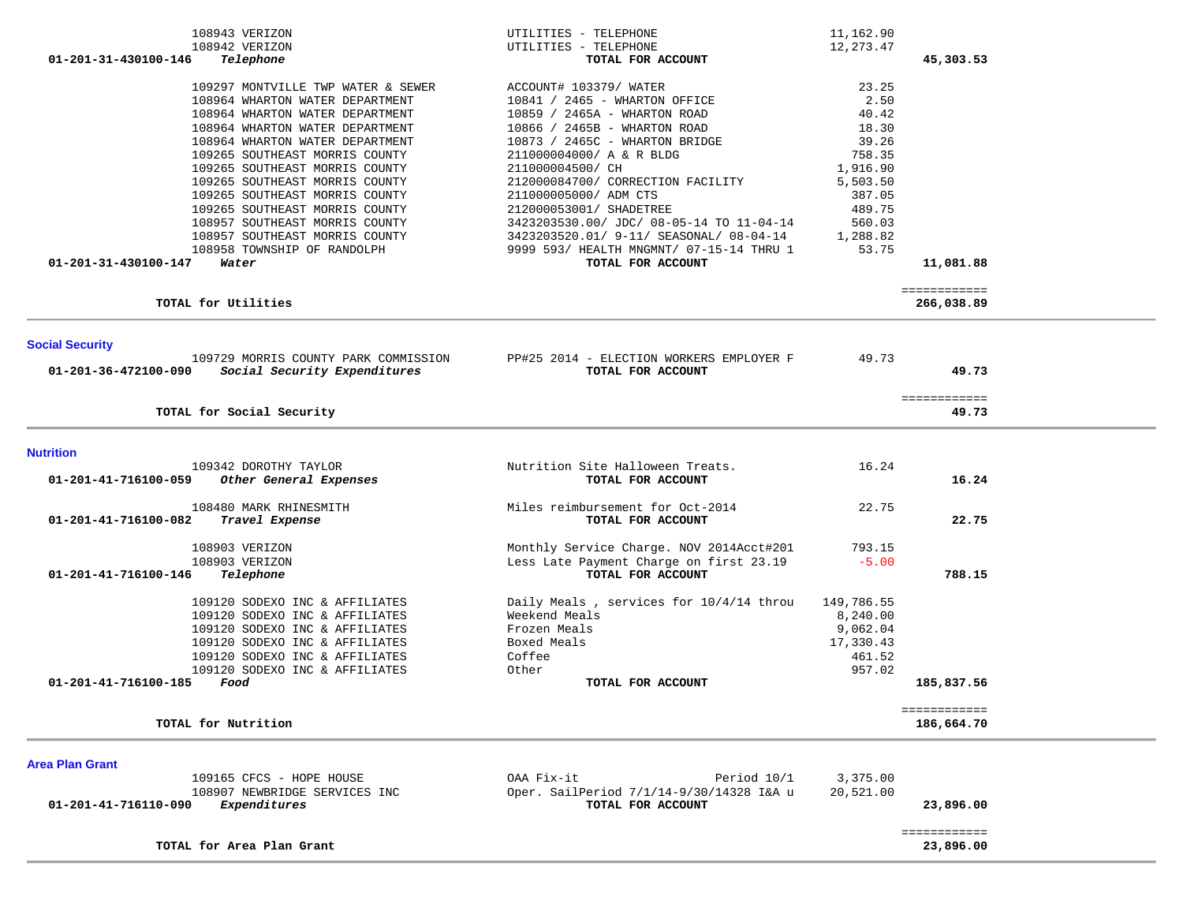| Account | Vendor / Description | Detail | Amount | Total |
|---|---|---|---|---|
| | 108943 VERIZON | UTILITIES - TELEPHONE | 11,162.90 | |
| | 108942 VERIZON | UTILITIES - TELEPHONE | 12,273.47 | |
| 01-201-31-430100-146 | *Telephone* | **TOTAL FOR ACCOUNT** | | **45,303.53** |
| | 109297 MONTVILLE TWP WATER & SEWER | ACCOUNT# 103379/ WATER | 23.25 | |
| | 108964 WHARTON WATER DEPARTMENT | 10841 / 2465 - WHARTON OFFICE | 2.50 | |
| | 108964 WHARTON WATER DEPARTMENT | 10859 / 2465A - WHARTON ROAD | 40.42 | |
| | 108964 WHARTON WATER DEPARTMENT | 10866 / 2465B - WHARTON ROAD | 18.30 | |
| | 108964 WHARTON WATER DEPARTMENT | 10873 / 2465C - WHARTON BRIDGE | 39.26 | |
| | 109265 SOUTHEAST MORRIS COUNTY | 211000004000/ A & R BLDG | 758.35 | |
| | 109265 SOUTHEAST MORRIS COUNTY | 211000004500/ CH | 1,916.90 | |
| | 109265 SOUTHEAST MORRIS COUNTY | 212000084700/ CORRECTION FACILITY | 5,503.50 | |
| | 109265 SOUTHEAST MORRIS COUNTY | 211000005000/ ADM CTS | 387.05 | |
| | 109265 SOUTHEAST MORRIS COUNTY | 212000053001/ SHADETREE | 489.75 | |
| | 108957 SOUTHEAST MORRIS COUNTY | 3423203530.00/ JDC/ 08-05-14 TO 11-04-14 | 560.03 | |
| | 108957 SOUTHEAST MORRIS COUNTY | 3423203520.01/ 9-11/ SEASONAL/ 08-04-14 | 1,288.82 | |
| | 108958 TOWNSHIP OF RANDOLPH | 9999 593/ HEALTH MNGMNT/ 07-15-14 THRU 1 | 53.75 | |
| 01-201-31-430100-147 | *Water* | **TOTAL FOR ACCOUNT** | | **11,081.88** |
| | **TOTAL for Utilities** | | | **266,038.89** |

## Social Security

| Account | Vendor / Description | Detail | Amount | Total |
|---|---|---|---|---|
| | 109729 MORRIS COUNTY PARK COMMISSION | PP#25 2014 - ELECTION WORKERS EMPLOYER F | 49.73 | |
| 01-201-36-472100-090 | *Social Security Expenditures* | **TOTAL FOR ACCOUNT** | | **49.73** |
| | **TOTAL for Social Security** | | | **49.73** |

## Nutrition

| Account | Vendor / Description | Detail | Amount | Total |
|---|---|---|---|---|
| | 109342 DOROTHY TAYLOR | Nutrition Site Halloween Treats. | 16.24 | |
| 01-201-41-716100-059 | *Other General Expenses* | **TOTAL FOR ACCOUNT** | | **16.24** |
| | 108480 MARK RHINESMITH | Miles reimbursement for Oct-2014 | 22.75 | |
| 01-201-41-716100-082 | *Travel Expense* | **TOTAL FOR ACCOUNT** | | **22.75** |
| | 108903 VERIZON | Monthly Service Charge. NOV 2014Acct#201 | 793.15 | |
| | 108903 VERIZON | Less Late Payment Charge on first 23.19 | -5.00 | |
| 01-201-41-716100-146 | *Telephone* | **TOTAL FOR ACCOUNT** | | **788.15** |
| | 109120 SODEXO INC & AFFILIATES | Daily Meals , services for 10/4/14 throu | 149,786.55 | |
| | 109120 SODEXO INC & AFFILIATES | Weekend Meals | 8,240.00 | |
| | 109120 SODEXO INC & AFFILIATES | Frozen Meals | 9,062.04 | |
| | 109120 SODEXO INC & AFFILIATES | Boxed Meals | 17,330.43 | |
| | 109120 SODEXO INC & AFFILIATES | Coffee | 461.52 | |
| | 109120 SODEXO INC & AFFILIATES | Other | 957.02 | |
| 01-201-41-716100-185 | *Food* | **TOTAL FOR ACCOUNT** | | **185,837.56** |
| | **TOTAL for Nutrition** | | | **186,664.70** |

## Area Plan Grant

| Account | Vendor / Description | Detail | Amount | Total |
|---|---|---|---|---|
| | 109165 CFCS - HOPE HOUSE | OAA Fix-it Period 10/1 | 3,375.00 | |
| | 108907 NEWBRIDGE SERVICES INC | Oper. SailPeriod 7/1/14-9/30/14328 I&A u | 20,521.00 | |
| 01-201-41-716110-090 | *Expenditures* | **TOTAL FOR ACCOUNT** | | **23,896.00** |
| | **TOTAL for Area Plan Grant** | | | **23,896.00** |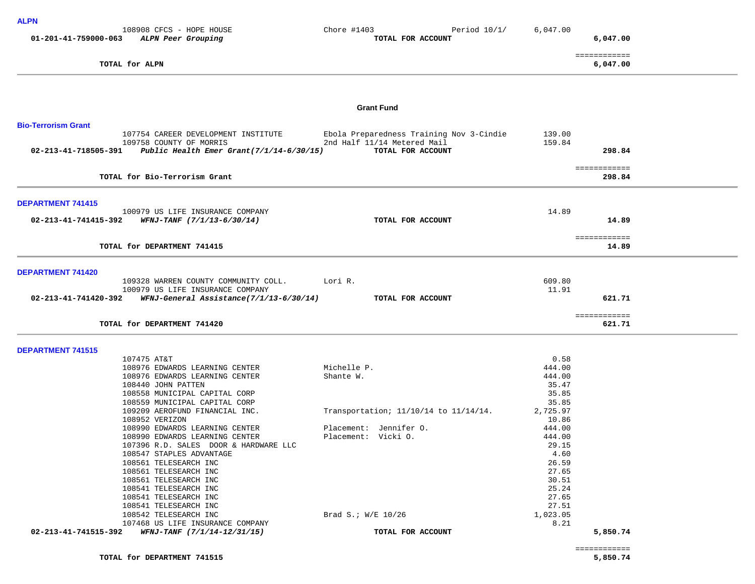**ALPN**

| | Vendor | Description | | Amount | Total |
|---|---|---|---|---|---|
| | 108908 CFCS - HOPE HOUSE | Chore #1403 | Period 10/1/ | 6,047.00 | |
| 01-201-41-759000-063 | *ALPN Peer Grouping* | **TOTAL FOR ACCOUNT** | | | 6,047.00 |

| | | |
|---|---|---|
| **TOTAL for ALPN** | ============ | **6,047.00** |

---

## Grant Fund

**Bio-Terrorism Grant**

| | Vendor | Description | Amount | Total |
|---|---|---|---|---|
| | 107754 CAREER DEVELOPMENT INSTITUTE | Ebola Preparedness Training Nov 3-Cindie | 139.00 | |
| | 109758 COUNTY OF MORRIS | 2nd Half 11/14 Metered Mail | 159.84 | |
| 02-213-41-718505-391 | *Public Health Emer Grant(7/1/14-6/30/15)* | **TOTAL FOR ACCOUNT** | | 298.84 |

| | | |
|---|---|---|
| **TOTAL for Bio-Terrorism Grant** | ============ | **298.84** |

---

**DEPARTMENT 741415**

| | Vendor | Description | Amount | Total |
|---|---|---|---|---|
| | 100979 US LIFE INSURANCE COMPANY | | 14.89 | |
| 02-213-41-741415-392 | *WFNJ-TANF (7/1/13-6/30/14)* | **TOTAL FOR ACCOUNT** | | 14.89 |

| | | |
|---|---|---|
| **TOTAL for DEPARTMENT 741415** | ============ | **14.89** |

---

**DEPARTMENT 741420**

| | Vendor | Description | Amount | Total |
|---|---|---|---|---|
| | 109328 WARREN COUNTY COMMUNITY COLL. | Lori R. | 609.80 | |
| | 100979 US LIFE INSURANCE COMPANY | | 11.91 | |
| 02-213-41-741420-392 | *WFNJ-General Assistance(7/1/13-6/30/14)* | **TOTAL FOR ACCOUNT** | | 621.71 |

| | | |
|---|---|---|
| **TOTAL for DEPARTMENT 741420** | ============ | **621.71** |

---

**DEPARTMENT 741515**

| | Vendor | Description | Amount | Total |
|---|---|---|---|---|
| | 107475 AT&T | | 0.58 | |
| | 108976 EDWARDS LEARNING CENTER | Michelle P. | 444.00 | |
| | 108976 EDWARDS LEARNING CENTER | Shante W. | 444.00 | |
| | 108440 JOHN PATTEN | | 35.47 | |
| | 108558 MUNICIPAL CAPITAL CORP | | 35.85 | |
| | 108559 MUNICIPAL CAPITAL CORP | | 35.85 | |
| | 109209 AEROFUND FINANCIAL INC. | Transportation; 11/10/14 to 11/14/14. | 2,725.97 | |
| | 108952 VERIZON | | 10.86 | |
| | 108990 EDWARDS LEARNING CENTER | Placement: Jennifer O. | 444.00 | |
| | 108990 EDWARDS LEARNING CENTER | Placement: Vicki O. | 444.00 | |
| | 107396 R.D. SALES DOOR & HARDWARE LLC | | 29.15 | |
| | 108547 STAPLES ADVANTAGE | | 4.60 | |
| | 108561 TELESEARCH INC | | 26.59 | |
| | 108561 TELESEARCH INC | | 27.65 | |
| | 108561 TELESEARCH INC | | 30.51 | |
| | 108541 TELESEARCH INC | | 25.24 | |
| | 108541 TELESEARCH INC | | 27.65 | |
| | 108541 TELESEARCH INC | | 27.51 | |
| | 108542 TELESEARCH INC | Brad S.; W/E 10/26 | 1,023.05 | |
| | 107468 US LIFE INSURANCE COMPANY | | 8.21 | |
| 02-213-41-741515-392 | *WFNJ-TANF (7/1/14-12/31/15)* | **TOTAL FOR ACCOUNT** | | 5,850.74 |

| | | |
|---|---|---|
| **TOTAL for DEPARTMENT 741515** | ============ | **5,850.74** |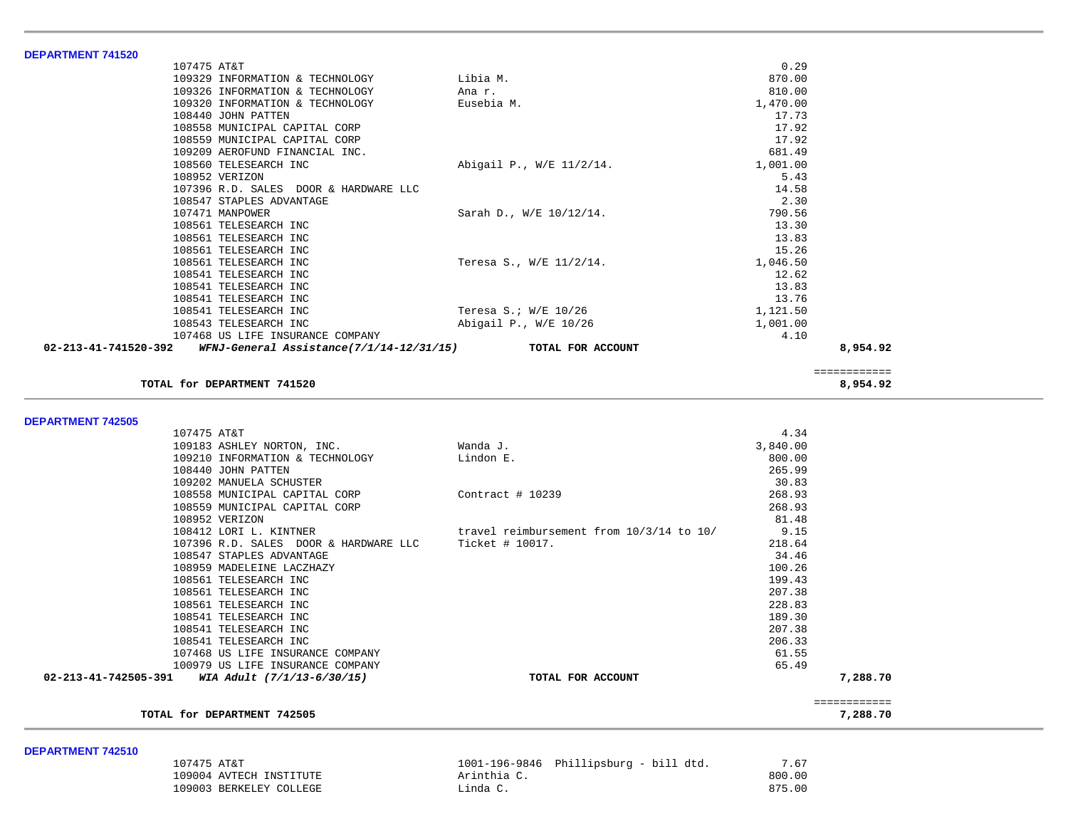**DEPARTMENT 741520**

| Vendor | Description | Amount | Total |
|---|---|---|---|
| 107475 AT&T | | 0.29 | |
| 109329 INFORMATION & TECHNOLOGY | Libia M. | 870.00 | |
| 109326 INFORMATION & TECHNOLOGY | Ana r. | 810.00 | |
| 109320 INFORMATION & TECHNOLOGY | Eusebia M. | 1,470.00 | |
| 108440 JOHN PATTEN | | 17.73 | |
| 108558 MUNICIPAL CAPITAL CORP | | 17.92 | |
| 108559 MUNICIPAL CAPITAL CORP | | 17.92 | |
| 109209 AEROFUND FINANCIAL INC. | | 681.49 | |
| 108560 TELESEARCH INC | Abigail P., W/E 11/2/14. | 1,001.00 | |
| 108952 VERIZON | | 5.43 | |
| 107396 R.D. SALES DOOR & HARDWARE LLC | | 14.58 | |
| 108547 STAPLES ADVANTAGE | | 2.30 | |
| 107471 MANPOWER | Sarah D., W/E 10/12/14. | 790.56 | |
| 108561 TELESEARCH INC | | 13.30 | |
| 108561 TELESEARCH INC | | 13.83 | |
| 108561 TELESEARCH INC | | 15.26 | |
| 108561 TELESEARCH INC | Teresa S., W/E 11/2/14. | 1,046.50 | |
| 108541 TELESEARCH INC | | 12.62 | |
| 108541 TELESEARCH INC | | 13.83 | |
| 108541 TELESEARCH INC | | 13.76 | |
| 108541 TELESEARCH INC | Teresa S.; W/E 10/26 | 1,121.50 | |
| 108543 TELESEARCH INC | Abigail P., W/E 10/26 | 1,001.00 | |
| 107468 US LIFE INSURANCE COMPANY | | 4.10 | |
| **02-213-41-741520-392** ***WFNJ-General Assistance(7/1/14-12/31/15)*** | **TOTAL FOR ACCOUNT** | | **8,954.92** |

**TOTAL for DEPARTMENT 741520** ============ **8,954.92**

**DEPARTMENT 742505**

| Vendor | Description | Amount | Total |
|---|---|---|---|
| 107475 AT&T | | 4.34 | |
| 109183 ASHLEY NORTON, INC. | Wanda J. | 3,840.00 | |
| 109210 INFORMATION & TECHNOLOGY | Lindon E. | 800.00 | |
| 108440 JOHN PATTEN | | 265.99 | |
| 109202 MANUELA SCHUSTER | | 30.83 | |
| 108558 MUNICIPAL CAPITAL CORP | Contract # 10239 | 268.93 | |
| 108559 MUNICIPAL CAPITAL CORP | | 268.93 | |
| 108952 VERIZON | | 81.48 | |
| 108412 LORI L. KINTNER | travel reimbursement from 10/3/14 to 10/ | 9.15 | |
| 107396 R.D. SALES DOOR & HARDWARE LLC | Ticket # 10017. | 218.64 | |
| 108547 STAPLES ADVANTAGE | | 34.46 | |
| 108959 MADELEINE LACZHAZY | | 100.26 | |
| 108561 TELESEARCH INC | | 199.43 | |
| 108561 TELESEARCH INC | | 207.38 | |
| 108561 TELESEARCH INC | | 228.83 | |
| 108541 TELESEARCH INC | | 189.30 | |
| 108541 TELESEARCH INC | | 207.38 | |
| 108541 TELESEARCH INC | | 206.33 | |
| 107468 US LIFE INSURANCE COMPANY | | 61.55 | |
| 100979 US LIFE INSURANCE COMPANY | | 65.49 | |
| **02-213-41-742505-391** ***WIA Adult (7/1/13-6/30/15)*** | **TOTAL FOR ACCOUNT** | | **7,288.70** |

**TOTAL for DEPARTMENT 742505** ============ **7,288.70**

**DEPARTMENT 742510**

| Vendor | Description | Amount | Total |
|---|---|---|---|
| 107475 AT&T | 1001-196-9846 Phillipsburg - bill dtd. | 7.67 | |
| 109004 AVTECH INSTITUTE | Arinthia C. | 800.00 | |
| 109003 BERKELEY COLLEGE | Linda C. | 875.00 | |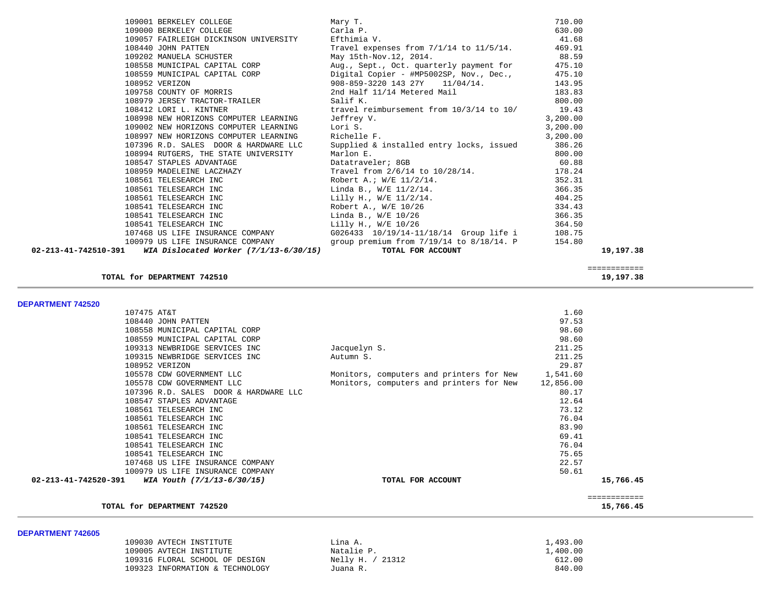| Vendor | Description | Amount | Total |
|---|---|---|---|
| 109001 BERKELEY COLLEGE | Mary T. | 710.00 | |
| 109000 BERKELEY COLLEGE | Carla P. | 630.00 | |
| 109057 FAIRLEIGH DICKINSON UNIVERSITY | Efthimia V. | 41.68 | |
| 108440 JOHN PATTEN | Travel expenses from 7/1/14 to 11/5/14. | 469.91 | |
| 109202 MANUELA SCHUSTER | May 15th-Nov.12, 2014. | 88.59 | |
| 108558 MUNICIPAL CAPITAL CORP | Aug., Sept., Oct. quarterly payment for | 475.10 | |
| 108559 MUNICIPAL CAPITAL CORP | Digital Copier - #MP5002SP, Nov., Dec., | 475.10 | |
| 108952 VERIZON | 908-859-3220 143 27Y 11/04/14. | 143.95 | |
| 109758 COUNTY OF MORRIS | 2nd Half 11/14 Metered Mail | 183.83 | |
| 108979 JERSEY TRACTOR-TRAILER | Salif K. | 800.00 | |
| 108412 LORI L. KINTNER | travel reimbursement from 10/3/14 to 10/ | 19.43 | |
| 108998 NEW HORIZONS COMPUTER LEARNING | Jeffrey V. | 3,200.00 | |
| 109002 NEW HORIZONS COMPUTER LEARNING | Lori S. | 3,200.00 | |
| 108997 NEW HORIZONS COMPUTER LEARNING | Richelle F. | 3,200.00 | |
| 107396 R.D. SALES DOOR & HARDWARE LLC | Supplied & installed entry locks, issued | 386.26 | |
| 108994 RUTGERS, THE STATE UNIVERSITY | Marlon E. | 800.00 | |
| 108547 STAPLES ADVANTAGE | Datatraveler; 8GB | 60.88 | |
| 108959 MADELEINE LACZHAZY | Travel from 2/6/14 to 10/28/14. | 178.24 | |
| 108561 TELESEARCH INC | Robert A.; W/E 11/2/14. | 352.31 | |
| 108561 TELESEARCH INC | Linda B., W/E 11/2/14. | 366.35 | |
| 108561 TELESEARCH INC | Lilly H., W/E 11/2/14. | 404.25 | |
| 108541 TELESEARCH INC | Robert A., W/E 10/26 | 334.43 | |
| 108541 TELESEARCH INC | Linda B., W/E 10/26 | 366.35 | |
| 108541 TELESEARCH INC | Lilly H., W/E 10/26 | 364.50 | |
| 107468 US LIFE INSURANCE COMPANY | G026433 10/19/14-11/18/14 Group life i | 108.75 | |
| 100979 US LIFE INSURANCE COMPANY | group premium from 7/19/14 to 8/18/14. P | 154.80 | |
| **02-213-41-742510-391** ***WIA Dislocated Worker (7/1/13-6/30/15)*** | **TOTAL FOR ACCOUNT** | | **19,197.38** |

============

**TOTAL for DEPARTMENT 742510** **19,197.38**

## DEPARTMENT 742520

| Vendor | Description | Amount | Total |
|---|---|---|---|
| 107475 AT&T | | 1.60 | |
| 108440 JOHN PATTEN | | 97.53 | |
| 108558 MUNICIPAL CAPITAL CORP | | 98.60 | |
| 108559 MUNICIPAL CAPITAL CORP | | 98.60 | |
| 109313 NEWBRIDGE SERVICES INC | Jacquelyn S. | 211.25 | |
| 109315 NEWBRIDGE SERVICES INC | Autumn S. | 211.25 | |
| 108952 VERIZON | | 29.87 | |
| 105578 CDW GOVERNMENT LLC | Monitors, computers and printers for New | 1,541.60 | |
| 105578 CDW GOVERNMENT LLC | Monitors, computers and printers for New | 12,856.00 | |
| 107396 R.D. SALES DOOR & HARDWARE LLC | | 80.17 | |
| 108547 STAPLES ADVANTAGE | | 12.64 | |
| 108561 TELESEARCH INC | | 73.12 | |
| 108561 TELESEARCH INC | | 76.04 | |
| 108561 TELESEARCH INC | | 83.90 | |
| 108541 TELESEARCH INC | | 69.41 | |
| 108541 TELESEARCH INC | | 76.04 | |
| 108541 TELESEARCH INC | | 75.65 | |
| 107468 US LIFE INSURANCE COMPANY | | 22.57 | |
| 100979 US LIFE INSURANCE COMPANY | | 50.61 | |
| **02-213-41-742520-391** ***WIA Youth (7/1/13-6/30/15)*** | **TOTAL FOR ACCOUNT** | | **15,766.45** |

============

**TOTAL for DEPARTMENT 742520** **15,766.45**

## DEPARTMENT 742605

| Vendor | Description | Amount | Total |
|---|---|---|---|
| 109030 AVTECH INSTITUTE | Lina A. | 1,493.00 | |
| 109005 AVTECH INSTITUTE | Natalie P. | 1,400.00 | |
| 109316 FLORAL SCHOOL OF DESIGN | Nelly H. / 21312 | 612.00 | |
| 109323 INFORMATION & TECHNOLOGY | Juana R. | 840.00 | |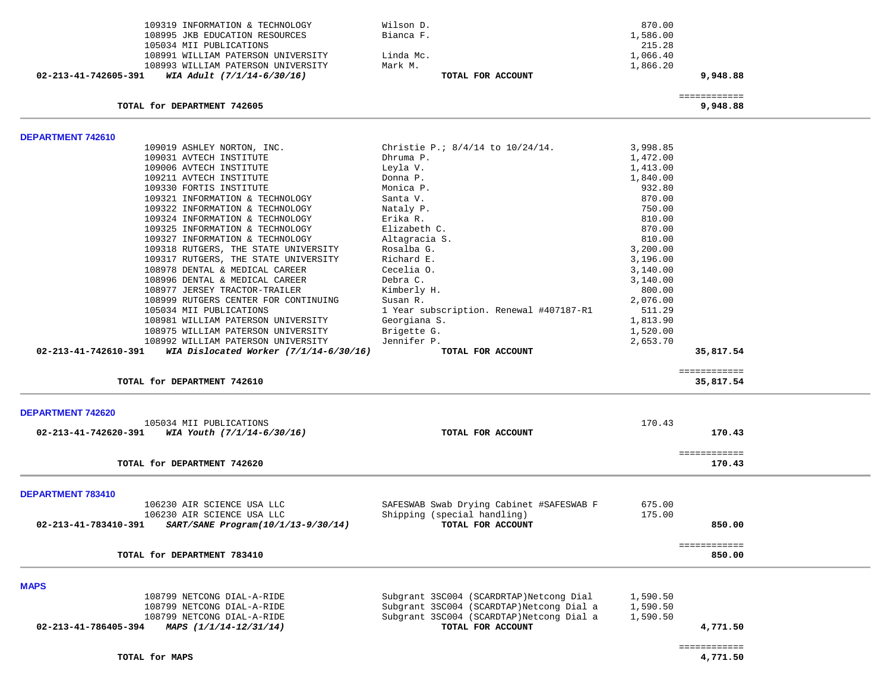| | | | | |
|---|---|---|---|---|
| | 109319 INFORMATION & TECHNOLOGY | Wilson D. | 870.00 | |
| | 108995 JKB EDUCATION RESOURCES | Bianca F. | 1,586.00 | |
| | 105034 MII PUBLICATIONS | | 215.28 | |
| | 108991 WILLIAM PATERSON UNIVERSITY | Linda Mc. | 1,066.40 | |
| | 108993 WILLIAM PATERSON UNIVERSITY | Mark M. | 1,866.20 | |
| **02-213-41-742605-391** | ***WIA Adult (7/1/14-6/30/16)*** | **TOTAL FOR ACCOUNT** | | **9,948.88** |

| | |
|---|---|
| | ============ |
| **TOTAL for DEPARTMENT 742605** | **9,948.88** |

## DEPARTMENT 742610

| | | | | |
|---|---|---|---|---|
| | 109019 ASHLEY NORTON, INC. | Christie P.; 8/4/14 to 10/24/14. | 3,998.85 | |
| | 109031 AVTECH INSTITUTE | Dhruma P. | 1,472.00 | |
| | 109006 AVTECH INSTITUTE | Leyla V. | 1,413.00 | |
| | 109211 AVTECH INSTITUTE | Donna P. | 1,840.00 | |
| | 109330 FORTIS INSTITUTE | Monica P. | 932.80 | |
| | 109321 INFORMATION & TECHNOLOGY | Santa V. | 870.00 | |
| | 109322 INFORMATION & TECHNOLOGY | Nataly P. | 750.00 | |
| | 109324 INFORMATION & TECHNOLOGY | Erika R. | 810.00 | |
| | 109325 INFORMATION & TECHNOLOGY | Elizabeth C. | 870.00 | |
| | 109327 INFORMATION & TECHNOLOGY | Altagracia S. | 810.00 | |
| | 109318 RUTGERS, THE STATE UNIVERSITY | Rosalba G. | 3,200.00 | |
| | 109317 RUTGERS, THE STATE UNIVERSITY | Richard E. | 3,196.00 | |
| | 108978 DENTAL & MEDICAL CAREER | Cecelia O. | 3,140.00 | |
| | 108996 DENTAL & MEDICAL CAREER | Debra C. | 3,140.00 | |
| | 108977 JERSEY TRACTOR-TRAILER | Kimberly H. | 800.00 | |
| | 108999 RUTGERS CENTER FOR CONTINUING | Susan R. | 2,076.00 | |
| | 105034 MII PUBLICATIONS | 1 Year subscription. Renewal #407187-R1 | 511.29 | |
| | 108981 WILLIAM PATERSON UNIVERSITY | Georgiana S. | 1,813.90 | |
| | 108975 WILLIAM PATERSON UNIVERSITY | Brigette G. | 1,520.00 | |
| | 108992 WILLIAM PATERSON UNIVERSITY | Jennifer P. | 2,653.70 | |
| **02-213-41-742610-391** | ***WIA Dislocated Worker (7/1/14-6/30/16)*** | **TOTAL FOR ACCOUNT** | | **35,817.54** |

| | |
|---|---|
| | ============ |
| **TOTAL for DEPARTMENT 742610** | **35,817.54** |

## DEPARTMENT 742620

| | | | | |
|---|---|---|---|---|
| | 105034 MII PUBLICATIONS | | 170.43 | |
| **02-213-41-742620-391** | ***WIA Youth (7/1/14-6/30/16)*** | **TOTAL FOR ACCOUNT** | | **170.43** |

| | |
|---|---|
| | ============ |
| **TOTAL for DEPARTMENT 742620** | **170.43** |

## DEPARTMENT 783410

| | | | | |
|---|---|---|---|---|
| | 106230 AIR SCIENCE USA LLC | SAFESWAB Swab Drying Cabinet #SAFESWAB F | 675.00 | |
| | 106230 AIR SCIENCE USA LLC | Shipping (special handling) | 175.00 | |
| **02-213-41-783410-391** | ***SART/SANE Program(10/1/13-9/30/14)*** | **TOTAL FOR ACCOUNT** | | **850.00** |

| | |
|---|---|
| | ============ |
| **TOTAL for DEPARTMENT 783410** | **850.00** |

## MAPS

| | | | | |
|---|---|---|---|---|
| | 108799 NETCONG DIAL-A-RIDE | Subgrant 3SC004 (SCARDRTAP)Netcong Dial | 1,590.50 | |
| | 108799 NETCONG DIAL-A-RIDE | Subgrant 3SC004 (SCARDTAP)Netcong Dial a | 1,590.50 | |
| | 108799 NETCONG DIAL-A-RIDE | Subgrant 3SC004 (SCARDTAP)Netcong Dial a | 1,590.50 | |
| **02-213-41-786405-394** | ***MAPS (1/1/14-12/31/14)*** | **TOTAL FOR ACCOUNT** | | **4,771.50** |

| | |
|---|---|
| | ============ |
| **TOTAL for MAPS** | **4,771.50** |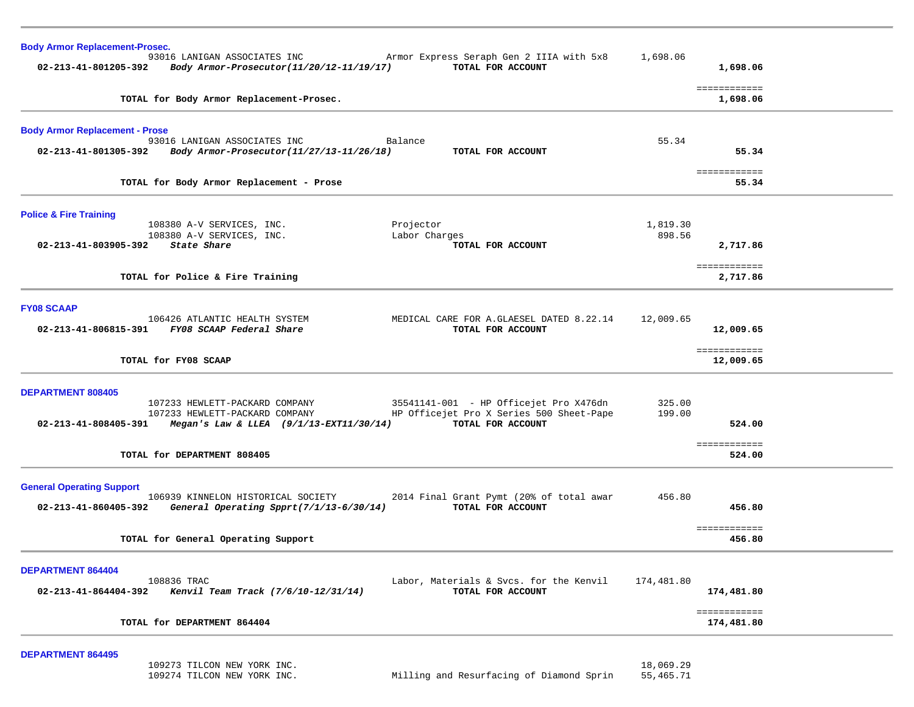**Body Armor Replacement-Prosec.**

| Account | Vendor | Description | Amount | Total |
|---|---|---|---|---|
| | 93016 LANIGAN ASSOCIATES INC | Armor Express Seraph Gen 2 IIIA with 5x8 | 1,698.06 | |
| **02-213-41-801205-392** | ***Body Armor-Prosecutor(11/20/12-11/19/17)*** | **TOTAL FOR ACCOUNT** | | **1,698.06** |
| | | | | ============ |
| | **TOTAL for Body Armor Replacement-Prosec.** | | | **1,698.06** |

**Body Armor Replacement - Prose**

| Account | Vendor | Description | Amount | Total |
|---|---|---|---|---|
| | 93016 LANIGAN ASSOCIATES INC | Balance | 55.34 | |
| **02-213-41-801305-392** | ***Body Armor-Prosecutor(11/27/13-11/26/18)*** | **TOTAL FOR ACCOUNT** | | **55.34** |
| | | | | ============ |
| | **TOTAL for Body Armor Replacement - Prose** | | | **55.34** |

**Police & Fire Training**

| Account | Vendor | Description | Amount | Total |
|---|---|---|---|---|
| | 108380 A-V SERVICES, INC. | Projector | 1,819.30 | |
| | 108380 A-V SERVICES, INC. | Labor Charges | 898.56 | |
| **02-213-41-803905-392** | ***State Share*** | **TOTAL FOR ACCOUNT** | | **2,717.86** |
| | | | | ============ |
| | **TOTAL for Police & Fire Training** | | | **2,717.86** |

**FY08 SCAAP**

| Account | Vendor | Description | Amount | Total |
|---|---|---|---|---|
| | 106426 ATLANTIC HEALTH SYSTEM | MEDICAL CARE FOR A.GLAESEL DATED 8.22.14 | 12,009.65 | |
| **02-213-41-806815-391** | ***FY08 SCAAP Federal Share*** | **TOTAL FOR ACCOUNT** | | **12,009.65** |
| | | | | ============ |
| | **TOTAL for FY08 SCAAP** | | | **12,009.65** |

**DEPARTMENT 808405**

| Account | Vendor | Description | Amount | Total |
|---|---|---|---|---|
| | 107233 HEWLETT-PACKARD COMPANY | 35541141-001 - HP Officejet Pro X476dn | 325.00 | |
| | 107233 HEWLETT-PACKARD COMPANY | HP Officejet Pro X Series 500 Sheet-Pape | 199.00 | |
| **02-213-41-808405-391** | ***Megan's Law & LLEA (9/1/13-EXT11/30/14)*** | **TOTAL FOR ACCOUNT** | | **524.00** |
| | | | | ============ |
| | **TOTAL for DEPARTMENT 808405** | | | **524.00** |

**General Operating Support**

| Account | Vendor | Description | Amount | Total |
|---|---|---|---|---|
| | 106939 KINNELON HISTORICAL SOCIETY | 2014 Final Grant Pymt (20% of total awar | 456.80 | |
| **02-213-41-860405-392** | ***General Operating Spprt(7/1/13-6/30/14)*** | **TOTAL FOR ACCOUNT** | | **456.80** |
| | | | | ============ |
| | **TOTAL for General Operating Support** | | | **456.80** |

**DEPARTMENT 864404**

| Account | Vendor | Description | Amount | Total |
|---|---|---|---|---|
| | 108836 TRAC | Labor, Materials & Svcs. for the Kenvil | 174,481.80 | |
| **02-213-41-864404-392** | ***Kenvil Team Track (7/6/10-12/31/14)*** | **TOTAL FOR ACCOUNT** | | **174,481.80** |
| | | | | ============ |
| | **TOTAL for DEPARTMENT 864404** | | | **174,481.80** |

**DEPARTMENT 864495**

| Account | Vendor | Description | Amount | Total |
|---|---|---|---|---|
| | 109273 TILCON NEW YORK INC. | | 18,069.29 | |
| | 109274 TILCON NEW YORK INC. | Milling and Resurfacing of Diamond Sprin | 55,465.71 | |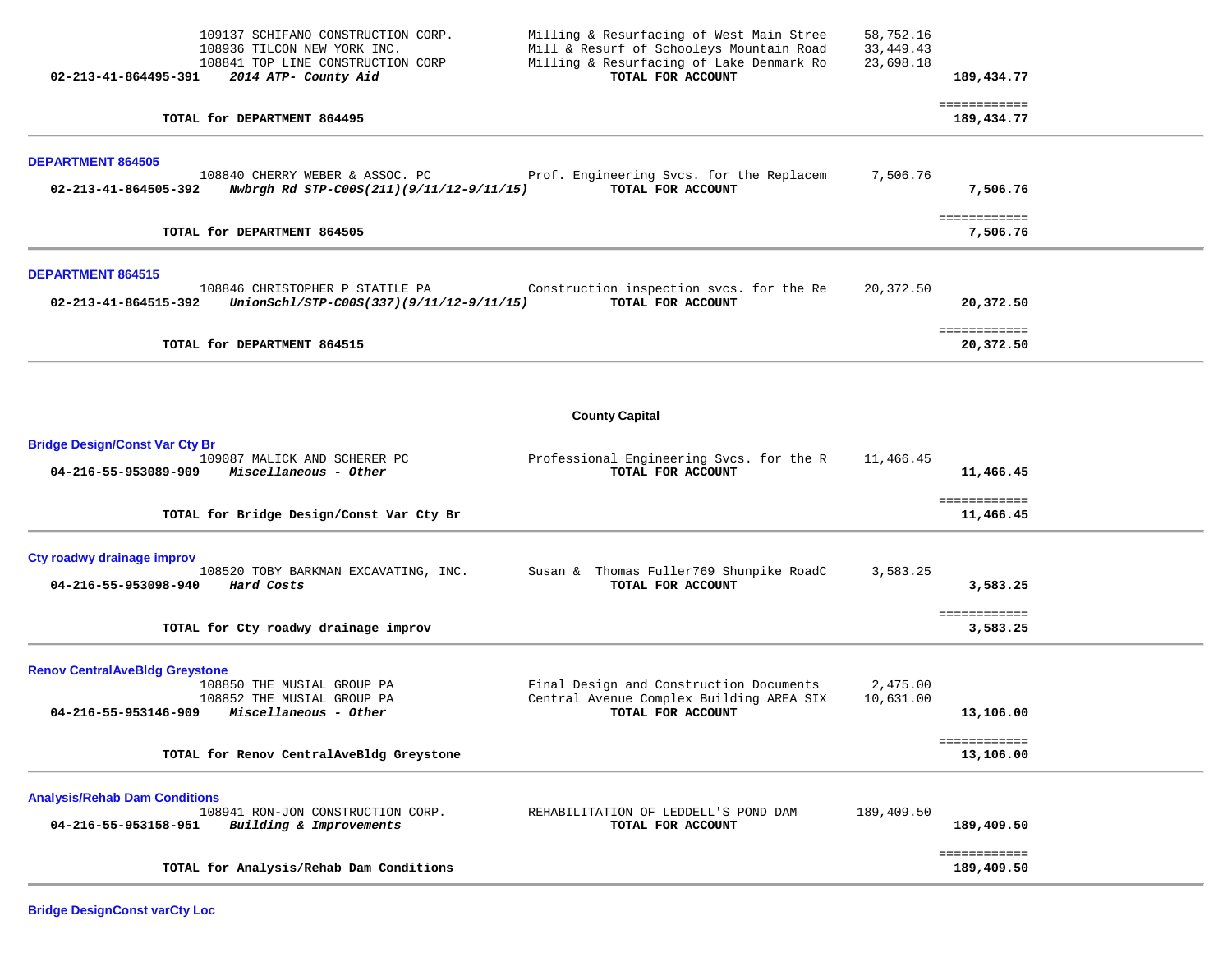| | | | |
|---|---|---|---|
| 109137 SCHIFANO CONSTRUCTION CORP. | Milling & Resurfacing of West Main Stree | 58,752.16 | |
| 108936 TILCON NEW YORK INC. | Mill & Resurf of Schooleys Mountain Road | 33,449.43 | |
| 108841 TOP LINE CONSTRUCTION CORP | Milling & Resurfacing of Lake Denmark Ro | 23,698.18 | |
| **02-213-41-864495-391** *2014 ATP- County Aid* | **TOTAL FOR ACCOUNT** | | **189,434.77** |
| | | | ============ |
| **TOTAL for DEPARTMENT 864495** | | | **189,434.77** |

**DEPARTMENT 864505**

| | | | |
|---|---|---|---|
| 108840 CHERRY WEBER & ASSOC. PC | Prof. Engineering Svcs. for the Replacem | 7,506.76 | |
| **02-213-41-864505-392** *Nwbrgh Rd STP-C00S(211)(9/11/12-9/11/15)* | **TOTAL FOR ACCOUNT** | | **7,506.76** |
| | | | ============ |
| **TOTAL for DEPARTMENT 864505** | | | **7,506.76** |

**DEPARTMENT 864515**

| | | | |
|---|---|---|---|
| 108846 CHRISTOPHER P STATILE PA | Construction inspection svcs. for the Re | 20,372.50 | |
| **02-213-41-864515-392** *UnionSchl/STP-C00S(337)(9/11/12-9/11/15)* | **TOTAL FOR ACCOUNT** | | **20,372.50** |
| | | | ============ |
| **TOTAL for DEPARTMENT 864515** | | | **20,372.50** |

## County Capital

**Bridge Design/Const Var Cty Br**

| | | | |
|---|---|---|---|
| 109087 MALICK AND SCHERER PC | Professional Engineering Svcs. for the R | 11,466.45 | |
| **04-216-55-953089-909** *Miscellaneous - Other* | **TOTAL FOR ACCOUNT** | | **11,466.45** |
| | | | ============ |
| **TOTAL for Bridge Design/Const Var Cty Br** | | | **11,466.45** |

**Cty roadwy drainage improv**

| | | | |
|---|---|---|---|
| 108520 TOBY BARKMAN EXCAVATING, INC. | Susan & Thomas Fuller769 Shunpike RoadC | 3,583.25 | |
| **04-216-55-953098-940** *Hard Costs* | **TOTAL FOR ACCOUNT** | | **3,583.25** |
| | | | ============ |
| **TOTAL for Cty roadwy drainage improv** | | | **3,583.25** |

**Renov CentralAveBldg Greystone**

| | | | |
|---|---|---|---|
| 108850 THE MUSIAL GROUP PA | Final Design and Construction Documents | 2,475.00 | |
| 108852 THE MUSIAL GROUP PA | Central Avenue Complex Building AREA SIX | 10,631.00 | |
| **04-216-55-953146-909** *Miscellaneous - Other* | **TOTAL FOR ACCOUNT** | | **13,106.00** |
| | | | ============ |
| **TOTAL for Renov CentralAveBldg Greystone** | | | **13,106.00** |

**Analysis/Rehab Dam Conditions**

| | | | |
|---|---|---|---|
| 108941 RON-JON CONSTRUCTION CORP. | REHABILITATION OF LEDDELL'S POND DAM | 189,409.50 | |
| **04-216-55-953158-951** *Building & Improvements* | **TOTAL FOR ACCOUNT** | | **189,409.50** |
| | | | ============ |
| **TOTAL for Analysis/Rehab Dam Conditions** | | | **189,409.50** |

**Bridge DesignConst varCty Loc**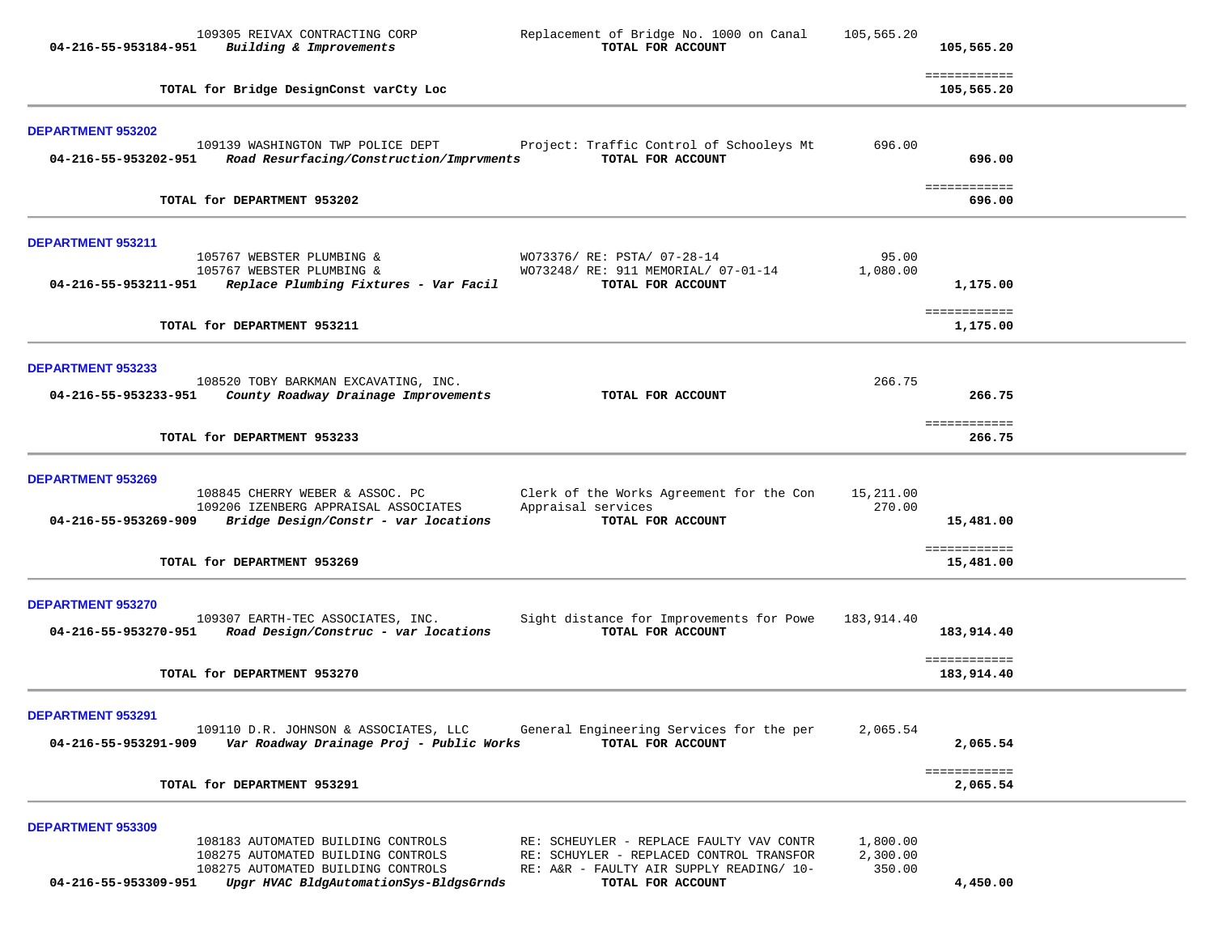| Account | Vendor / Description | Detail | Amount | Total |
|---|---|---|---|---|
| | 109305 REIVAX CONTRACTING CORP | Replacement of Bridge No. 1000 on Canal | 105,565.20 | |
| 04-216-55-953184-951 | *Building & Improvements* | TOTAL FOR ACCOUNT | | 105,565.20 |
| | **TOTAL for Bridge DesignConst varCty Loc** | | | **105,565.20** |

**DEPARTMENT 953202**

| Account | Vendor / Description | Detail | Amount | Total |
|---|---|---|---|---|
| | 109139 WASHINGTON TWP POLICE DEPT | Project: Traffic Control of Schooleys Mt | 696.00 | |
| 04-216-55-953202-951 | *Road Resurfacing/Construction/Imprvments* | TOTAL FOR ACCOUNT | | 696.00 |
| | **TOTAL for DEPARTMENT 953202** | | | **696.00** |

**DEPARTMENT 953211**

| Account | Vendor / Description | Detail | Amount | Total |
|---|---|---|---|---|
| | 105767 WEBSTER PLUMBING & | WO73376/ RE: PSTA/ 07-28-14 | 95.00 | |
| | 105767 WEBSTER PLUMBING & | WO73248/ RE: 911 MEMORIAL/ 07-01-14 | 1,080.00 | |
| 04-216-55-953211-951 | *Replace Plumbing Fixtures - Var Facil* | TOTAL FOR ACCOUNT | | 1,175.00 |
| | **TOTAL for DEPARTMENT 953211** | | | **1,175.00** |

**DEPARTMENT 953233**

| Account | Vendor / Description | Detail | Amount | Total |
|---|---|---|---|---|
| | 108520 TOBY BARKMAN EXCAVATING, INC. | | 266.75 | |
| 04-216-55-953233-951 | *County Roadway Drainage Improvements* | TOTAL FOR ACCOUNT | | 266.75 |
| | **TOTAL for DEPARTMENT 953233** | | | **266.75** |

**DEPARTMENT 953269**

| Account | Vendor / Description | Detail | Amount | Total |
|---|---|---|---|---|
| | 108845 CHERRY WEBER & ASSOC. PC | Clerk of the Works Agreement for the Con | 15,211.00 | |
| | 109206 IZENBERG APPRAISAL ASSOCIATES | Appraisal services | 270.00 | |
| 04-216-55-953269-909 | *Bridge Design/Constr - var locations* | TOTAL FOR ACCOUNT | | 15,481.00 |
| | **TOTAL for DEPARTMENT 953269** | | | **15,481.00** |

**DEPARTMENT 953270**

| Account | Vendor / Description | Detail | Amount | Total |
|---|---|---|---|---|
| | 109307 EARTH-TEC ASSOCIATES, INC. | Sight distance for Improvements for Powe | 183,914.40 | |
| 04-216-55-953270-951 | *Road Design/Construc - var locations* | TOTAL FOR ACCOUNT | | 183,914.40 |
| | **TOTAL for DEPARTMENT 953270** | | | **183,914.40** |

**DEPARTMENT 953291**

| Account | Vendor / Description | Detail | Amount | Total |
|---|---|---|---|---|
| | 109110 D.R. JOHNSON & ASSOCIATES, LLC | General Engineering Services for the per | 2,065.54 | |
| 04-216-55-953291-909 | *Var Roadway Drainage Proj - Public Works* | TOTAL FOR ACCOUNT | | 2,065.54 |
| | **TOTAL for DEPARTMENT 953291** | | | **2,065.54** |

**DEPARTMENT 953309**

| Account | Vendor / Description | Detail | Amount | Total |
|---|---|---|---|---|
| | 108183 AUTOMATED BUILDING CONTROLS | RE: SCHEUYLER - REPLACE FAULTY VAV CONTR | 1,800.00 | |
| | 108275 AUTOMATED BUILDING CONTROLS | RE: SCHUYLER - REPLACED CONTROL TRANSFOR | 2,300.00 | |
| | 108275 AUTOMATED BUILDING CONTROLS | RE: A&R - FAULTY AIR SUPPLY READING/ 10- | 350.00 | |
| 04-216-55-953309-951 | *Upgr HVAC BldgAutomationSys-BldgsGrnds* | TOTAL FOR ACCOUNT | | 4,450.00 |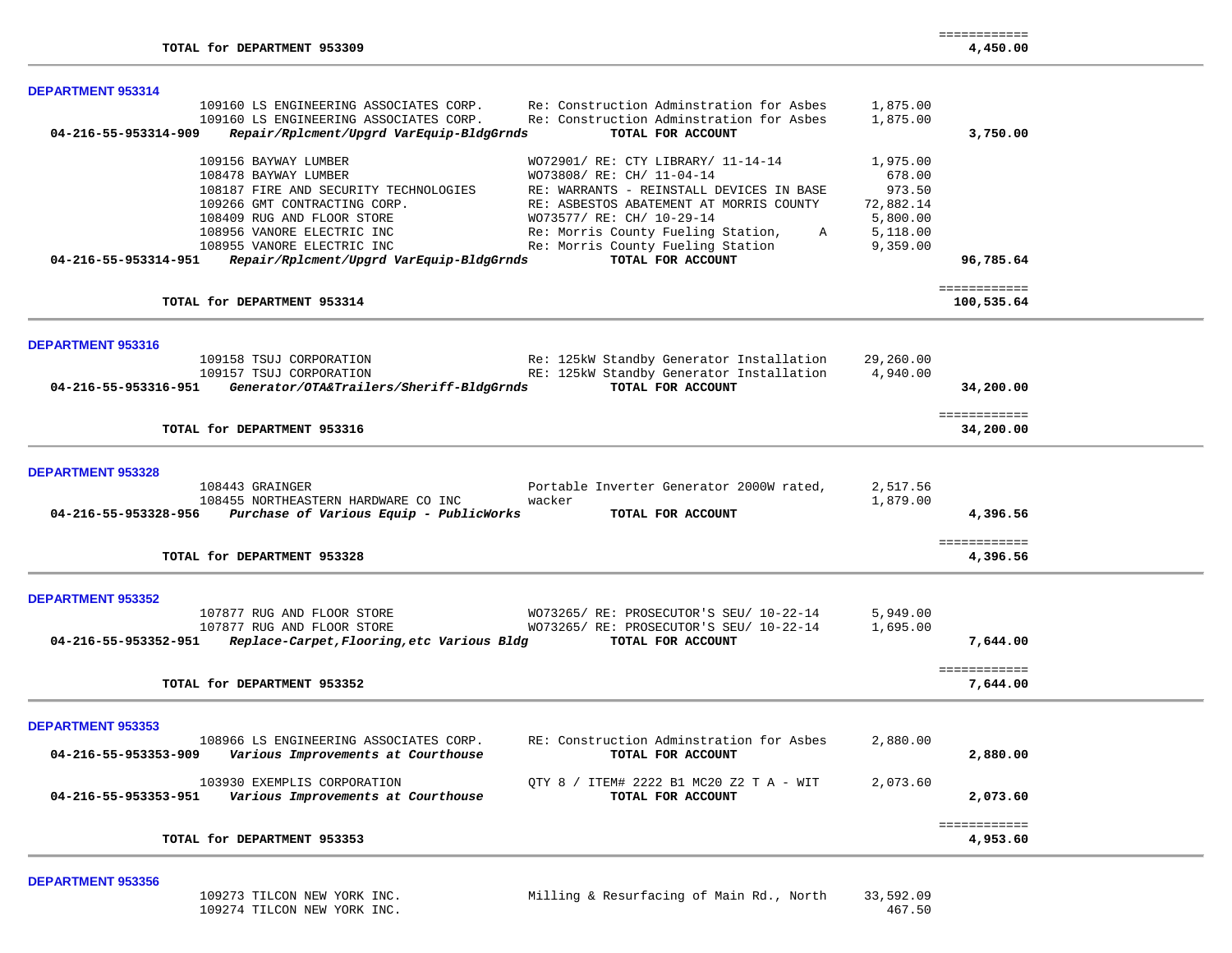**TOTAL for DEPARTMENT 953309** ============ **4,450.00**

---

**DEPARTMENT 953314**

| Account | Vendor / Description | Detail | Amount | Total |
|---|---|---|---|---|
| | 109160 LS ENGINEERING ASSOCIATES CORP. | Re: Construction Adminstration for Asbes | 1,875.00 | |
| | 109160 LS ENGINEERING ASSOCIATES CORP. | Re: Construction Adminstration for Asbes | 1,875.00 | |
| **04-216-55-953314-909** | ***Repair/Rplcment/Upgrd VarEquip-BldgGrnds*** | **TOTAL FOR ACCOUNT** | | **3,750.00** |
| | 109156 BAYWAY LUMBER | WO72901/ RE: CTY LIBRARY/ 11-14-14 | 1,975.00 | |
| | 108478 BAYWAY LUMBER | WO73808/ RE: CH/ 11-04-14 | 678.00 | |
| | 108187 FIRE AND SECURITY TECHNOLOGIES | RE: WARRANTS - REINSTALL DEVICES IN BASE | 973.50 | |
| | 109266 GMT CONTRACTING CORP. | RE: ASBESTOS ABATEMENT AT MORRIS COUNTY | 72,882.14 | |
| | 108409 RUG AND FLOOR STORE | WO73577/ RE: CH/ 10-29-14 | 5,800.00 | |
| | 108956 VANORE ELECTRIC INC | Re: Morris County Fueling Station, A | 5,118.00 | |
| | 108955 VANORE ELECTRIC INC | Re: Morris County Fueling Station | 9,359.00 | |
| **04-216-55-953314-951** | ***Repair/Rplcment/Upgrd VarEquip-BldgGrnds*** | **TOTAL FOR ACCOUNT** | | **96,785.64** |

**TOTAL for DEPARTMENT 953314** ============ **100,535.64**

---

**DEPARTMENT 953316**

| Account | Vendor / Description | Detail | Amount | Total |
|---|---|---|---|---|
| | 109158 TSUJ CORPORATION | Re: 125kW Standby Generator Installation | 29,260.00 | |
| | 109157 TSUJ CORPORATION | RE: 125kW Standby Generator Installation | 4,940.00 | |
| **04-216-55-953316-951** | ***Generator/OTA&Trailers/Sheriff-BldgGrnds*** | **TOTAL FOR ACCOUNT** | | **34,200.00** |

**TOTAL for DEPARTMENT 953316** ============ **34,200.00**

---

**DEPARTMENT 953328**

| Account | Vendor / Description | Detail | Amount | Total |
|---|---|---|---|---|
| | 108443 GRAINGER | Portable Inverter Generator 2000W rated, | 2,517.56 | |
| | 108455 NORTHEASTERN HARDWARE CO INC | wacker | 1,879.00 | |
| **04-216-55-953328-956** | ***Purchase of Various Equip - PublicWorks*** | **TOTAL FOR ACCOUNT** | | **4,396.56** |

**TOTAL for DEPARTMENT 953328** ============ **4,396.56**

---

**DEPARTMENT 953352**

| Account | Vendor / Description | Detail | Amount | Total |
|---|---|---|---|---|
| | 107877 RUG AND FLOOR STORE | WO73265/ RE: PROSECUTOR'S SEU/ 10-22-14 | 5,949.00 | |
| | 107877 RUG AND FLOOR STORE | WO73265/ RE: PROSECUTOR'S SEU/ 10-22-14 | 1,695.00 | |
| **04-216-55-953352-951** | ***Replace-Carpet,Flooring,etc Various Bldg*** | **TOTAL FOR ACCOUNT** | | **7,644.00** |

**TOTAL for DEPARTMENT 953352** ============ **7,644.00**

---

**DEPARTMENT 953353**

| Account | Vendor / Description | Detail | Amount | Total |
|---|---|---|---|---|
| | 108966 LS ENGINEERING ASSOCIATES CORP. | RE: Construction Adminstration for Asbes | 2,880.00 | |
| **04-216-55-953353-909** | ***Various Improvements at Courthouse*** | **TOTAL FOR ACCOUNT** | | **2,880.00** |
| | 103930 EXEMPLIS CORPORATION | QTY 8 / ITEM# 2222 B1 MC20 Z2 T A - WIT | 2,073.60 | |
| **04-216-55-953353-951** | ***Various Improvements at Courthouse*** | **TOTAL FOR ACCOUNT** | | **2,073.60** |

**TOTAL for DEPARTMENT 953353** ============ **4,953.60**

---

**DEPARTMENT 953356**

| Account | Vendor / Description | Detail | Amount | Total |
|---|---|---|---|---|
| | 109273 TILCON NEW YORK INC. | Milling & Resurfacing of Main Rd., North | 33,592.09 | |
| | 109274 TILCON NEW YORK INC. | | 467.50 | |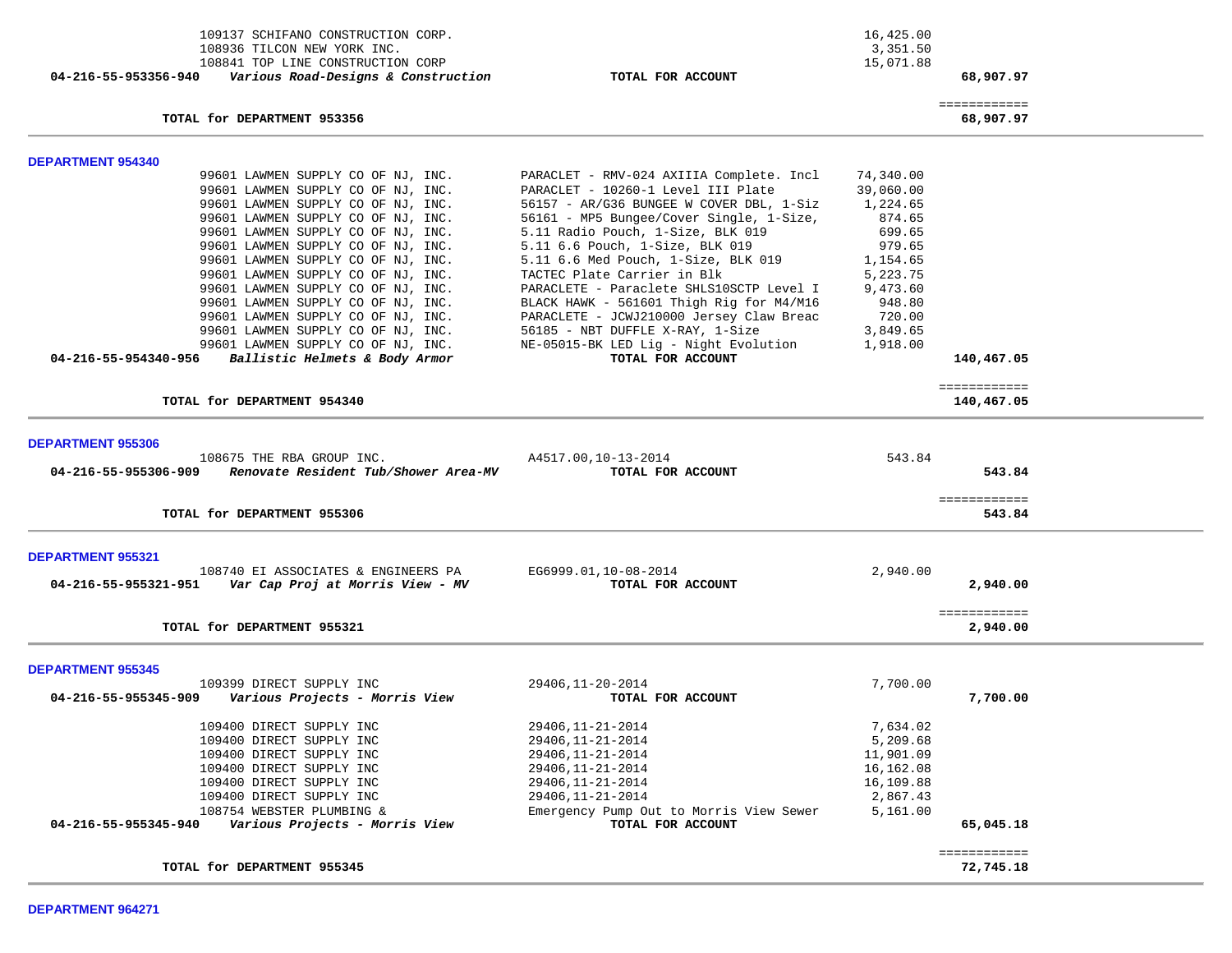| | | | |
|---|---|---|---|
| 109137 SCHIFANO CONSTRUCTION CORP. | | 16,425.00 | |
| 108936 TILCON NEW YORK INC. | | 3,351.50 | |
| 108841 TOP LINE CONSTRUCTION CORP | | 15,071.88 | |
| **04-216-55-953356-940** ***Various Road-Designs & Construction*** | **TOTAL FOR ACCOUNT** | | **68,907.97** |
| | | | ============ |
| **TOTAL for DEPARTMENT 953356** | | | **68,907.97** |

**DEPARTMENT 954340**

| | | | |
|---|---|---|---|
| 99601 LAWMEN SUPPLY CO OF NJ, INC. | PARACLET - RMV-024 AXIIIA Complete. Incl | 74,340.00 | |
| 99601 LAWMEN SUPPLY CO OF NJ, INC. | PARACLET - 10260-1 Level III Plate | 39,060.00 | |
| 99601 LAWMEN SUPPLY CO OF NJ, INC. | 56157 - AR/G36 BUNGEE W COVER DBL, 1-Siz | 1,224.65 | |
| 99601 LAWMEN SUPPLY CO OF NJ, INC. | 56161 - MP5 Bungee/Cover Single, 1-Size, | 874.65 | |
| 99601 LAWMEN SUPPLY CO OF NJ, INC. | 5.11 Radio Pouch, 1-Size, BLK 019 | 699.65 | |
| 99601 LAWMEN SUPPLY CO OF NJ, INC. | 5.11 6.6 Pouch, 1-Size, BLK 019 | 979.65 | |
| 99601 LAWMEN SUPPLY CO OF NJ, INC. | 5.11 6.6 Med Pouch, 1-Size, BLK 019 | 1,154.65 | |
| 99601 LAWMEN SUPPLY CO OF NJ, INC. | TACTEC Plate Carrier in Blk | 5,223.75 | |
| 99601 LAWMEN SUPPLY CO OF NJ, INC. | PARACLETE - Paraclete SHLS10SCTP Level I | 9,473.60 | |
| 99601 LAWMEN SUPPLY CO OF NJ, INC. | BLACK HAWK - 561601 Thigh Rig for M4/M16 | 948.80 | |
| 99601 LAWMEN SUPPLY CO OF NJ, INC. | PARACLETE - JCWJ210000 Jersey Claw Breac | 720.00 | |
| 99601 LAWMEN SUPPLY CO OF NJ, INC. | 56185 - NBT DUFFLE X-RAY, 1-Size | 3,849.65 | |
| 99601 LAWMEN SUPPLY CO OF NJ, INC. | NE-05015-BK LED Lig - Night Evolution | 1,918.00 | |
| **04-216-55-954340-956** ***Ballistic Helmets & Body Armor*** | **TOTAL FOR ACCOUNT** | | **140,467.05** |
| | | | ============ |
| **TOTAL for DEPARTMENT 954340** | | | **140,467.05** |

**DEPARTMENT 955306**

| | | | |
|---|---|---|---|
| 108675 THE RBA GROUP INC. | A4517.00,10-13-2014 | 543.84 | |
| **04-216-55-955306-909** ***Renovate Resident Tub/Shower Area-MV*** | **TOTAL FOR ACCOUNT** | | **543.84** |
| | | | ============ |
| **TOTAL for DEPARTMENT 955306** | | | **543.84** |

**DEPARTMENT 955321**

| | | | |
|---|---|---|---|
| 108740 EI ASSOCIATES & ENGINEERS PA | EG6999.01,10-08-2014 | 2,940.00 | |
| **04-216-55-955321-951** ***Var Cap Proj at Morris View - MV*** | **TOTAL FOR ACCOUNT** | | **2,940.00** |
| | | | ============ |
| **TOTAL for DEPARTMENT 955321** | | | **2,940.00** |

**DEPARTMENT 955345**

| | | | |
|---|---|---|---|
| 109399 DIRECT SUPPLY INC | 29406,11-20-2014 | 7,700.00 | |
| **04-216-55-955345-909** ***Various Projects - Morris View*** | **TOTAL FOR ACCOUNT** | | **7,700.00** |
| 109400 DIRECT SUPPLY INC | 29406,11-21-2014 | 7,634.02 | |
| 109400 DIRECT SUPPLY INC | 29406,11-21-2014 | 5,209.68 | |
| 109400 DIRECT SUPPLY INC | 29406,11-21-2014 | 11,901.09 | |
| 109400 DIRECT SUPPLY INC | 29406,11-21-2014 | 16,162.08 | |
| 109400 DIRECT SUPPLY INC | 29406,11-21-2014 | 16,109.88 | |
| 109400 DIRECT SUPPLY INC | 29406,11-21-2014 | 2,867.43 | |
| 108754 WEBSTER PLUMBING & | Emergency Pump Out to Morris View Sewer | 5,161.00 | |
| **04-216-55-955345-940** ***Various Projects - Morris View*** | **TOTAL FOR ACCOUNT** | | **65,045.18** |
| | | | ============ |
| **TOTAL for DEPARTMENT 955345** | | | **72,745.18** |

**DEPARTMENT 964271**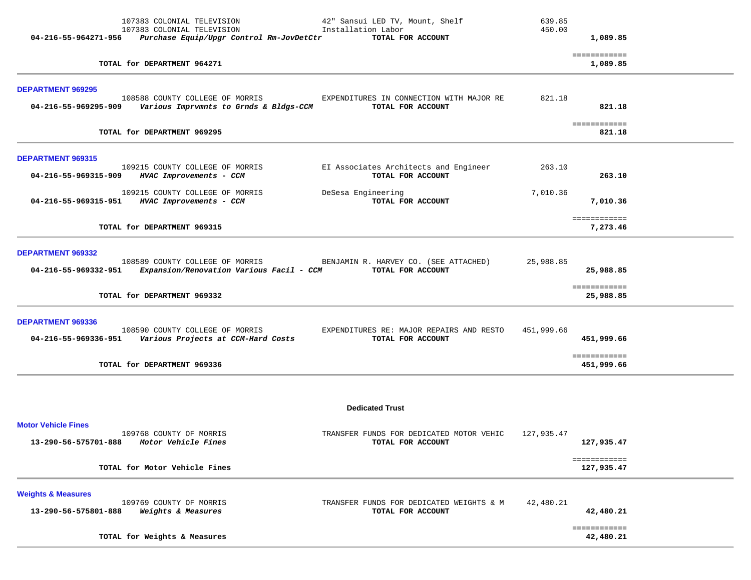| Account | Description | Vendor / PO | Item Description | Amount | Total |
|---|---|---|---|---|---|
| | | 107383 COLONIAL TELEVISION | 42" Sansui LED TV, Mount, Shelf | 639.85 | |
| | | 107383 COLONIAL TELEVISION | Installation Labor | 450.00 | |
| **04-216-55-964271-956** | ***Purchase Equip/Upgr Control Rm-JovDetCtr*** | | **TOTAL FOR ACCOUNT** | | **1,089.85** |
| | **TOTAL for DEPARTMENT 964271** | | | | **1,089.85** |

### DEPARTMENT 969295

| Account | Description | Vendor / PO | Item Description | Amount | Total |
|---|---|---|---|---|---|
| | | 108588 COUNTY COLLEGE OF MORRIS | EXPENDITURES IN CONNECTION WITH MAJOR RE | 821.18 | |
| **04-216-55-969295-909** | ***Various Imprvmnts to Grnds & Bldgs-CCM*** | | **TOTAL FOR ACCOUNT** | | **821.18** |
| | **TOTAL for DEPARTMENT 969295** | | | | **821.18** |

### DEPARTMENT 969315

| Account | Description | Vendor / PO | Item Description | Amount | Total |
|---|---|---|---|---|---|
| | | 109215 COUNTY COLLEGE OF MORRIS | EI Associates Architects and Engineer | 263.10 | |
| **04-216-55-969315-909** | ***HVAC Improvements - CCM*** | | **TOTAL FOR ACCOUNT** | | **263.10** |
| | | 109215 COUNTY COLLEGE OF MORRIS | DeSesa Engineering | 7,010.36 | |
| **04-216-55-969315-951** | ***HVAC Improvements - CCM*** | | **TOTAL FOR ACCOUNT** | | **7,010.36** |
| | **TOTAL for DEPARTMENT 969315** | | | | **7,273.46** |

### DEPARTMENT 969332

| Account | Description | Vendor / PO | Item Description | Amount | Total |
|---|---|---|---|---|---|
| | | 108589 COUNTY COLLEGE OF MORRIS | BENJAMIN R. HARVEY CO. (SEE ATTACHED) | 25,988.85 | |
| **04-216-55-969332-951** | ***Expansion/Renovation Various Facil - CCM*** | | **TOTAL FOR ACCOUNT** | | **25,988.85** |
| | **TOTAL for DEPARTMENT 969332** | | | | **25,988.85** |

### DEPARTMENT 969336

| Account | Description | Vendor / PO | Item Description | Amount | Total |
|---|---|---|---|---|---|
| | | 108590 COUNTY COLLEGE OF MORRIS | EXPENDITURES RE: MAJOR REPAIRS AND RESTO | 451,999.66 | |
| **04-216-55-969336-951** | ***Various Projects at CCM-Hard Costs*** | | **TOTAL FOR ACCOUNT** | | **451,999.66** |
| | **TOTAL for DEPARTMENT 969336** | | | | **451,999.66** |

## Dedicated Trust

### Motor Vehicle Fines

| Account | Description | Vendor / PO | Item Description | Amount | Total |
|---|---|---|---|---|---|
| | | 109768 COUNTY OF MORRIS | TRANSFER FUNDS FOR DEDICATED MOTOR VEHIC | 127,935.47 | |
| **13-290-56-575701-888** | ***Motor Vehicle Fines*** | | **TOTAL FOR ACCOUNT** | | **127,935.47** |
| | **TOTAL for Motor Vehicle Fines** | | | | **127,935.47** |

### Weights & Measures

| Account | Description | Vendor / PO | Item Description | Amount | Total |
|---|---|---|---|---|---|
| | | 109769 COUNTY OF MORRIS | TRANSFER FUNDS FOR DEDICATED WEIGHTS & M | 42,480.21 | |
| **13-290-56-575801-888** | ***Weights & Measures*** | | **TOTAL FOR ACCOUNT** | | **42,480.21** |
| | **TOTAL for Weights & Measures** | | | | **42,480.21** |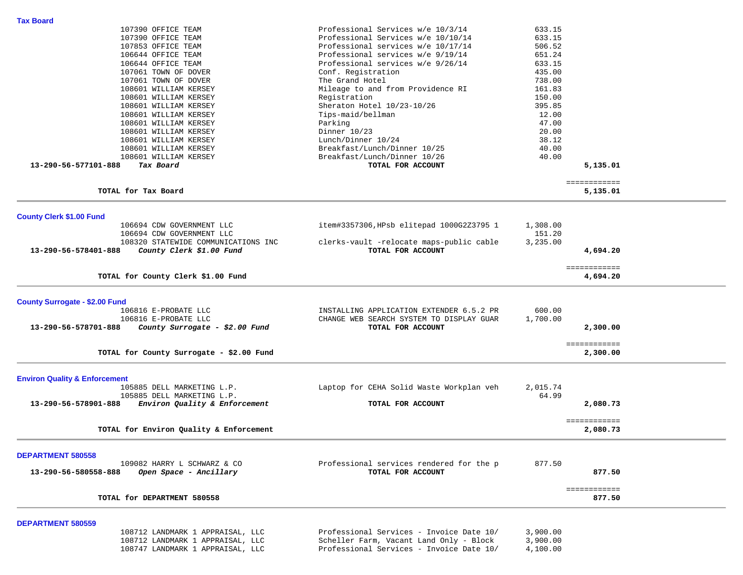### Tax Board

| Vendor | Description | Amount | Total |
|---|---|---|---|
| 107390 OFFICE TEAM | Professional Services w/e 10/3/14 | 633.15 | |
| 107390 OFFICE TEAM | Professional Services w/e 10/10/14 | 633.15 | |
| 107853 OFFICE TEAM | Professional services w/e 10/17/14 | 506.52 | |
| 106644 OFFICE TEAM | Professional services w/e 9/19/14 | 651.24 | |
| 106644 OFFICE TEAM | Professional services w/e 9/26/14 | 633.15 | |
| 107061 TOWN OF DOVER | Conf. Registration | 435.00 | |
| 107061 TOWN OF DOVER | The Grand Hotel | 738.00 | |
| 108601 WILLIAM KERSEY | Mileage to and from Providence RI | 161.83 | |
| 108601 WILLIAM KERSEY | Registration | 150.00 | |
| 108601 WILLIAM KERSEY | Sheraton Hotel 10/23-10/26 | 395.85 | |
| 108601 WILLIAM KERSEY | Tips-maid/bellman | 12.00 | |
| 108601 WILLIAM KERSEY | Parking | 47.00 | |
| 108601 WILLIAM KERSEY | Dinner 10/23 | 20.00 | |
| 108601 WILLIAM KERSEY | Lunch/Dinner 10/24 | 38.12 | |
| 108601 WILLIAM KERSEY | Breakfast/Lunch/Dinner 10/25 | 40.00 | |
| 108601 WILLIAM KERSEY | Breakfast/Lunch/Dinner 10/26 | 40.00 | |
| **13-290-56-577101-888** ***Tax Board*** | **TOTAL FOR ACCOUNT** | | **5,135.01** |

**TOTAL for Tax Board** **5,135.01**

---

### County Clerk $1.00 Fund

| Vendor | Description | Amount | Total |
|---|---|---|---|
| 106694 CDW GOVERNMENT LLC | item#3357306,HPsb elitepad 1000G2Z3795 1 | 1,308.00 | |
| 106694 CDW GOVERNMENT LLC | | 151.20 | |
| 108320 STATEWIDE COMMUNICATIONS INC | clerks-vault -relocate maps-public cable | 3,235.00 | |
| **13-290-56-578401-888** ***County Clerk $1.00 Fund*** | **TOTAL FOR ACCOUNT** | | **4,694.20** |

**TOTAL for County Clerk $1.00 Fund** **4,694.20**

---

### County Surrogate - $2.00 Fund

| Vendor | Description | Amount | Total |
|---|---|---|---|
| 106816 E-PROBATE LLC | INSTALLING APPLICATION EXTENDER 6.5.2 PR | 600.00 | |
| 106816 E-PROBATE LLC | CHANGE WEB SEARCH SYSTEM TO DISPLAY GUAR | 1,700.00 | |
| **13-290-56-578701-888** ***County Surrogate - $2.00 Fund*** | **TOTAL FOR ACCOUNT** | | **2,300.00** |

**TOTAL for County Surrogate - $2.00 Fund** **2,300.00**

---

### Environ Quality & Enforcement

| Vendor | Description | Amount | Total |
|---|---|---|---|
| 105885 DELL MARKETING L.P. | Laptop for CEHA Solid Waste Workplan veh | 2,015.74 | |
| 105885 DELL MARKETING L.P. | | 64.99 | |
| **13-290-56-578901-888** ***Environ Quality & Enforcement*** | **TOTAL FOR ACCOUNT** | | **2,080.73** |

**TOTAL for Environ Quality & Enforcement** **2,080.73**

---

### DEPARTMENT 580558

| Vendor | Description | Amount | Total |
|---|---|---|---|
| 109082 HARRY L SCHWARZ & CO | Professional services rendered for the p | 877.50 | |
| **13-290-56-580558-888** ***Open Space - Ancillary*** | **TOTAL FOR ACCOUNT** | | **877.50** |

**TOTAL for DEPARTMENT 580558** **877.50**

---

### DEPARTMENT 580559

| Vendor | Description | Amount | Total |
|---|---|---|---|
| 108712 LANDMARK 1 APPRAISAL, LLC | Professional Services - Invoice Date 10/ | 3,900.00 | |
| 108712 LANDMARK 1 APPRAISAL, LLC | Scheller Farm, Vacant Land Only - Block | 3,900.00 | |
| 108747 LANDMARK 1 APPRAISAL, LLC | Professional Services - Invoice Date 10/ | 4,100.00 | |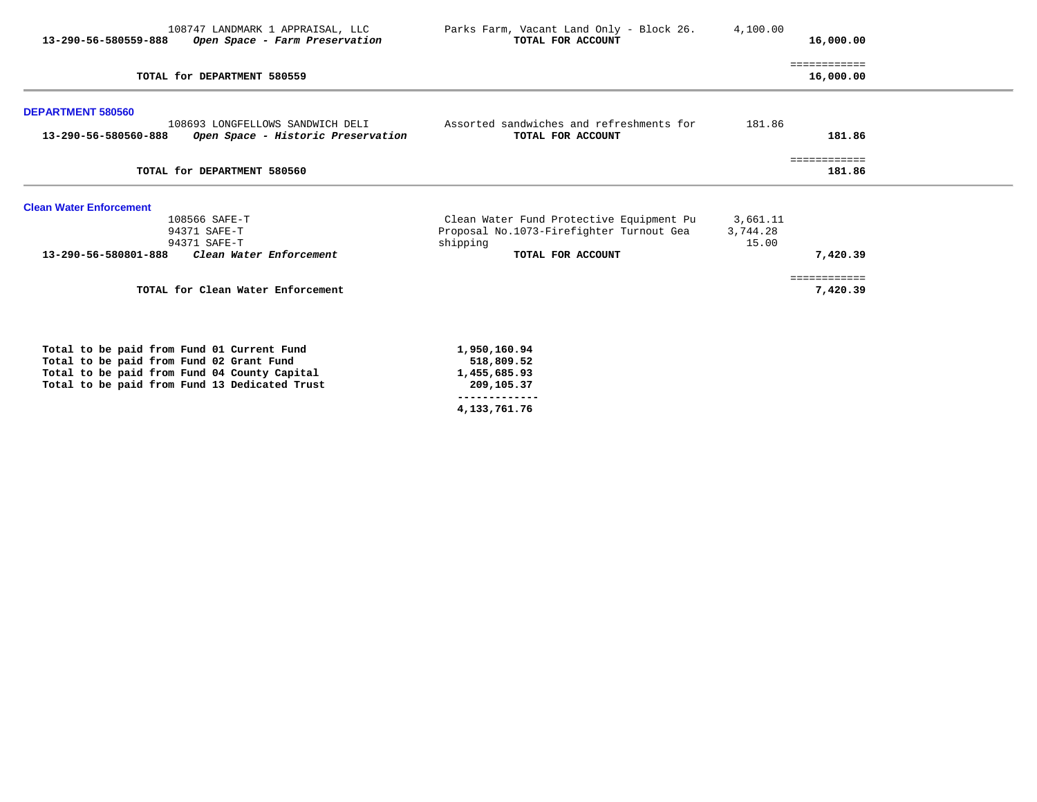| | | | | |
|---|---|---|---|---|
| | 108747 LANDMARK 1 APPRAISAL, LLC | Parks Farm, Vacant Land Only - Block 26. | 4,100.00 | |
| **13-290-56-580559-888** | ***Open Space - Farm Preservation*** | **TOTAL FOR ACCOUNT** | | **16,000.00** |
| | | | | ============ |
| | **TOTAL for DEPARTMENT 580559** | | | **16,000.00** |

**DEPARTMENT 580560**

| | | | | |
|---|---|---|---|---|
| | 108693 LONGFELLOWS SANDWICH DELI | Assorted sandwiches and refreshments for | 181.86 | |
| **13-290-56-580560-888** | ***Open Space - Historic Preservation*** | **TOTAL FOR ACCOUNT** | | **181.86** |
| | | | | ============ |
| | **TOTAL for DEPARTMENT 580560** | | | **181.86** |

**Clean Water Enforcement**

| | | | | |
|---|---|---|---|---|
| | 108566 SAFE-T | Clean Water Fund Protective Equipment Pu | 3,661.11 | |
| | 94371 SAFE-T | Proposal No.1073-Firefighter Turnout Gea | 3,744.28 | |
| | 94371 SAFE-T | shipping | 15.00 | |
| **13-290-56-580801-888** | ***Clean Water Enforcement*** | **TOTAL FOR ACCOUNT** | | **7,420.39** |
| | | | | ============ |
| | **TOTAL for Clean Water Enforcement** | | | **7,420.39** |

| | |
|---|---|
| **Total to be paid from Fund 01 Current Fund** | **1,950,160.94** |
| **Total to be paid from Fund 02 Grant Fund** | **518,809.52** |
| **Total to be paid from Fund 04 County Capital** | **1,455,685.93** |
| **Total to be paid from Fund 13 Dedicated Trust** | **209,105.37** |
| | ------------- |
| | **4,133,761.76** |